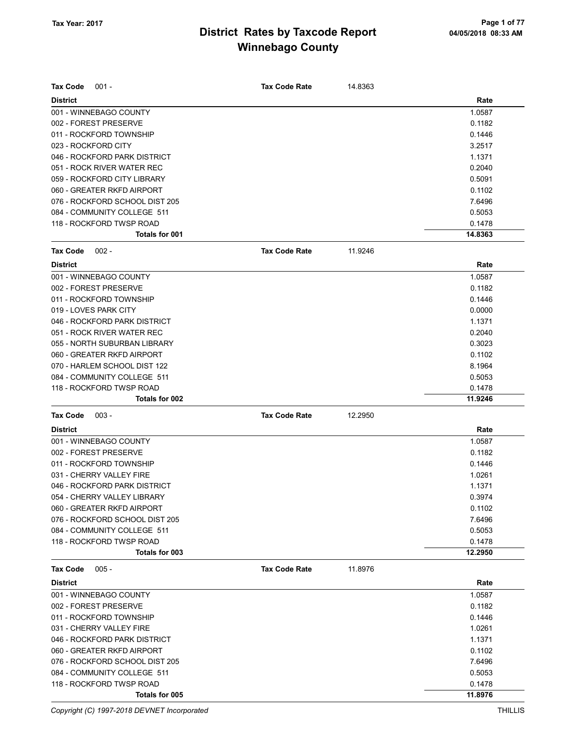# District Rates by Taxcode Report
# Winnebago County

Tax Year: 2017

**Tax Code** 001 - **Tax Code Rate** 14.8363

| District | Rate |
|---|---|
| 001 - WINNEBAGO COUNTY | 1.0587 |
| 002 - FOREST PRESERVE | 0.1182 |
| 011 - ROCKFORD TOWNSHIP | 0.1446 |
| 023 - ROCKFORD CITY | 3.2517 |
| 046 - ROCKFORD PARK DISTRICT | 1.1371 |
| 051 - ROCK RIVER WATER REC | 0.2040 |
| 059 - ROCKFORD CITY LIBRARY | 0.5091 |
| 060 - GREATER RKFD AIRPORT | 0.1102 |
| 076 - ROCKFORD SCHOOL DIST 205 | 7.6496 |
| 084 - COMMUNITY COLLEGE 511 | 0.5053 |
| 118 - ROCKFORD TWSP ROAD | 0.1478 |
| **Totals for 001** | **14.8363** |

**Tax Code** 002 - **Tax Code Rate** 11.9246

| District | Rate |
|---|---|
| 001 - WINNEBAGO COUNTY | 1.0587 |
| 002 - FOREST PRESERVE | 0.1182 |
| 011 - ROCKFORD TOWNSHIP | 0.1446 |
| 019 - LOVES PARK CITY | 0.0000 |
| 046 - ROCKFORD PARK DISTRICT | 1.1371 |
| 051 - ROCK RIVER WATER REC | 0.2040 |
| 055 - NORTH SUBURBAN LIBRARY | 0.3023 |
| 060 - GREATER RKFD AIRPORT | 0.1102 |
| 070 - HARLEM SCHOOL DIST 122 | 8.1964 |
| 084 - COMMUNITY COLLEGE 511 | 0.5053 |
| 118 - ROCKFORD TWSP ROAD | 0.1478 |
| **Totals for 002** | **11.9246** |

**Tax Code** 003 - **Tax Code Rate** 12.2950

| District | Rate |
|---|---|
| 001 - WINNEBAGO COUNTY | 1.0587 |
| 002 - FOREST PRESERVE | 0.1182 |
| 011 - ROCKFORD TOWNSHIP | 0.1446 |
| 031 - CHERRY VALLEY FIRE | 1.0261 |
| 046 - ROCKFORD PARK DISTRICT | 1.1371 |
| 054 - CHERRY VALLEY LIBRARY | 0.3974 |
| 060 - GREATER RKFD AIRPORT | 0.1102 |
| 076 - ROCKFORD SCHOOL DIST 205 | 7.6496 |
| 084 - COMMUNITY COLLEGE 511 | 0.5053 |
| 118 - ROCKFORD TWSP ROAD | 0.1478 |
| **Totals for 003** | **12.2950** |

**Tax Code** 005 - **Tax Code Rate** 11.8976

| District | Rate |
|---|---|
| 001 - WINNEBAGO COUNTY | 1.0587 |
| 002 - FOREST PRESERVE | 0.1182 |
| 011 - ROCKFORD TOWNSHIP | 0.1446 |
| 031 - CHERRY VALLEY FIRE | 1.0261 |
| 046 - ROCKFORD PARK DISTRICT | 1.1371 |
| 060 - GREATER RKFD AIRPORT | 0.1102 |
| 076 - ROCKFORD SCHOOL DIST 205 | 7.6496 |
| 084 - COMMUNITY COLLEGE 511 | 0.5053 |
| 118 - ROCKFORD TWSP ROAD | 0.1478 |
| **Totals for 005** | **11.8976** |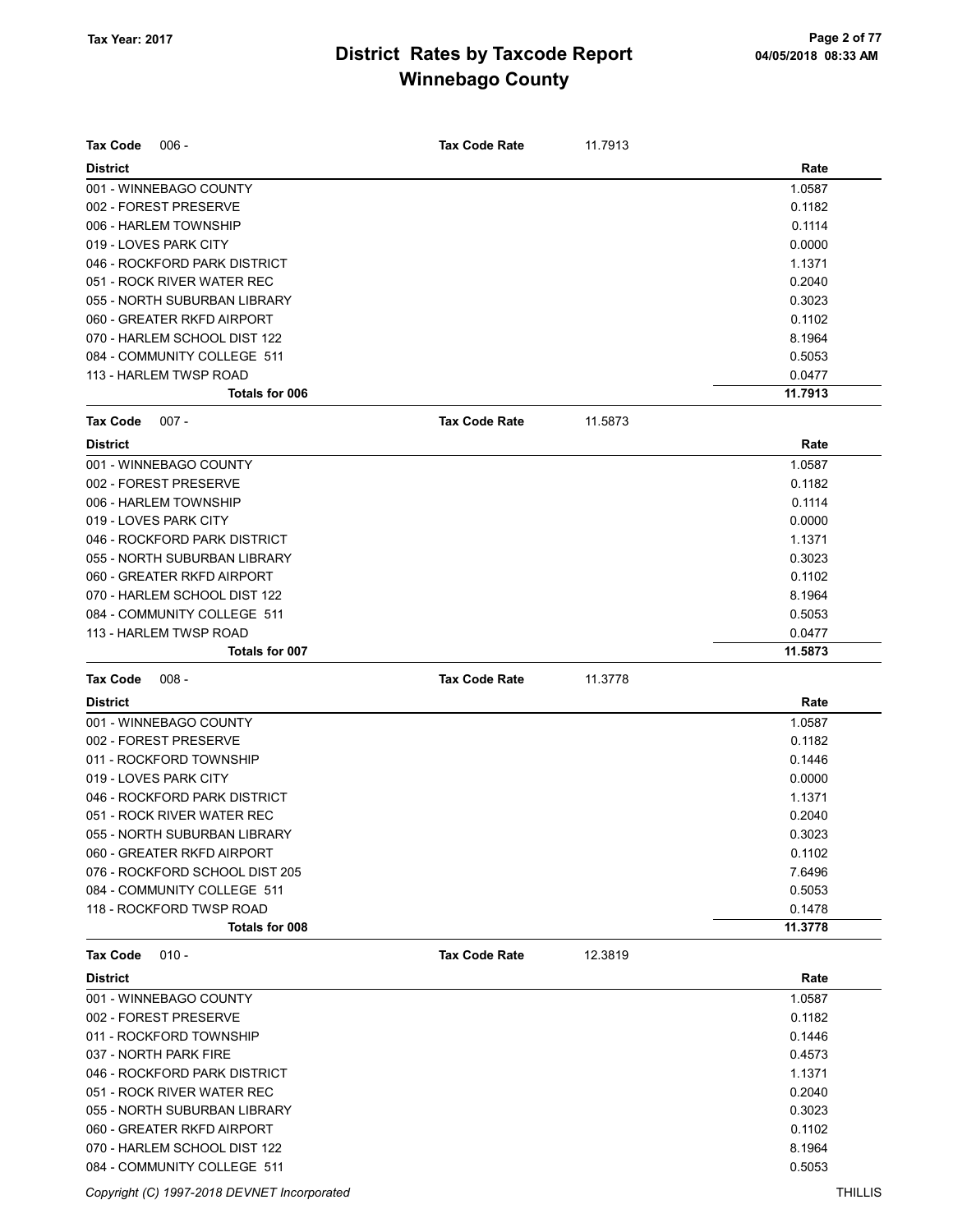# District Rates by Taxcode Report
## Winnebago County

Tax Year: 2017

**Tax Code** 006 - **Tax Code Rate** 11.7913

| District | Rate |
|---|---|
| 001 - WINNEBAGO COUNTY | 1.0587 |
| 002 - FOREST PRESERVE | 0.1182 |
| 006 - HARLEM TOWNSHIP | 0.1114 |
| 019 - LOVES PARK CITY | 0.0000 |
| 046 - ROCKFORD PARK DISTRICT | 1.1371 |
| 051 - ROCK RIVER WATER REC | 0.2040 |
| 055 - NORTH SUBURBAN LIBRARY | 0.3023 |
| 060 - GREATER RKFD AIRPORT | 0.1102 |
| 070 - HARLEM SCHOOL DIST 122 | 8.1964 |
| 084 - COMMUNITY COLLEGE 511 | 0.5053 |
| 113 - HARLEM TWSP ROAD | 0.0477 |
| **Totals for 006** | **11.7913** |

**Tax Code** 007 - **Tax Code Rate** 11.5873

| District | Rate |
|---|---|
| 001 - WINNEBAGO COUNTY | 1.0587 |
| 002 - FOREST PRESERVE | 0.1182 |
| 006 - HARLEM TOWNSHIP | 0.1114 |
| 019 - LOVES PARK CITY | 0.0000 |
| 046 - ROCKFORD PARK DISTRICT | 1.1371 |
| 055 - NORTH SUBURBAN LIBRARY | 0.3023 |
| 060 - GREATER RKFD AIRPORT | 0.1102 |
| 070 - HARLEM SCHOOL DIST 122 | 8.1964 |
| 084 - COMMUNITY COLLEGE 511 | 0.5053 |
| 113 - HARLEM TWSP ROAD | 0.0477 |
| **Totals for 007** | **11.5873** |

**Tax Code** 008 - **Tax Code Rate** 11.3778

| District | Rate |
|---|---|
| 001 - WINNEBAGO COUNTY | 1.0587 |
| 002 - FOREST PRESERVE | 0.1182 |
| 011 - ROCKFORD TOWNSHIP | 0.1446 |
| 019 - LOVES PARK CITY | 0.0000 |
| 046 - ROCKFORD PARK DISTRICT | 1.1371 |
| 051 - ROCK RIVER WATER REC | 0.2040 |
| 055 - NORTH SUBURBAN LIBRARY | 0.3023 |
| 060 - GREATER RKFD AIRPORT | 0.1102 |
| 076 - ROCKFORD SCHOOL DIST 205 | 7.6496 |
| 084 - COMMUNITY COLLEGE 511 | 0.5053 |
| 118 - ROCKFORD TWSP ROAD | 0.1478 |
| **Totals for 008** | **11.3778** |

**Tax Code** 010 - **Tax Code Rate** 12.3819

| District | Rate |
|---|---|
| 001 - WINNEBAGO COUNTY | 1.0587 |
| 002 - FOREST PRESERVE | 0.1182 |
| 011 - ROCKFORD TOWNSHIP | 0.1446 |
| 037 - NORTH PARK FIRE | 0.4573 |
| 046 - ROCKFORD PARK DISTRICT | 1.1371 |
| 051 - ROCK RIVER WATER REC | 0.2040 |
| 055 - NORTH SUBURBAN LIBRARY | 0.3023 |
| 060 - GREATER RKFD AIRPORT | 0.1102 |
| 070 - HARLEM SCHOOL DIST 122 | 8.1964 |
| 084 - COMMUNITY COLLEGE 511 | 0.5053 |

Copyright (C) 1997-2018 DEVNET Incorporated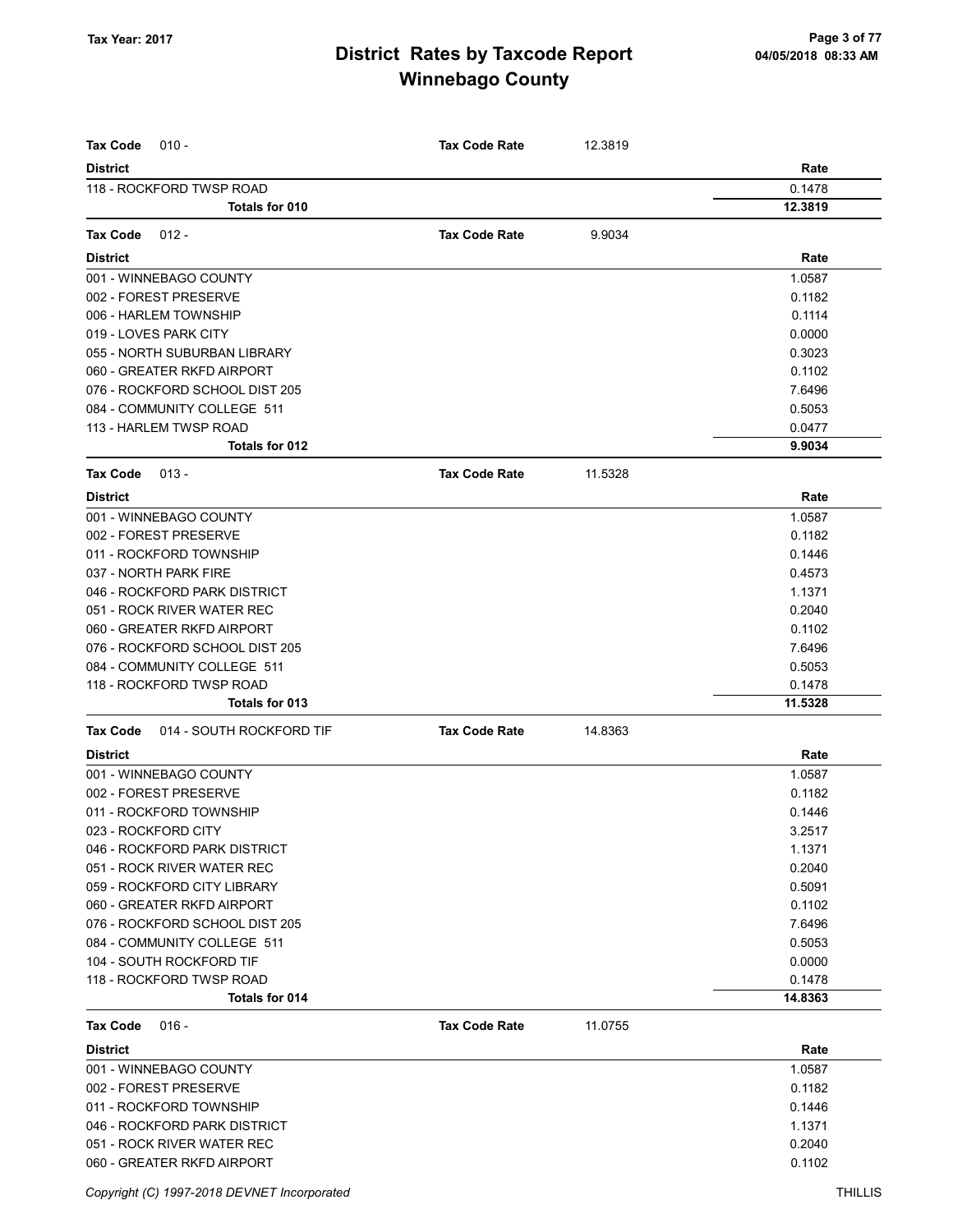## District Rates by Taxcode Report
## Winnebago County

Tax Year: 2017

04/05/2018 08:33 AM

**Tax Code** 010 - **Tax Code Rate** 12.3819

| District | Rate |
|---|---|
| 118 - ROCKFORD TWSP ROAD | 0.1478 |
| **Totals for 010** | **12.3819** |

**Tax Code** 012 - **Tax Code Rate** 9.9034

| District | Rate |
|---|---|
| 001 - WINNEBAGO COUNTY | 1.0587 |
| 002 - FOREST PRESERVE | 0.1182 |
| 006 - HARLEM TOWNSHIP | 0.1114 |
| 019 - LOVES PARK CITY | 0.0000 |
| 055 - NORTH SUBURBAN LIBRARY | 0.3023 |
| 060 - GREATER RKFD AIRPORT | 0.1102 |
| 076 - ROCKFORD SCHOOL DIST 205 | 7.6496 |
| 084 - COMMUNITY COLLEGE 511 | 0.5053 |
| 113 - HARLEM TWSP ROAD | 0.0477 |
| **Totals for 012** | **9.9034** |

**Tax Code** 013 - **Tax Code Rate** 11.5328

| District | Rate |
|---|---|
| 001 - WINNEBAGO COUNTY | 1.0587 |
| 002 - FOREST PRESERVE | 0.1182 |
| 011 - ROCKFORD TOWNSHIP | 0.1446 |
| 037 - NORTH PARK FIRE | 0.4573 |
| 046 - ROCKFORD PARK DISTRICT | 1.1371 |
| 051 - ROCK RIVER WATER REC | 0.2040 |
| 060 - GREATER RKFD AIRPORT | 0.1102 |
| 076 - ROCKFORD SCHOOL DIST 205 | 7.6496 |
| 084 - COMMUNITY COLLEGE 511 | 0.5053 |
| 118 - ROCKFORD TWSP ROAD | 0.1478 |
| **Totals for 013** | **11.5328** |

**Tax Code** 014 - SOUTH ROCKFORD TIF **Tax Code Rate** 14.8363

| District | Rate |
|---|---|
| 001 - WINNEBAGO COUNTY | 1.0587 |
| 002 - FOREST PRESERVE | 0.1182 |
| 011 - ROCKFORD TOWNSHIP | 0.1446 |
| 023 - ROCKFORD CITY | 3.2517 |
| 046 - ROCKFORD PARK DISTRICT | 1.1371 |
| 051 - ROCK RIVER WATER REC | 0.2040 |
| 059 - ROCKFORD CITY LIBRARY | 0.5091 |
| 060 - GREATER RKFD AIRPORT | 0.1102 |
| 076 - ROCKFORD SCHOOL DIST 205 | 7.6496 |
| 084 - COMMUNITY COLLEGE 511 | 0.5053 |
| 104 - SOUTH ROCKFORD TIF | 0.0000 |
| 118 - ROCKFORD TWSP ROAD | 0.1478 |
| **Totals for 014** | **14.8363** |

**Tax Code** 016 - **Tax Code Rate** 11.0755

| District | Rate |
|---|---|
| 001 - WINNEBAGO COUNTY | 1.0587 |
| 002 - FOREST PRESERVE | 0.1182 |
| 011 - ROCKFORD TOWNSHIP | 0.1446 |
| 046 - ROCKFORD PARK DISTRICT | 1.1371 |
| 051 - ROCK RIVER WATER REC | 0.2040 |
| 060 - GREATER RKFD AIRPORT | 0.1102 |

*Copyright (C) 1997-2018 DEVNET Incorporated* THILLIS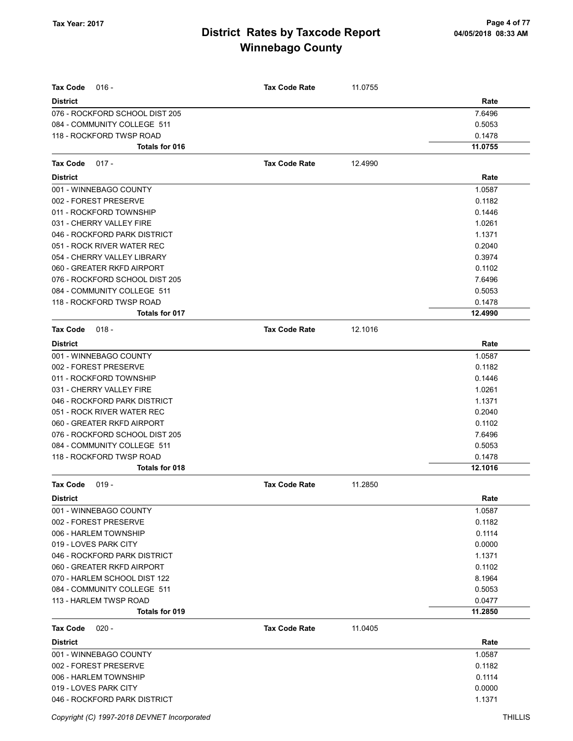# District Rates by Taxcode Report
## Winnebago County

Tax Year: 2017

**Tax Code** 016 - **Tax Code Rate** 11.0755

| District | Rate |
|---|---|
| 076 - ROCKFORD SCHOOL DIST 205 | 7.6496 |
| 084 - COMMUNITY COLLEGE 511 | 0.5053 |
| 118 - ROCKFORD TWSP ROAD | 0.1478 |
| **Totals for 016** | **11.0755** |

**Tax Code** 017 - **Tax Code Rate** 12.4990

| District | Rate |
|---|---|
| 001 - WINNEBAGO COUNTY | 1.0587 |
| 002 - FOREST PRESERVE | 0.1182 |
| 011 - ROCKFORD TOWNSHIP | 0.1446 |
| 031 - CHERRY VALLEY FIRE | 1.0261 |
| 046 - ROCKFORD PARK DISTRICT | 1.1371 |
| 051 - ROCK RIVER WATER REC | 0.2040 |
| 054 - CHERRY VALLEY LIBRARY | 0.3974 |
| 060 - GREATER RKFD AIRPORT | 0.1102 |
| 076 - ROCKFORD SCHOOL DIST 205 | 7.6496 |
| 084 - COMMUNITY COLLEGE 511 | 0.5053 |
| 118 - ROCKFORD TWSP ROAD | 0.1478 |
| **Totals for 017** | **12.4990** |

**Tax Code** 018 - **Tax Code Rate** 12.1016

| District | Rate |
|---|---|
| 001 - WINNEBAGO COUNTY | 1.0587 |
| 002 - FOREST PRESERVE | 0.1182 |
| 011 - ROCKFORD TOWNSHIP | 0.1446 |
| 031 - CHERRY VALLEY FIRE | 1.0261 |
| 046 - ROCKFORD PARK DISTRICT | 1.1371 |
| 051 - ROCK RIVER WATER REC | 0.2040 |
| 060 - GREATER RKFD AIRPORT | 0.1102 |
| 076 - ROCKFORD SCHOOL DIST 205 | 7.6496 |
| 084 - COMMUNITY COLLEGE 511 | 0.5053 |
| 118 - ROCKFORD TWSP ROAD | 0.1478 |
| **Totals for 018** | **12.1016** |

**Tax Code** 019 - **Tax Code Rate** 11.2850

| District | Rate |
|---|---|
| 001 - WINNEBAGO COUNTY | 1.0587 |
| 002 - FOREST PRESERVE | 0.1182 |
| 006 - HARLEM TOWNSHIP | 0.1114 |
| 019 - LOVES PARK CITY | 0.0000 |
| 046 - ROCKFORD PARK DISTRICT | 1.1371 |
| 060 - GREATER RKFD AIRPORT | 0.1102 |
| 070 - HARLEM SCHOOL DIST 122 | 8.1964 |
| 084 - COMMUNITY COLLEGE 511 | 0.5053 |
| 113 - HARLEM TWSP ROAD | 0.0477 |
| **Totals for 019** | **11.2850** |

**Tax Code** 020 - **Tax Code Rate** 11.0405

| District | Rate |
|---|---|
| 001 - WINNEBAGO COUNTY | 1.0587 |
| 002 - FOREST PRESERVE | 0.1182 |
| 006 - HARLEM TOWNSHIP | 0.1114 |
| 019 - LOVES PARK CITY | 0.0000 |
| 046 - ROCKFORD PARK DISTRICT | 1.1371 |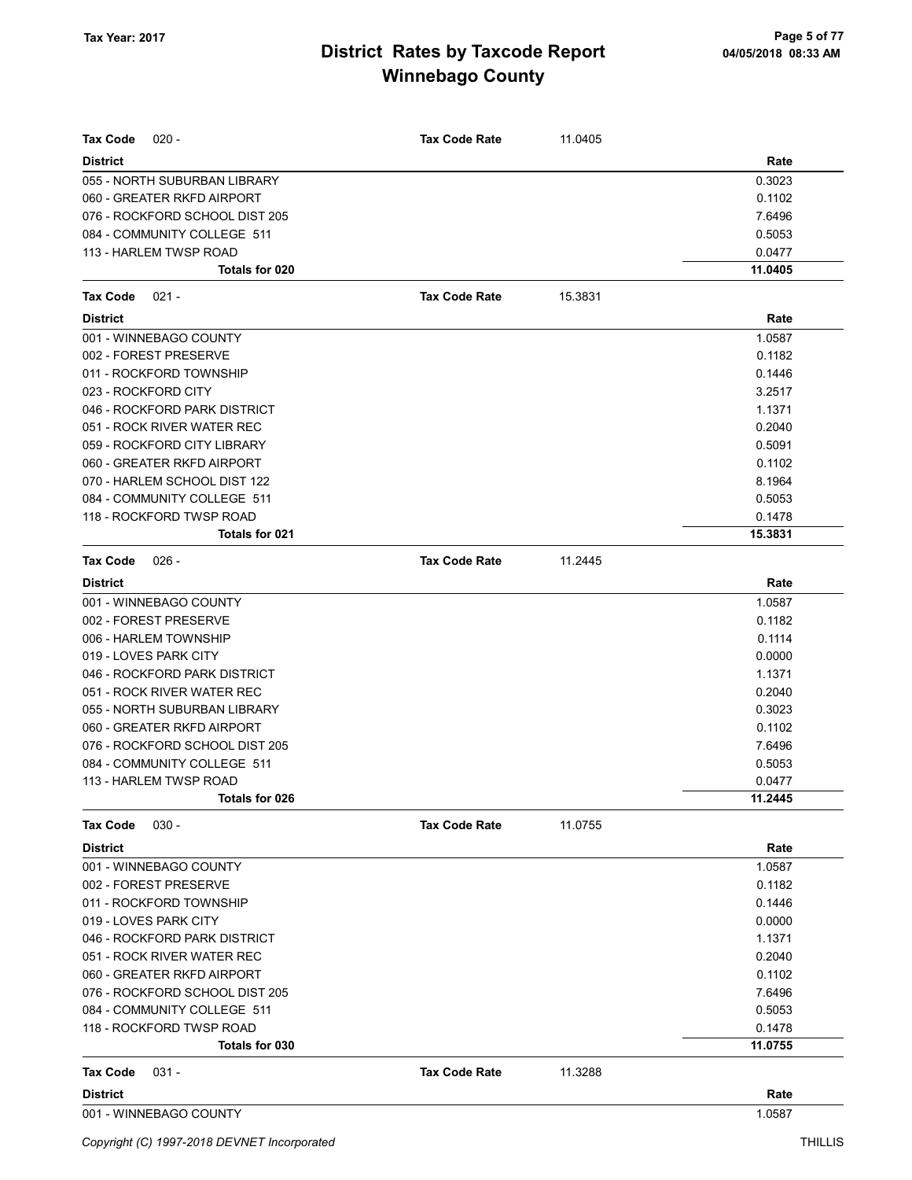# District Rates by Taxcode Report
## Winnebago County

Tax Year: 2017

| Tax Code 020 - | Tax Code Rate | 11.0405 |
|---|---|---|
| **District** | | **Rate** |
| 055 - NORTH SUBURBAN LIBRARY | | 0.3023 |
| 060 - GREATER RKFD AIRPORT | | 0.1102 |
| 076 - ROCKFORD SCHOOL DIST 205 | | 7.6496 |
| 084 - COMMUNITY COLLEGE 511 | | 0.5053 |
| 113 - HARLEM TWSP ROAD | | 0.0477 |
| **Totals for 020** | | **11.0405** |

| Tax Code 021 - | Tax Code Rate | 15.3831 |
|---|---|---|
| **District** | | **Rate** |
| 001 - WINNEBAGO COUNTY | | 1.0587 |
| 002 - FOREST PRESERVE | | 0.1182 |
| 011 - ROCKFORD TOWNSHIP | | 0.1446 |
| 023 - ROCKFORD CITY | | 3.2517 |
| 046 - ROCKFORD PARK DISTRICT | | 1.1371 |
| 051 - ROCK RIVER WATER REC | | 0.2040 |
| 059 - ROCKFORD CITY LIBRARY | | 0.5091 |
| 060 - GREATER RKFD AIRPORT | | 0.1102 |
| 070 - HARLEM SCHOOL DIST 122 | | 8.1964 |
| 084 - COMMUNITY COLLEGE 511 | | 0.5053 |
| 118 - ROCKFORD TWSP ROAD | | 0.1478 |
| **Totals for 021** | | **15.3831** |

| Tax Code 026 - | Tax Code Rate | 11.2445 |
|---|---|---|
| **District** | | **Rate** |
| 001 - WINNEBAGO COUNTY | | 1.0587 |
| 002 - FOREST PRESERVE | | 0.1182 |
| 006 - HARLEM TOWNSHIP | | 0.1114 |
| 019 - LOVES PARK CITY | | 0.0000 |
| 046 - ROCKFORD PARK DISTRICT | | 1.1371 |
| 051 - ROCK RIVER WATER REC | | 0.2040 |
| 055 - NORTH SUBURBAN LIBRARY | | 0.3023 |
| 060 - GREATER RKFD AIRPORT | | 0.1102 |
| 076 - ROCKFORD SCHOOL DIST 205 | | 7.6496 |
| 084 - COMMUNITY COLLEGE 511 | | 0.5053 |
| 113 - HARLEM TWSP ROAD | | 0.0477 |
| **Totals for 026** | | **11.2445** |

| Tax Code 030 - | Tax Code Rate | 11.0755 |
|---|---|---|
| **District** | | **Rate** |
| 001 - WINNEBAGO COUNTY | | 1.0587 |
| 002 - FOREST PRESERVE | | 0.1182 |
| 011 - ROCKFORD TOWNSHIP | | 0.1446 |
| 019 - LOVES PARK CITY | | 0.0000 |
| 046 - ROCKFORD PARK DISTRICT | | 1.1371 |
| 051 - ROCK RIVER WATER REC | | 0.2040 |
| 060 - GREATER RKFD AIRPORT | | 0.1102 |
| 076 - ROCKFORD SCHOOL DIST 205 | | 7.6496 |
| 084 - COMMUNITY COLLEGE 511 | | 0.5053 |
| 118 - ROCKFORD TWSP ROAD | | 0.1478 |
| **Totals for 030** | | **11.0755** |

| Tax Code 031 - | Tax Code Rate | 11.3288 |
|---|---|---|
| **District** | | **Rate** |
| 001 - WINNEBAGO COUNTY | | 1.0587 |

Copyright (C) 1997-2018 DEVNET Incorporated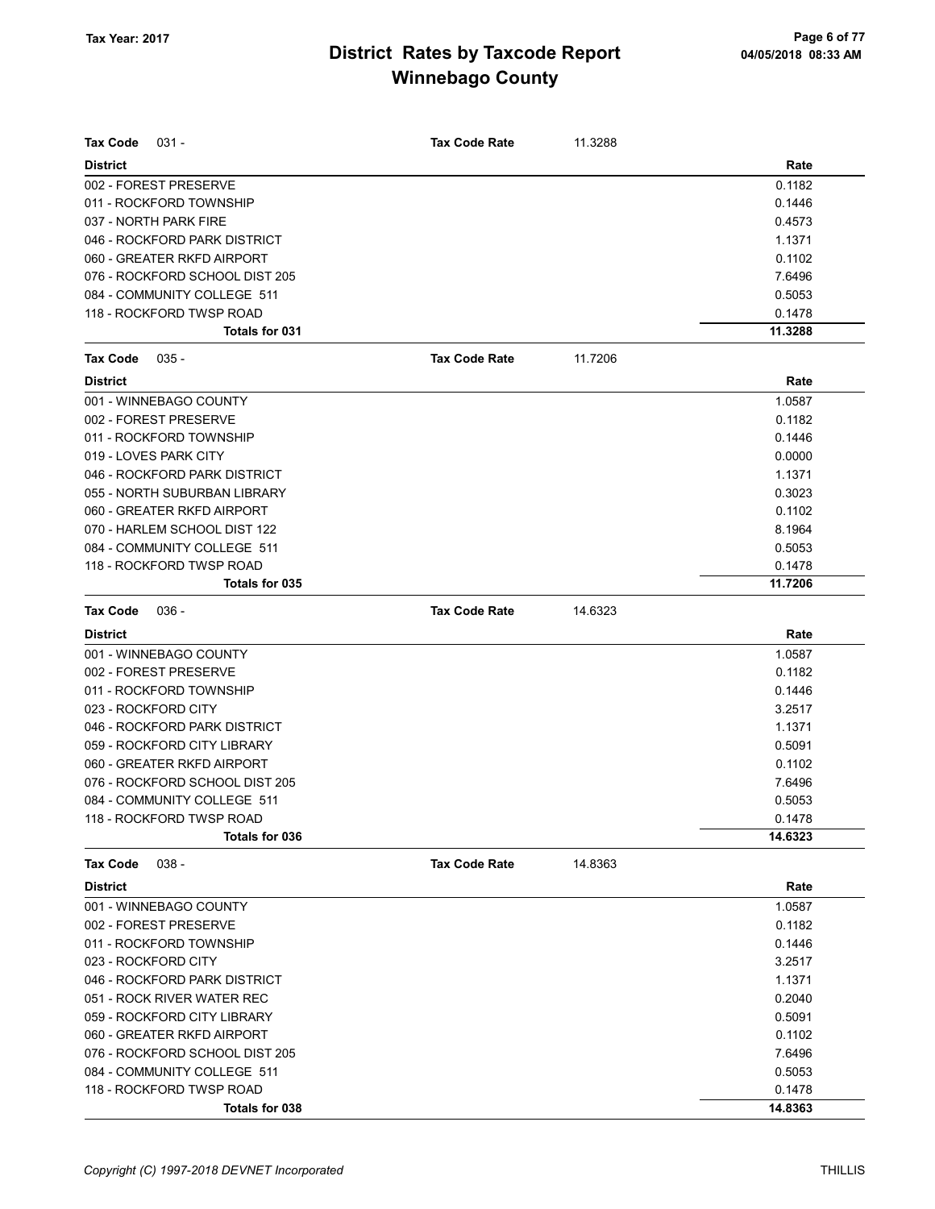# District Rates by Taxcode Report
## Winnebago County

Tax Year: 2017

04/05/2018 08:33 AM

**Tax Code** 031 - **Tax Code Rate** 11.3288

| District | Rate |
|---|---|
| 002 - FOREST PRESERVE | 0.1182 |
| 011 - ROCKFORD TOWNSHIP | 0.1446 |
| 037 - NORTH PARK FIRE | 0.4573 |
| 046 - ROCKFORD PARK DISTRICT | 1.1371 |
| 060 - GREATER RKFD AIRPORT | 0.1102 |
| 076 - ROCKFORD SCHOOL DIST 205 | 7.6496 |
| 084 - COMMUNITY COLLEGE 511 | 0.5053 |
| 118 - ROCKFORD TWSP ROAD | 0.1478 |
| **Totals for 031** | **11.3288** |

**Tax Code** 035 - **Tax Code Rate** 11.7206

| District | Rate |
|---|---|
| 001 - WINNEBAGO COUNTY | 1.0587 |
| 002 - FOREST PRESERVE | 0.1182 |
| 011 - ROCKFORD TOWNSHIP | 0.1446 |
| 019 - LOVES PARK CITY | 0.0000 |
| 046 - ROCKFORD PARK DISTRICT | 1.1371 |
| 055 - NORTH SUBURBAN LIBRARY | 0.3023 |
| 060 - GREATER RKFD AIRPORT | 0.1102 |
| 070 - HARLEM SCHOOL DIST 122 | 8.1964 |
| 084 - COMMUNITY COLLEGE 511 | 0.5053 |
| 118 - ROCKFORD TWSP ROAD | 0.1478 |
| **Totals for 035** | **11.7206** |

**Tax Code** 036 - **Tax Code Rate** 14.6323

| District | Rate |
|---|---|
| 001 - WINNEBAGO COUNTY | 1.0587 |
| 002 - FOREST PRESERVE | 0.1182 |
| 011 - ROCKFORD TOWNSHIP | 0.1446 |
| 023 - ROCKFORD CITY | 3.2517 |
| 046 - ROCKFORD PARK DISTRICT | 1.1371 |
| 059 - ROCKFORD CITY LIBRARY | 0.5091 |
| 060 - GREATER RKFD AIRPORT | 0.1102 |
| 076 - ROCKFORD SCHOOL DIST 205 | 7.6496 |
| 084 - COMMUNITY COLLEGE 511 | 0.5053 |
| 118 - ROCKFORD TWSP ROAD | 0.1478 |
| **Totals for 036** | **14.6323** |

**Tax Code** 038 - **Tax Code Rate** 14.8363

| District | Rate |
|---|---|
| 001 - WINNEBAGO COUNTY | 1.0587 |
| 002 - FOREST PRESERVE | 0.1182 |
| 011 - ROCKFORD TOWNSHIP | 0.1446 |
| 023 - ROCKFORD CITY | 3.2517 |
| 046 - ROCKFORD PARK DISTRICT | 1.1371 |
| 051 - ROCK RIVER WATER REC | 0.2040 |
| 059 - ROCKFORD CITY LIBRARY | 0.5091 |
| 060 - GREATER RKFD AIRPORT | 0.1102 |
| 076 - ROCKFORD SCHOOL DIST 205 | 7.6496 |
| 084 - COMMUNITY COLLEGE 511 | 0.5053 |
| 118 - ROCKFORD TWSP ROAD | 0.1478 |
| **Totals for 038** | **14.8363** |

*Copyright (C) 1997-2018 DEVNET Incorporated* THILLIS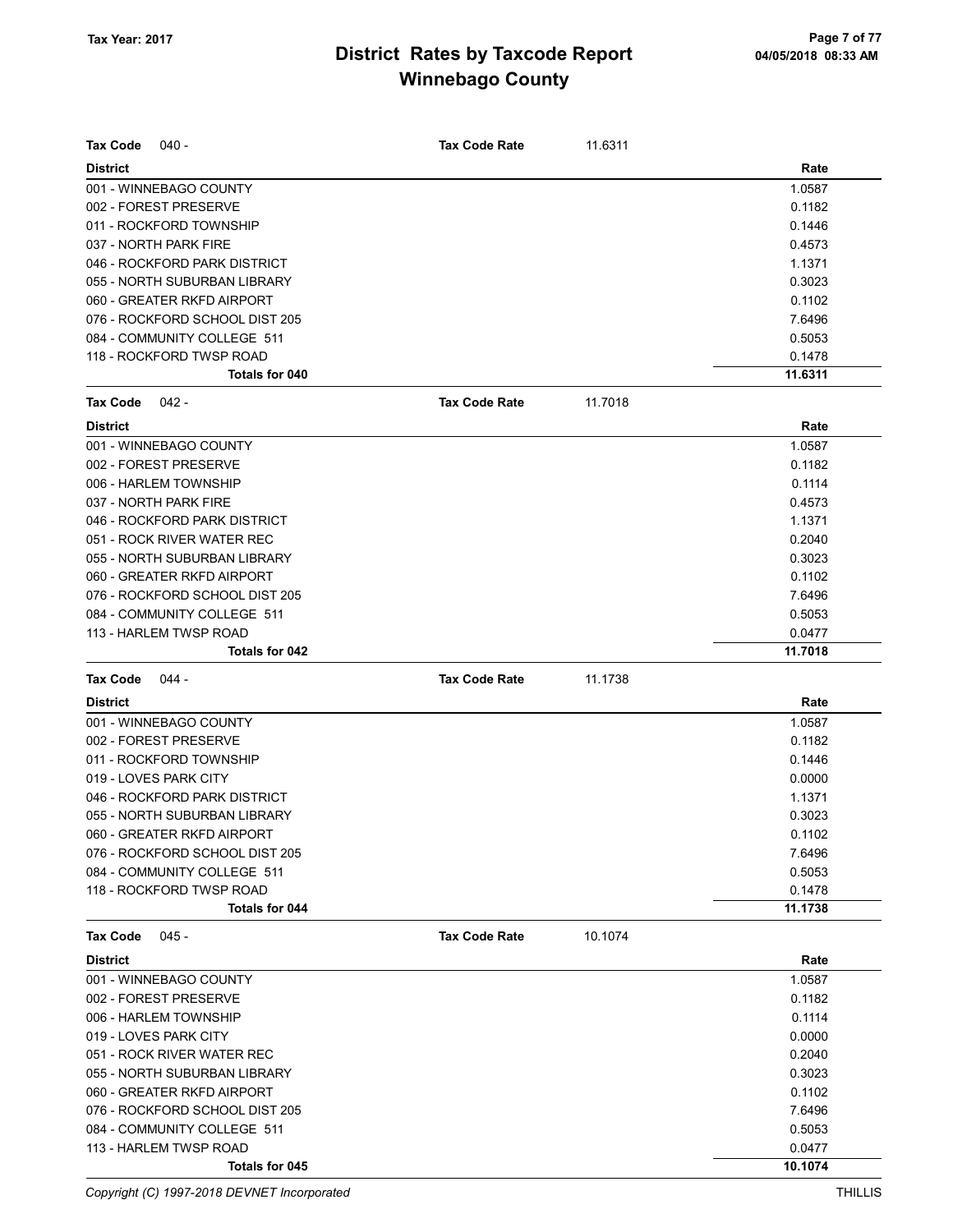# District Rates by Taxcode Report
## Winnebago County

Tax Year: 2017

**Tax Code** 040 - **Tax Code Rate** 11.6311

| District | Rate |
|---|---|
| 001 - WINNEBAGO COUNTY | 1.0587 |
| 002 - FOREST PRESERVE | 0.1182 |
| 011 - ROCKFORD TOWNSHIP | 0.1446 |
| 037 - NORTH PARK FIRE | 0.4573 |
| 046 - ROCKFORD PARK DISTRICT | 1.1371 |
| 055 - NORTH SUBURBAN LIBRARY | 0.3023 |
| 060 - GREATER RKFD AIRPORT | 0.1102 |
| 076 - ROCKFORD SCHOOL DIST 205 | 7.6496 |
| 084 - COMMUNITY COLLEGE 511 | 0.5053 |
| 118 - ROCKFORD TWSP ROAD | 0.1478 |
| **Totals for 040** | **11.6311** |

**Tax Code** 042 - **Tax Code Rate** 11.7018

| District | Rate |
|---|---|
| 001 - WINNEBAGO COUNTY | 1.0587 |
| 002 - FOREST PRESERVE | 0.1182 |
| 006 - HARLEM TOWNSHIP | 0.1114 |
| 037 - NORTH PARK FIRE | 0.4573 |
| 046 - ROCKFORD PARK DISTRICT | 1.1371 |
| 051 - ROCK RIVER WATER REC | 0.2040 |
| 055 - NORTH SUBURBAN LIBRARY | 0.3023 |
| 060 - GREATER RKFD AIRPORT | 0.1102 |
| 076 - ROCKFORD SCHOOL DIST 205 | 7.6496 |
| 084 - COMMUNITY COLLEGE 511 | 0.5053 |
| 113 - HARLEM TWSP ROAD | 0.0477 |
| **Totals for 042** | **11.7018** |

**Tax Code** 044 - **Tax Code Rate** 11.1738

| District | Rate |
|---|---|
| 001 - WINNEBAGO COUNTY | 1.0587 |
| 002 - FOREST PRESERVE | 0.1182 |
| 011 - ROCKFORD TOWNSHIP | 0.1446 |
| 019 - LOVES PARK CITY | 0.0000 |
| 046 - ROCKFORD PARK DISTRICT | 1.1371 |
| 055 - NORTH SUBURBAN LIBRARY | 0.3023 |
| 060 - GREATER RKFD AIRPORT | 0.1102 |
| 076 - ROCKFORD SCHOOL DIST 205 | 7.6496 |
| 084 - COMMUNITY COLLEGE 511 | 0.5053 |
| 118 - ROCKFORD TWSP ROAD | 0.1478 |
| **Totals for 044** | **11.1738** |

**Tax Code** 045 - **Tax Code Rate** 10.1074

| District | Rate |
|---|---|
| 001 - WINNEBAGO COUNTY | 1.0587 |
| 002 - FOREST PRESERVE | 0.1182 |
| 006 - HARLEM TOWNSHIP | 0.1114 |
| 019 - LOVES PARK CITY | 0.0000 |
| 051 - ROCK RIVER WATER REC | 0.2040 |
| 055 - NORTH SUBURBAN LIBRARY | 0.3023 |
| 060 - GREATER RKFD AIRPORT | 0.1102 |
| 076 - ROCKFORD SCHOOL DIST 205 | 7.6496 |
| 084 - COMMUNITY COLLEGE 511 | 0.5053 |
| 113 - HARLEM TWSP ROAD | 0.0477 |
| **Totals for 045** | **10.1074** |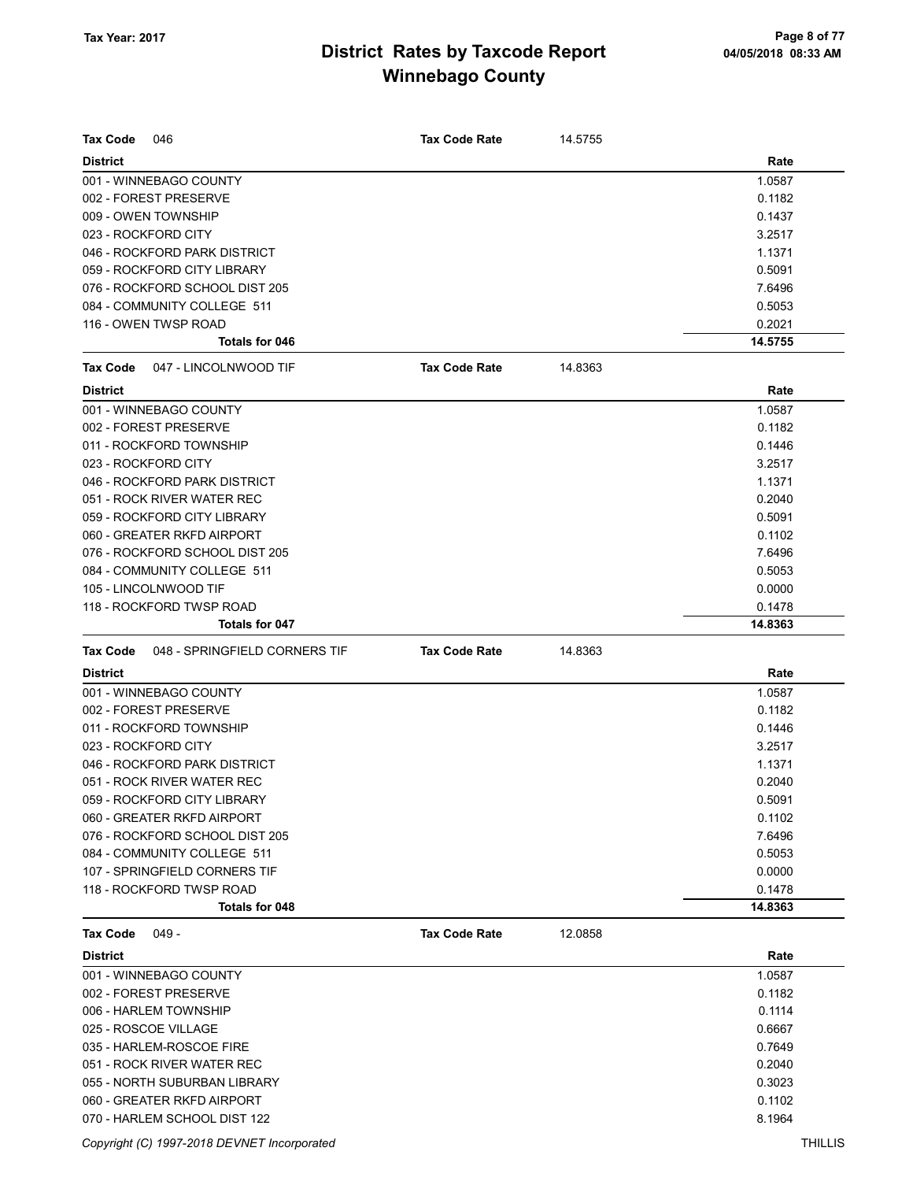# District Rates by Taxcode Report

## Winnebago County

Tax Year: 2017

**Tax Code** 046 — **Tax Code Rate** 14.5755

| District | Rate |
|---|---|
| 001 - WINNEBAGO COUNTY | 1.0587 |
| 002 - FOREST PRESERVE | 0.1182 |
| 009 - OWEN TOWNSHIP | 0.1437 |
| 023 - ROCKFORD CITY | 3.2517 |
| 046 - ROCKFORD PARK DISTRICT | 1.1371 |
| 059 - ROCKFORD CITY LIBRARY | 0.5091 |
| 076 - ROCKFORD SCHOOL DIST 205 | 7.6496 |
| 084 - COMMUNITY COLLEGE 511 | 0.5053 |
| 116 - OWEN TWSP ROAD | 0.2021 |
| **Totals for 046** | **14.5755** |

**Tax Code** 047 - LINCOLNWOOD TIF — **Tax Code Rate** 14.8363

| District | Rate |
|---|---|
| 001 - WINNEBAGO COUNTY | 1.0587 |
| 002 - FOREST PRESERVE | 0.1182 |
| 011 - ROCKFORD TOWNSHIP | 0.1446 |
| 023 - ROCKFORD CITY | 3.2517 |
| 046 - ROCKFORD PARK DISTRICT | 1.1371 |
| 051 - ROCK RIVER WATER REC | 0.2040 |
| 059 - ROCKFORD CITY LIBRARY | 0.5091 |
| 060 - GREATER RKFD AIRPORT | 0.1102 |
| 076 - ROCKFORD SCHOOL DIST 205 | 7.6496 |
| 084 - COMMUNITY COLLEGE 511 | 0.5053 |
| 105 - LINCOLNWOOD TIF | 0.0000 |
| 118 - ROCKFORD TWSP ROAD | 0.1478 |
| **Totals for 047** | **14.8363** |

**Tax Code** 048 - SPRINGFIELD CORNERS TIF — **Tax Code Rate** 14.8363

| District | Rate |
|---|---|
| 001 - WINNEBAGO COUNTY | 1.0587 |
| 002 - FOREST PRESERVE | 0.1182 |
| 011 - ROCKFORD TOWNSHIP | 0.1446 |
| 023 - ROCKFORD CITY | 3.2517 |
| 046 - ROCKFORD PARK DISTRICT | 1.1371 |
| 051 - ROCK RIVER WATER REC | 0.2040 |
| 059 - ROCKFORD CITY LIBRARY | 0.5091 |
| 060 - GREATER RKFD AIRPORT | 0.1102 |
| 076 - ROCKFORD SCHOOL DIST 205 | 7.6496 |
| 084 - COMMUNITY COLLEGE 511 | 0.5053 |
| 107 - SPRINGFIELD CORNERS TIF | 0.0000 |
| 118 - ROCKFORD TWSP ROAD | 0.1478 |
| **Totals for 048** | **14.8363** |

**Tax Code** 049 - — **Tax Code Rate** 12.0858

| District | Rate |
|---|---|
| 001 - WINNEBAGO COUNTY | 1.0587 |
| 002 - FOREST PRESERVE | 0.1182 |
| 006 - HARLEM TOWNSHIP | 0.1114 |
| 025 - ROSCOE VILLAGE | 0.6667 |
| 035 - HARLEM-ROSCOE FIRE | 0.7649 |
| 051 - ROCK RIVER WATER REC | 0.2040 |
| 055 - NORTH SUBURBAN LIBRARY | 0.3023 |
| 060 - GREATER RKFD AIRPORT | 0.1102 |
| 070 - HARLEM SCHOOL DIST 122 | 8.1964 |

Copyright (C) 1997-2018 DEVNET Incorporated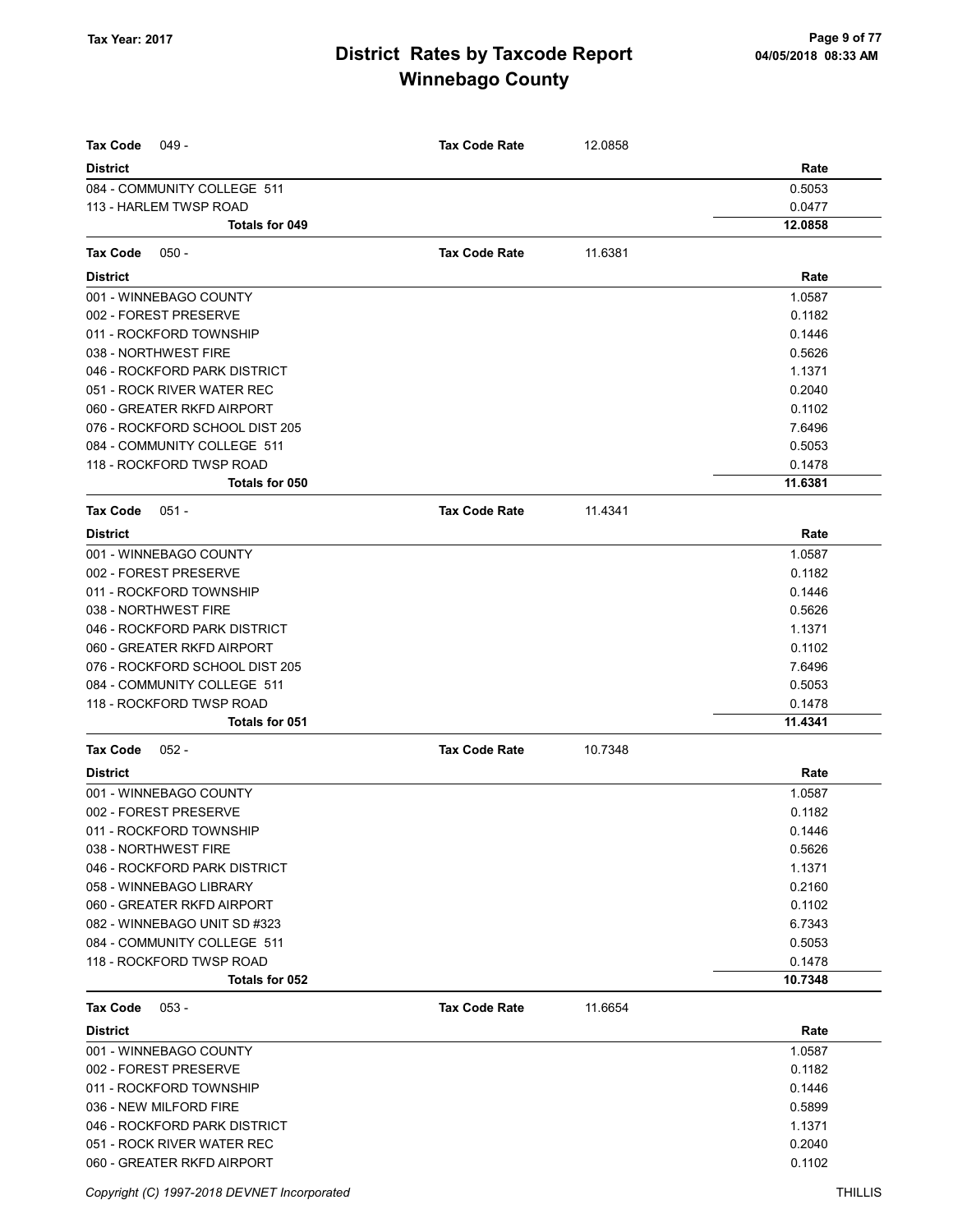| Tax Code 049 - | Tax Code Rate | 12.0858 |
|---|---|---|
| **District** | | **Rate** |
| 084 - COMMUNITY COLLEGE 511 | | 0.5053 |
| 113 - HARLEM TWSP ROAD | | 0.0477 |
| **Totals for 049** | | **12.0858** |

| Tax Code 050 - | Tax Code Rate | 11.6381 |
|---|---|---|
| **District** | | **Rate** |
| 001 - WINNEBAGO COUNTY | | 1.0587 |
| 002 - FOREST PRESERVE | | 0.1182 |
| 011 - ROCKFORD TOWNSHIP | | 0.1446 |
| 038 - NORTHWEST FIRE | | 0.5626 |
| 046 - ROCKFORD PARK DISTRICT | | 1.1371 |
| 051 - ROCK RIVER WATER REC | | 0.2040 |
| 060 - GREATER RKFD AIRPORT | | 0.1102 |
| 076 - ROCKFORD SCHOOL DIST 205 | | 7.6496 |
| 084 - COMMUNITY COLLEGE 511 | | 0.5053 |
| 118 - ROCKFORD TWSP ROAD | | 0.1478 |
| **Totals for 050** | | **11.6381** |

| Tax Code 051 - | Tax Code Rate | 11.4341 |
|---|---|---|
| **District** | | **Rate** |
| 001 - WINNEBAGO COUNTY | | 1.0587 |
| 002 - FOREST PRESERVE | | 0.1182 |
| 011 - ROCKFORD TOWNSHIP | | 0.1446 |
| 038 - NORTHWEST FIRE | | 0.5626 |
| 046 - ROCKFORD PARK DISTRICT | | 1.1371 |
| 060 - GREATER RKFD AIRPORT | | 0.1102 |
| 076 - ROCKFORD SCHOOL DIST 205 | | 7.6496 |
| 084 - COMMUNITY COLLEGE 511 | | 0.5053 |
| 118 - ROCKFORD TWSP ROAD | | 0.1478 |
| **Totals for 051** | | **11.4341** |

| Tax Code 052 - | Tax Code Rate | 10.7348 |
|---|---|---|
| **District** | | **Rate** |
| 001 - WINNEBAGO COUNTY | | 1.0587 |
| 002 - FOREST PRESERVE | | 0.1182 |
| 011 - ROCKFORD TOWNSHIP | | 0.1446 |
| 038 - NORTHWEST FIRE | | 0.5626 |
| 046 - ROCKFORD PARK DISTRICT | | 1.1371 |
| 058 - WINNEBAGO LIBRARY | | 0.2160 |
| 060 - GREATER RKFD AIRPORT | | 0.1102 |
| 082 - WINNEBAGO UNIT SD #323 | | 6.7343 |
| 084 - COMMUNITY COLLEGE 511 | | 0.5053 |
| 118 - ROCKFORD TWSP ROAD | | 0.1478 |
| **Totals for 052** | | **10.7348** |

| Tax Code 053 - | Tax Code Rate | 11.6654 |
|---|---|---|
| **District** | | **Rate** |
| 001 - WINNEBAGO COUNTY | | 1.0587 |
| 002 - FOREST PRESERVE | | 0.1182 |
| 011 - ROCKFORD TOWNSHIP | | 0.1446 |
| 036 - NEW MILFORD FIRE | | 0.5899 |
| 046 - ROCKFORD PARK DISTRICT | | 1.1371 |
| 051 - ROCK RIVER WATER REC | | 0.2040 |
| 060 - GREATER RKFD AIRPORT | | 0.1102 |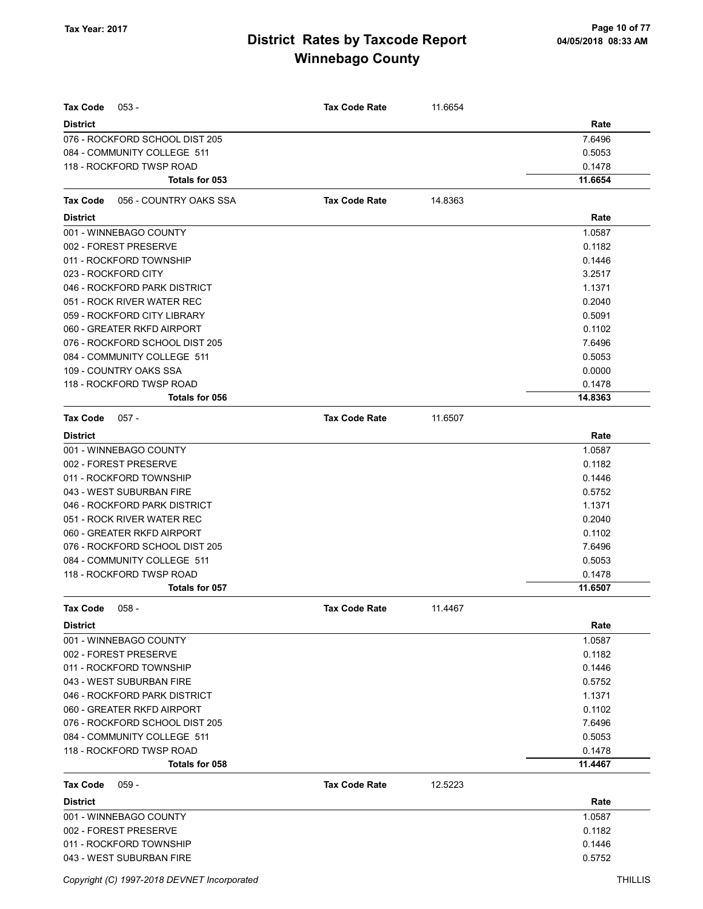# District Rates by Taxcode Report
## Winnebago County

Tax Year: 2017

**Tax Code** 053 - **Tax Code Rate** 11.6654

| District | Rate |
|---|---|
| 076 - ROCKFORD SCHOOL DIST 205 | 7.6496 |
| 084 - COMMUNITY COLLEGE 511 | 0.5053 |
| 118 - ROCKFORD TWSP ROAD | 0.1478 |
| **Totals for 053** | **11.6654** |

**Tax Code** 056 - COUNTRY OAKS SSA **Tax Code Rate** 14.8363

| District | Rate |
|---|---|
| 001 - WINNEBAGO COUNTY | 1.0587 |
| 002 - FOREST PRESERVE | 0.1182 |
| 011 - ROCKFORD TOWNSHIP | 0.1446 |
| 023 - ROCKFORD CITY | 3.2517 |
| 046 - ROCKFORD PARK DISTRICT | 1.1371 |
| 051 - ROCK RIVER WATER REC | 0.2040 |
| 059 - ROCKFORD CITY LIBRARY | 0.5091 |
| 060 - GREATER RKFD AIRPORT | 0.1102 |
| 076 - ROCKFORD SCHOOL DIST 205 | 7.6496 |
| 084 - COMMUNITY COLLEGE 511 | 0.5053 |
| 109 - COUNTRY OAKS SSA | 0.0000 |
| 118 - ROCKFORD TWSP ROAD | 0.1478 |
| **Totals for 056** | **14.8363** |

**Tax Code** 057 - **Tax Code Rate** 11.6507

| District | Rate |
|---|---|
| 001 - WINNEBAGO COUNTY | 1.0587 |
| 002 - FOREST PRESERVE | 0.1182 |
| 011 - ROCKFORD TOWNSHIP | 0.1446 |
| 043 - WEST SUBURBAN FIRE | 0.5752 |
| 046 - ROCKFORD PARK DISTRICT | 1.1371 |
| 051 - ROCK RIVER WATER REC | 0.2040 |
| 060 - GREATER RKFD AIRPORT | 0.1102 |
| 076 - ROCKFORD SCHOOL DIST 205 | 7.6496 |
| 084 - COMMUNITY COLLEGE 511 | 0.5053 |
| 118 - ROCKFORD TWSP ROAD | 0.1478 |
| **Totals for 057** | **11.6507** |

**Tax Code** 058 - **Tax Code Rate** 11.4467

| District | Rate |
|---|---|
| 001 - WINNEBAGO COUNTY | 1.0587 |
| 002 - FOREST PRESERVE | 0.1182 |
| 011 - ROCKFORD TOWNSHIP | 0.1446 |
| 043 - WEST SUBURBAN FIRE | 0.5752 |
| 046 - ROCKFORD PARK DISTRICT | 1.1371 |
| 060 - GREATER RKFD AIRPORT | 0.1102 |
| 076 - ROCKFORD SCHOOL DIST 205 | 7.6496 |
| 084 - COMMUNITY COLLEGE 511 | 0.5053 |
| 118 - ROCKFORD TWSP ROAD | 0.1478 |
| **Totals for 058** | **11.4467** |

**Tax Code** 059 - **Tax Code Rate** 12.5223

| District | Rate |
|---|---|
| 001 - WINNEBAGO COUNTY | 1.0587 |
| 002 - FOREST PRESERVE | 0.1182 |
| 011 - ROCKFORD TOWNSHIP | 0.1446 |
| 043 - WEST SUBURBAN FIRE | 0.5752 |

Copyright (C) 1997-2018 DEVNET Incorporated — THILLIS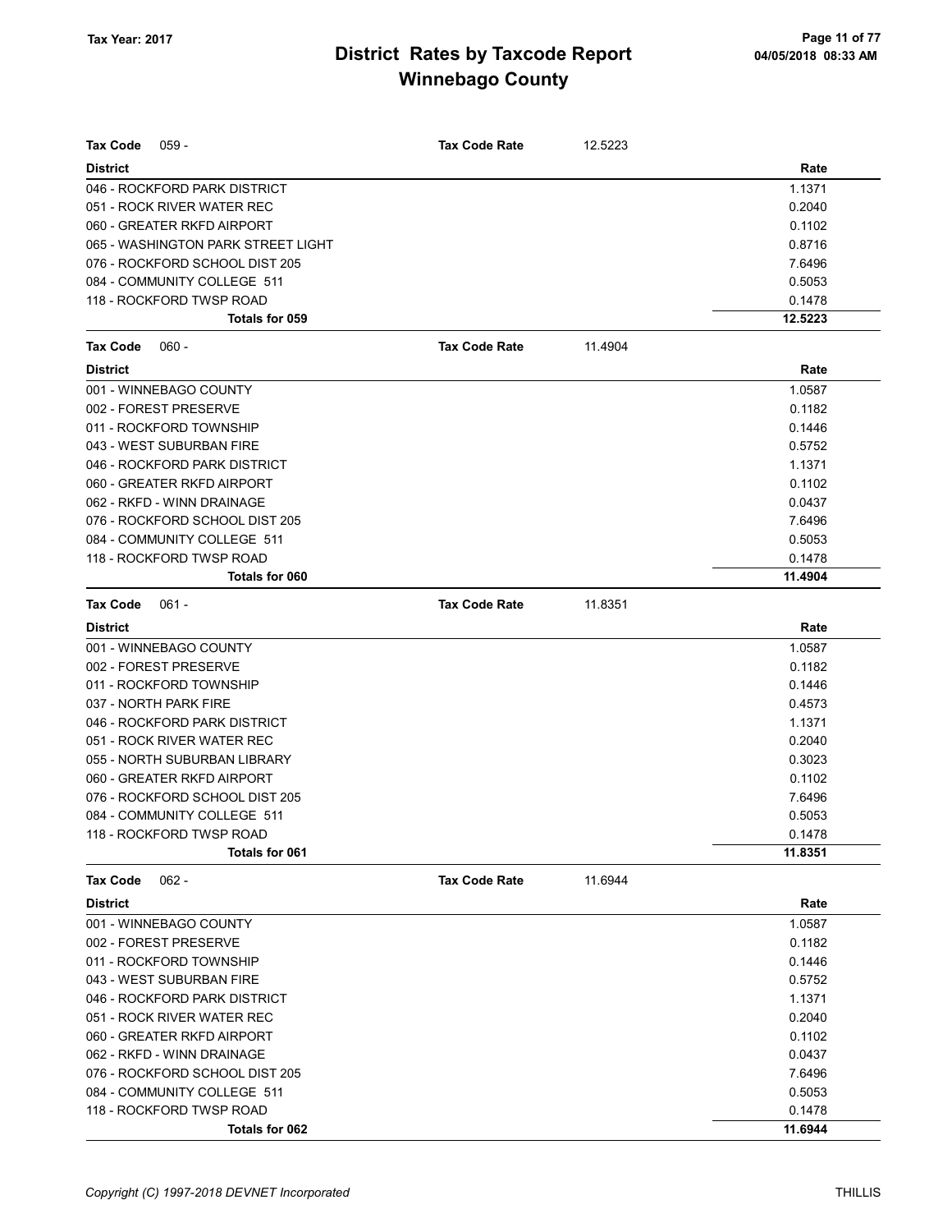# District Rates by Taxcode Report
## Winnebago County

Tax Year: 2017

**Tax Code** 059 - **Tax Code Rate** 12.5223

| District | Rate |
|---|---|
| 046 - ROCKFORD PARK DISTRICT | 1.1371 |
| 051 - ROCK RIVER WATER REC | 0.2040 |
| 060 - GREATER RKFD AIRPORT | 0.1102 |
| 065 - WASHINGTON PARK STREET LIGHT | 0.8716 |
| 076 - ROCKFORD SCHOOL DIST 205 | 7.6496 |
| 084 - COMMUNITY COLLEGE 511 | 0.5053 |
| 118 - ROCKFORD TWSP ROAD | 0.1478 |
| **Totals for 059** | **12.5223** |

**Tax Code** 060 - **Tax Code Rate** 11.4904

| District | Rate |
|---|---|
| 001 - WINNEBAGO COUNTY | 1.0587 |
| 002 - FOREST PRESERVE | 0.1182 |
| 011 - ROCKFORD TOWNSHIP | 0.1446 |
| 043 - WEST SUBURBAN FIRE | 0.5752 |
| 046 - ROCKFORD PARK DISTRICT | 1.1371 |
| 060 - GREATER RKFD AIRPORT | 0.1102 |
| 062 - RKFD - WINN DRAINAGE | 0.0437 |
| 076 - ROCKFORD SCHOOL DIST 205 | 7.6496 |
| 084 - COMMUNITY COLLEGE 511 | 0.5053 |
| 118 - ROCKFORD TWSP ROAD | 0.1478 |
| **Totals for 060** | **11.4904** |

**Tax Code** 061 - **Tax Code Rate** 11.8351

| District | Rate |
|---|---|
| 001 - WINNEBAGO COUNTY | 1.0587 |
| 002 - FOREST PRESERVE | 0.1182 |
| 011 - ROCKFORD TOWNSHIP | 0.1446 |
| 037 - NORTH PARK FIRE | 0.4573 |
| 046 - ROCKFORD PARK DISTRICT | 1.1371 |
| 051 - ROCK RIVER WATER REC | 0.2040 |
| 055 - NORTH SUBURBAN LIBRARY | 0.3023 |
| 060 - GREATER RKFD AIRPORT | 0.1102 |
| 076 - ROCKFORD SCHOOL DIST 205 | 7.6496 |
| 084 - COMMUNITY COLLEGE 511 | 0.5053 |
| 118 - ROCKFORD TWSP ROAD | 0.1478 |
| **Totals for 061** | **11.8351** |

**Tax Code** 062 - **Tax Code Rate** 11.6944

| District | Rate |
|---|---|
| 001 - WINNEBAGO COUNTY | 1.0587 |
| 002 - FOREST PRESERVE | 0.1182 |
| 011 - ROCKFORD TOWNSHIP | 0.1446 |
| 043 - WEST SUBURBAN FIRE | 0.5752 |
| 046 - ROCKFORD PARK DISTRICT | 1.1371 |
| 051 - ROCK RIVER WATER REC | 0.2040 |
| 060 - GREATER RKFD AIRPORT | 0.1102 |
| 062 - RKFD - WINN DRAINAGE | 0.0437 |
| 076 - ROCKFORD SCHOOL DIST 205 | 7.6496 |
| 084 - COMMUNITY COLLEGE 511 | 0.5053 |
| 118 - ROCKFORD TWSP ROAD | 0.1478 |
| **Totals for 062** | **11.6944** |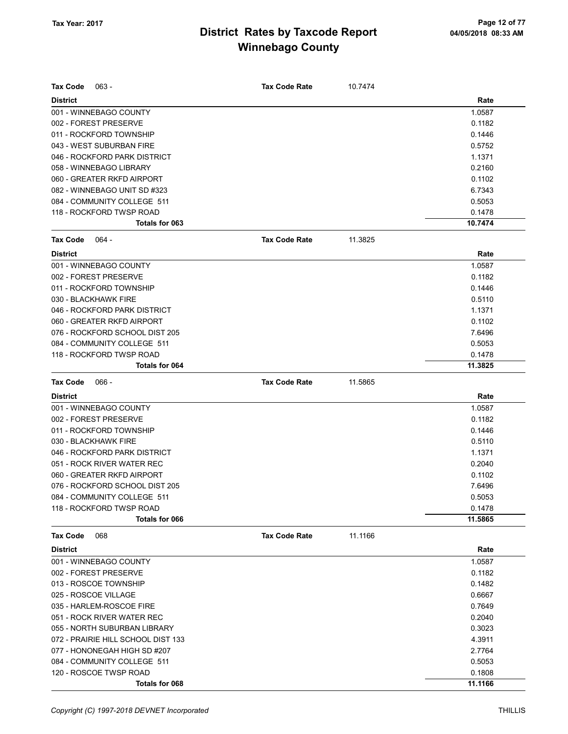# District Rates by Taxcode Report
## Winnebago County

Tax Year: 2017

**Tax Code** 063 - **Tax Code Rate** 10.7474

| District | Rate |
|---|---|
| 001 - WINNEBAGO COUNTY | 1.0587 |
| 002 - FOREST PRESERVE | 0.1182 |
| 011 - ROCKFORD TOWNSHIP | 0.1446 |
| 043 - WEST SUBURBAN FIRE | 0.5752 |
| 046 - ROCKFORD PARK DISTRICT | 1.1371 |
| 058 - WINNEBAGO LIBRARY | 0.2160 |
| 060 - GREATER RKFD AIRPORT | 0.1102 |
| 082 - WINNEBAGO UNIT SD #323 | 6.7343 |
| 084 - COMMUNITY COLLEGE 511 | 0.5053 |
| 118 - ROCKFORD TWSP ROAD | 0.1478 |
| **Totals for 063** | **10.7474** |

**Tax Code** 064 - **Tax Code Rate** 11.3825

| District | Rate |
|---|---|
| 001 - WINNEBAGO COUNTY | 1.0587 |
| 002 - FOREST PRESERVE | 0.1182 |
| 011 - ROCKFORD TOWNSHIP | 0.1446 |
| 030 - BLACKHAWK FIRE | 0.5110 |
| 046 - ROCKFORD PARK DISTRICT | 1.1371 |
| 060 - GREATER RKFD AIRPORT | 0.1102 |
| 076 - ROCKFORD SCHOOL DIST 205 | 7.6496 |
| 084 - COMMUNITY COLLEGE 511 | 0.5053 |
| 118 - ROCKFORD TWSP ROAD | 0.1478 |
| **Totals for 064** | **11.3825** |

**Tax Code** 066 - **Tax Code Rate** 11.5865

| District | Rate |
|---|---|
| 001 - WINNEBAGO COUNTY | 1.0587 |
| 002 - FOREST PRESERVE | 0.1182 |
| 011 - ROCKFORD TOWNSHIP | 0.1446 |
| 030 - BLACKHAWK FIRE | 0.5110 |
| 046 - ROCKFORD PARK DISTRICT | 1.1371 |
| 051 - ROCK RIVER WATER REC | 0.2040 |
| 060 - GREATER RKFD AIRPORT | 0.1102 |
| 076 - ROCKFORD SCHOOL DIST 205 | 7.6496 |
| 084 - COMMUNITY COLLEGE 511 | 0.5053 |
| 118 - ROCKFORD TWSP ROAD | 0.1478 |
| **Totals for 066** | **11.5865** |

**Tax Code** 068 **Tax Code Rate** 11.1166

| District | Rate |
|---|---|
| 001 - WINNEBAGO COUNTY | 1.0587 |
| 002 - FOREST PRESERVE | 0.1182 |
| 013 - ROSCOE TOWNSHIP | 0.1482 |
| 025 - ROSCOE VILLAGE | 0.6667 |
| 035 - HARLEM-ROSCOE FIRE | 0.7649 |
| 051 - ROCK RIVER WATER REC | 0.2040 |
| 055 - NORTH SUBURBAN LIBRARY | 0.3023 |
| 072 - PRAIRIE HILL SCHOOL DIST 133 | 4.3911 |
| 077 - HONONEGAH HIGH SD #207 | 2.7764 |
| 084 - COMMUNITY COLLEGE 511 | 0.5053 |
| 120 - ROSCOE TWSP ROAD | 0.1808 |
| **Totals for 068** | **11.1166** |

*Copyright (C) 1997-2018 DEVNET Incorporated* THILLIS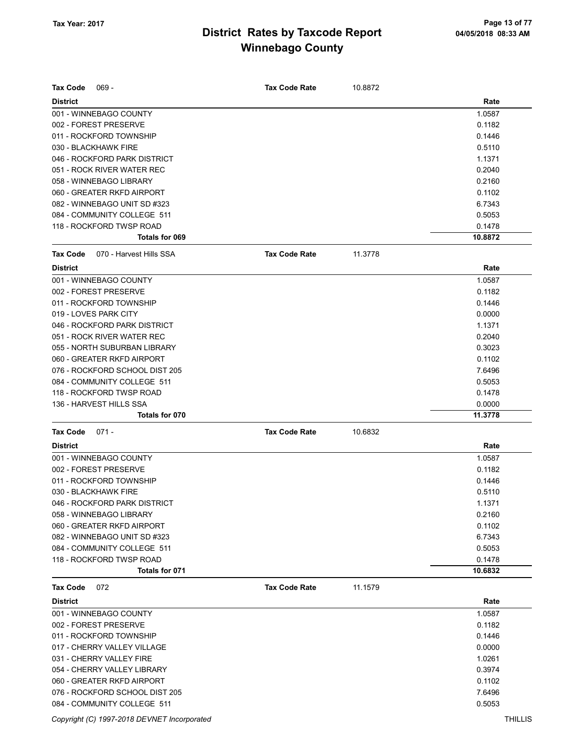# District Rates by Taxcode Report
## Winnebago County

Tax Year: 2017

**Tax Code** 069 - **Tax Code Rate** 10.8872

| District | Rate |
|---|---|
| 001 - WINNEBAGO COUNTY | 1.0587 |
| 002 - FOREST PRESERVE | 0.1182 |
| 011 - ROCKFORD TOWNSHIP | 0.1446 |
| 030 - BLACKHAWK FIRE | 0.5110 |
| 046 - ROCKFORD PARK DISTRICT | 1.1371 |
| 051 - ROCK RIVER WATER REC | 0.2040 |
| 058 - WINNEBAGO LIBRARY | 0.2160 |
| 060 - GREATER RKFD AIRPORT | 0.1102 |
| 082 - WINNEBAGO UNIT SD #323 | 6.7343 |
| 084 - COMMUNITY COLLEGE 511 | 0.5053 |
| 118 - ROCKFORD TWSP ROAD | 0.1478 |
| **Totals for 069** | **10.8872** |

**Tax Code** 070 - Harvest Hills SSA **Tax Code Rate** 11.3778

| District | Rate |
|---|---|
| 001 - WINNEBAGO COUNTY | 1.0587 |
| 002 - FOREST PRESERVE | 0.1182 |
| 011 - ROCKFORD TOWNSHIP | 0.1446 |
| 019 - LOVES PARK CITY | 0.0000 |
| 046 - ROCKFORD PARK DISTRICT | 1.1371 |
| 051 - ROCK RIVER WATER REC | 0.2040 |
| 055 - NORTH SUBURBAN LIBRARY | 0.3023 |
| 060 - GREATER RKFD AIRPORT | 0.1102 |
| 076 - ROCKFORD SCHOOL DIST 205 | 7.6496 |
| 084 - COMMUNITY COLLEGE 511 | 0.5053 |
| 118 - ROCKFORD TWSP ROAD | 0.1478 |
| 136 - HARVEST HILLS SSA | 0.0000 |
| **Totals for 070** | **11.3778** |

**Tax Code** 071 - **Tax Code Rate** 10.6832

| District | Rate |
|---|---|
| 001 - WINNEBAGO COUNTY | 1.0587 |
| 002 - FOREST PRESERVE | 0.1182 |
| 011 - ROCKFORD TOWNSHIP | 0.1446 |
| 030 - BLACKHAWK FIRE | 0.5110 |
| 046 - ROCKFORD PARK DISTRICT | 1.1371 |
| 058 - WINNEBAGO LIBRARY | 0.2160 |
| 060 - GREATER RKFD AIRPORT | 0.1102 |
| 082 - WINNEBAGO UNIT SD #323 | 6.7343 |
| 084 - COMMUNITY COLLEGE 511 | 0.5053 |
| 118 - ROCKFORD TWSP ROAD | 0.1478 |
| **Totals for 071** | **10.6832** |

**Tax Code** 072 **Tax Code Rate** 11.1579

| District | Rate |
|---|---|
| 001 - WINNEBAGO COUNTY | 1.0587 |
| 002 - FOREST PRESERVE | 0.1182 |
| 011 - ROCKFORD TOWNSHIP | 0.1446 |
| 017 - CHERRY VALLEY VILLAGE | 0.0000 |
| 031 - CHERRY VALLEY FIRE | 1.0261 |
| 054 - CHERRY VALLEY LIBRARY | 0.3974 |
| 060 - GREATER RKFD AIRPORT | 0.1102 |
| 076 - ROCKFORD SCHOOL DIST 205 | 7.6496 |
| 084 - COMMUNITY COLLEGE 511 | 0.5053 |

Copyright (C) 1997-2018 DEVNET Incorporated THILLIS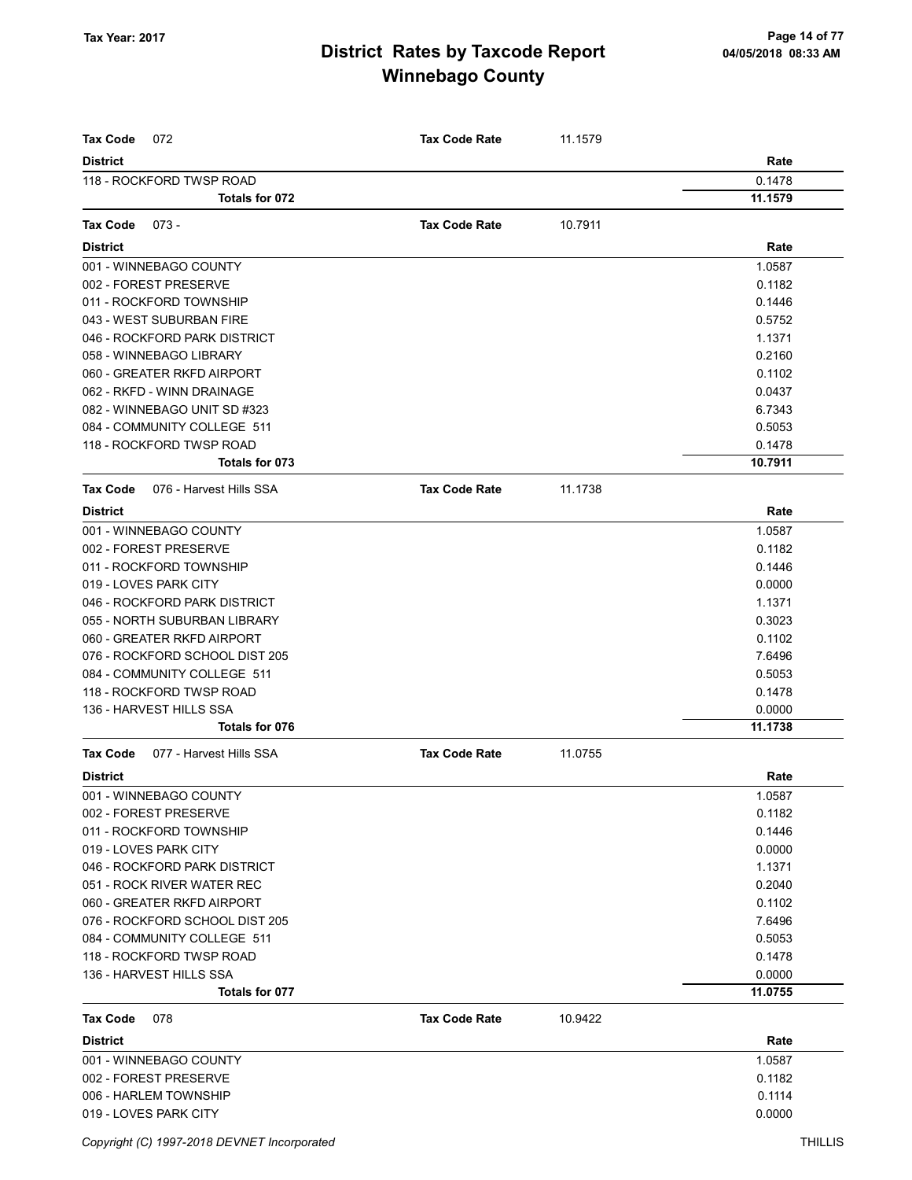| Tax Code 072 | Tax Code Rate | 11.1579 |
|---|---|---|
| **District** | | **Rate** |
| 118 - ROCKFORD TWSP ROAD | | 0.1478 |
| **Totals for 072** | | **11.1579** |

| Tax Code 073 - | Tax Code Rate | 10.7911 |
|---|---|---|
| **District** | | **Rate** |
| 001 - WINNEBAGO COUNTY | | 1.0587 |
| 002 - FOREST PRESERVE | | 0.1182 |
| 011 - ROCKFORD TOWNSHIP | | 0.1446 |
| 043 - WEST SUBURBAN FIRE | | 0.5752 |
| 046 - ROCKFORD PARK DISTRICT | | 1.1371 |
| 058 - WINNEBAGO LIBRARY | | 0.2160 |
| 060 - GREATER RKFD AIRPORT | | 0.1102 |
| 062 - RKFD - WINN DRAINAGE | | 0.0437 |
| 082 - WINNEBAGO UNIT SD #323 | | 6.7343 |
| 084 - COMMUNITY COLLEGE 511 | | 0.5053 |
| 118 - ROCKFORD TWSP ROAD | | 0.1478 |
| **Totals for 073** | | **10.7911** |

| Tax Code 076 - Harvest Hills SSA | Tax Code Rate | 11.1738 |
|---|---|---|
| **District** | | **Rate** |
| 001 - WINNEBAGO COUNTY | | 1.0587 |
| 002 - FOREST PRESERVE | | 0.1182 |
| 011 - ROCKFORD TOWNSHIP | | 0.1446 |
| 019 - LOVES PARK CITY | | 0.0000 |
| 046 - ROCKFORD PARK DISTRICT | | 1.1371 |
| 055 - NORTH SUBURBAN LIBRARY | | 0.3023 |
| 060 - GREATER RKFD AIRPORT | | 0.1102 |
| 076 - ROCKFORD SCHOOL DIST 205 | | 7.6496 |
| 084 - COMMUNITY COLLEGE 511 | | 0.5053 |
| 118 - ROCKFORD TWSP ROAD | | 0.1478 |
| 136 - HARVEST HILLS SSA | | 0.0000 |
| **Totals for 076** | | **11.1738** |

| Tax Code 077 - Harvest Hills SSA | Tax Code Rate | 11.0755 |
|---|---|---|
| **District** | | **Rate** |
| 001 - WINNEBAGO COUNTY | | 1.0587 |
| 002 - FOREST PRESERVE | | 0.1182 |
| 011 - ROCKFORD TOWNSHIP | | 0.1446 |
| 019 - LOVES PARK CITY | | 0.0000 |
| 046 - ROCKFORD PARK DISTRICT | | 1.1371 |
| 051 - ROCK RIVER WATER REC | | 0.2040 |
| 060 - GREATER RKFD AIRPORT | | 0.1102 |
| 076 - ROCKFORD SCHOOL DIST 205 | | 7.6496 |
| 084 - COMMUNITY COLLEGE 511 | | 0.5053 |
| 118 - ROCKFORD TWSP ROAD | | 0.1478 |
| 136 - HARVEST HILLS SSA | | 0.0000 |
| **Totals for 077** | | **11.0755** |

| Tax Code 078 | Tax Code Rate | 10.9422 |
|---|---|---|
| **District** | | **Rate** |
| 001 - WINNEBAGO COUNTY | | 1.0587 |
| 002 - FOREST PRESERVE | | 0.1182 |
| 006 - HARLEM TOWNSHIP | | 0.1114 |
| 019 - LOVES PARK CITY | | 0.0000 |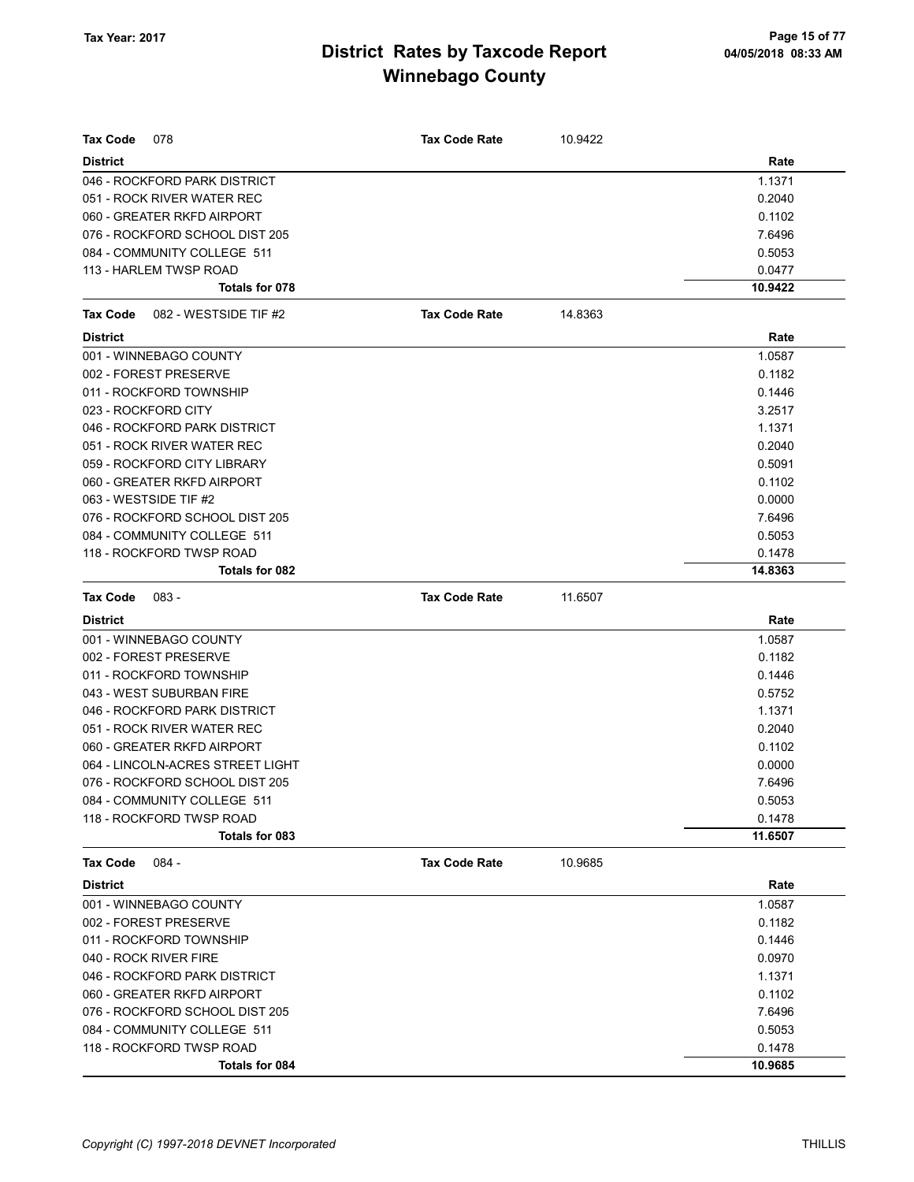# District Rates by Taxcode Report
# Winnebago County

Tax Year: 2017

| Tax Code 078 | Tax Code Rate | 10.9422 |
|---|---|---|
| **District** | | **Rate** |
| 046 - ROCKFORD PARK DISTRICT | | 1.1371 |
| 051 - ROCK RIVER WATER REC | | 0.2040 |
| 060 - GREATER RKFD AIRPORT | | 0.1102 |
| 076 - ROCKFORD SCHOOL DIST 205 | | 7.6496 |
| 084 - COMMUNITY COLLEGE 511 | | 0.5053 |
| 113 - HARLEM TWSP ROAD | | 0.0477 |
| **Totals for 078** | | **10.9422** |

| Tax Code 082 - WESTSIDE TIF #2 | Tax Code Rate | 14.8363 |
|---|---|---|
| **District** | | **Rate** |
| 001 - WINNEBAGO COUNTY | | 1.0587 |
| 002 - FOREST PRESERVE | | 0.1182 |
| 011 - ROCKFORD TOWNSHIP | | 0.1446 |
| 023 - ROCKFORD CITY | | 3.2517 |
| 046 - ROCKFORD PARK DISTRICT | | 1.1371 |
| 051 - ROCK RIVER WATER REC | | 0.2040 |
| 059 - ROCKFORD CITY LIBRARY | | 0.5091 |
| 060 - GREATER RKFD AIRPORT | | 0.1102 |
| 063 - WESTSIDE TIF #2 | | 0.0000 |
| 076 - ROCKFORD SCHOOL DIST 205 | | 7.6496 |
| 084 - COMMUNITY COLLEGE 511 | | 0.5053 |
| 118 - ROCKFORD TWSP ROAD | | 0.1478 |
| **Totals for 082** | | **14.8363** |

| Tax Code 083 - | Tax Code Rate | 11.6507 |
|---|---|---|
| **District** | | **Rate** |
| 001 - WINNEBAGO COUNTY | | 1.0587 |
| 002 - FOREST PRESERVE | | 0.1182 |
| 011 - ROCKFORD TOWNSHIP | | 0.1446 |
| 043 - WEST SUBURBAN FIRE | | 0.5752 |
| 046 - ROCKFORD PARK DISTRICT | | 1.1371 |
| 051 - ROCK RIVER WATER REC | | 0.2040 |
| 060 - GREATER RKFD AIRPORT | | 0.1102 |
| 064 - LINCOLN-ACRES STREET LIGHT | | 0.0000 |
| 076 - ROCKFORD SCHOOL DIST 205 | | 7.6496 |
| 084 - COMMUNITY COLLEGE 511 | | 0.5053 |
| 118 - ROCKFORD TWSP ROAD | | 0.1478 |
| **Totals for 083** | | **11.6507** |

| Tax Code 084 - | Tax Code Rate | 10.9685 |
|---|---|---|
| **District** | | **Rate** |
| 001 - WINNEBAGO COUNTY | | 1.0587 |
| 002 - FOREST PRESERVE | | 0.1182 |
| 011 - ROCKFORD TOWNSHIP | | 0.1446 |
| 040 - ROCK RIVER FIRE | | 0.0970 |
| 046 - ROCKFORD PARK DISTRICT | | 1.1371 |
| 060 - GREATER RKFD AIRPORT | | 0.1102 |
| 076 - ROCKFORD SCHOOL DIST 205 | | 7.6496 |
| 084 - COMMUNITY COLLEGE 511 | | 0.5053 |
| 118 - ROCKFORD TWSP ROAD | | 0.1478 |
| **Totals for 084** | | **10.9685** |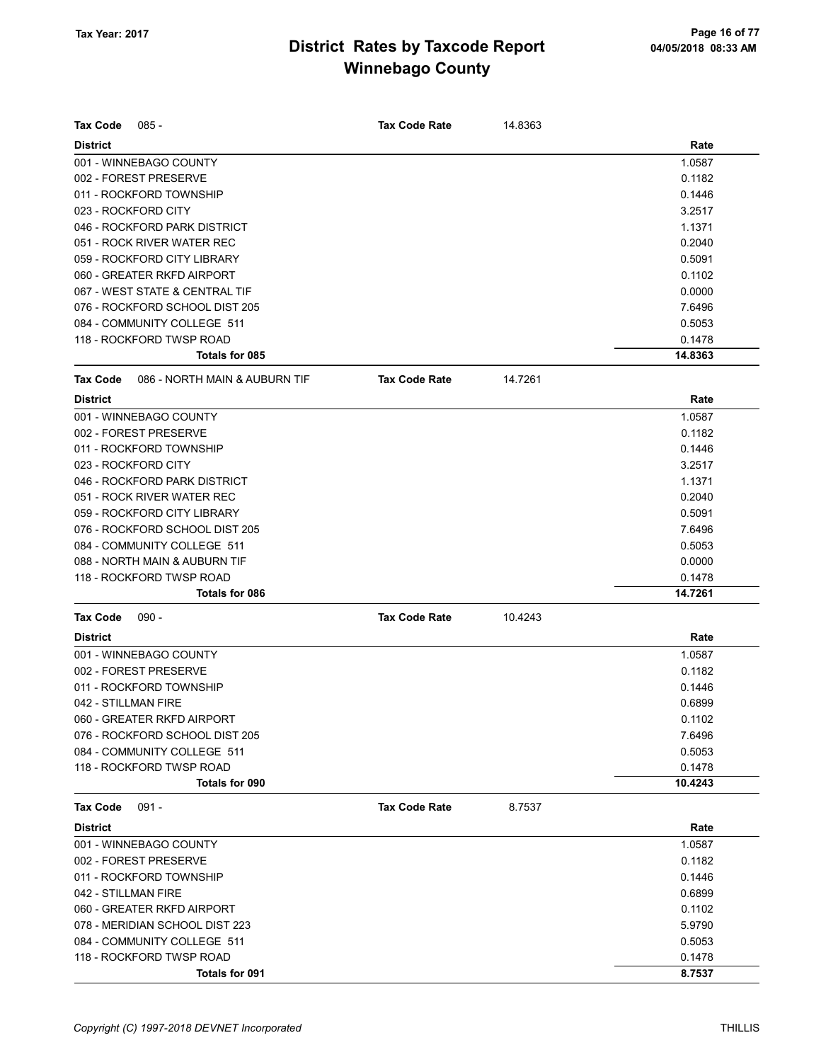# District Rates by Taxcode Report
# Winnebago County

Tax Year: 2017

**Tax Code** 085 - **Tax Code Rate** 14.8363

| District | Rate |
|---|---|
| 001 - WINNEBAGO COUNTY | 1.0587 |
| 002 - FOREST PRESERVE | 0.1182 |
| 011 - ROCKFORD TOWNSHIP | 0.1446 |
| 023 - ROCKFORD CITY | 3.2517 |
| 046 - ROCKFORD PARK DISTRICT | 1.1371 |
| 051 - ROCK RIVER WATER REC | 0.2040 |
| 059 - ROCKFORD CITY LIBRARY | 0.5091 |
| 060 - GREATER RKFD AIRPORT | 0.1102 |
| 067 - WEST STATE & CENTRAL TIF | 0.0000 |
| 076 - ROCKFORD SCHOOL DIST 205 | 7.6496 |
| 084 - COMMUNITY COLLEGE 511 | 0.5053 |
| 118 - ROCKFORD TWSP ROAD | 0.1478 |
| **Totals for 085** | **14.8363** |

**Tax Code** 086 - NORTH MAIN & AUBURN TIF **Tax Code Rate** 14.7261

| District | Rate |
|---|---|
| 001 - WINNEBAGO COUNTY | 1.0587 |
| 002 - FOREST PRESERVE | 0.1182 |
| 011 - ROCKFORD TOWNSHIP | 0.1446 |
| 023 - ROCKFORD CITY | 3.2517 |
| 046 - ROCKFORD PARK DISTRICT | 1.1371 |
| 051 - ROCK RIVER WATER REC | 0.2040 |
| 059 - ROCKFORD CITY LIBRARY | 0.5091 |
| 076 - ROCKFORD SCHOOL DIST 205 | 7.6496 |
| 084 - COMMUNITY COLLEGE 511 | 0.5053 |
| 088 - NORTH MAIN & AUBURN TIF | 0.0000 |
| 118 - ROCKFORD TWSP ROAD | 0.1478 |
| **Totals for 086** | **14.7261** |

**Tax Code** 090 - **Tax Code Rate** 10.4243

| District | Rate |
|---|---|
| 001 - WINNEBAGO COUNTY | 1.0587 |
| 002 - FOREST PRESERVE | 0.1182 |
| 011 - ROCKFORD TOWNSHIP | 0.1446 |
| 042 - STILLMAN FIRE | 0.6899 |
| 060 - GREATER RKFD AIRPORT | 0.1102 |
| 076 - ROCKFORD SCHOOL DIST 205 | 7.6496 |
| 084 - COMMUNITY COLLEGE 511 | 0.5053 |
| 118 - ROCKFORD TWSP ROAD | 0.1478 |
| **Totals for 090** | **10.4243** |

**Tax Code** 091 - **Tax Code Rate** 8.7537

| District | Rate |
|---|---|
| 001 - WINNEBAGO COUNTY | 1.0587 |
| 002 - FOREST PRESERVE | 0.1182 |
| 011 - ROCKFORD TOWNSHIP | 0.1446 |
| 042 - STILLMAN FIRE | 0.6899 |
| 060 - GREATER RKFD AIRPORT | 0.1102 |
| 078 - MERIDIAN SCHOOL DIST 223 | 5.9790 |
| 084 - COMMUNITY COLLEGE 511 | 0.5053 |
| 118 - ROCKFORD TWSP ROAD | 0.1478 |
| **Totals for 091** | **8.7537** |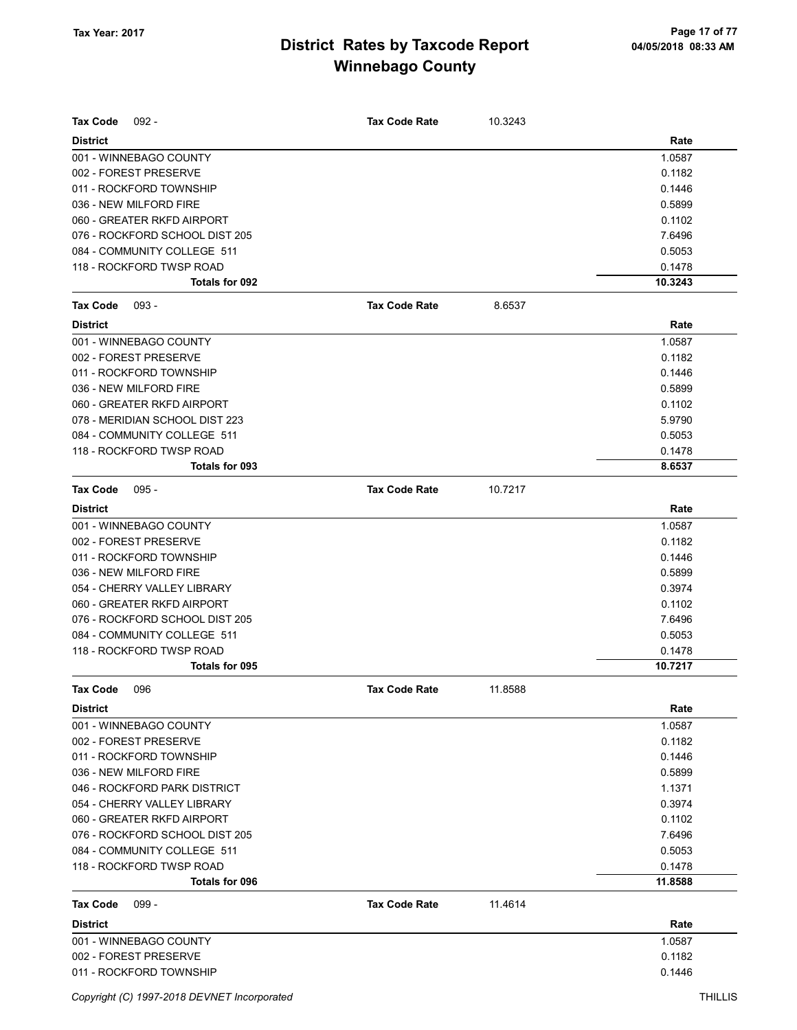# District Rates by Taxcode Report
## Winnebago County

Tax Year: 2017

**Tax Code** 092 - **Tax Code Rate** 10.3243

| District | Rate |
|---|---|
| 001 - WINNEBAGO COUNTY | 1.0587 |
| 002 - FOREST PRESERVE | 0.1182 |
| 011 - ROCKFORD TOWNSHIP | 0.1446 |
| 036 - NEW MILFORD FIRE | 0.5899 |
| 060 - GREATER RKFD AIRPORT | 0.1102 |
| 076 - ROCKFORD SCHOOL DIST 205 | 7.6496 |
| 084 - COMMUNITY COLLEGE 511 | 0.5053 |
| 118 - ROCKFORD TWSP ROAD | 0.1478 |
| **Totals for 092** | **10.3243** |

**Tax Code** 093 - **Tax Code Rate** 8.6537

| District | Rate |
|---|---|
| 001 - WINNEBAGO COUNTY | 1.0587 |
| 002 - FOREST PRESERVE | 0.1182 |
| 011 - ROCKFORD TOWNSHIP | 0.1446 |
| 036 - NEW MILFORD FIRE | 0.5899 |
| 060 - GREATER RKFD AIRPORT | 0.1102 |
| 078 - MERIDIAN SCHOOL DIST 223 | 5.9790 |
| 084 - COMMUNITY COLLEGE 511 | 0.5053 |
| 118 - ROCKFORD TWSP ROAD | 0.1478 |
| **Totals for 093** | **8.6537** |

**Tax Code** 095 - **Tax Code Rate** 10.7217

| District | Rate |
|---|---|
| 001 - WINNEBAGO COUNTY | 1.0587 |
| 002 - FOREST PRESERVE | 0.1182 |
| 011 - ROCKFORD TOWNSHIP | 0.1446 |
| 036 - NEW MILFORD FIRE | 0.5899 |
| 054 - CHERRY VALLEY LIBRARY | 0.3974 |
| 060 - GREATER RKFD AIRPORT | 0.1102 |
| 076 - ROCKFORD SCHOOL DIST 205 | 7.6496 |
| 084 - COMMUNITY COLLEGE 511 | 0.5053 |
| 118 - ROCKFORD TWSP ROAD | 0.1478 |
| **Totals for 095** | **10.7217** |

**Tax Code** 096 **Tax Code Rate** 11.8588

| District | Rate |
|---|---|
| 001 - WINNEBAGO COUNTY | 1.0587 |
| 002 - FOREST PRESERVE | 0.1182 |
| 011 - ROCKFORD TOWNSHIP | 0.1446 |
| 036 - NEW MILFORD FIRE | 0.5899 |
| 046 - ROCKFORD PARK DISTRICT | 1.1371 |
| 054 - CHERRY VALLEY LIBRARY | 0.3974 |
| 060 - GREATER RKFD AIRPORT | 0.1102 |
| 076 - ROCKFORD SCHOOL DIST 205 | 7.6496 |
| 084 - COMMUNITY COLLEGE 511 | 0.5053 |
| 118 - ROCKFORD TWSP ROAD | 0.1478 |
| **Totals for 096** | **11.8588** |

**Tax Code** 099 - **Tax Code Rate** 11.4614

| District | Rate |
|---|---|
| 001 - WINNEBAGO COUNTY | 1.0587 |
| 002 - FOREST PRESERVE | 0.1182 |
| 011 - ROCKFORD TOWNSHIP | 0.1446 |

Copyright (C) 1997-2018 DEVNET Incorporated THILLIS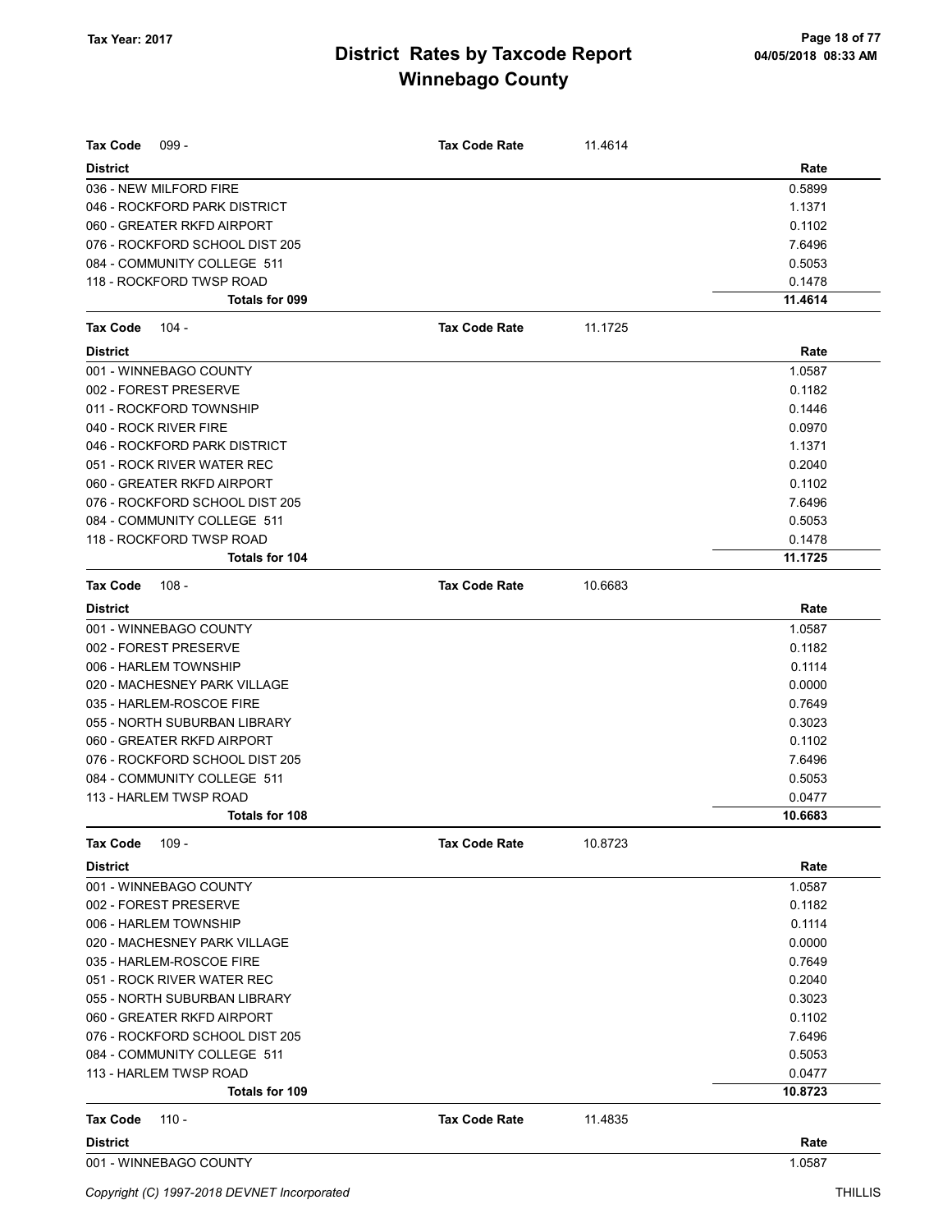# District Rates by Taxcode Report
## Winnebago County

Tax Year: 2017

**Tax Code** 099 - **Tax Code Rate** 11.4614

| District | Rate |
| --- | --- |
| 036 - NEW MILFORD FIRE | 0.5899 |
| 046 - ROCKFORD PARK DISTRICT | 1.1371 |
| 060 - GREATER RKFD AIRPORT | 0.1102 |
| 076 - ROCKFORD SCHOOL DIST 205 | 7.6496 |
| 084 - COMMUNITY COLLEGE 511 | 0.5053 |
| 118 - ROCKFORD TWSP ROAD | 0.1478 |
| **Totals for 099** | **11.4614** |

**Tax Code** 104 - **Tax Code Rate** 11.1725

| District | Rate |
| --- | --- |
| 001 - WINNEBAGO COUNTY | 1.0587 |
| 002 - FOREST PRESERVE | 0.1182 |
| 011 - ROCKFORD TOWNSHIP | 0.1446 |
| 040 - ROCK RIVER FIRE | 0.0970 |
| 046 - ROCKFORD PARK DISTRICT | 1.1371 |
| 051 - ROCK RIVER WATER REC | 0.2040 |
| 060 - GREATER RKFD AIRPORT | 0.1102 |
| 076 - ROCKFORD SCHOOL DIST 205 | 7.6496 |
| 084 - COMMUNITY COLLEGE 511 | 0.5053 |
| 118 - ROCKFORD TWSP ROAD | 0.1478 |
| **Totals for 104** | **11.1725** |

**Tax Code** 108 - **Tax Code Rate** 10.6683

| District | Rate |
| --- | --- |
| 001 - WINNEBAGO COUNTY | 1.0587 |
| 002 - FOREST PRESERVE | 0.1182 |
| 006 - HARLEM TOWNSHIP | 0.1114 |
| 020 - MACHESNEY PARK VILLAGE | 0.0000 |
| 035 - HARLEM-ROSCOE FIRE | 0.7649 |
| 055 - NORTH SUBURBAN LIBRARY | 0.3023 |
| 060 - GREATER RKFD AIRPORT | 0.1102 |
| 076 - ROCKFORD SCHOOL DIST 205 | 7.6496 |
| 084 - COMMUNITY COLLEGE 511 | 0.5053 |
| 113 - HARLEM TWSP ROAD | 0.0477 |
| **Totals for 108** | **10.6683** |

**Tax Code** 109 - **Tax Code Rate** 10.8723

| District | Rate |
| --- | --- |
| 001 - WINNEBAGO COUNTY | 1.0587 |
| 002 - FOREST PRESERVE | 0.1182 |
| 006 - HARLEM TOWNSHIP | 0.1114 |
| 020 - MACHESNEY PARK VILLAGE | 0.0000 |
| 035 - HARLEM-ROSCOE FIRE | 0.7649 |
| 051 - ROCK RIVER WATER REC | 0.2040 |
| 055 - NORTH SUBURBAN LIBRARY | 0.3023 |
| 060 - GREATER RKFD AIRPORT | 0.1102 |
| 076 - ROCKFORD SCHOOL DIST 205 | 7.6496 |
| 084 - COMMUNITY COLLEGE 511 | 0.5053 |
| 113 - HARLEM TWSP ROAD | 0.0477 |
| **Totals for 109** | **10.8723** |

**Tax Code** 110 - **Tax Code Rate** 11.4835

| District | Rate |
| --- | --- |
| 001 - WINNEBAGO COUNTY | 1.0587 |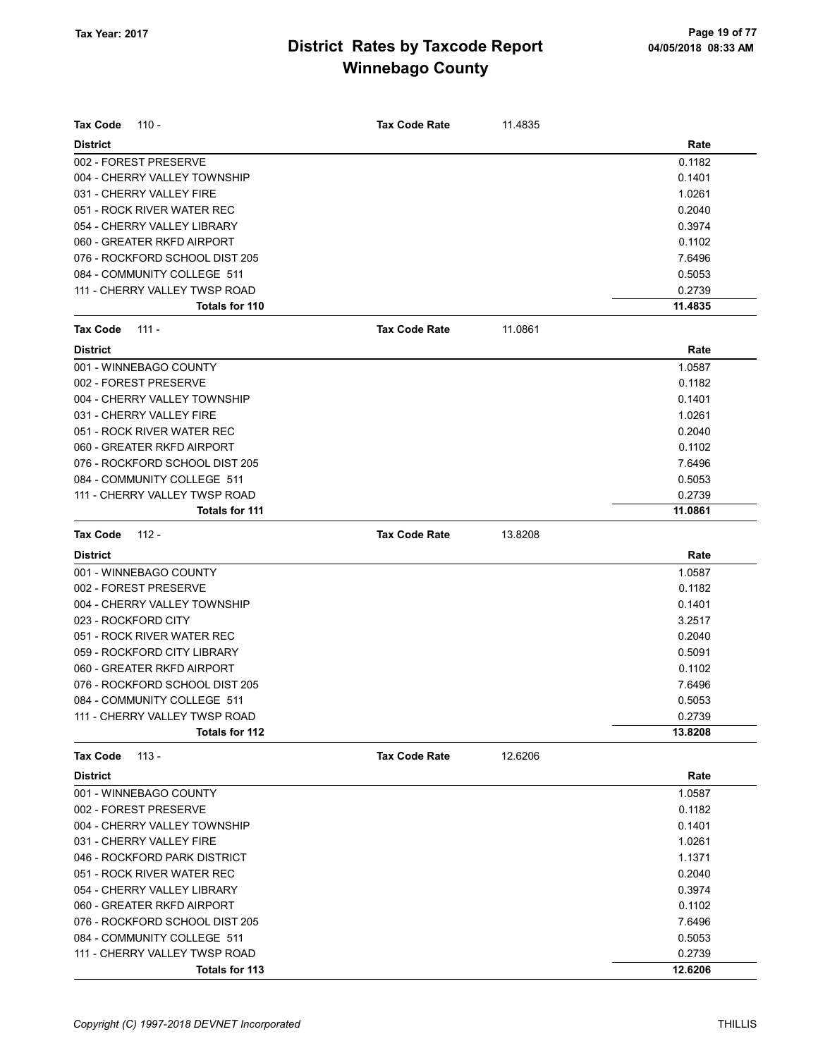# District Rates by Taxcode Report
## Winnebago County

Tax Year: 2017

**Tax Code** 110 - **Tax Code Rate** 11.4835

| District | Rate |
|---|---|
| 002 - FOREST PRESERVE | 0.1182 |
| 004 - CHERRY VALLEY TOWNSHIP | 0.1401 |
| 031 - CHERRY VALLEY FIRE | 1.0261 |
| 051 - ROCK RIVER WATER REC | 0.2040 |
| 054 - CHERRY VALLEY LIBRARY | 0.3974 |
| 060 - GREATER RKFD AIRPORT | 0.1102 |
| 076 - ROCKFORD SCHOOL DIST 205 | 7.6496 |
| 084 - COMMUNITY COLLEGE 511 | 0.5053 |
| 111 - CHERRY VALLEY TWSP ROAD | 0.2739 |
| **Totals for 110** | **11.4835** |

**Tax Code** 111 - **Tax Code Rate** 11.0861

| District | Rate |
|---|---|
| 001 - WINNEBAGO COUNTY | 1.0587 |
| 002 - FOREST PRESERVE | 0.1182 |
| 004 - CHERRY VALLEY TOWNSHIP | 0.1401 |
| 031 - CHERRY VALLEY FIRE | 1.0261 |
| 051 - ROCK RIVER WATER REC | 0.2040 |
| 060 - GREATER RKFD AIRPORT | 0.1102 |
| 076 - ROCKFORD SCHOOL DIST 205 | 7.6496 |
| 084 - COMMUNITY COLLEGE 511 | 0.5053 |
| 111 - CHERRY VALLEY TWSP ROAD | 0.2739 |
| **Totals for 111** | **11.0861** |

**Tax Code** 112 - **Tax Code Rate** 13.8208

| District | Rate |
|---|---|
| 001 - WINNEBAGO COUNTY | 1.0587 |
| 002 - FOREST PRESERVE | 0.1182 |
| 004 - CHERRY VALLEY TOWNSHIP | 0.1401 |
| 023 - ROCKFORD CITY | 3.2517 |
| 051 - ROCK RIVER WATER REC | 0.2040 |
| 059 - ROCKFORD CITY LIBRARY | 0.5091 |
| 060 - GREATER RKFD AIRPORT | 0.1102 |
| 076 - ROCKFORD SCHOOL DIST 205 | 7.6496 |
| 084 - COMMUNITY COLLEGE 511 | 0.5053 |
| 111 - CHERRY VALLEY TWSP ROAD | 0.2739 |
| **Totals for 112** | **13.8208** |

**Tax Code** 113 - **Tax Code Rate** 12.6206

| District | Rate |
|---|---|
| 001 - WINNEBAGO COUNTY | 1.0587 |
| 002 - FOREST PRESERVE | 0.1182 |
| 004 - CHERRY VALLEY TOWNSHIP | 0.1401 |
| 031 - CHERRY VALLEY FIRE | 1.0261 |
| 046 - ROCKFORD PARK DISTRICT | 1.1371 |
| 051 - ROCK RIVER WATER REC | 0.2040 |
| 054 - CHERRY VALLEY LIBRARY | 0.3974 |
| 060 - GREATER RKFD AIRPORT | 0.1102 |
| 076 - ROCKFORD SCHOOL DIST 205 | 7.6496 |
| 084 - COMMUNITY COLLEGE 511 | 0.5053 |
| 111 - CHERRY VALLEY TWSP ROAD | 0.2739 |
| **Totals for 113** | **12.6206** |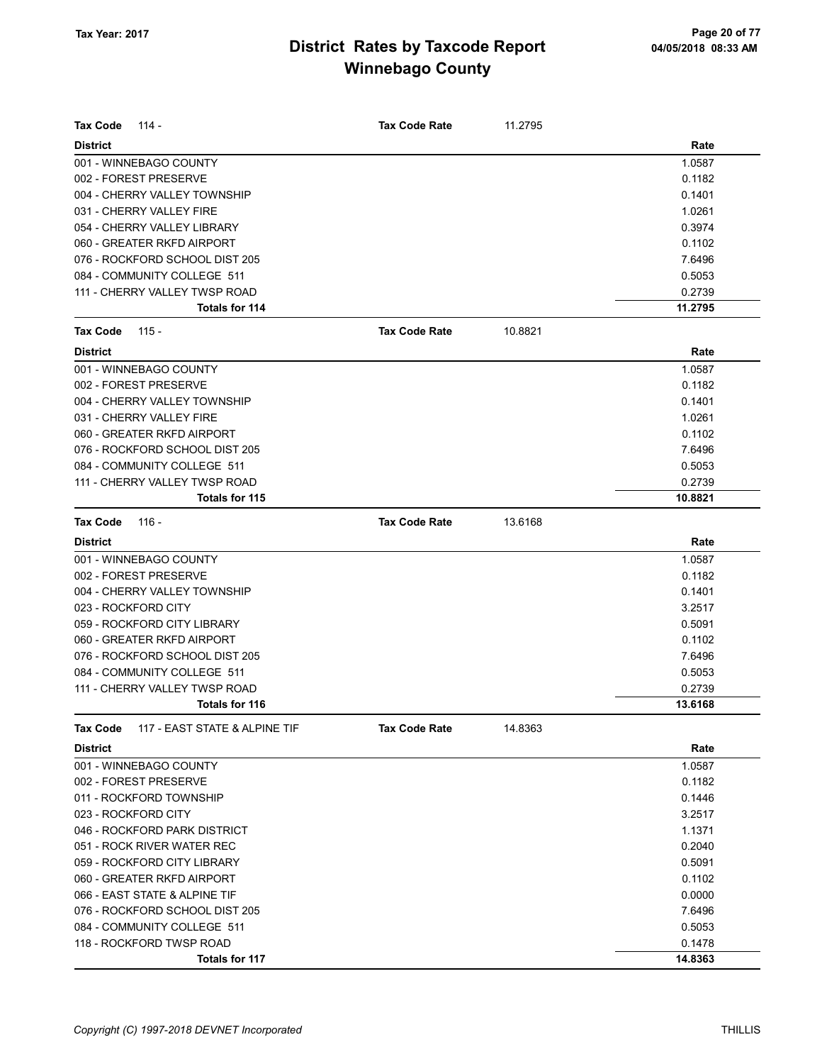# District Rates by Taxcode Report
## Winnebago County

Tax Year: 2017

**Tax Code** 114 - **Tax Code Rate** 11.2795

| District | Rate |
|---|---|
| 001 - WINNEBAGO COUNTY | 1.0587 |
| 002 - FOREST PRESERVE | 0.1182 |
| 004 - CHERRY VALLEY TOWNSHIP | 0.1401 |
| 031 - CHERRY VALLEY FIRE | 1.0261 |
| 054 - CHERRY VALLEY LIBRARY | 0.3974 |
| 060 - GREATER RKFD AIRPORT | 0.1102 |
| 076 - ROCKFORD SCHOOL DIST 205 | 7.6496 |
| 084 - COMMUNITY COLLEGE 511 | 0.5053 |
| 111 - CHERRY VALLEY TWSP ROAD | 0.2739 |
| **Totals for 114** | **11.2795** |

**Tax Code** 115 - **Tax Code Rate** 10.8821

| District | Rate |
|---|---|
| 001 - WINNEBAGO COUNTY | 1.0587 |
| 002 - FOREST PRESERVE | 0.1182 |
| 004 - CHERRY VALLEY TOWNSHIP | 0.1401 |
| 031 - CHERRY VALLEY FIRE | 1.0261 |
| 060 - GREATER RKFD AIRPORT | 0.1102 |
| 076 - ROCKFORD SCHOOL DIST 205 | 7.6496 |
| 084 - COMMUNITY COLLEGE 511 | 0.5053 |
| 111 - CHERRY VALLEY TWSP ROAD | 0.2739 |
| **Totals for 115** | **10.8821** |

**Tax Code** 116 - **Tax Code Rate** 13.6168

| District | Rate |
|---|---|
| 001 - WINNEBAGO COUNTY | 1.0587 |
| 002 - FOREST PRESERVE | 0.1182 |
| 004 - CHERRY VALLEY TOWNSHIP | 0.1401 |
| 023 - ROCKFORD CITY | 3.2517 |
| 059 - ROCKFORD CITY LIBRARY | 0.5091 |
| 060 - GREATER RKFD AIRPORT | 0.1102 |
| 076 - ROCKFORD SCHOOL DIST 205 | 7.6496 |
| 084 - COMMUNITY COLLEGE 511 | 0.5053 |
| 111 - CHERRY VALLEY TWSP ROAD | 0.2739 |
| **Totals for 116** | **13.6168** |

**Tax Code** 117 - EAST STATE & ALPINE TIF **Tax Code Rate** 14.8363

| District | Rate |
|---|---|
| 001 - WINNEBAGO COUNTY | 1.0587 |
| 002 - FOREST PRESERVE | 0.1182 |
| 011 - ROCKFORD TOWNSHIP | 0.1446 |
| 023 - ROCKFORD CITY | 3.2517 |
| 046 - ROCKFORD PARK DISTRICT | 1.1371 |
| 051 - ROCK RIVER WATER REC | 0.2040 |
| 059 - ROCKFORD CITY LIBRARY | 0.5091 |
| 060 - GREATER RKFD AIRPORT | 0.1102 |
| 066 - EAST STATE & ALPINE TIF | 0.0000 |
| 076 - ROCKFORD SCHOOL DIST 205 | 7.6496 |
| 084 - COMMUNITY COLLEGE 511 | 0.5053 |
| 118 - ROCKFORD TWSP ROAD | 0.1478 |
| **Totals for 117** | **14.8363** |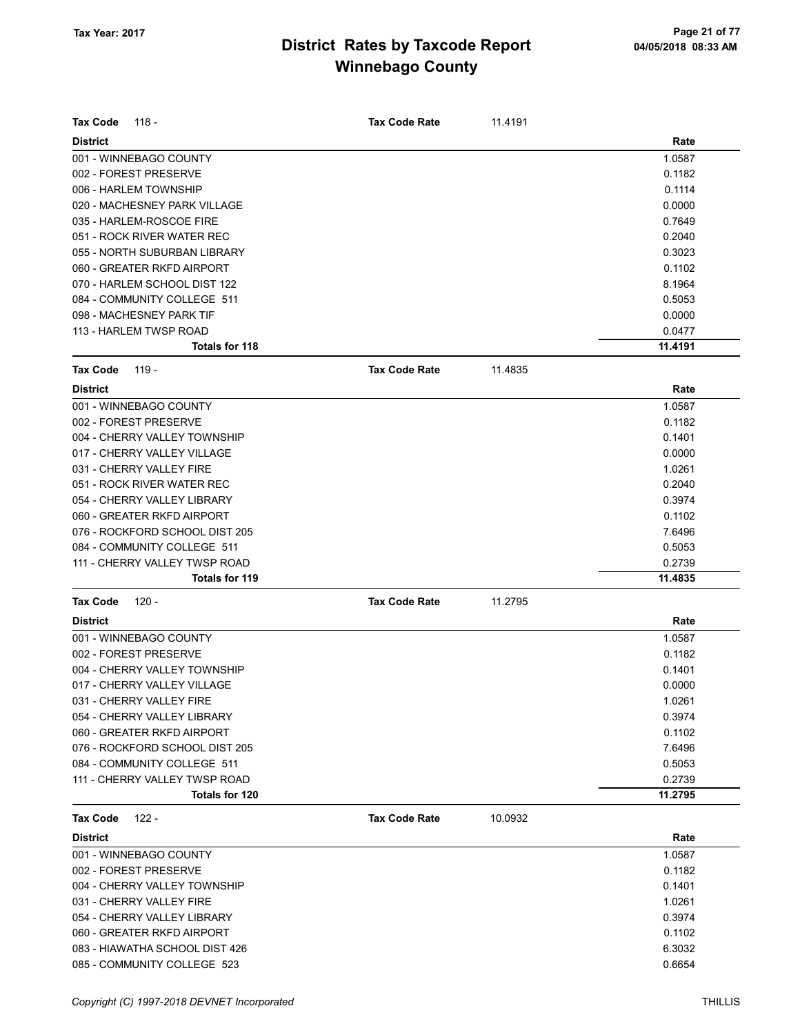# District Rates by Taxcode Report
# Winnebago County

Tax Year: 2017

**Tax Code** 118 - **Tax Code Rate** 11.4191

| District | Rate |
|---|---|
| 001 - WINNEBAGO COUNTY | 1.0587 |
| 002 - FOREST PRESERVE | 0.1182 |
| 006 - HARLEM TOWNSHIP | 0.1114 |
| 020 - MACHESNEY PARK VILLAGE | 0.0000 |
| 035 - HARLEM-ROSCOE FIRE | 0.7649 |
| 051 - ROCK RIVER WATER REC | 0.2040 |
| 055 - NORTH SUBURBAN LIBRARY | 0.3023 |
| 060 - GREATER RKFD AIRPORT | 0.1102 |
| 070 - HARLEM SCHOOL DIST 122 | 8.1964 |
| 084 - COMMUNITY COLLEGE 511 | 0.5053 |
| 098 - MACHESNEY PARK TIF | 0.0000 |
| 113 - HARLEM TWSP ROAD | 0.0477 |
| **Totals for 118** | **11.4191** |

**Tax Code** 119 - **Tax Code Rate** 11.4835

| District | Rate |
|---|---|
| 001 - WINNEBAGO COUNTY | 1.0587 |
| 002 - FOREST PRESERVE | 0.1182 |
| 004 - CHERRY VALLEY TOWNSHIP | 0.1401 |
| 017 - CHERRY VALLEY VILLAGE | 0.0000 |
| 031 - CHERRY VALLEY FIRE | 1.0261 |
| 051 - ROCK RIVER WATER REC | 0.2040 |
| 054 - CHERRY VALLEY LIBRARY | 0.3974 |
| 060 - GREATER RKFD AIRPORT | 0.1102 |
| 076 - ROCKFORD SCHOOL DIST 205 | 7.6496 |
| 084 - COMMUNITY COLLEGE 511 | 0.5053 |
| 111 - CHERRY VALLEY TWSP ROAD | 0.2739 |
| **Totals for 119** | **11.4835** |

**Tax Code** 120 - **Tax Code Rate** 11.2795

| District | Rate |
|---|---|
| 001 - WINNEBAGO COUNTY | 1.0587 |
| 002 - FOREST PRESERVE | 0.1182 |
| 004 - CHERRY VALLEY TOWNSHIP | 0.1401 |
| 017 - CHERRY VALLEY VILLAGE | 0.0000 |
| 031 - CHERRY VALLEY FIRE | 1.0261 |
| 054 - CHERRY VALLEY LIBRARY | 0.3974 |
| 060 - GREATER RKFD AIRPORT | 0.1102 |
| 076 - ROCKFORD SCHOOL DIST 205 | 7.6496 |
| 084 - COMMUNITY COLLEGE 511 | 0.5053 |
| 111 - CHERRY VALLEY TWSP ROAD | 0.2739 |
| **Totals for 120** | **11.2795** |

**Tax Code** 122 - **Tax Code Rate** 10.0932

| District | Rate |
|---|---|
| 001 - WINNEBAGO COUNTY | 1.0587 |
| 002 - FOREST PRESERVE | 0.1182 |
| 004 - CHERRY VALLEY TOWNSHIP | 0.1401 |
| 031 - CHERRY VALLEY FIRE | 1.0261 |
| 054 - CHERRY VALLEY LIBRARY | 0.3974 |
| 060 - GREATER RKFD AIRPORT | 0.1102 |
| 083 - HIAWATHA SCHOOL DIST 426 | 6.3032 |
| 085 - COMMUNITY COLLEGE 523 | 0.6654 |

Copyright (C) 1997-2018 DEVNET Incorporated THILLIS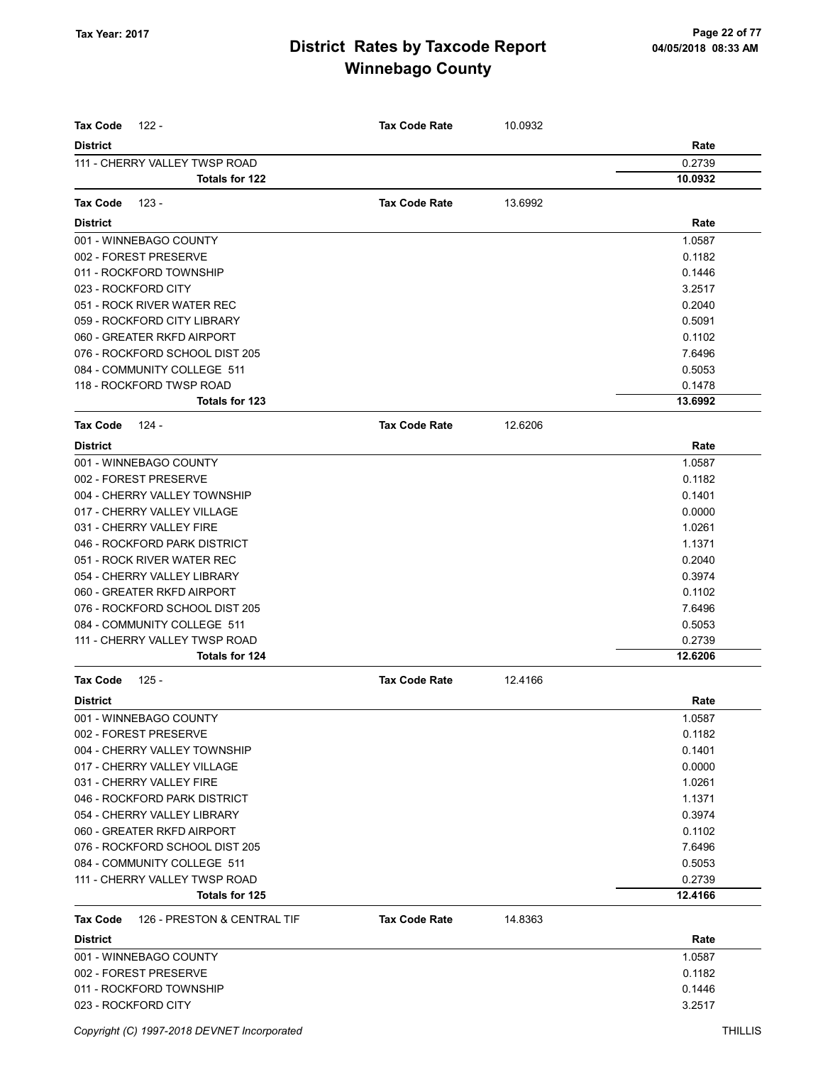# District Rates by Taxcode Report
## Winnebago County

Tax Year: 2017

04/05/2018 08:33 AM

**Tax Code** 122 - **Tax Code Rate** 10.0932

| District | Rate |
|---|---|
| 111 - CHERRY VALLEY TWSP ROAD | 0.2739 |
| **Totals for 122** | **10.0932** |

**Tax Code** 123 - **Tax Code Rate** 13.6992

| District | Rate |
|---|---|
| 001 - WINNEBAGO COUNTY | 1.0587 |
| 002 - FOREST PRESERVE | 0.1182 |
| 011 - ROCKFORD TOWNSHIP | 0.1446 |
| 023 - ROCKFORD CITY | 3.2517 |
| 051 - ROCK RIVER WATER REC | 0.2040 |
| 059 - ROCKFORD CITY LIBRARY | 0.5091 |
| 060 - GREATER RKFD AIRPORT | 0.1102 |
| 076 - ROCKFORD SCHOOL DIST 205 | 7.6496 |
| 084 - COMMUNITY COLLEGE 511 | 0.5053 |
| 118 - ROCKFORD TWSP ROAD | 0.1478 |
| **Totals for 123** | **13.6992** |

**Tax Code** 124 - **Tax Code Rate** 12.6206

| District | Rate |
|---|---|
| 001 - WINNEBAGO COUNTY | 1.0587 |
| 002 - FOREST PRESERVE | 0.1182 |
| 004 - CHERRY VALLEY TOWNSHIP | 0.1401 |
| 017 - CHERRY VALLEY VILLAGE | 0.0000 |
| 031 - CHERRY VALLEY FIRE | 1.0261 |
| 046 - ROCKFORD PARK DISTRICT | 1.1371 |
| 051 - ROCK RIVER WATER REC | 0.2040 |
| 054 - CHERRY VALLEY LIBRARY | 0.3974 |
| 060 - GREATER RKFD AIRPORT | 0.1102 |
| 076 - ROCKFORD SCHOOL DIST 205 | 7.6496 |
| 084 - COMMUNITY COLLEGE 511 | 0.5053 |
| 111 - CHERRY VALLEY TWSP ROAD | 0.2739 |
| **Totals for 124** | **12.6206** |

**Tax Code** 125 - **Tax Code Rate** 12.4166

| District | Rate |
|---|---|
| 001 - WINNEBAGO COUNTY | 1.0587 |
| 002 - FOREST PRESERVE | 0.1182 |
| 004 - CHERRY VALLEY TOWNSHIP | 0.1401 |
| 017 - CHERRY VALLEY VILLAGE | 0.0000 |
| 031 - CHERRY VALLEY FIRE | 1.0261 |
| 046 - ROCKFORD PARK DISTRICT | 1.1371 |
| 054 - CHERRY VALLEY LIBRARY | 0.3974 |
| 060 - GREATER RKFD AIRPORT | 0.1102 |
| 076 - ROCKFORD SCHOOL DIST 205 | 7.6496 |
| 084 - COMMUNITY COLLEGE 511 | 0.5053 |
| 111 - CHERRY VALLEY TWSP ROAD | 0.2739 |
| **Totals for 125** | **12.4166** |

**Tax Code** 126 - PRESTON & CENTRAL TIF **Tax Code Rate** 14.8363

| District | Rate |
|---|---|
| 001 - WINNEBAGO COUNTY | 1.0587 |
| 002 - FOREST PRESERVE | 0.1182 |
| 011 - ROCKFORD TOWNSHIP | 0.1446 |
| 023 - ROCKFORD CITY | 3.2517 |

Copyright (C) 1997-2018 DEVNET Incorporated

THILLIS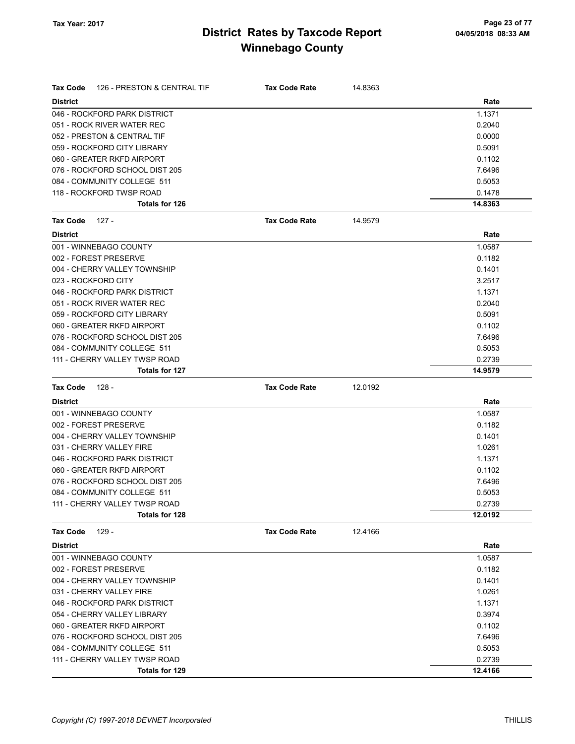# District Rates by Taxcode Report

## Winnebago County

Tax Year: 2017

04/05/2018 08:33 AM

**Tax Code** 126 - PRESTON & CENTRAL TIF **Tax Code Rate** 14.8363

| District | Rate |
|---|---|
| 046 - ROCKFORD PARK DISTRICT | 1.1371 |
| 051 - ROCK RIVER WATER REC | 0.2040 |
| 052 - PRESTON & CENTRAL TIF | 0.0000 |
| 059 - ROCKFORD CITY LIBRARY | 0.5091 |
| 060 - GREATER RKFD AIRPORT | 0.1102 |
| 076 - ROCKFORD SCHOOL DIST 205 | 7.6496 |
| 084 - COMMUNITY COLLEGE 511 | 0.5053 |
| 118 - ROCKFORD TWSP ROAD | 0.1478 |
| **Totals for 126** | **14.8363** |

**Tax Code** 127 - **Tax Code Rate** 14.9579

| District | Rate |
|---|---|
| 001 - WINNEBAGO COUNTY | 1.0587 |
| 002 - FOREST PRESERVE | 0.1182 |
| 004 - CHERRY VALLEY TOWNSHIP | 0.1401 |
| 023 - ROCKFORD CITY | 3.2517 |
| 046 - ROCKFORD PARK DISTRICT | 1.1371 |
| 051 - ROCK RIVER WATER REC | 0.2040 |
| 059 - ROCKFORD CITY LIBRARY | 0.5091 |
| 060 - GREATER RKFD AIRPORT | 0.1102 |
| 076 - ROCKFORD SCHOOL DIST 205 | 7.6496 |
| 084 - COMMUNITY COLLEGE 511 | 0.5053 |
| 111 - CHERRY VALLEY TWSP ROAD | 0.2739 |
| **Totals for 127** | **14.9579** |

**Tax Code** 128 - **Tax Code Rate** 12.0192

| District | Rate |
|---|---|
| 001 - WINNEBAGO COUNTY | 1.0587 |
| 002 - FOREST PRESERVE | 0.1182 |
| 004 - CHERRY VALLEY TOWNSHIP | 0.1401 |
| 031 - CHERRY VALLEY FIRE | 1.0261 |
| 046 - ROCKFORD PARK DISTRICT | 1.1371 |
| 060 - GREATER RKFD AIRPORT | 0.1102 |
| 076 - ROCKFORD SCHOOL DIST 205 | 7.6496 |
| 084 - COMMUNITY COLLEGE 511 | 0.5053 |
| 111 - CHERRY VALLEY TWSP ROAD | 0.2739 |
| **Totals for 128** | **12.0192** |

**Tax Code** 129 - **Tax Code Rate** 12.4166

| District | Rate |
|---|---|
| 001 - WINNEBAGO COUNTY | 1.0587 |
| 002 - FOREST PRESERVE | 0.1182 |
| 004 - CHERRY VALLEY TOWNSHIP | 0.1401 |
| 031 - CHERRY VALLEY FIRE | 1.0261 |
| 046 - ROCKFORD PARK DISTRICT | 1.1371 |
| 054 - CHERRY VALLEY LIBRARY | 0.3974 |
| 060 - GREATER RKFD AIRPORT | 0.1102 |
| 076 - ROCKFORD SCHOOL DIST 205 | 7.6496 |
| 084 - COMMUNITY COLLEGE 511 | 0.5053 |
| 111 - CHERRY VALLEY TWSP ROAD | 0.2739 |
| **Totals for 129** | **12.4166** |

*Copyright (C) 1997-2018 DEVNET Incorporated* THILLIS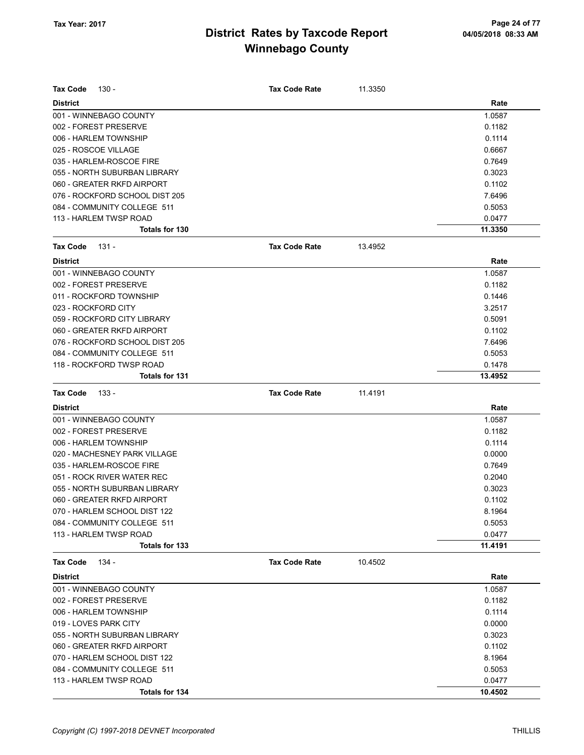**Tax Year: 2017**

# District Rates by Taxcode Report
## Winnebago County

**Tax Code** 130 - **Tax Code Rate** 11.3350

| District | Rate |
|---|---|
| 001 - WINNEBAGO COUNTY | 1.0587 |
| 002 - FOREST PRESERVE | 0.1182 |
| 006 - HARLEM TOWNSHIP | 0.1114 |
| 025 - ROSCOE VILLAGE | 0.6667 |
| 035 - HARLEM-ROSCOE FIRE | 0.7649 |
| 055 - NORTH SUBURBAN LIBRARY | 0.3023 |
| 060 - GREATER RKFD AIRPORT | 0.1102 |
| 076 - ROCKFORD SCHOOL DIST 205 | 7.6496 |
| 084 - COMMUNITY COLLEGE 511 | 0.5053 |
| 113 - HARLEM TWSP ROAD | 0.0477 |
| **Totals for 130** | **11.3350** |

**Tax Code** 131 - **Tax Code Rate** 13.4952

| District | Rate |
|---|---|
| 001 - WINNEBAGO COUNTY | 1.0587 |
| 002 - FOREST PRESERVE | 0.1182 |
| 011 - ROCKFORD TOWNSHIP | 0.1446 |
| 023 - ROCKFORD CITY | 3.2517 |
| 059 - ROCKFORD CITY LIBRARY | 0.5091 |
| 060 - GREATER RKFD AIRPORT | 0.1102 |
| 076 - ROCKFORD SCHOOL DIST 205 | 7.6496 |
| 084 - COMMUNITY COLLEGE 511 | 0.5053 |
| 118 - ROCKFORD TWSP ROAD | 0.1478 |
| **Totals for 131** | **13.4952** |

**Tax Code** 133 - **Tax Code Rate** 11.4191

| District | Rate |
|---|---|
| 001 - WINNEBAGO COUNTY | 1.0587 |
| 002 - FOREST PRESERVE | 0.1182 |
| 006 - HARLEM TOWNSHIP | 0.1114 |
| 020 - MACHESNEY PARK VILLAGE | 0.0000 |
| 035 - HARLEM-ROSCOE FIRE | 0.7649 |
| 051 - ROCK RIVER WATER REC | 0.2040 |
| 055 - NORTH SUBURBAN LIBRARY | 0.3023 |
| 060 - GREATER RKFD AIRPORT | 0.1102 |
| 070 - HARLEM SCHOOL DIST 122 | 8.1964 |
| 084 - COMMUNITY COLLEGE 511 | 0.5053 |
| 113 - HARLEM TWSP ROAD | 0.0477 |
| **Totals for 133** | **11.4191** |

**Tax Code** 134 - **Tax Code Rate** 10.4502

| District | Rate |
|---|---|
| 001 - WINNEBAGO COUNTY | 1.0587 |
| 002 - FOREST PRESERVE | 0.1182 |
| 006 - HARLEM TOWNSHIP | 0.1114 |
| 019 - LOVES PARK CITY | 0.0000 |
| 055 - NORTH SUBURBAN LIBRARY | 0.3023 |
| 060 - GREATER RKFD AIRPORT | 0.1102 |
| 070 - HARLEM SCHOOL DIST 122 | 8.1964 |
| 084 - COMMUNITY COLLEGE 511 | 0.5053 |
| 113 - HARLEM TWSP ROAD | 0.0477 |
| **Totals for 134** | **10.4502** |

*Copyright (C) 1997-2018 DEVNET Incorporated* THILLIS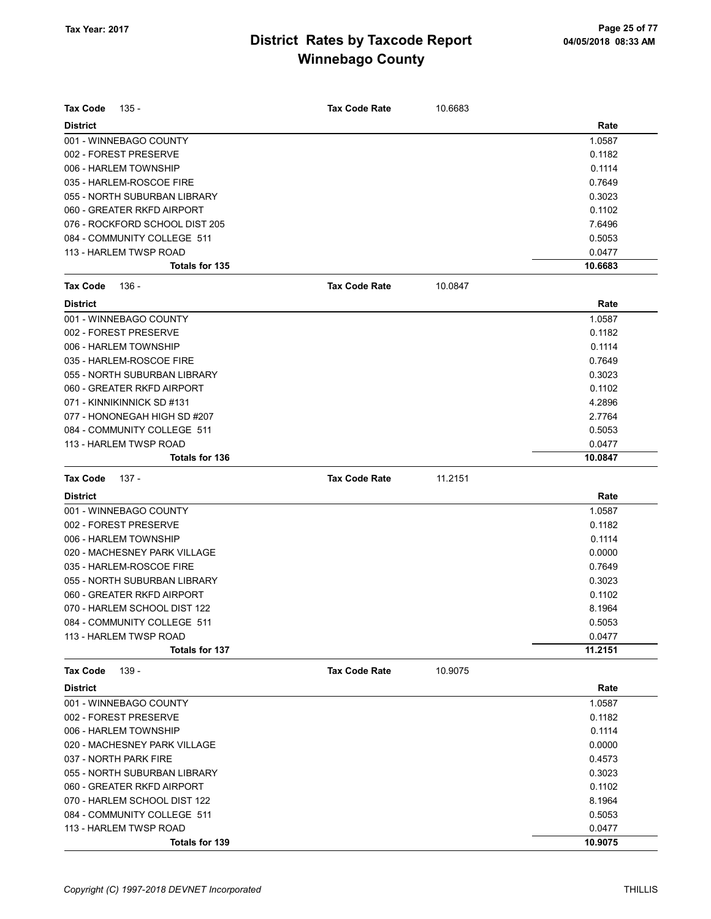# District Rates by Taxcode Report
# Winnebago County

Tax Year: 2017

| Tax Code 135 - | Tax Code Rate 10.6683 |
|---|---|
| **District** | **Rate** |
| 001 - WINNEBAGO COUNTY | 1.0587 |
| 002 - FOREST PRESERVE | 0.1182 |
| 006 - HARLEM TOWNSHIP | 0.1114 |
| 035 - HARLEM-ROSCOE FIRE | 0.7649 |
| 055 - NORTH SUBURBAN LIBRARY | 0.3023 |
| 060 - GREATER RKFD AIRPORT | 0.1102 |
| 076 - ROCKFORD SCHOOL DIST 205 | 7.6496 |
| 084 - COMMUNITY COLLEGE 511 | 0.5053 |
| 113 - HARLEM TWSP ROAD | 0.0477 |
| **Totals for 135** | **10.6683** |

| Tax Code 136 - | Tax Code Rate 10.0847 |
|---|---|
| **District** | **Rate** |
| 001 - WINNEBAGO COUNTY | 1.0587 |
| 002 - FOREST PRESERVE | 0.1182 |
| 006 - HARLEM TOWNSHIP | 0.1114 |
| 035 - HARLEM-ROSCOE FIRE | 0.7649 |
| 055 - NORTH SUBURBAN LIBRARY | 0.3023 |
| 060 - GREATER RKFD AIRPORT | 0.1102 |
| 071 - KINNIKINNICK SD #131 | 4.2896 |
| 077 - HONONEGAH HIGH SD #207 | 2.7764 |
| 084 - COMMUNITY COLLEGE 511 | 0.5053 |
| 113 - HARLEM TWSP ROAD | 0.0477 |
| **Totals for 136** | **10.0847** |

| Tax Code 137 - | Tax Code Rate 11.2151 |
|---|---|
| **District** | **Rate** |
| 001 - WINNEBAGO COUNTY | 1.0587 |
| 002 - FOREST PRESERVE | 0.1182 |
| 006 - HARLEM TOWNSHIP | 0.1114 |
| 020 - MACHESNEY PARK VILLAGE | 0.0000 |
| 035 - HARLEM-ROSCOE FIRE | 0.7649 |
| 055 - NORTH SUBURBAN LIBRARY | 0.3023 |
| 060 - GREATER RKFD AIRPORT | 0.1102 |
| 070 - HARLEM SCHOOL DIST 122 | 8.1964 |
| 084 - COMMUNITY COLLEGE 511 | 0.5053 |
| 113 - HARLEM TWSP ROAD | 0.0477 |
| **Totals for 137** | **11.2151** |

| Tax Code 139 - | Tax Code Rate 10.9075 |
|---|---|
| **District** | **Rate** |
| 001 - WINNEBAGO COUNTY | 1.0587 |
| 002 - FOREST PRESERVE | 0.1182 |
| 006 - HARLEM TOWNSHIP | 0.1114 |
| 020 - MACHESNEY PARK VILLAGE | 0.0000 |
| 037 - NORTH PARK FIRE | 0.4573 |
| 055 - NORTH SUBURBAN LIBRARY | 0.3023 |
| 060 - GREATER RKFD AIRPORT | 0.1102 |
| 070 - HARLEM SCHOOL DIST 122 | 8.1964 |
| 084 - COMMUNITY COLLEGE 511 | 0.5053 |
| 113 - HARLEM TWSP ROAD | 0.0477 |
| **Totals for 139** | **10.9075** |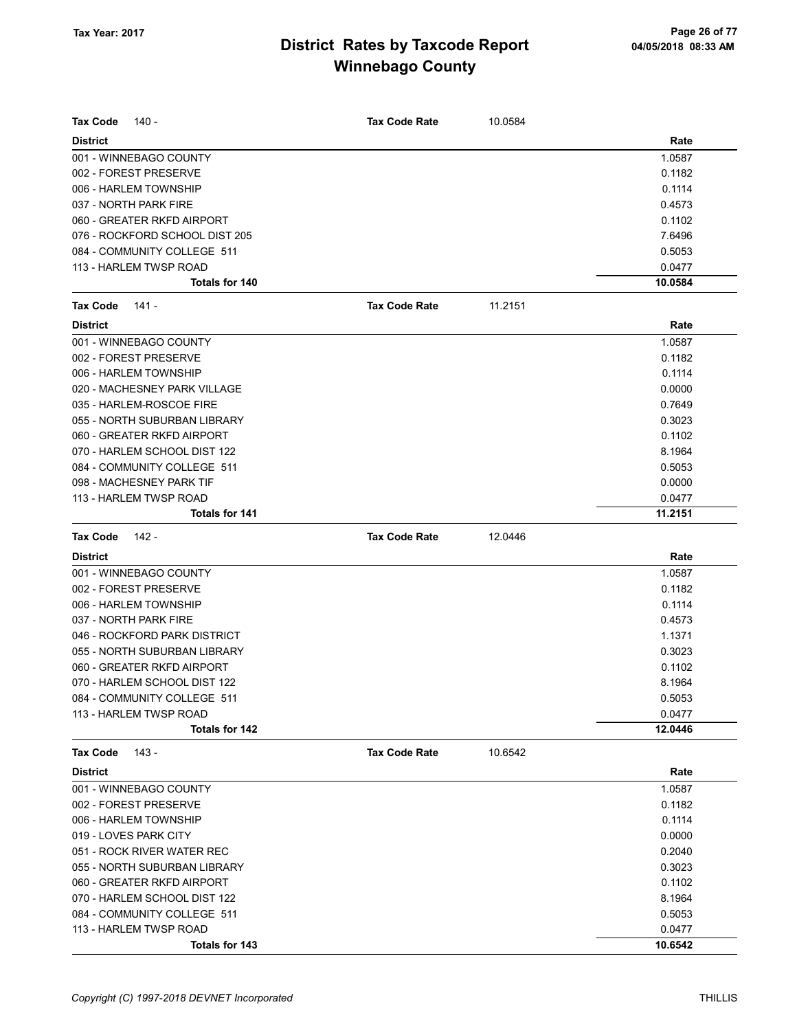Tax Year: 2017

# District Rates by Taxcode Report
## Winnebago County

04/05/2018 08:33 AM

**Tax Code** 140 - **Tax Code Rate** 10.0584

| District | Rate |
|---|---|
| 001 - WINNEBAGO COUNTY | 1.0587 |
| 002 - FOREST PRESERVE | 0.1182 |
| 006 - HARLEM TOWNSHIP | 0.1114 |
| 037 - NORTH PARK FIRE | 0.4573 |
| 060 - GREATER RKFD AIRPORT | 0.1102 |
| 076 - ROCKFORD SCHOOL DIST 205 | 7.6496 |
| 084 - COMMUNITY COLLEGE 511 | 0.5053 |
| 113 - HARLEM TWSP ROAD | 0.0477 |
| **Totals for 140** | **10.0584** |

**Tax Code** 141 - **Tax Code Rate** 11.2151

| District | Rate |
|---|---|
| 001 - WINNEBAGO COUNTY | 1.0587 |
| 002 - FOREST PRESERVE | 0.1182 |
| 006 - HARLEM TOWNSHIP | 0.1114 |
| 020 - MACHESNEY PARK VILLAGE | 0.0000 |
| 035 - HARLEM-ROSCOE FIRE | 0.7649 |
| 055 - NORTH SUBURBAN LIBRARY | 0.3023 |
| 060 - GREATER RKFD AIRPORT | 0.1102 |
| 070 - HARLEM SCHOOL DIST 122 | 8.1964 |
| 084 - COMMUNITY COLLEGE 511 | 0.5053 |
| 098 - MACHESNEY PARK TIF | 0.0000 |
| 113 - HARLEM TWSP ROAD | 0.0477 |
| **Totals for 141** | **11.2151** |

**Tax Code** 142 - **Tax Code Rate** 12.0446

| District | Rate |
|---|---|
| 001 - WINNEBAGO COUNTY | 1.0587 |
| 002 - FOREST PRESERVE | 0.1182 |
| 006 - HARLEM TOWNSHIP | 0.1114 |
| 037 - NORTH PARK FIRE | 0.4573 |
| 046 - ROCKFORD PARK DISTRICT | 1.1371 |
| 055 - NORTH SUBURBAN LIBRARY | 0.3023 |
| 060 - GREATER RKFD AIRPORT | 0.1102 |
| 070 - HARLEM SCHOOL DIST 122 | 8.1964 |
| 084 - COMMUNITY COLLEGE 511 | 0.5053 |
| 113 - HARLEM TWSP ROAD | 0.0477 |
| **Totals for 142** | **12.0446** |

**Tax Code** 143 - **Tax Code Rate** 10.6542

| District | Rate |
|---|---|
| 001 - WINNEBAGO COUNTY | 1.0587 |
| 002 - FOREST PRESERVE | 0.1182 |
| 006 - HARLEM TOWNSHIP | 0.1114 |
| 019 - LOVES PARK CITY | 0.0000 |
| 051 - ROCK RIVER WATER REC | 0.2040 |
| 055 - NORTH SUBURBAN LIBRARY | 0.3023 |
| 060 - GREATER RKFD AIRPORT | 0.1102 |
| 070 - HARLEM SCHOOL DIST 122 | 8.1964 |
| 084 - COMMUNITY COLLEGE 511 | 0.5053 |
| 113 - HARLEM TWSP ROAD | 0.0477 |
| **Totals for 143** | **10.6542** |

*Copyright (C) 1997-2018 DEVNET Incorporated* THILLIS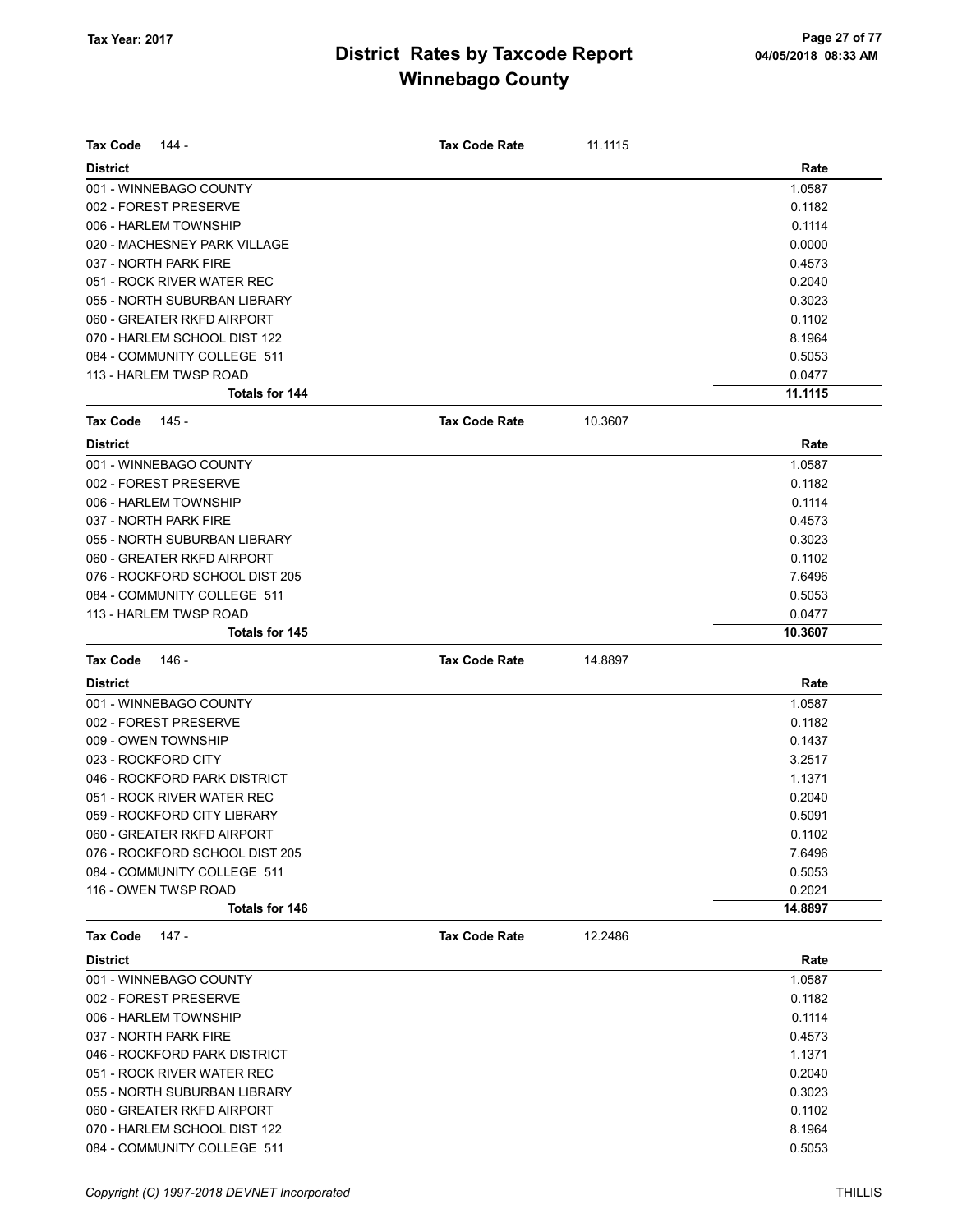# District Rates by Taxcode Report
# Winnebago County

Tax Year: 2017

**Tax Code** 144 - **Tax Code Rate** 11.1115

| District | Rate |
|---|---|
| 001 - WINNEBAGO COUNTY | 1.0587 |
| 002 - FOREST PRESERVE | 0.1182 |
| 006 - HARLEM TOWNSHIP | 0.1114 |
| 020 - MACHESNEY PARK VILLAGE | 0.0000 |
| 037 - NORTH PARK FIRE | 0.4573 |
| 051 - ROCK RIVER WATER REC | 0.2040 |
| 055 - NORTH SUBURBAN LIBRARY | 0.3023 |
| 060 - GREATER RKFD AIRPORT | 0.1102 |
| 070 - HARLEM SCHOOL DIST 122 | 8.1964 |
| 084 - COMMUNITY COLLEGE 511 | 0.5053 |
| 113 - HARLEM TWSP ROAD | 0.0477 |
| **Totals for 144** | **11.1115** |

**Tax Code** 145 - **Tax Code Rate** 10.3607

| District | Rate |
|---|---|
| 001 - WINNEBAGO COUNTY | 1.0587 |
| 002 - FOREST PRESERVE | 0.1182 |
| 006 - HARLEM TOWNSHIP | 0.1114 |
| 037 - NORTH PARK FIRE | 0.4573 |
| 055 - NORTH SUBURBAN LIBRARY | 0.3023 |
| 060 - GREATER RKFD AIRPORT | 0.1102 |
| 076 - ROCKFORD SCHOOL DIST 205 | 7.6496 |
| 084 - COMMUNITY COLLEGE 511 | 0.5053 |
| 113 - HARLEM TWSP ROAD | 0.0477 |
| **Totals for 145** | **10.3607** |

**Tax Code** 146 - **Tax Code Rate** 14.8897

| District | Rate |
|---|---|
| 001 - WINNEBAGO COUNTY | 1.0587 |
| 002 - FOREST PRESERVE | 0.1182 |
| 009 - OWEN TOWNSHIP | 0.1437 |
| 023 - ROCKFORD CITY | 3.2517 |
| 046 - ROCKFORD PARK DISTRICT | 1.1371 |
| 051 - ROCK RIVER WATER REC | 0.2040 |
| 059 - ROCKFORD CITY LIBRARY | 0.5091 |
| 060 - GREATER RKFD AIRPORT | 0.1102 |
| 076 - ROCKFORD SCHOOL DIST 205 | 7.6496 |
| 084 - COMMUNITY COLLEGE 511 | 0.5053 |
| 116 - OWEN TWSP ROAD | 0.2021 |
| **Totals for 146** | **14.8897** |

**Tax Code** 147 - **Tax Code Rate** 12.2486

| District | Rate |
|---|---|
| 001 - WINNEBAGO COUNTY | 1.0587 |
| 002 - FOREST PRESERVE | 0.1182 |
| 006 - HARLEM TOWNSHIP | 0.1114 |
| 037 - NORTH PARK FIRE | 0.4573 |
| 046 - ROCKFORD PARK DISTRICT | 1.1371 |
| 051 - ROCK RIVER WATER REC | 0.2040 |
| 055 - NORTH SUBURBAN LIBRARY | 0.3023 |
| 060 - GREATER RKFD AIRPORT | 0.1102 |
| 070 - HARLEM SCHOOL DIST 122 | 8.1964 |
| 084 - COMMUNITY COLLEGE 511 | 0.5053 |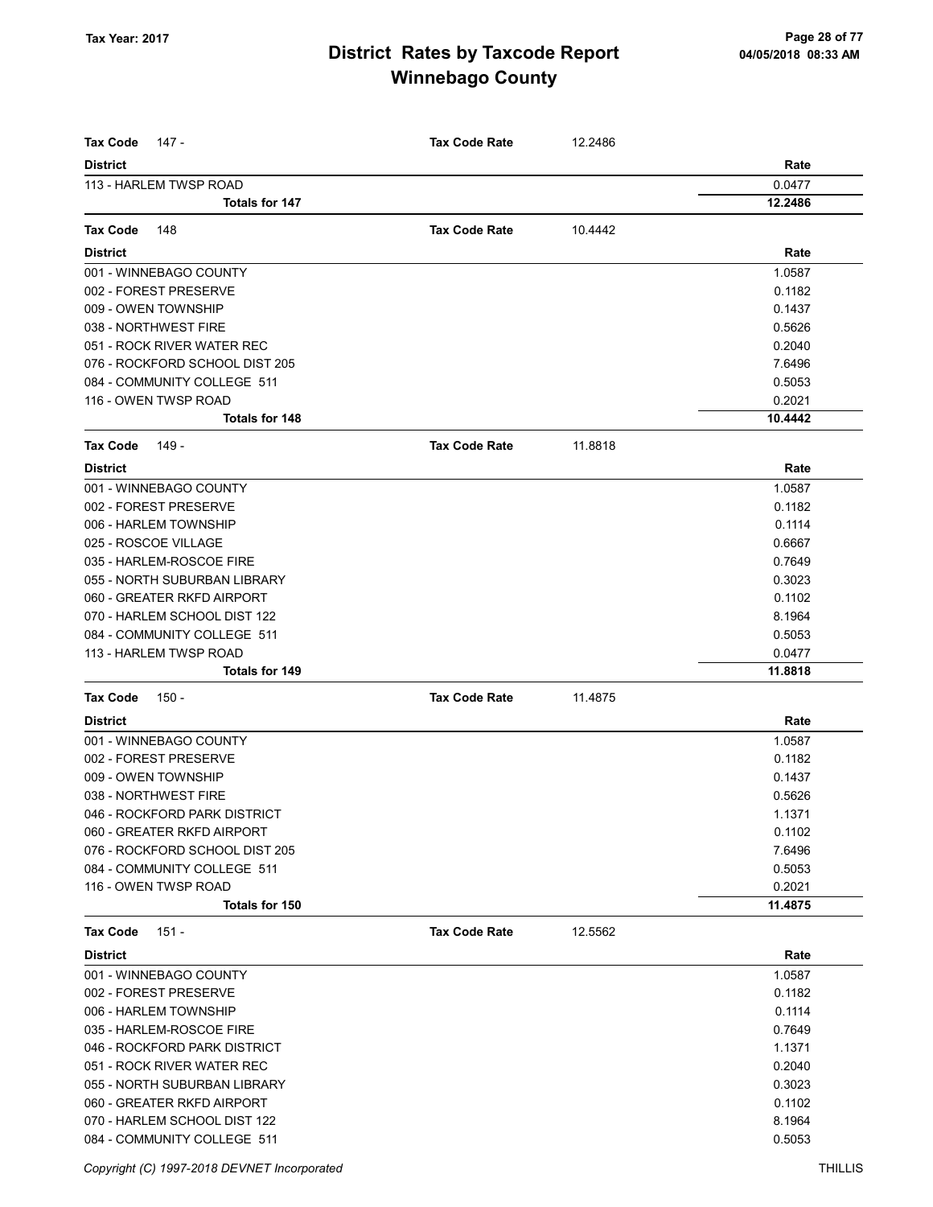# District Rates by Taxcode Report
## Winnebago County

Tax Year: 2017

**Tax Code** 147 - **Tax Code Rate** 12.2486

| District | Rate |
|---|---|
| 113 - HARLEM TWSP ROAD | 0.0477 |
| **Totals for 147** | **12.2486** |

**Tax Code** 148 **Tax Code Rate** 10.4442

| District | Rate |
|---|---|
| 001 - WINNEBAGO COUNTY | 1.0587 |
| 002 - FOREST PRESERVE | 0.1182 |
| 009 - OWEN TOWNSHIP | 0.1437 |
| 038 - NORTHWEST FIRE | 0.5626 |
| 051 - ROCK RIVER WATER REC | 0.2040 |
| 076 - ROCKFORD SCHOOL DIST 205 | 7.6496 |
| 084 - COMMUNITY COLLEGE 511 | 0.5053 |
| 116 - OWEN TWSP ROAD | 0.2021 |
| **Totals for 148** | **10.4442** |

**Tax Code** 149 - **Tax Code Rate** 11.8818

| District | Rate |
|---|---|
| 001 - WINNEBAGO COUNTY | 1.0587 |
| 002 - FOREST PRESERVE | 0.1182 |
| 006 - HARLEM TOWNSHIP | 0.1114 |
| 025 - ROSCOE VILLAGE | 0.6667 |
| 035 - HARLEM-ROSCOE FIRE | 0.7649 |
| 055 - NORTH SUBURBAN LIBRARY | 0.3023 |
| 060 - GREATER RKFD AIRPORT | 0.1102 |
| 070 - HARLEM SCHOOL DIST 122 | 8.1964 |
| 084 - COMMUNITY COLLEGE 511 | 0.5053 |
| 113 - HARLEM TWSP ROAD | 0.0477 |
| **Totals for 149** | **11.8818** |

**Tax Code** 150 - **Tax Code Rate** 11.4875

| District | Rate |
|---|---|
| 001 - WINNEBAGO COUNTY | 1.0587 |
| 002 - FOREST PRESERVE | 0.1182 |
| 009 - OWEN TOWNSHIP | 0.1437 |
| 038 - NORTHWEST FIRE | 0.5626 |
| 046 - ROCKFORD PARK DISTRICT | 1.1371 |
| 060 - GREATER RKFD AIRPORT | 0.1102 |
| 076 - ROCKFORD SCHOOL DIST 205 | 7.6496 |
| 084 - COMMUNITY COLLEGE 511 | 0.5053 |
| 116 - OWEN TWSP ROAD | 0.2021 |
| **Totals for 150** | **11.4875** |

**Tax Code** 151 - **Tax Code Rate** 12.5562

| District | Rate |
|---|---|
| 001 - WINNEBAGO COUNTY | 1.0587 |
| 002 - FOREST PRESERVE | 0.1182 |
| 006 - HARLEM TOWNSHIP | 0.1114 |
| 035 - HARLEM-ROSCOE FIRE | 0.7649 |
| 046 - ROCKFORD PARK DISTRICT | 1.1371 |
| 051 - ROCK RIVER WATER REC | 0.2040 |
| 055 - NORTH SUBURBAN LIBRARY | 0.3023 |
| 060 - GREATER RKFD AIRPORT | 0.1102 |
| 070 - HARLEM SCHOOL DIST 122 | 8.1964 |
| 084 - COMMUNITY COLLEGE 511 | 0.5053 |

Copyright (C) 1997-2018 DEVNET Incorporated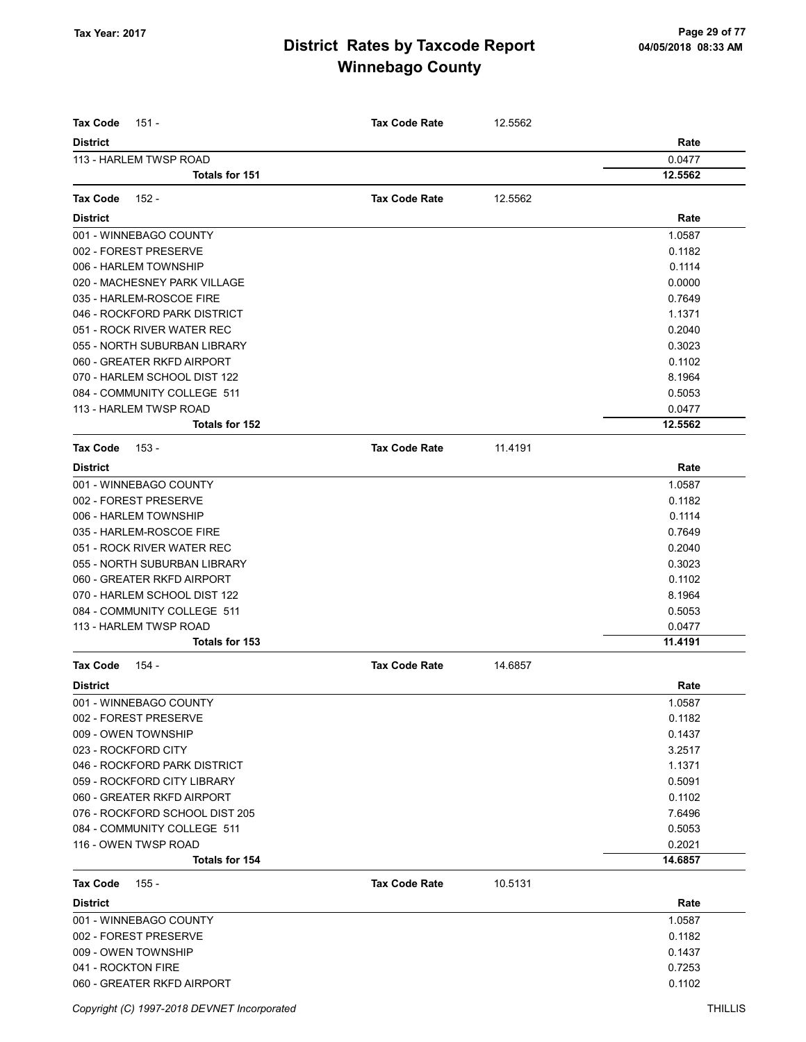# District Rates by Taxcode Report
# Winnebago County

**Tax Year: 2017**

**Tax Code** 151 - **Tax Code Rate** 12.5562

| District | Rate |
|---|---|
| 113 - HARLEM TWSP ROAD | 0.0477 |
| **Totals for 151** | **12.5562** |

**Tax Code** 152 - **Tax Code Rate** 12.5562

| District | Rate |
|---|---|
| 001 - WINNEBAGO COUNTY | 1.0587 |
| 002 - FOREST PRESERVE | 0.1182 |
| 006 - HARLEM TOWNSHIP | 0.1114 |
| 020 - MACHESNEY PARK VILLAGE | 0.0000 |
| 035 - HARLEM-ROSCOE FIRE | 0.7649 |
| 046 - ROCKFORD PARK DISTRICT | 1.1371 |
| 051 - ROCK RIVER WATER REC | 0.2040 |
| 055 - NORTH SUBURBAN LIBRARY | 0.3023 |
| 060 - GREATER RKFD AIRPORT | 0.1102 |
| 070 - HARLEM SCHOOL DIST 122 | 8.1964 |
| 084 - COMMUNITY COLLEGE 511 | 0.5053 |
| 113 - HARLEM TWSP ROAD | 0.0477 |
| **Totals for 152** | **12.5562** |

**Tax Code** 153 - **Tax Code Rate** 11.4191

| District | Rate |
|---|---|
| 001 - WINNEBAGO COUNTY | 1.0587 |
| 002 - FOREST PRESERVE | 0.1182 |
| 006 - HARLEM TOWNSHIP | 0.1114 |
| 035 - HARLEM-ROSCOE FIRE | 0.7649 |
| 051 - ROCK RIVER WATER REC | 0.2040 |
| 055 - NORTH SUBURBAN LIBRARY | 0.3023 |
| 060 - GREATER RKFD AIRPORT | 0.1102 |
| 070 - HARLEM SCHOOL DIST 122 | 8.1964 |
| 084 - COMMUNITY COLLEGE 511 | 0.5053 |
| 113 - HARLEM TWSP ROAD | 0.0477 |
| **Totals for 153** | **11.4191** |

**Tax Code** 154 - **Tax Code Rate** 14.6857

| District | Rate |
|---|---|
| 001 - WINNEBAGO COUNTY | 1.0587 |
| 002 - FOREST PRESERVE | 0.1182 |
| 009 - OWEN TOWNSHIP | 0.1437 |
| 023 - ROCKFORD CITY | 3.2517 |
| 046 - ROCKFORD PARK DISTRICT | 1.1371 |
| 059 - ROCKFORD CITY LIBRARY | 0.5091 |
| 060 - GREATER RKFD AIRPORT | 0.1102 |
| 076 - ROCKFORD SCHOOL DIST 205 | 7.6496 |
| 084 - COMMUNITY COLLEGE 511 | 0.5053 |
| 116 - OWEN TWSP ROAD | 0.2021 |
| **Totals for 154** | **14.6857** |

**Tax Code** 155 - **Tax Code Rate** 10.5131

| District | Rate |
|---|---|
| 001 - WINNEBAGO COUNTY | 1.0587 |
| 002 - FOREST PRESERVE | 0.1182 |
| 009 - OWEN TOWNSHIP | 0.1437 |
| 041 - ROCKTON FIRE | 0.7253 |
| 060 - GREATER RKFD AIRPORT | 0.1102 |

Copyright (C) 1997-2018 DEVNET Incorporated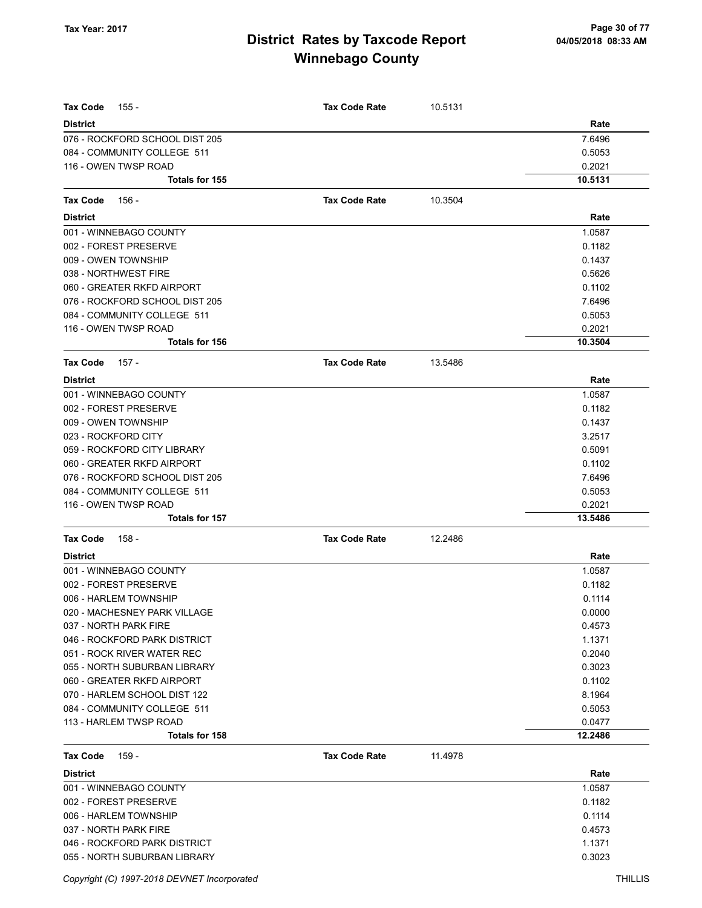| Tax Code | 155 - | Tax Code Rate | 10.5131 |
|---|---|---|---|
| **District** | | | **Rate** |
| 076 - ROCKFORD SCHOOL DIST 205 | | | 7.6496 |
| 084 - COMMUNITY COLLEGE 511 | | | 0.5053 |
| 116 - OWEN TWSP ROAD | | | 0.2021 |
| **Totals for 155** | | | **10.5131** |

| Tax Code | 156 - | Tax Code Rate | 10.3504 |
|---|---|---|---|
| **District** | | | **Rate** |
| 001 - WINNEBAGO COUNTY | | | 1.0587 |
| 002 - FOREST PRESERVE | | | 0.1182 |
| 009 - OWEN TOWNSHIP | | | 0.1437 |
| 038 - NORTHWEST FIRE | | | 0.5626 |
| 060 - GREATER RKFD AIRPORT | | | 0.1102 |
| 076 - ROCKFORD SCHOOL DIST 205 | | | 7.6496 |
| 084 - COMMUNITY COLLEGE 511 | | | 0.5053 |
| 116 - OWEN TWSP ROAD | | | 0.2021 |
| **Totals for 156** | | | **10.3504** |

| Tax Code | 157 - | Tax Code Rate | 13.5486 |
|---|---|---|---|
| **District** | | | **Rate** |
| 001 - WINNEBAGO COUNTY | | | 1.0587 |
| 002 - FOREST PRESERVE | | | 0.1182 |
| 009 - OWEN TOWNSHIP | | | 0.1437 |
| 023 - ROCKFORD CITY | | | 3.2517 |
| 059 - ROCKFORD CITY LIBRARY | | | 0.5091 |
| 060 - GREATER RKFD AIRPORT | | | 0.1102 |
| 076 - ROCKFORD SCHOOL DIST 205 | | | 7.6496 |
| 084 - COMMUNITY COLLEGE 511 | | | 0.5053 |
| 116 - OWEN TWSP ROAD | | | 0.2021 |
| **Totals for 157** | | | **13.5486** |

| Tax Code | 158 - | Tax Code Rate | 12.2486 |
|---|---|---|---|
| **District** | | | **Rate** |
| 001 - WINNEBAGO COUNTY | | | 1.0587 |
| 002 - FOREST PRESERVE | | | 0.1182 |
| 006 - HARLEM TOWNSHIP | | | 0.1114 |
| 020 - MACHESNEY PARK VILLAGE | | | 0.0000 |
| 037 - NORTH PARK FIRE | | | 0.4573 |
| 046 - ROCKFORD PARK DISTRICT | | | 1.1371 |
| 051 - ROCK RIVER WATER REC | | | 0.2040 |
| 055 - NORTH SUBURBAN LIBRARY | | | 0.3023 |
| 060 - GREATER RKFD AIRPORT | | | 0.1102 |
| 070 - HARLEM SCHOOL DIST 122 | | | 8.1964 |
| 084 - COMMUNITY COLLEGE 511 | | | 0.5053 |
| 113 - HARLEM TWSP ROAD | | | 0.0477 |
| **Totals for 158** | | | **12.2486** |

| Tax Code | 159 - | Tax Code Rate | 11.4978 |
|---|---|---|---|
| **District** | | | **Rate** |
| 001 - WINNEBAGO COUNTY | | | 1.0587 |
| 002 - FOREST PRESERVE | | | 0.1182 |
| 006 - HARLEM TOWNSHIP | | | 0.1114 |
| 037 - NORTH PARK FIRE | | | 0.4573 |
| 046 - ROCKFORD PARK DISTRICT | | | 1.1371 |
| 055 - NORTH SUBURBAN LIBRARY | | | 0.3023 |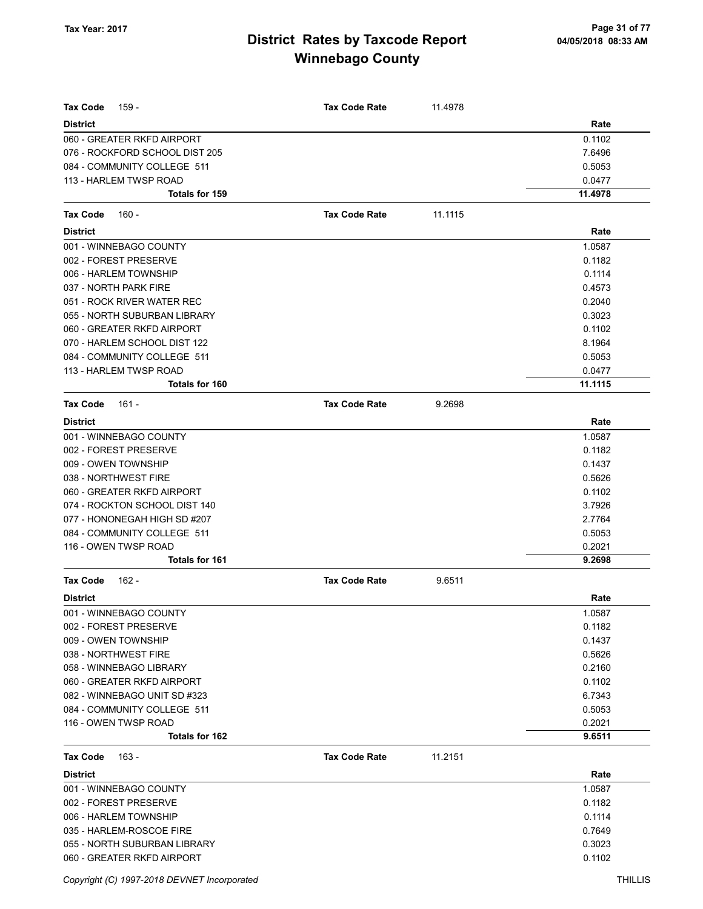# District Rates by Taxcode Report
# Winnebago County

Tax Year: 2017

**Tax Code** 159 - **Tax Code Rate** 11.4978

| District | Rate |
|---|---|
| 060 - GREATER RKFD AIRPORT | 0.1102 |
| 076 - ROCKFORD SCHOOL DIST 205 | 7.6496 |
| 084 - COMMUNITY COLLEGE 511 | 0.5053 |
| 113 - HARLEM TWSP ROAD | 0.0477 |
| **Totals for 159** | **11.4978** |

**Tax Code** 160 - **Tax Code Rate** 11.1115

| District | Rate |
|---|---|
| 001 - WINNEBAGO COUNTY | 1.0587 |
| 002 - FOREST PRESERVE | 0.1182 |
| 006 - HARLEM TOWNSHIP | 0.1114 |
| 037 - NORTH PARK FIRE | 0.4573 |
| 051 - ROCK RIVER WATER REC | 0.2040 |
| 055 - NORTH SUBURBAN LIBRARY | 0.3023 |
| 060 - GREATER RKFD AIRPORT | 0.1102 |
| 070 - HARLEM SCHOOL DIST 122 | 8.1964 |
| 084 - COMMUNITY COLLEGE 511 | 0.5053 |
| 113 - HARLEM TWSP ROAD | 0.0477 |
| **Totals for 160** | **11.1115** |

**Tax Code** 161 - **Tax Code Rate** 9.2698

| District | Rate |
|---|---|
| 001 - WINNEBAGO COUNTY | 1.0587 |
| 002 - FOREST PRESERVE | 0.1182 |
| 009 - OWEN TOWNSHIP | 0.1437 |
| 038 - NORTHWEST FIRE | 0.5626 |
| 060 - GREATER RKFD AIRPORT | 0.1102 |
| 074 - ROCKTON SCHOOL DIST 140 | 3.7926 |
| 077 - HONONEGAH HIGH SD #207 | 2.7764 |
| 084 - COMMUNITY COLLEGE 511 | 0.5053 |
| 116 - OWEN TWSP ROAD | 0.2021 |
| **Totals for 161** | **9.2698** |

**Tax Code** 162 - **Tax Code Rate** 9.6511

| District | Rate |
|---|---|
| 001 - WINNEBAGO COUNTY | 1.0587 |
| 002 - FOREST PRESERVE | 0.1182 |
| 009 - OWEN TOWNSHIP | 0.1437 |
| 038 - NORTHWEST FIRE | 0.5626 |
| 058 - WINNEBAGO LIBRARY | 0.2160 |
| 060 - GREATER RKFD AIRPORT | 0.1102 |
| 082 - WINNEBAGO UNIT SD #323 | 6.7343 |
| 084 - COMMUNITY COLLEGE 511 | 0.5053 |
| 116 - OWEN TWSP ROAD | 0.2021 |
| **Totals for 162** | **9.6511** |

**Tax Code** 163 - **Tax Code Rate** 11.2151

| District | Rate |
|---|---|
| 001 - WINNEBAGO COUNTY | 1.0587 |
| 002 - FOREST PRESERVE | 0.1182 |
| 006 - HARLEM TOWNSHIP | 0.1114 |
| 035 - HARLEM-ROSCOE FIRE | 0.7649 |
| 055 - NORTH SUBURBAN LIBRARY | 0.3023 |
| 060 - GREATER RKFD AIRPORT | 0.1102 |

Copyright (C) 1997-2018 DEVNET Incorporated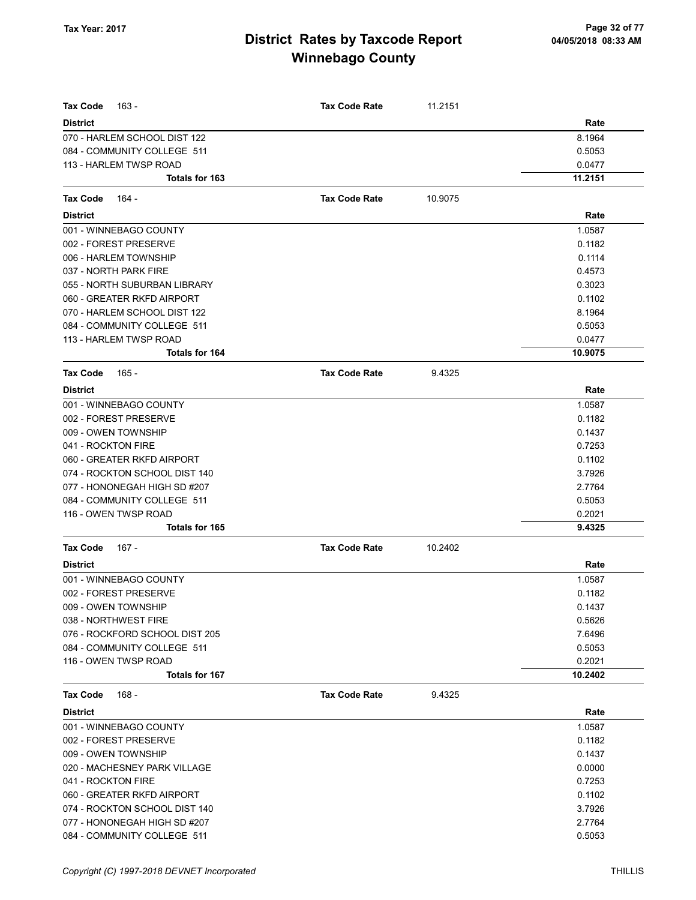| Tax Code 163 - | Tax Code Rate | 11.2151 |
|---|---|---|
| **District** | | **Rate** |
| 070 - HARLEM SCHOOL DIST 122 | | 8.1964 |
| 084 - COMMUNITY COLLEGE 511 | | 0.5053 |
| 113 - HARLEM TWSP ROAD | | 0.0477 |
| **Totals for 163** | | **11.2151** |

| Tax Code 164 - | Tax Code Rate | 10.9075 |
|---|---|---|
| **District** | | **Rate** |
| 001 - WINNEBAGO COUNTY | | 1.0587 |
| 002 - FOREST PRESERVE | | 0.1182 |
| 006 - HARLEM TOWNSHIP | | 0.1114 |
| 037 - NORTH PARK FIRE | | 0.4573 |
| 055 - NORTH SUBURBAN LIBRARY | | 0.3023 |
| 060 - GREATER RKFD AIRPORT | | 0.1102 |
| 070 - HARLEM SCHOOL DIST 122 | | 8.1964 |
| 084 - COMMUNITY COLLEGE 511 | | 0.5053 |
| 113 - HARLEM TWSP ROAD | | 0.0477 |
| **Totals for 164** | | **10.9075** |

| Tax Code 165 - | Tax Code Rate | 9.4325 |
|---|---|---|
| **District** | | **Rate** |
| 001 - WINNEBAGO COUNTY | | 1.0587 |
| 002 - FOREST PRESERVE | | 0.1182 |
| 009 - OWEN TOWNSHIP | | 0.1437 |
| 041 - ROCKTON FIRE | | 0.7253 |
| 060 - GREATER RKFD AIRPORT | | 0.1102 |
| 074 - ROCKTON SCHOOL DIST 140 | | 3.7926 |
| 077 - HONONEGAH HIGH SD #207 | | 2.7764 |
| 084 - COMMUNITY COLLEGE 511 | | 0.5053 |
| 116 - OWEN TWSP ROAD | | 0.2021 |
| **Totals for 165** | | **9.4325** |

| Tax Code 167 - | Tax Code Rate | 10.2402 |
|---|---|---|
| **District** | | **Rate** |
| 001 - WINNEBAGO COUNTY | | 1.0587 |
| 002 - FOREST PRESERVE | | 0.1182 |
| 009 - OWEN TOWNSHIP | | 0.1437 |
| 038 - NORTHWEST FIRE | | 0.5626 |
| 076 - ROCKFORD SCHOOL DIST 205 | | 7.6496 |
| 084 - COMMUNITY COLLEGE 511 | | 0.5053 |
| 116 - OWEN TWSP ROAD | | 0.2021 |
| **Totals for 167** | | **10.2402** |

| Tax Code 168 - | Tax Code Rate | 9.4325 |
|---|---|---|
| **District** | | **Rate** |
| 001 - WINNEBAGO COUNTY | | 1.0587 |
| 002 - FOREST PRESERVE | | 0.1182 |
| 009 - OWEN TOWNSHIP | | 0.1437 |
| 020 - MACHESNEY PARK VILLAGE | | 0.0000 |
| 041 - ROCKTON FIRE | | 0.7253 |
| 060 - GREATER RKFD AIRPORT | | 0.1102 |
| 074 - ROCKTON SCHOOL DIST 140 | | 3.7926 |
| 077 - HONONEGAH HIGH SD #207 | | 2.7764 |
| 084 - COMMUNITY COLLEGE 511 | | 0.5053 |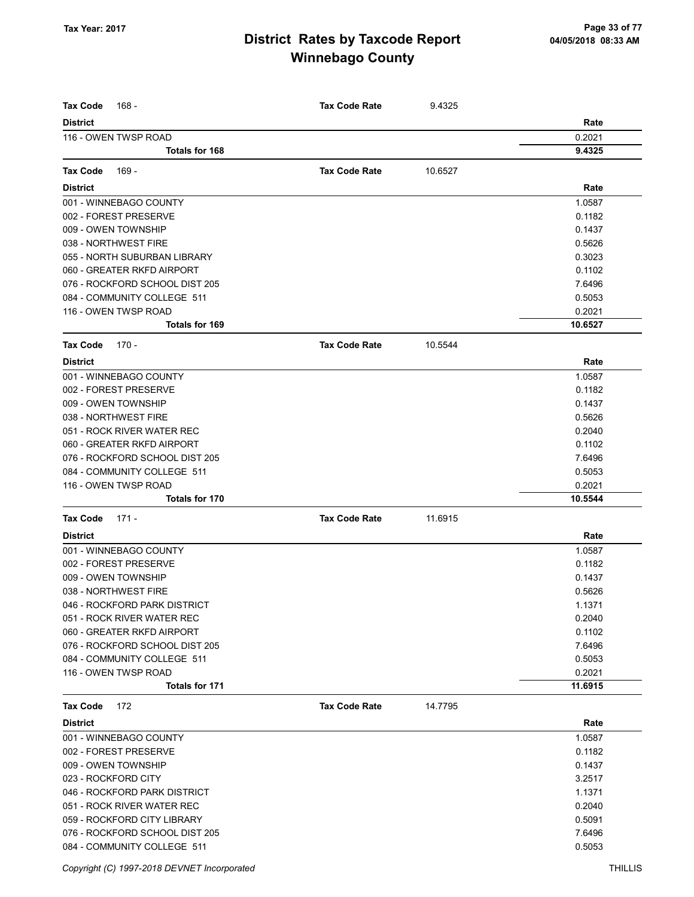# District Rates by Taxcode Report
## Winnebago County

**Tax Code** 168 - **Tax Code Rate** 9.4325

| District | Rate |
|---|---|
| 116 - OWEN TWSP ROAD | 0.2021 |
| **Totals for 168** | **9.4325** |

**Tax Code** 169 - **Tax Code Rate** 10.6527

| District | Rate |
|---|---|
| 001 - WINNEBAGO COUNTY | 1.0587 |
| 002 - FOREST PRESERVE | 0.1182 |
| 009 - OWEN TOWNSHIP | 0.1437 |
| 038 - NORTHWEST FIRE | 0.5626 |
| 055 - NORTH SUBURBAN LIBRARY | 0.3023 |
| 060 - GREATER RKFD AIRPORT | 0.1102 |
| 076 - ROCKFORD SCHOOL DIST 205 | 7.6496 |
| 084 - COMMUNITY COLLEGE 511 | 0.5053 |
| 116 - OWEN TWSP ROAD | 0.2021 |
| **Totals for 169** | **10.6527** |

**Tax Code** 170 - **Tax Code Rate** 10.5544

| District | Rate |
|---|---|
| 001 - WINNEBAGO COUNTY | 1.0587 |
| 002 - FOREST PRESERVE | 0.1182 |
| 009 - OWEN TOWNSHIP | 0.1437 |
| 038 - NORTHWEST FIRE | 0.5626 |
| 051 - ROCK RIVER WATER REC | 0.2040 |
| 060 - GREATER RKFD AIRPORT | 0.1102 |
| 076 - ROCKFORD SCHOOL DIST 205 | 7.6496 |
| 084 - COMMUNITY COLLEGE 511 | 0.5053 |
| 116 - OWEN TWSP ROAD | 0.2021 |
| **Totals for 170** | **10.5544** |

**Tax Code** 171 - **Tax Code Rate** 11.6915

| District | Rate |
|---|---|
| 001 - WINNEBAGO COUNTY | 1.0587 |
| 002 - FOREST PRESERVE | 0.1182 |
| 009 - OWEN TOWNSHIP | 0.1437 |
| 038 - NORTHWEST FIRE | 0.5626 |
| 046 - ROCKFORD PARK DISTRICT | 1.1371 |
| 051 - ROCK RIVER WATER REC | 0.2040 |
| 060 - GREATER RKFD AIRPORT | 0.1102 |
| 076 - ROCKFORD SCHOOL DIST 205 | 7.6496 |
| 084 - COMMUNITY COLLEGE 511 | 0.5053 |
| 116 - OWEN TWSP ROAD | 0.2021 |
| **Totals for 171** | **11.6915** |

**Tax Code** 172 **Tax Code Rate** 14.7795

| District | Rate |
|---|---|
| 001 - WINNEBAGO COUNTY | 1.0587 |
| 002 - FOREST PRESERVE | 0.1182 |
| 009 - OWEN TOWNSHIP | 0.1437 |
| 023 - ROCKFORD CITY | 3.2517 |
| 046 - ROCKFORD PARK DISTRICT | 1.1371 |
| 051 - ROCK RIVER WATER REC | 0.2040 |
| 059 - ROCKFORD CITY LIBRARY | 0.5091 |
| 076 - ROCKFORD SCHOOL DIST 205 | 7.6496 |
| 084 - COMMUNITY COLLEGE 511 | 0.5053 |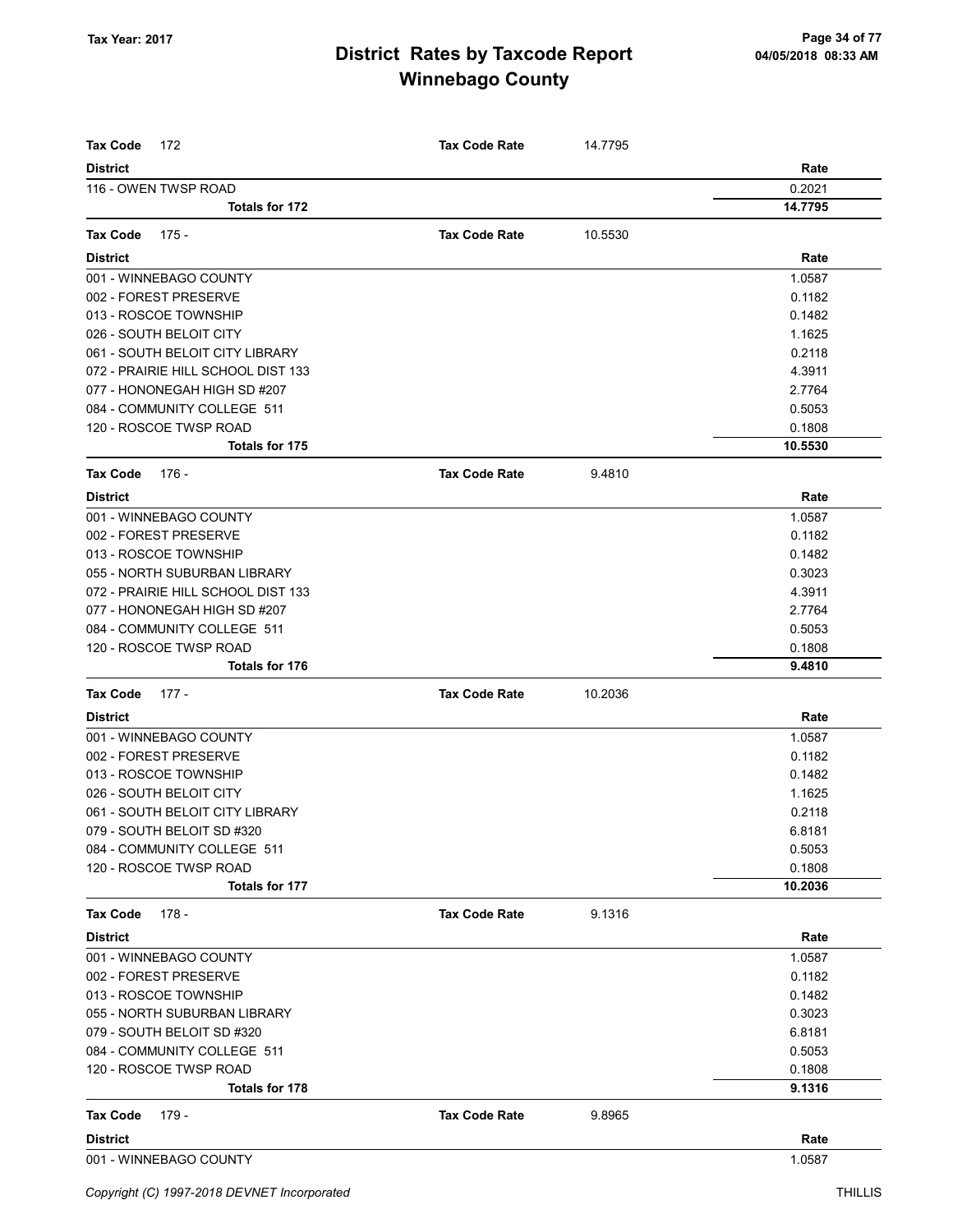# District Rates by Taxcode Report
# Winnebago County

Tax Year: 2017

**Tax Code** 172 **Tax Code Rate** 14.7795

| District | Rate |
|---|---|
| 116 - OWEN TWSP ROAD | 0.2021 |
| **Totals for 172** | **14.7795** |

**Tax Code** 175 - **Tax Code Rate** 10.5530

| District | Rate |
|---|---|
| 001 - WINNEBAGO COUNTY | 1.0587 |
| 002 - FOREST PRESERVE | 0.1182 |
| 013 - ROSCOE TOWNSHIP | 0.1482 |
| 026 - SOUTH BELOIT CITY | 1.1625 |
| 061 - SOUTH BELOIT CITY LIBRARY | 0.2118 |
| 072 - PRAIRIE HILL SCHOOL DIST 133 | 4.3911 |
| 077 - HONONEGAH HIGH SD #207 | 2.7764 |
| 084 - COMMUNITY COLLEGE 511 | 0.5053 |
| 120 - ROSCOE TWSP ROAD | 0.1808 |
| **Totals for 175** | **10.5530** |

**Tax Code** 176 - **Tax Code Rate** 9.4810

| District | Rate |
|---|---|
| 001 - WINNEBAGO COUNTY | 1.0587 |
| 002 - FOREST PRESERVE | 0.1182 |
| 013 - ROSCOE TOWNSHIP | 0.1482 |
| 055 - NORTH SUBURBAN LIBRARY | 0.3023 |
| 072 - PRAIRIE HILL SCHOOL DIST 133 | 4.3911 |
| 077 - HONONEGAH HIGH SD #207 | 2.7764 |
| 084 - COMMUNITY COLLEGE 511 | 0.5053 |
| 120 - ROSCOE TWSP ROAD | 0.1808 |
| **Totals for 176** | **9.4810** |

**Tax Code** 177 - **Tax Code Rate** 10.2036

| District | Rate |
|---|---|
| 001 - WINNEBAGO COUNTY | 1.0587 |
| 002 - FOREST PRESERVE | 0.1182 |
| 013 - ROSCOE TOWNSHIP | 0.1482 |
| 026 - SOUTH BELOIT CITY | 1.1625 |
| 061 - SOUTH BELOIT CITY LIBRARY | 0.2118 |
| 079 - SOUTH BELOIT SD #320 | 6.8181 |
| 084 - COMMUNITY COLLEGE 511 | 0.5053 |
| 120 - ROSCOE TWSP ROAD | 0.1808 |
| **Totals for 177** | **10.2036** |

**Tax Code** 178 - **Tax Code Rate** 9.1316

| District | Rate |
|---|---|
| 001 - WINNEBAGO COUNTY | 1.0587 |
| 002 - FOREST PRESERVE | 0.1182 |
| 013 - ROSCOE TOWNSHIP | 0.1482 |
| 055 - NORTH SUBURBAN LIBRARY | 0.3023 |
| 079 - SOUTH BELOIT SD #320 | 6.8181 |
| 084 - COMMUNITY COLLEGE 511 | 0.5053 |
| 120 - ROSCOE TWSP ROAD | 0.1808 |
| **Totals for 178** | **9.1316** |

**Tax Code** 179 - **Tax Code Rate** 9.8965

| District | Rate |
|---|---|
| 001 - WINNEBAGO COUNTY | 1.0587 |

Copyright (C) 1997-2018 DEVNET Incorporated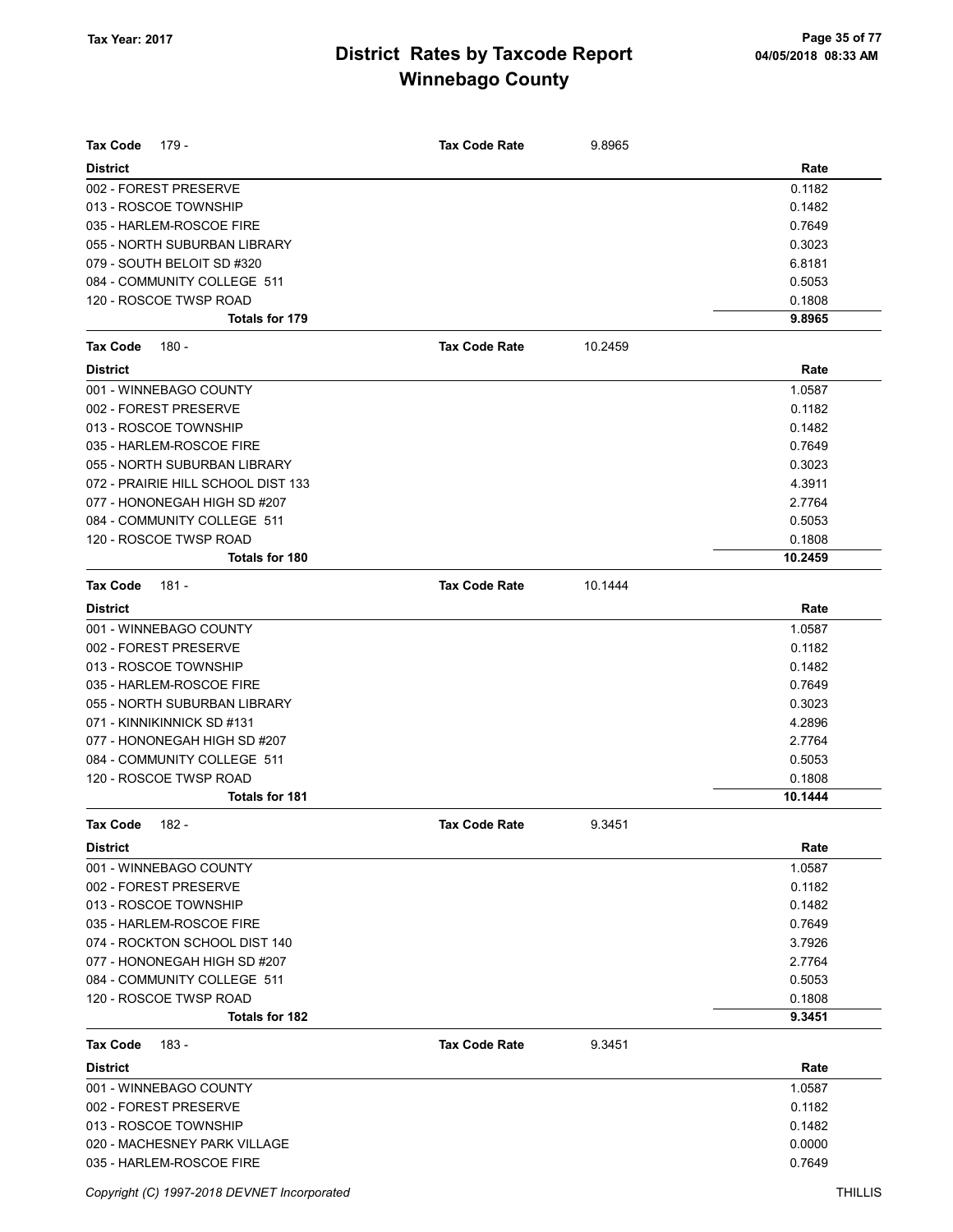# District Rates by Taxcode Report
## Winnebago County

Tax Year: 2017

**Tax Code** 179 - **Tax Code Rate** 9.8965

| District | Rate |
|---|---|
| 002 - FOREST PRESERVE | 0.1182 |
| 013 - ROSCOE TOWNSHIP | 0.1482 |
| 035 - HARLEM-ROSCOE FIRE | 0.7649 |
| 055 - NORTH SUBURBAN LIBRARY | 0.3023 |
| 079 - SOUTH BELOIT SD #320 | 6.8181 |
| 084 - COMMUNITY COLLEGE 511 | 0.5053 |
| 120 - ROSCOE TWSP ROAD | 0.1808 |
| **Totals for 179** | **9.8965** |

**Tax Code** 180 - **Tax Code Rate** 10.2459

| District | Rate |
|---|---|
| 001 - WINNEBAGO COUNTY | 1.0587 |
| 002 - FOREST PRESERVE | 0.1182 |
| 013 - ROSCOE TOWNSHIP | 0.1482 |
| 035 - HARLEM-ROSCOE FIRE | 0.7649 |
| 055 - NORTH SUBURBAN LIBRARY | 0.3023 |
| 072 - PRAIRIE HILL SCHOOL DIST 133 | 4.3911 |
| 077 - HONONEGAH HIGH SD #207 | 2.7764 |
| 084 - COMMUNITY COLLEGE 511 | 0.5053 |
| 120 - ROSCOE TWSP ROAD | 0.1808 |
| **Totals for 180** | **10.2459** |

**Tax Code** 181 - **Tax Code Rate** 10.1444

| District | Rate |
|---|---|
| 001 - WINNEBAGO COUNTY | 1.0587 |
| 002 - FOREST PRESERVE | 0.1182 |
| 013 - ROSCOE TOWNSHIP | 0.1482 |
| 035 - HARLEM-ROSCOE FIRE | 0.7649 |
| 055 - NORTH SUBURBAN LIBRARY | 0.3023 |
| 071 - KINNIKINNICK SD #131 | 4.2896 |
| 077 - HONONEGAH HIGH SD #207 | 2.7764 |
| 084 - COMMUNITY COLLEGE 511 | 0.5053 |
| 120 - ROSCOE TWSP ROAD | 0.1808 |
| **Totals for 181** | **10.1444** |

**Tax Code** 182 - **Tax Code Rate** 9.3451

| District | Rate |
|---|---|
| 001 - WINNEBAGO COUNTY | 1.0587 |
| 002 - FOREST PRESERVE | 0.1182 |
| 013 - ROSCOE TOWNSHIP | 0.1482 |
| 035 - HARLEM-ROSCOE FIRE | 0.7649 |
| 074 - ROCKTON SCHOOL DIST 140 | 3.7926 |
| 077 - HONONEGAH HIGH SD #207 | 2.7764 |
| 084 - COMMUNITY COLLEGE 511 | 0.5053 |
| 120 - ROSCOE TWSP ROAD | 0.1808 |
| **Totals for 182** | **9.3451** |

**Tax Code** 183 - **Tax Code Rate** 9.3451

| District | Rate |
|---|---|
| 001 - WINNEBAGO COUNTY | 1.0587 |
| 002 - FOREST PRESERVE | 0.1182 |
| 013 - ROSCOE TOWNSHIP | 0.1482 |
| 020 - MACHESNEY PARK VILLAGE | 0.0000 |
| 035 - HARLEM-ROSCOE FIRE | 0.7649 |

Copyright (C) 1997-2018 DEVNET Incorporated THILLIS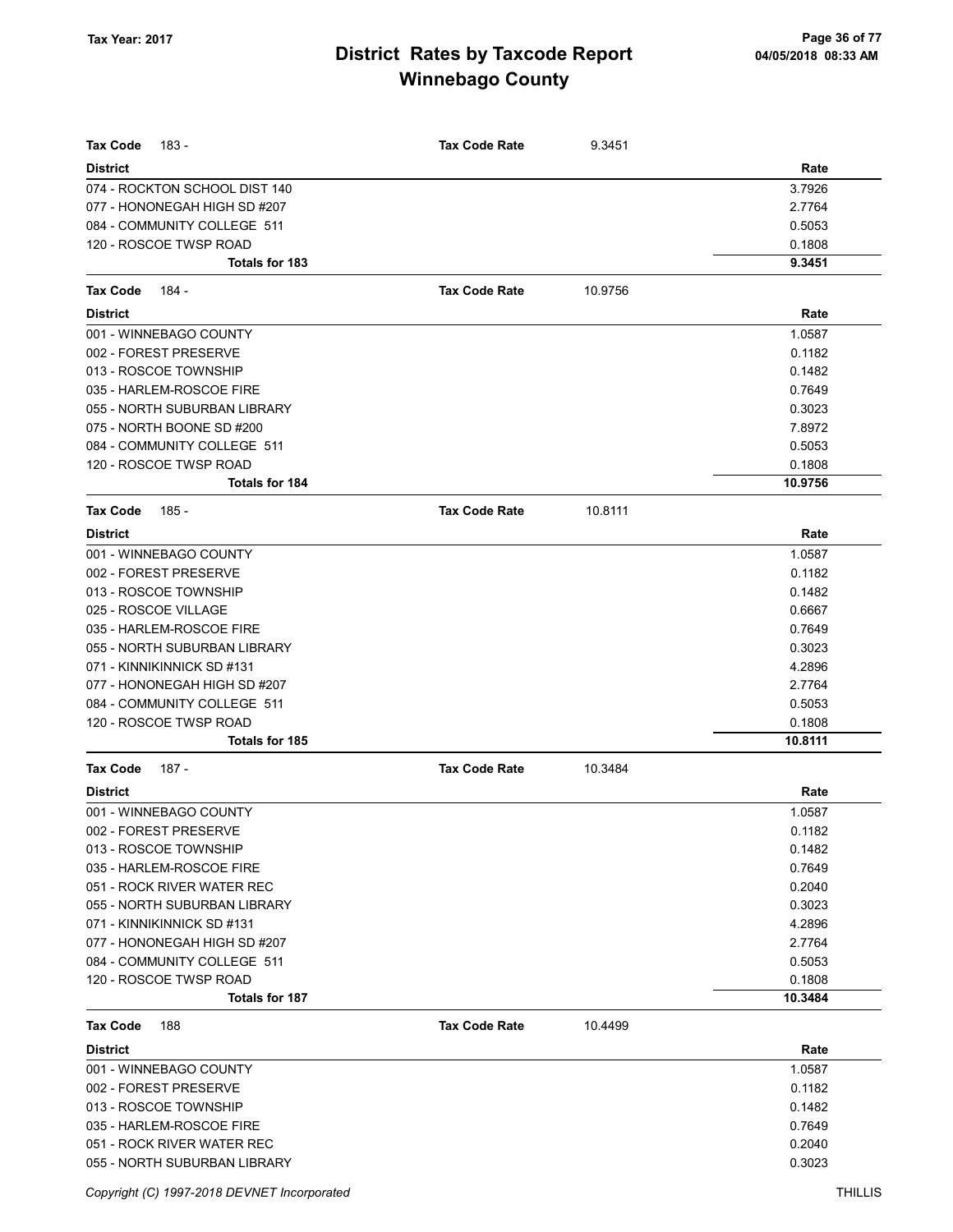# District Rates by Taxcode Report
# Winnebago County

Tax Year: 2017

| Tax Code 183 - | Tax Code Rate | 9.3451 |
|---|---|---|
| **District** | | **Rate** |
| 074 - ROCKTON SCHOOL DIST 140 | | 3.7926 |
| 077 - HONONEGAH HIGH SD #207 | | 2.7764 |
| 084 - COMMUNITY COLLEGE 511 | | 0.5053 |
| 120 - ROSCOE TWSP ROAD | | 0.1808 |
| **Totals for 183** | | **9.3451** |

| Tax Code 184 - | Tax Code Rate | 10.9756 |
|---|---|---|
| **District** | | **Rate** |
| 001 - WINNEBAGO COUNTY | | 1.0587 |
| 002 - FOREST PRESERVE | | 0.1182 |
| 013 - ROSCOE TOWNSHIP | | 0.1482 |
| 035 - HARLEM-ROSCOE FIRE | | 0.7649 |
| 055 - NORTH SUBURBAN LIBRARY | | 0.3023 |
| 075 - NORTH BOONE SD #200 | | 7.8972 |
| 084 - COMMUNITY COLLEGE 511 | | 0.5053 |
| 120 - ROSCOE TWSP ROAD | | 0.1808 |
| **Totals for 184** | | **10.9756** |

| Tax Code 185 - | Tax Code Rate | 10.8111 |
|---|---|---|
| **District** | | **Rate** |
| 001 - WINNEBAGO COUNTY | | 1.0587 |
| 002 - FOREST PRESERVE | | 0.1182 |
| 013 - ROSCOE TOWNSHIP | | 0.1482 |
| 025 - ROSCOE VILLAGE | | 0.6667 |
| 035 - HARLEM-ROSCOE FIRE | | 0.7649 |
| 055 - NORTH SUBURBAN LIBRARY | | 0.3023 |
| 071 - KINNIKINNICK SD #131 | | 4.2896 |
| 077 - HONONEGAH HIGH SD #207 | | 2.7764 |
| 084 - COMMUNITY COLLEGE 511 | | 0.5053 |
| 120 - ROSCOE TWSP ROAD | | 0.1808 |
| **Totals for 185** | | **10.8111** |

| Tax Code 187 - | Tax Code Rate | 10.3484 |
|---|---|---|
| **District** | | **Rate** |
| 001 - WINNEBAGO COUNTY | | 1.0587 |
| 002 - FOREST PRESERVE | | 0.1182 |
| 013 - ROSCOE TOWNSHIP | | 0.1482 |
| 035 - HARLEM-ROSCOE FIRE | | 0.7649 |
| 051 - ROCK RIVER WATER REC | | 0.2040 |
| 055 - NORTH SUBURBAN LIBRARY | | 0.3023 |
| 071 - KINNIKINNICK SD #131 | | 4.2896 |
| 077 - HONONEGAH HIGH SD #207 | | 2.7764 |
| 084 - COMMUNITY COLLEGE 511 | | 0.5053 |
| 120 - ROSCOE TWSP ROAD | | 0.1808 |
| **Totals for 187** | | **10.3484** |

| Tax Code 188 | Tax Code Rate | 10.4499 |
|---|---|---|
| **District** | | **Rate** |
| 001 - WINNEBAGO COUNTY | | 1.0587 |
| 002 - FOREST PRESERVE | | 0.1182 |
| 013 - ROSCOE TOWNSHIP | | 0.1482 |
| 035 - HARLEM-ROSCOE FIRE | | 0.7649 |
| 051 - ROCK RIVER WATER REC | | 0.2040 |
| 055 - NORTH SUBURBAN LIBRARY | | 0.3023 |

Copyright (C) 1997-2018 DEVNET Incorporated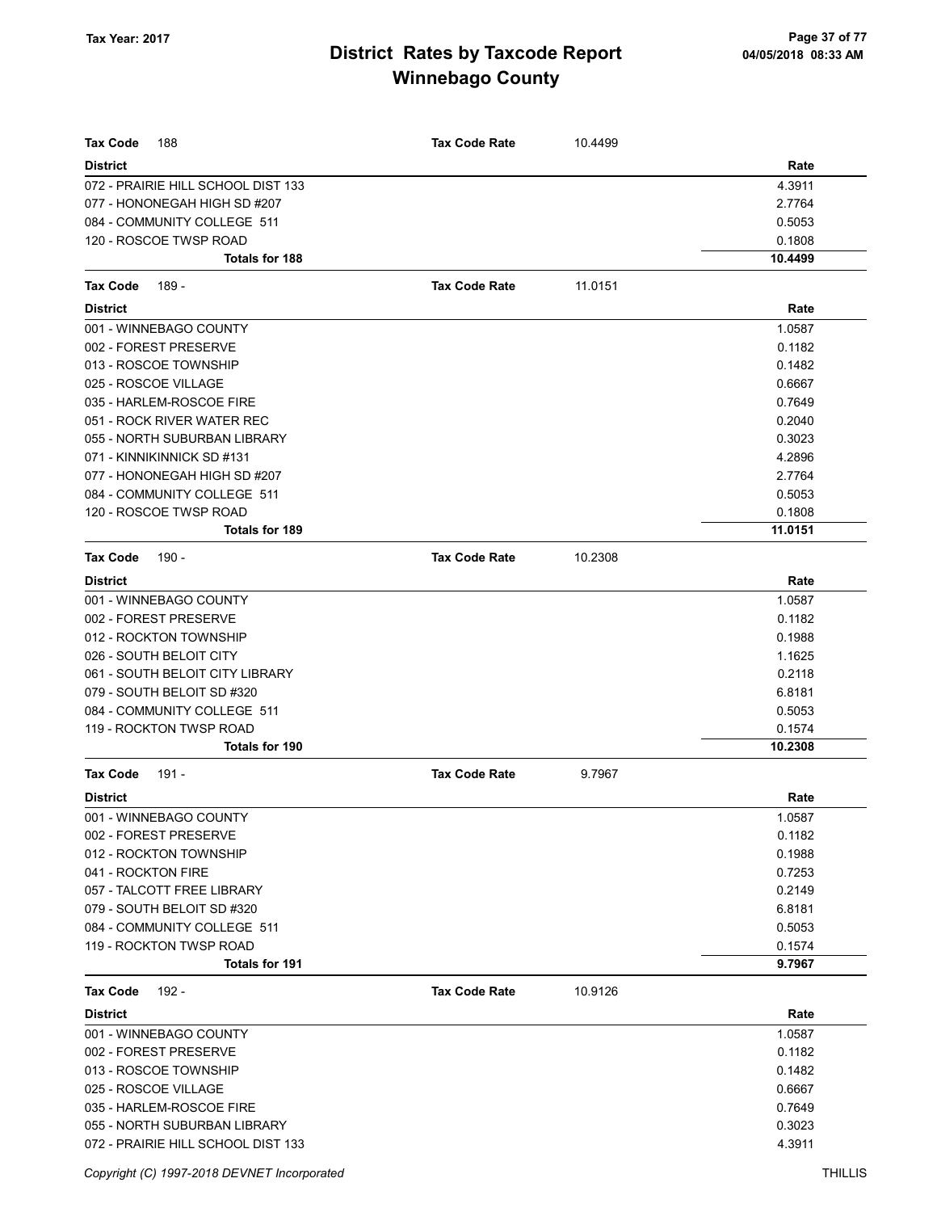# District Rates by Taxcode Report
## Winnebago County

Tax Year: 2017

**Tax Code** 188 — **Tax Code Rate** 10.4499

| District | Rate |
|---|---|
| 072 - PRAIRIE HILL SCHOOL DIST 133 | 4.3911 |
| 077 - HONONEGAH HIGH SD #207 | 2.7764 |
| 084 - COMMUNITY COLLEGE 511 | 0.5053 |
| 120 - ROSCOE TWSP ROAD | 0.1808 |
| **Totals for 188** | **10.4499** |

**Tax Code** 189 - — **Tax Code Rate** 11.0151

| District | Rate |
|---|---|
| 001 - WINNEBAGO COUNTY | 1.0587 |
| 002 - FOREST PRESERVE | 0.1182 |
| 013 - ROSCOE TOWNSHIP | 0.1482 |
| 025 - ROSCOE VILLAGE | 0.6667 |
| 035 - HARLEM-ROSCOE FIRE | 0.7649 |
| 051 - ROCK RIVER WATER REC | 0.2040 |
| 055 - NORTH SUBURBAN LIBRARY | 0.3023 |
| 071 - KINNIKINNICK SD #131 | 4.2896 |
| 077 - HONONEGAH HIGH SD #207 | 2.7764 |
| 084 - COMMUNITY COLLEGE 511 | 0.5053 |
| 120 - ROSCOE TWSP ROAD | 0.1808 |
| **Totals for 189** | **11.0151** |

**Tax Code** 190 - — **Tax Code Rate** 10.2308

| District | Rate |
|---|---|
| 001 - WINNEBAGO COUNTY | 1.0587 |
| 002 - FOREST PRESERVE | 0.1182 |
| 012 - ROCKTON TOWNSHIP | 0.1988 |
| 026 - SOUTH BELOIT CITY | 1.1625 |
| 061 - SOUTH BELOIT CITY LIBRARY | 0.2118 |
| 079 - SOUTH BELOIT SD #320 | 6.8181 |
| 084 - COMMUNITY COLLEGE 511 | 0.5053 |
| 119 - ROCKTON TWSP ROAD | 0.1574 |
| **Totals for 190** | **10.2308** |

**Tax Code** 191 - — **Tax Code Rate** 9.7967

| District | Rate |
|---|---|
| 001 - WINNEBAGO COUNTY | 1.0587 |
| 002 - FOREST PRESERVE | 0.1182 |
| 012 - ROCKTON TOWNSHIP | 0.1988 |
| 041 - ROCKTON FIRE | 0.7253 |
| 057 - TALCOTT FREE LIBRARY | 0.2149 |
| 079 - SOUTH BELOIT SD #320 | 6.8181 |
| 084 - COMMUNITY COLLEGE 511 | 0.5053 |
| 119 - ROCKTON TWSP ROAD | 0.1574 |
| **Totals for 191** | **9.7967** |

**Tax Code** 192 - — **Tax Code Rate** 10.9126

| District | Rate |
|---|---|
| 001 - WINNEBAGO COUNTY | 1.0587 |
| 002 - FOREST PRESERVE | 0.1182 |
| 013 - ROSCOE TOWNSHIP | 0.1482 |
| 025 - ROSCOE VILLAGE | 0.6667 |
| 035 - HARLEM-ROSCOE FIRE | 0.7649 |
| 055 - NORTH SUBURBAN LIBRARY | 0.3023 |
| 072 - PRAIRIE HILL SCHOOL DIST 133 | 4.3911 |

*Copyright (C) 1997-2018 DEVNET Incorporated*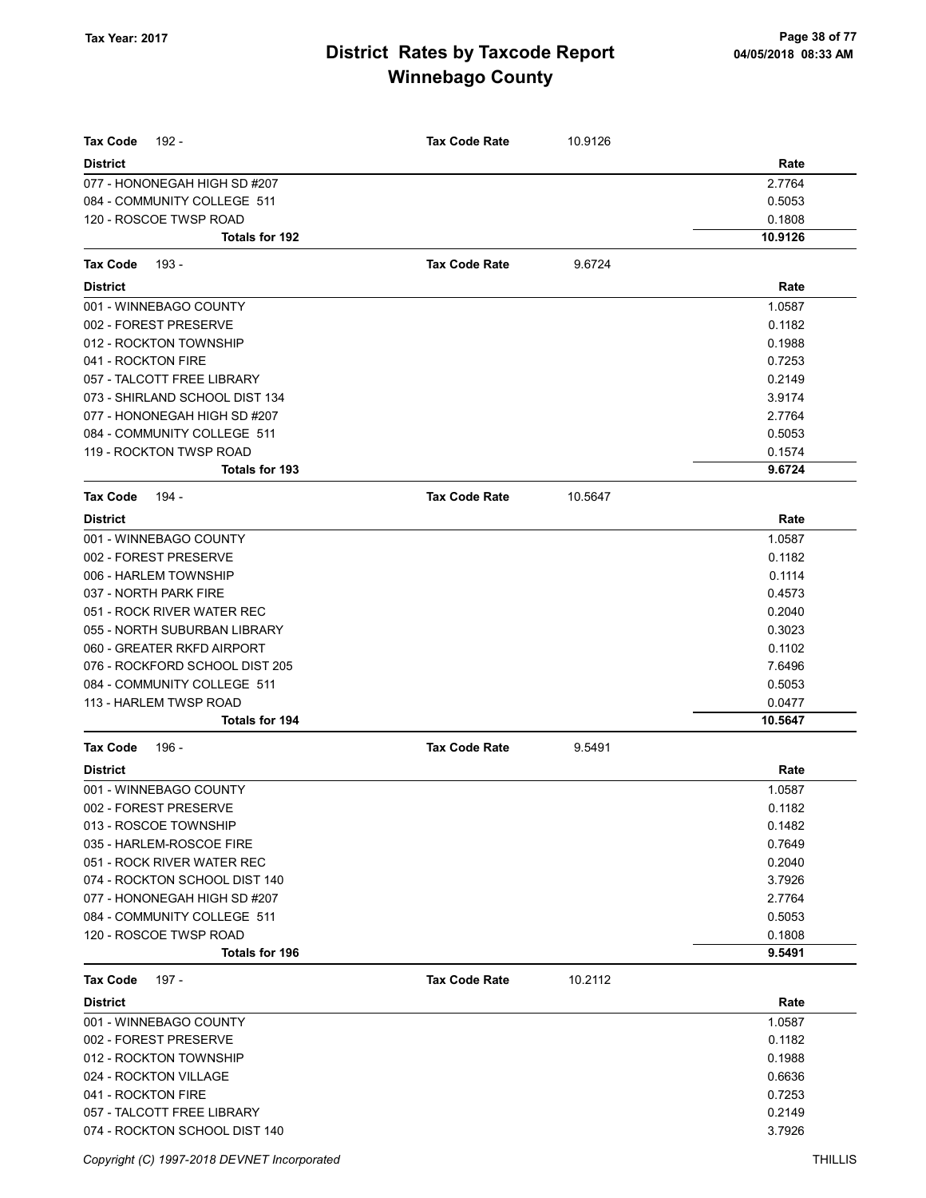# District Rates by Taxcode Report
# Winnebago County

Tax Year: 2017

**Tax Code** 192 - **Tax Code Rate** 10.9126

| District | Rate |
|---|---|
| 077 - HONONEGAH HIGH SD #207 | 2.7764 |
| 084 - COMMUNITY COLLEGE 511 | 0.5053 |
| 120 - ROSCOE TWSP ROAD | 0.1808 |
| **Totals for 192** | **10.9126** |

**Tax Code** 193 - **Tax Code Rate** 9.6724

| District | Rate |
|---|---|
| 001 - WINNEBAGO COUNTY | 1.0587 |
| 002 - FOREST PRESERVE | 0.1182 |
| 012 - ROCKTON TOWNSHIP | 0.1988 |
| 041 - ROCKTON FIRE | 0.7253 |
| 057 - TALCOTT FREE LIBRARY | 0.2149 |
| 073 - SHIRLAND SCHOOL DIST 134 | 3.9174 |
| 077 - HONONEGAH HIGH SD #207 | 2.7764 |
| 084 - COMMUNITY COLLEGE 511 | 0.5053 |
| 119 - ROCKTON TWSP ROAD | 0.1574 |
| **Totals for 193** | **9.6724** |

**Tax Code** 194 - **Tax Code Rate** 10.5647

| District | Rate |
|---|---|
| 001 - WINNEBAGO COUNTY | 1.0587 |
| 002 - FOREST PRESERVE | 0.1182 |
| 006 - HARLEM TOWNSHIP | 0.1114 |
| 037 - NORTH PARK FIRE | 0.4573 |
| 051 - ROCK RIVER WATER REC | 0.2040 |
| 055 - NORTH SUBURBAN LIBRARY | 0.3023 |
| 060 - GREATER RKFD AIRPORT | 0.1102 |
| 076 - ROCKFORD SCHOOL DIST 205 | 7.6496 |
| 084 - COMMUNITY COLLEGE 511 | 0.5053 |
| 113 - HARLEM TWSP ROAD | 0.0477 |
| **Totals for 194** | **10.5647** |

**Tax Code** 196 - **Tax Code Rate** 9.5491

| District | Rate |
|---|---|
| 001 - WINNEBAGO COUNTY | 1.0587 |
| 002 - FOREST PRESERVE | 0.1182 |
| 013 - ROSCOE TOWNSHIP | 0.1482 |
| 035 - HARLEM-ROSCOE FIRE | 0.7649 |
| 051 - ROCK RIVER WATER REC | 0.2040 |
| 074 - ROCKTON SCHOOL DIST 140 | 3.7926 |
| 077 - HONONEGAH HIGH SD #207 | 2.7764 |
| 084 - COMMUNITY COLLEGE 511 | 0.5053 |
| 120 - ROSCOE TWSP ROAD | 0.1808 |
| **Totals for 196** | **9.5491** |

**Tax Code** 197 - **Tax Code Rate** 10.2112

| District | Rate |
|---|---|
| 001 - WINNEBAGO COUNTY | 1.0587 |
| 002 - FOREST PRESERVE | 0.1182 |
| 012 - ROCKTON TOWNSHIP | 0.1988 |
| 024 - ROCKTON VILLAGE | 0.6636 |
| 041 - ROCKTON FIRE | 0.7253 |
| 057 - TALCOTT FREE LIBRARY | 0.2149 |
| 074 - ROCKTON SCHOOL DIST 140 | 3.7926 |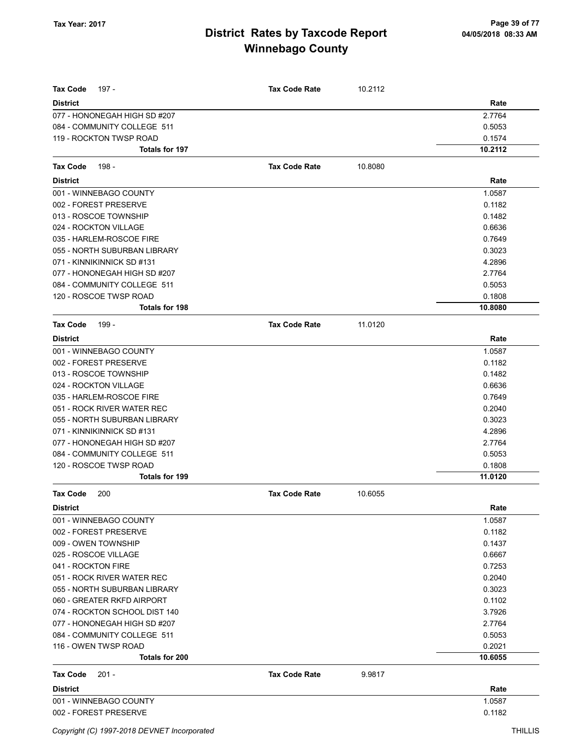# District Rates by Taxcode Report
# Winnebago County

Tax Year: 2017

04/05/2018 08:33 AM

**Tax Code** 197 - **Tax Code Rate** 10.2112

| District | Rate |
|---|---|
| 077 - HONONEGAH HIGH SD #207 | 2.7764 |
| 084 - COMMUNITY COLLEGE 511 | 0.5053 |
| 119 - ROCKTON TWSP ROAD | 0.1574 |
| **Totals for 197** | **10.2112** |

**Tax Code** 198 - **Tax Code Rate** 10.8080

| District | Rate |
|---|---|
| 001 - WINNEBAGO COUNTY | 1.0587 |
| 002 - FOREST PRESERVE | 0.1182 |
| 013 - ROSCOE TOWNSHIP | 0.1482 |
| 024 - ROCKTON VILLAGE | 0.6636 |
| 035 - HARLEM-ROSCOE FIRE | 0.7649 |
| 055 - NORTH SUBURBAN LIBRARY | 0.3023 |
| 071 - KINNIKINNICK SD #131 | 4.2896 |
| 077 - HONONEGAH HIGH SD #207 | 2.7764 |
| 084 - COMMUNITY COLLEGE 511 | 0.5053 |
| 120 - ROSCOE TWSP ROAD | 0.1808 |
| **Totals for 198** | **10.8080** |

**Tax Code** 199 - **Tax Code Rate** 11.0120

| District | Rate |
|---|---|
| 001 - WINNEBAGO COUNTY | 1.0587 |
| 002 - FOREST PRESERVE | 0.1182 |
| 013 - ROSCOE TOWNSHIP | 0.1482 |
| 024 - ROCKTON VILLAGE | 0.6636 |
| 035 - HARLEM-ROSCOE FIRE | 0.7649 |
| 051 - ROCK RIVER WATER REC | 0.2040 |
| 055 - NORTH SUBURBAN LIBRARY | 0.3023 |
| 071 - KINNIKINNICK SD #131 | 4.2896 |
| 077 - HONONEGAH HIGH SD #207 | 2.7764 |
| 084 - COMMUNITY COLLEGE 511 | 0.5053 |
| 120 - ROSCOE TWSP ROAD | 0.1808 |
| **Totals for 199** | **11.0120** |

**Tax Code** 200 **Tax Code Rate** 10.6055

| District | Rate |
|---|---|
| 001 - WINNEBAGO COUNTY | 1.0587 |
| 002 - FOREST PRESERVE | 0.1182 |
| 009 - OWEN TOWNSHIP | 0.1437 |
| 025 - ROSCOE VILLAGE | 0.6667 |
| 041 - ROCKTON FIRE | 0.7253 |
| 051 - ROCK RIVER WATER REC | 0.2040 |
| 055 - NORTH SUBURBAN LIBRARY | 0.3023 |
| 060 - GREATER RKFD AIRPORT | 0.1102 |
| 074 - ROCKTON SCHOOL DIST 140 | 3.7926 |
| 077 - HONONEGAH HIGH SD #207 | 2.7764 |
| 084 - COMMUNITY COLLEGE 511 | 0.5053 |
| 116 - OWEN TWSP ROAD | 0.2021 |
| **Totals for 200** | **10.6055** |

**Tax Code** 201 - **Tax Code Rate** 9.9817

| District | Rate |
|---|---|
| 001 - WINNEBAGO COUNTY | 1.0587 |
| 002 - FOREST PRESERVE | 0.1182 |

Copyright (C) 1997-2018 DEVNET Incorporated

THILLIS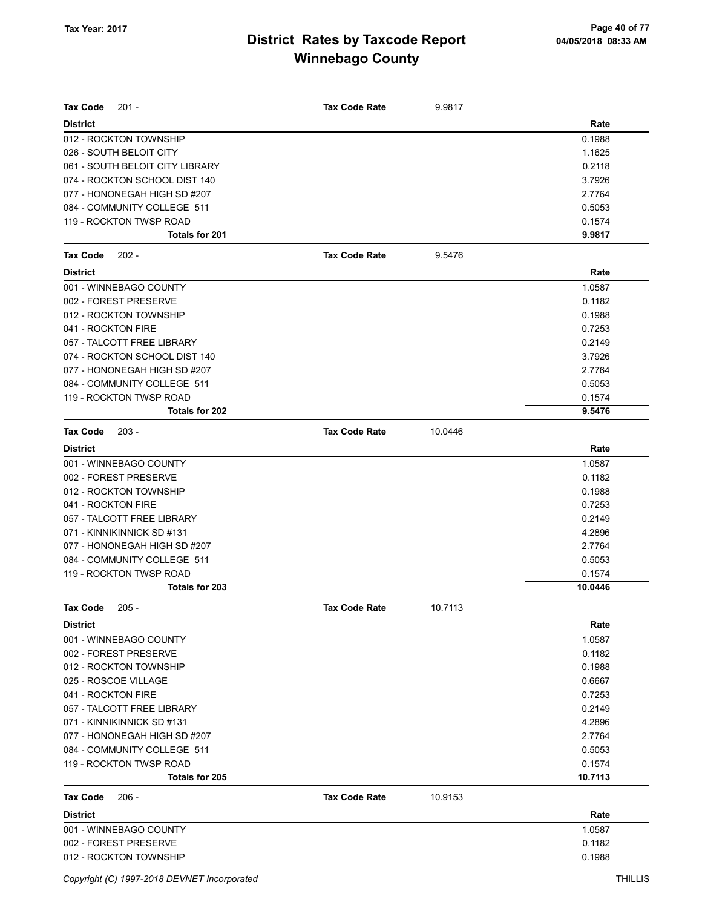**Tax Year: 2017**

# District Rates by Taxcode Report
## Winnebago County

**Tax Code** 201 - **Tax Code Rate** 9.9817

| District | Rate |
|---|---|
| 012 - ROCKTON TOWNSHIP | 0.1988 |
| 026 - SOUTH BELOIT CITY | 1.1625 |
| 061 - SOUTH BELOIT CITY LIBRARY | 0.2118 |
| 074 - ROCKTON SCHOOL DIST 140 | 3.7926 |
| 077 - HONONEGAH HIGH SD #207 | 2.7764 |
| 084 - COMMUNITY COLLEGE 511 | 0.5053 |
| 119 - ROCKTON TWSP ROAD | 0.1574 |
| **Totals for 201** | **9.9817** |

**Tax Code** 202 - **Tax Code Rate** 9.5476

| District | Rate |
|---|---|
| 001 - WINNEBAGO COUNTY | 1.0587 |
| 002 - FOREST PRESERVE | 0.1182 |
| 012 - ROCKTON TOWNSHIP | 0.1988 |
| 041 - ROCKTON FIRE | 0.7253 |
| 057 - TALCOTT FREE LIBRARY | 0.2149 |
| 074 - ROCKTON SCHOOL DIST 140 | 3.7926 |
| 077 - HONONEGAH HIGH SD #207 | 2.7764 |
| 084 - COMMUNITY COLLEGE 511 | 0.5053 |
| 119 - ROCKTON TWSP ROAD | 0.1574 |
| **Totals for 202** | **9.5476** |

**Tax Code** 203 - **Tax Code Rate** 10.0446

| District | Rate |
|---|---|
| 001 - WINNEBAGO COUNTY | 1.0587 |
| 002 - FOREST PRESERVE | 0.1182 |
| 012 - ROCKTON TOWNSHIP | 0.1988 |
| 041 - ROCKTON FIRE | 0.7253 |
| 057 - TALCOTT FREE LIBRARY | 0.2149 |
| 071 - KINNIKINNICK SD #131 | 4.2896 |
| 077 - HONONEGAH HIGH SD #207 | 2.7764 |
| 084 - COMMUNITY COLLEGE 511 | 0.5053 |
| 119 - ROCKTON TWSP ROAD | 0.1574 |
| **Totals for 203** | **10.0446** |

**Tax Code** 205 - **Tax Code Rate** 10.7113

| District | Rate |
|---|---|
| 001 - WINNEBAGO COUNTY | 1.0587 |
| 002 - FOREST PRESERVE | 0.1182 |
| 012 - ROCKTON TOWNSHIP | 0.1988 |
| 025 - ROSCOE VILLAGE | 0.6667 |
| 041 - ROCKTON FIRE | 0.7253 |
| 057 - TALCOTT FREE LIBRARY | 0.2149 |
| 071 - KINNIKINNICK SD #131 | 4.2896 |
| 077 - HONONEGAH HIGH SD #207 | 2.7764 |
| 084 - COMMUNITY COLLEGE 511 | 0.5053 |
| 119 - ROCKTON TWSP ROAD | 0.1574 |
| **Totals for 205** | **10.7113** |

**Tax Code** 206 - **Tax Code Rate** 10.9153

| District | Rate |
|---|---|
| 001 - WINNEBAGO COUNTY | 1.0587 |
| 002 - FOREST PRESERVE | 0.1182 |
| 012 - ROCKTON TOWNSHIP | 0.1988 |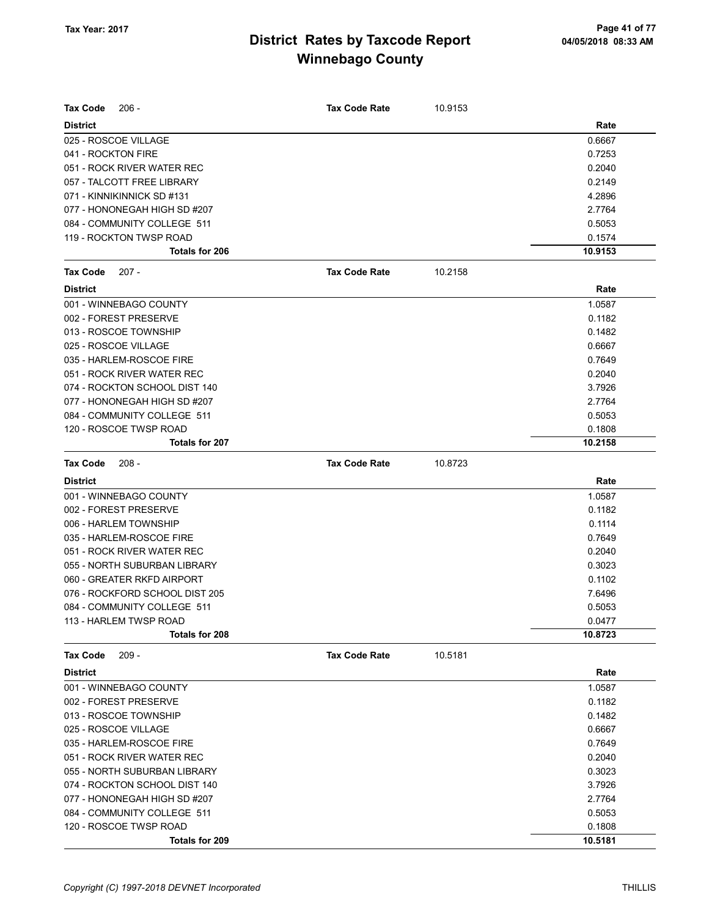**Tax Year: 2017**

# District Rates by Taxcode Report
## Winnebago County

**Tax Code** 206 - **Tax Code Rate** 10.9153

| District | Rate |
|---|---|
| 025 - ROSCOE VILLAGE | 0.6667 |
| 041 - ROCKTON FIRE | 0.7253 |
| 051 - ROCK RIVER WATER REC | 0.2040 |
| 057 - TALCOTT FREE LIBRARY | 0.2149 |
| 071 - KINNIKINNICK SD #131 | 4.2896 |
| 077 - HONONEGAH HIGH SD #207 | 2.7764 |
| 084 - COMMUNITY COLLEGE 511 | 0.5053 |
| 119 - ROCKTON TWSP ROAD | 0.1574 |
| **Totals for 206** | **10.9153** |

**Tax Code** 207 - **Tax Code Rate** 10.2158

| District | Rate |
|---|---|
| 001 - WINNEBAGO COUNTY | 1.0587 |
| 002 - FOREST PRESERVE | 0.1182 |
| 013 - ROSCOE TOWNSHIP | 0.1482 |
| 025 - ROSCOE VILLAGE | 0.6667 |
| 035 - HARLEM-ROSCOE FIRE | 0.7649 |
| 051 - ROCK RIVER WATER REC | 0.2040 |
| 074 - ROCKTON SCHOOL DIST 140 | 3.7926 |
| 077 - HONONEGAH HIGH SD #207 | 2.7764 |
| 084 - COMMUNITY COLLEGE 511 | 0.5053 |
| 120 - ROSCOE TWSP ROAD | 0.1808 |
| **Totals for 207** | **10.2158** |

**Tax Code** 208 - **Tax Code Rate** 10.8723

| District | Rate |
|---|---|
| 001 - WINNEBAGO COUNTY | 1.0587 |
| 002 - FOREST PRESERVE | 0.1182 |
| 006 - HARLEM TOWNSHIP | 0.1114 |
| 035 - HARLEM-ROSCOE FIRE | 0.7649 |
| 051 - ROCK RIVER WATER REC | 0.2040 |
| 055 - NORTH SUBURBAN LIBRARY | 0.3023 |
| 060 - GREATER RKFD AIRPORT | 0.1102 |
| 076 - ROCKFORD SCHOOL DIST 205 | 7.6496 |
| 084 - COMMUNITY COLLEGE 511 | 0.5053 |
| 113 - HARLEM TWSP ROAD | 0.0477 |
| **Totals for 208** | **10.8723** |

**Tax Code** 209 - **Tax Code Rate** 10.5181

| District | Rate |
|---|---|
| 001 - WINNEBAGO COUNTY | 1.0587 |
| 002 - FOREST PRESERVE | 0.1182 |
| 013 - ROSCOE TOWNSHIP | 0.1482 |
| 025 - ROSCOE VILLAGE | 0.6667 |
| 035 - HARLEM-ROSCOE FIRE | 0.7649 |
| 051 - ROCK RIVER WATER REC | 0.2040 |
| 055 - NORTH SUBURBAN LIBRARY | 0.3023 |
| 074 - ROCKTON SCHOOL DIST 140 | 3.7926 |
| 077 - HONONEGAH HIGH SD #207 | 2.7764 |
| 084 - COMMUNITY COLLEGE 511 | 0.5053 |
| 120 - ROSCOE TWSP ROAD | 0.1808 |
| **Totals for 209** | **10.5181** |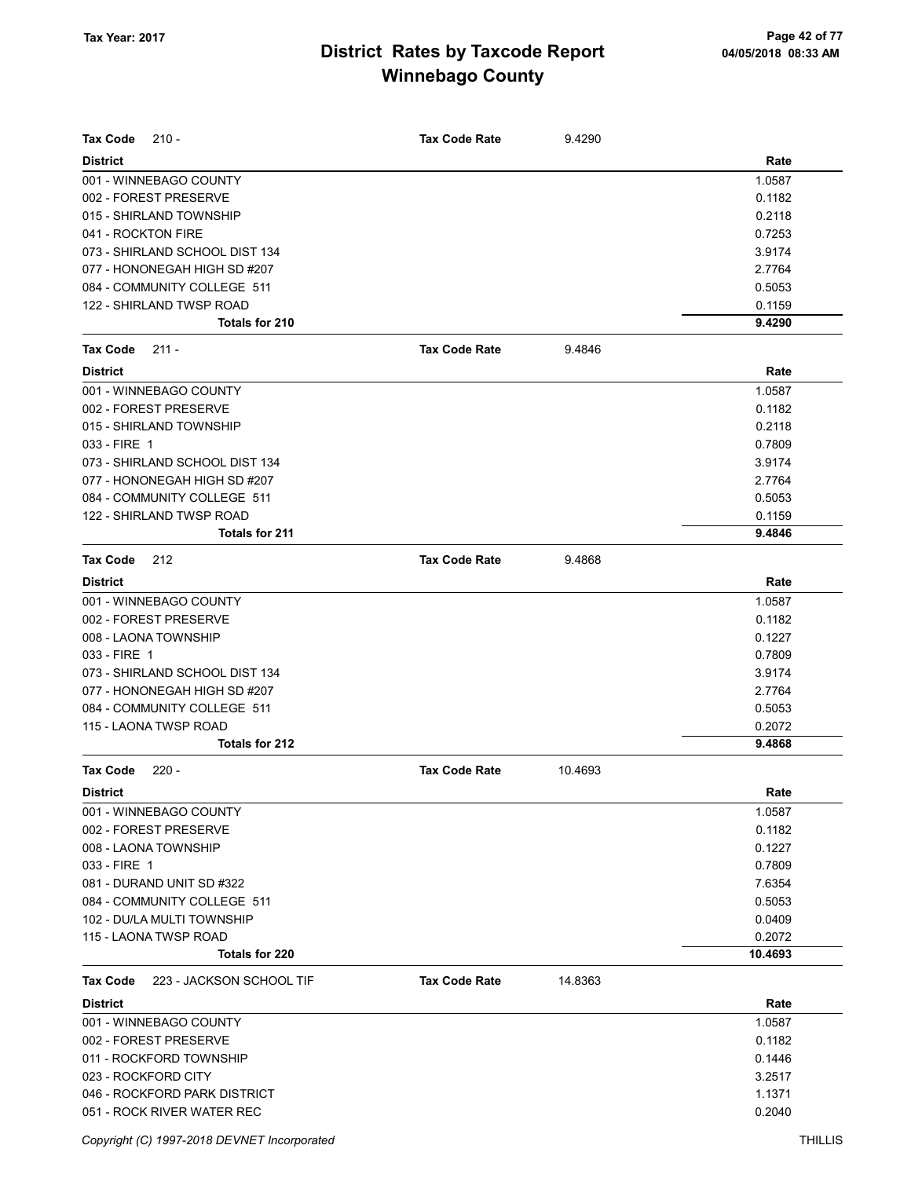# District Rates by Taxcode Report

## Winnebago County

Tax Year: 2017

| Tax Code 210 - | Tax Code Rate | 9.4290 |
|---|---|---|
| **District** | | **Rate** |
| 001 - WINNEBAGO COUNTY | | 1.0587 |
| 002 - FOREST PRESERVE | | 0.1182 |
| 015 - SHIRLAND TOWNSHIP | | 0.2118 |
| 041 - ROCKTON FIRE | | 0.7253 |
| 073 - SHIRLAND SCHOOL DIST 134 | | 3.9174 |
| 077 - HONONEGAH HIGH SD #207 | | 2.7764 |
| 084 - COMMUNITY COLLEGE 511 | | 0.5053 |
| 122 - SHIRLAND TWSP ROAD | | 0.1159 |
| **Totals for 210** | | **9.4290** |

| Tax Code 211 - | Tax Code Rate | 9.4846 |
|---|---|---|
| **District** | | **Rate** |
| 001 - WINNEBAGO COUNTY | | 1.0587 |
| 002 - FOREST PRESERVE | | 0.1182 |
| 015 - SHIRLAND TOWNSHIP | | 0.2118 |
| 033 - FIRE 1 | | 0.7809 |
| 073 - SHIRLAND SCHOOL DIST 134 | | 3.9174 |
| 077 - HONONEGAH HIGH SD #207 | | 2.7764 |
| 084 - COMMUNITY COLLEGE 511 | | 0.5053 |
| 122 - SHIRLAND TWSP ROAD | | 0.1159 |
| **Totals for 211** | | **9.4846** |

| Tax Code 212 | Tax Code Rate | 9.4868 |
|---|---|---|
| **District** | | **Rate** |
| 001 - WINNEBAGO COUNTY | | 1.0587 |
| 002 - FOREST PRESERVE | | 0.1182 |
| 008 - LAONA TOWNSHIP | | 0.1227 |
| 033 - FIRE 1 | | 0.7809 |
| 073 - SHIRLAND SCHOOL DIST 134 | | 3.9174 |
| 077 - HONONEGAH HIGH SD #207 | | 2.7764 |
| 084 - COMMUNITY COLLEGE 511 | | 0.5053 |
| 115 - LAONA TWSP ROAD | | 0.2072 |
| **Totals for 212** | | **9.4868** |

| Tax Code 220 - | Tax Code Rate | 10.4693 |
|---|---|---|
| **District** | | **Rate** |
| 001 - WINNEBAGO COUNTY | | 1.0587 |
| 002 - FOREST PRESERVE | | 0.1182 |
| 008 - LAONA TOWNSHIP | | 0.1227 |
| 033 - FIRE 1 | | 0.7809 |
| 081 - DURAND UNIT SD #322 | | 7.6354 |
| 084 - COMMUNITY COLLEGE 511 | | 0.5053 |
| 102 - DU/LA MULTI TOWNSHIP | | 0.0409 |
| 115 - LAONA TWSP ROAD | | 0.2072 |
| **Totals for 220** | | **10.4693** |

| Tax Code 223 - JACKSON SCHOOL TIF | Tax Code Rate | 14.8363 |
|---|---|---|
| **District** | | **Rate** |
| 001 - WINNEBAGO COUNTY | | 1.0587 |
| 002 - FOREST PRESERVE | | 0.1182 |
| 011 - ROCKFORD TOWNSHIP | | 0.1446 |
| 023 - ROCKFORD CITY | | 3.2517 |
| 046 - ROCKFORD PARK DISTRICT | | 1.1371 |
| 051 - ROCK RIVER WATER REC | | 0.2040 |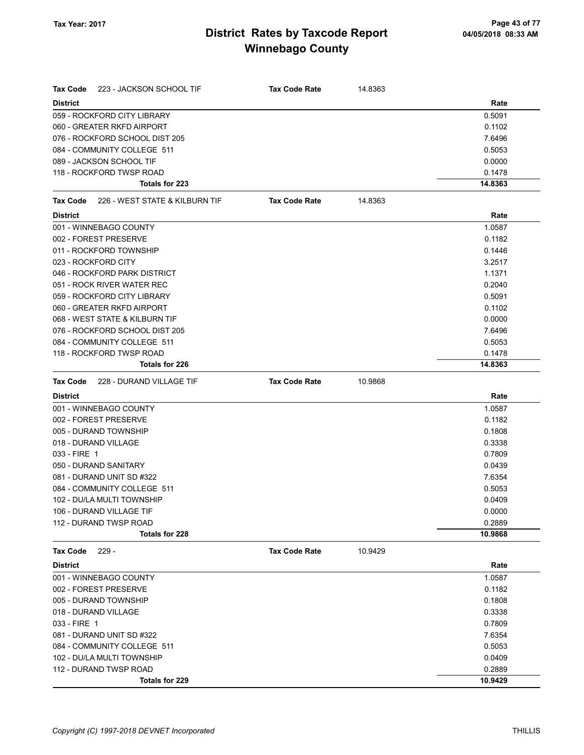| Tax Code 223 - JACKSON SCHOOL TIF | Tax Code Rate 14.8363 | |
|---|---|---|
| **District** | | **Rate** |
| 059 - ROCKFORD CITY LIBRARY | | 0.5091 |
| 060 - GREATER RKFD AIRPORT | | 0.1102 |
| 076 - ROCKFORD SCHOOL DIST 205 | | 7.6496 |
| 084 - COMMUNITY COLLEGE 511 | | 0.5053 |
| 089 - JACKSON SCHOOL TIF | | 0.0000 |
| 118 - ROCKFORD TWSP ROAD | | 0.1478 |
| **Totals for 223** | | **14.8363** |

| Tax Code 226 - WEST STATE & KILBURN TIF | Tax Code Rate 14.8363 | |
|---|---|---|
| **District** | | **Rate** |
| 001 - WINNEBAGO COUNTY | | 1.0587 |
| 002 - FOREST PRESERVE | | 0.1182 |
| 011 - ROCKFORD TOWNSHIP | | 0.1446 |
| 023 - ROCKFORD CITY | | 3.2517 |
| 046 - ROCKFORD PARK DISTRICT | | 1.1371 |
| 051 - ROCK RIVER WATER REC | | 0.2040 |
| 059 - ROCKFORD CITY LIBRARY | | 0.5091 |
| 060 - GREATER RKFD AIRPORT | | 0.1102 |
| 068 - WEST STATE & KILBURN TIF | | 0.0000 |
| 076 - ROCKFORD SCHOOL DIST 205 | | 7.6496 |
| 084 - COMMUNITY COLLEGE 511 | | 0.5053 |
| 118 - ROCKFORD TWSP ROAD | | 0.1478 |
| **Totals for 226** | | **14.8363** |

| Tax Code 228 - DURAND VILLAGE TIF | Tax Code Rate 10.9868 | |
|---|---|---|
| **District** | | **Rate** |
| 001 - WINNEBAGO COUNTY | | 1.0587 |
| 002 - FOREST PRESERVE | | 0.1182 |
| 005 - DURAND TOWNSHIP | | 0.1808 |
| 018 - DURAND VILLAGE | | 0.3338 |
| 033 - FIRE 1 | | 0.7809 |
| 050 - DURAND SANITARY | | 0.0439 |
| 081 - DURAND UNIT SD #322 | | 7.6354 |
| 084 - COMMUNITY COLLEGE 511 | | 0.5053 |
| 102 - DU/LA MULTI TOWNSHIP | | 0.0409 |
| 106 - DURAND VILLAGE TIF | | 0.0000 |
| 112 - DURAND TWSP ROAD | | 0.2889 |
| **Totals for 228** | | **10.9868** |

| Tax Code 229 - | Tax Code Rate 10.9429 | |
|---|---|---|
| **District** | | **Rate** |
| 001 - WINNEBAGO COUNTY | | 1.0587 |
| 002 - FOREST PRESERVE | | 0.1182 |
| 005 - DURAND TOWNSHIP | | 0.1808 |
| 018 - DURAND VILLAGE | | 0.3338 |
| 033 - FIRE 1 | | 0.7809 |
| 081 - DURAND UNIT SD #322 | | 7.6354 |
| 084 - COMMUNITY COLLEGE 511 | | 0.5053 |
| 102 - DU/LA MULTI TOWNSHIP | | 0.0409 |
| 112 - DURAND TWSP ROAD | | 0.2889 |
| **Totals for 229** | | **10.9429** |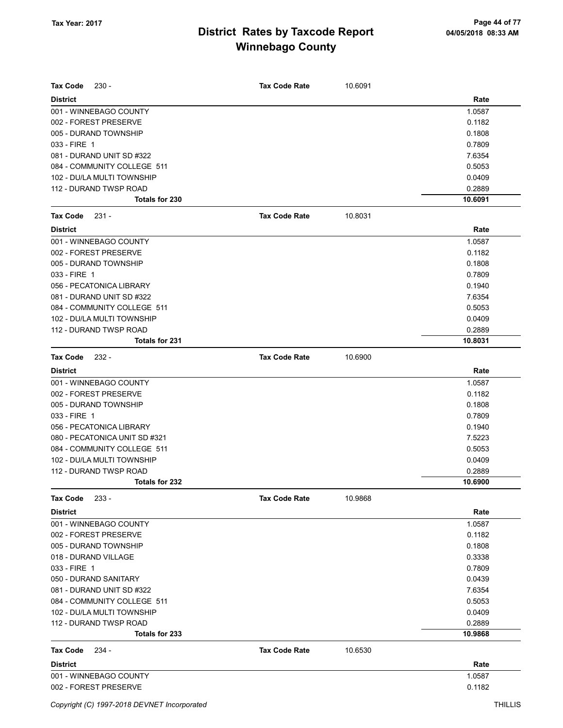# District Rates by Taxcode Report

## Winnebago County

**Tax Code** 230 - **Tax Code Rate** 10.6091

| District | Rate |
|---|---|
| 001 - WINNEBAGO COUNTY | 1.0587 |
| 002 - FOREST PRESERVE | 0.1182 |
| 005 - DURAND TOWNSHIP | 0.1808 |
| 033 - FIRE 1 | 0.7809 |
| 081 - DURAND UNIT SD #322 | 7.6354 |
| 084 - COMMUNITY COLLEGE 511 | 0.5053 |
| 102 - DU/LA MULTI TOWNSHIP | 0.0409 |
| 112 - DURAND TWSP ROAD | 0.2889 |
| **Totals for 230** | **10.6091** |

**Tax Code** 231 - **Tax Code Rate** 10.8031

| District | Rate |
|---|---|
| 001 - WINNEBAGO COUNTY | 1.0587 |
| 002 - FOREST PRESERVE | 0.1182 |
| 005 - DURAND TOWNSHIP | 0.1808 |
| 033 - FIRE 1 | 0.7809 |
| 056 - PECATONICA LIBRARY | 0.1940 |
| 081 - DURAND UNIT SD #322 | 7.6354 |
| 084 - COMMUNITY COLLEGE 511 | 0.5053 |
| 102 - DU/LA MULTI TOWNSHIP | 0.0409 |
| 112 - DURAND TWSP ROAD | 0.2889 |
| **Totals for 231** | **10.8031** |

**Tax Code** 232 - **Tax Code Rate** 10.6900

| District | Rate |
|---|---|
| 001 - WINNEBAGO COUNTY | 1.0587 |
| 002 - FOREST PRESERVE | 0.1182 |
| 005 - DURAND TOWNSHIP | 0.1808 |
| 033 - FIRE 1 | 0.7809 |
| 056 - PECATONICA LIBRARY | 0.1940 |
| 080 - PECATONICA UNIT SD #321 | 7.5223 |
| 084 - COMMUNITY COLLEGE 511 | 0.5053 |
| 102 - DU/LA MULTI TOWNSHIP | 0.0409 |
| 112 - DURAND TWSP ROAD | 0.2889 |
| **Totals for 232** | **10.6900** |

**Tax Code** 233 - **Tax Code Rate** 10.9868

| District | Rate |
|---|---|
| 001 - WINNEBAGO COUNTY | 1.0587 |
| 002 - FOREST PRESERVE | 0.1182 |
| 005 - DURAND TOWNSHIP | 0.1808 |
| 018 - DURAND VILLAGE | 0.3338 |
| 033 - FIRE 1 | 0.7809 |
| 050 - DURAND SANITARY | 0.0439 |
| 081 - DURAND UNIT SD #322 | 7.6354 |
| 084 - COMMUNITY COLLEGE 511 | 0.5053 |
| 102 - DU/LA MULTI TOWNSHIP | 0.0409 |
| 112 - DURAND TWSP ROAD | 0.2889 |
| **Totals for 233** | **10.9868** |

**Tax Code** 234 - **Tax Code Rate** 10.6530

| District | Rate |
|---|---|
| 001 - WINNEBAGO COUNTY | 1.0587 |
| 002 - FOREST PRESERVE | 0.1182 |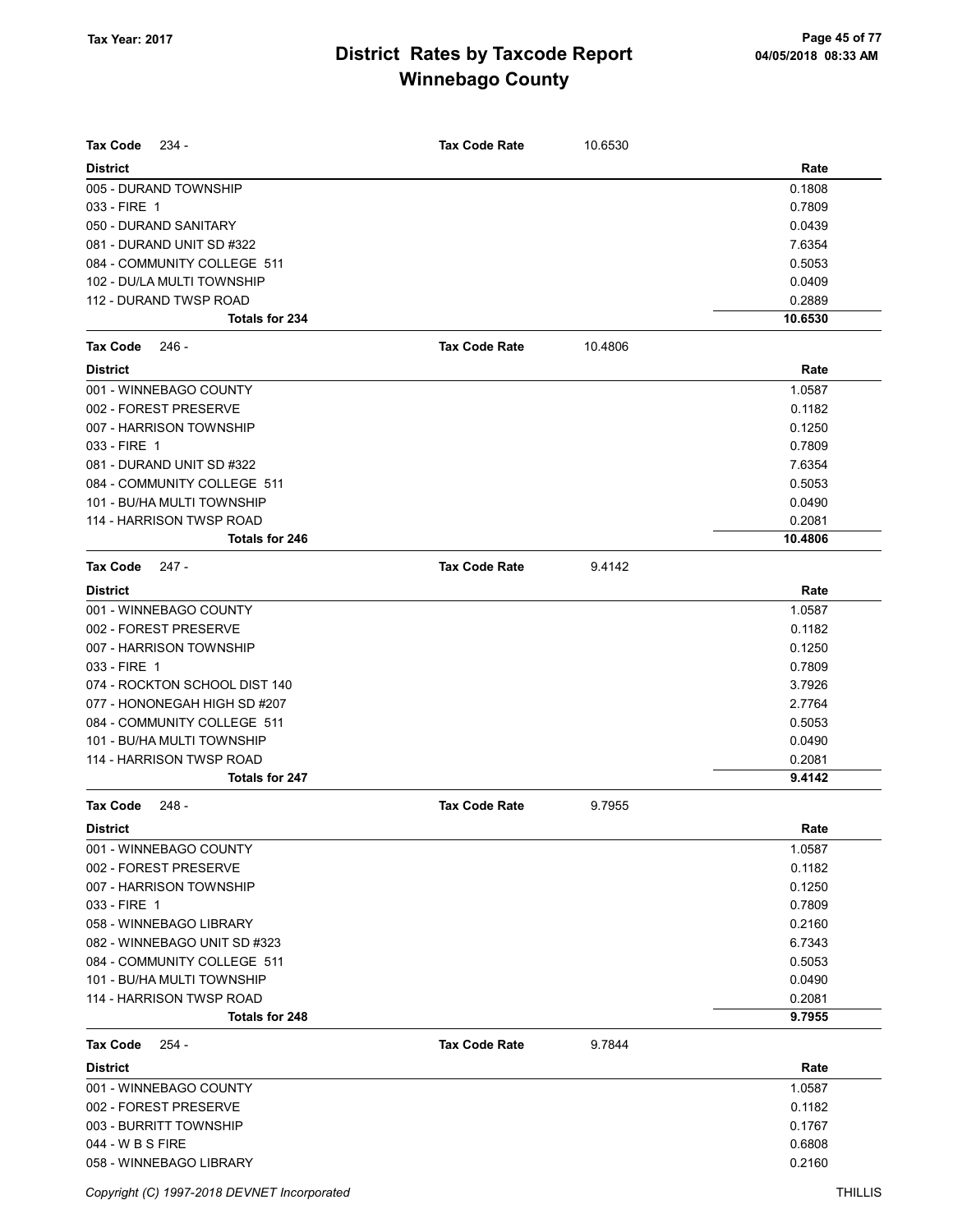# District Rates by Taxcode Report
## Winnebago County

Tax Year: 2017

**Tax Code** 234 - **Tax Code Rate** 10.6530

| District | Rate |
|---|---|
| 005 - DURAND TOWNSHIP | 0.1808 |
| 033 - FIRE 1 | 0.7809 |
| 050 - DURAND SANITARY | 0.0439 |
| 081 - DURAND UNIT SD #322 | 7.6354 |
| 084 - COMMUNITY COLLEGE 511 | 0.5053 |
| 102 - DU/LA MULTI TOWNSHIP | 0.0409 |
| 112 - DURAND TWSP ROAD | 0.2889 |
| **Totals for 234** | **10.6530** |

**Tax Code** 246 - **Tax Code Rate** 10.4806

| District | Rate |
|---|---|
| 001 - WINNEBAGO COUNTY | 1.0587 |
| 002 - FOREST PRESERVE | 0.1182 |
| 007 - HARRISON TOWNSHIP | 0.1250 |
| 033 - FIRE 1 | 0.7809 |
| 081 - DURAND UNIT SD #322 | 7.6354 |
| 084 - COMMUNITY COLLEGE 511 | 0.5053 |
| 101 - BU/HA MULTI TOWNSHIP | 0.0490 |
| 114 - HARRISON TWSP ROAD | 0.2081 |
| **Totals for 246** | **10.4806** |

**Tax Code** 247 - **Tax Code Rate** 9.4142

| District | Rate |
|---|---|
| 001 - WINNEBAGO COUNTY | 1.0587 |
| 002 - FOREST PRESERVE | 0.1182 |
| 007 - HARRISON TOWNSHIP | 0.1250 |
| 033 - FIRE 1 | 0.7809 |
| 074 - ROCKTON SCHOOL DIST 140 | 3.7926 |
| 077 - HONONEGAH HIGH SD #207 | 2.7764 |
| 084 - COMMUNITY COLLEGE 511 | 0.5053 |
| 101 - BU/HA MULTI TOWNSHIP | 0.0490 |
| 114 - HARRISON TWSP ROAD | 0.2081 |
| **Totals for 247** | **9.4142** |

**Tax Code** 248 - **Tax Code Rate** 9.7955

| District | Rate |
|---|---|
| 001 - WINNEBAGO COUNTY | 1.0587 |
| 002 - FOREST PRESERVE | 0.1182 |
| 007 - HARRISON TOWNSHIP | 0.1250 |
| 033 - FIRE 1 | 0.7809 |
| 058 - WINNEBAGO LIBRARY | 0.2160 |
| 082 - WINNEBAGO UNIT SD #323 | 6.7343 |
| 084 - COMMUNITY COLLEGE 511 | 0.5053 |
| 101 - BU/HA MULTI TOWNSHIP | 0.0490 |
| 114 - HARRISON TWSP ROAD | 0.2081 |
| **Totals for 248** | **9.7955** |

**Tax Code** 254 - **Tax Code Rate** 9.7844

| District | Rate |
|---|---|
| 001 - WINNEBAGO COUNTY | 1.0587 |
| 002 - FOREST PRESERVE | 0.1182 |
| 003 - BURRITT TOWNSHIP | 0.1767 |
| 044 - W B S FIRE | 0.6808 |
| 058 - WINNEBAGO LIBRARY | 0.2160 |

Copyright (C) 1997-2018 DEVNET Incorporated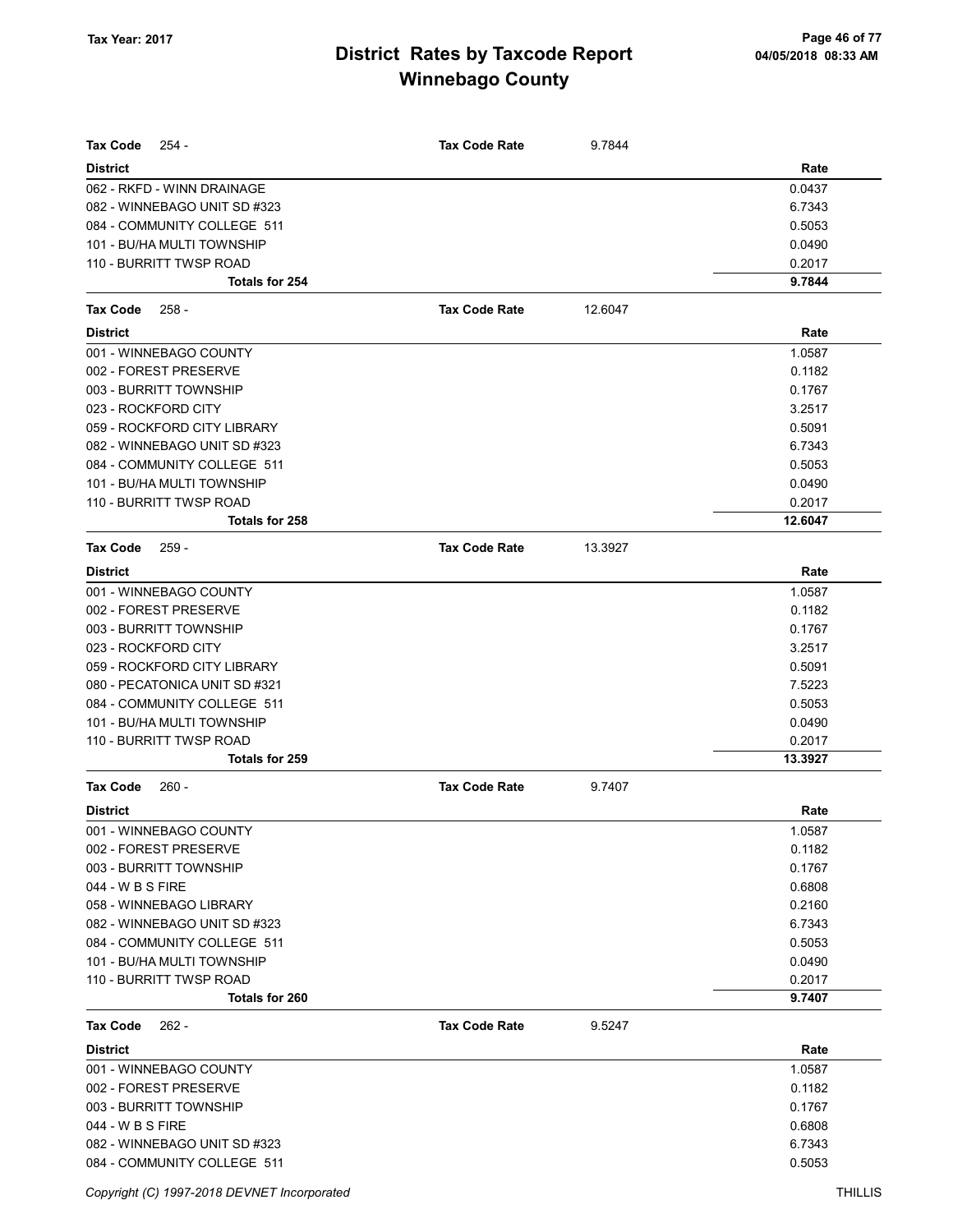# District Rates by Taxcode Report
## Winnebago County

Tax Year: 2017

**Tax Code** 254 - **Tax Code Rate** 9.7844

| District | Rate |
|---|---|
| 062 - RKFD - WINN DRAINAGE | 0.0437 |
| 082 - WINNEBAGO UNIT SD #323 | 6.7343 |
| 084 - COMMUNITY COLLEGE 511 | 0.5053 |
| 101 - BU/HA MULTI TOWNSHIP | 0.0490 |
| 110 - BURRITT TWSP ROAD | 0.2017 |
| **Totals for 254** | **9.7844** |

**Tax Code** 258 - **Tax Code Rate** 12.6047

| District | Rate |
|---|---|
| 001 - WINNEBAGO COUNTY | 1.0587 |
| 002 - FOREST PRESERVE | 0.1182 |
| 003 - BURRITT TOWNSHIP | 0.1767 |
| 023 - ROCKFORD CITY | 3.2517 |
| 059 - ROCKFORD CITY LIBRARY | 0.5091 |
| 082 - WINNEBAGO UNIT SD #323 | 6.7343 |
| 084 - COMMUNITY COLLEGE 511 | 0.5053 |
| 101 - BU/HA MULTI TOWNSHIP | 0.0490 |
| 110 - BURRITT TWSP ROAD | 0.2017 |
| **Totals for 258** | **12.6047** |

**Tax Code** 259 - **Tax Code Rate** 13.3927

| District | Rate |
|---|---|
| 001 - WINNEBAGO COUNTY | 1.0587 |
| 002 - FOREST PRESERVE | 0.1182 |
| 003 - BURRITT TOWNSHIP | 0.1767 |
| 023 - ROCKFORD CITY | 3.2517 |
| 059 - ROCKFORD CITY LIBRARY | 0.5091 |
| 080 - PECATONICA UNIT SD #321 | 7.5223 |
| 084 - COMMUNITY COLLEGE 511 | 0.5053 |
| 101 - BU/HA MULTI TOWNSHIP | 0.0490 |
| 110 - BURRITT TWSP ROAD | 0.2017 |
| **Totals for 259** | **13.3927** |

**Tax Code** 260 - **Tax Code Rate** 9.7407

| District | Rate |
|---|---|
| 001 - WINNEBAGO COUNTY | 1.0587 |
| 002 - FOREST PRESERVE | 0.1182 |
| 003 - BURRITT TOWNSHIP | 0.1767 |
| 044 - W B S FIRE | 0.6808 |
| 058 - WINNEBAGO LIBRARY | 0.2160 |
| 082 - WINNEBAGO UNIT SD #323 | 6.7343 |
| 084 - COMMUNITY COLLEGE 511 | 0.5053 |
| 101 - BU/HA MULTI TOWNSHIP | 0.0490 |
| 110 - BURRITT TWSP ROAD | 0.2017 |
| **Totals for 260** | **9.7407** |

**Tax Code** 262 - **Tax Code Rate** 9.5247

| District | Rate |
|---|---|
| 001 - WINNEBAGO COUNTY | 1.0587 |
| 002 - FOREST PRESERVE | 0.1182 |
| 003 - BURRITT TOWNSHIP | 0.1767 |
| 044 - W B S FIRE | 0.6808 |
| 082 - WINNEBAGO UNIT SD #323 | 6.7343 |
| 084 - COMMUNITY COLLEGE 511 | 0.5053 |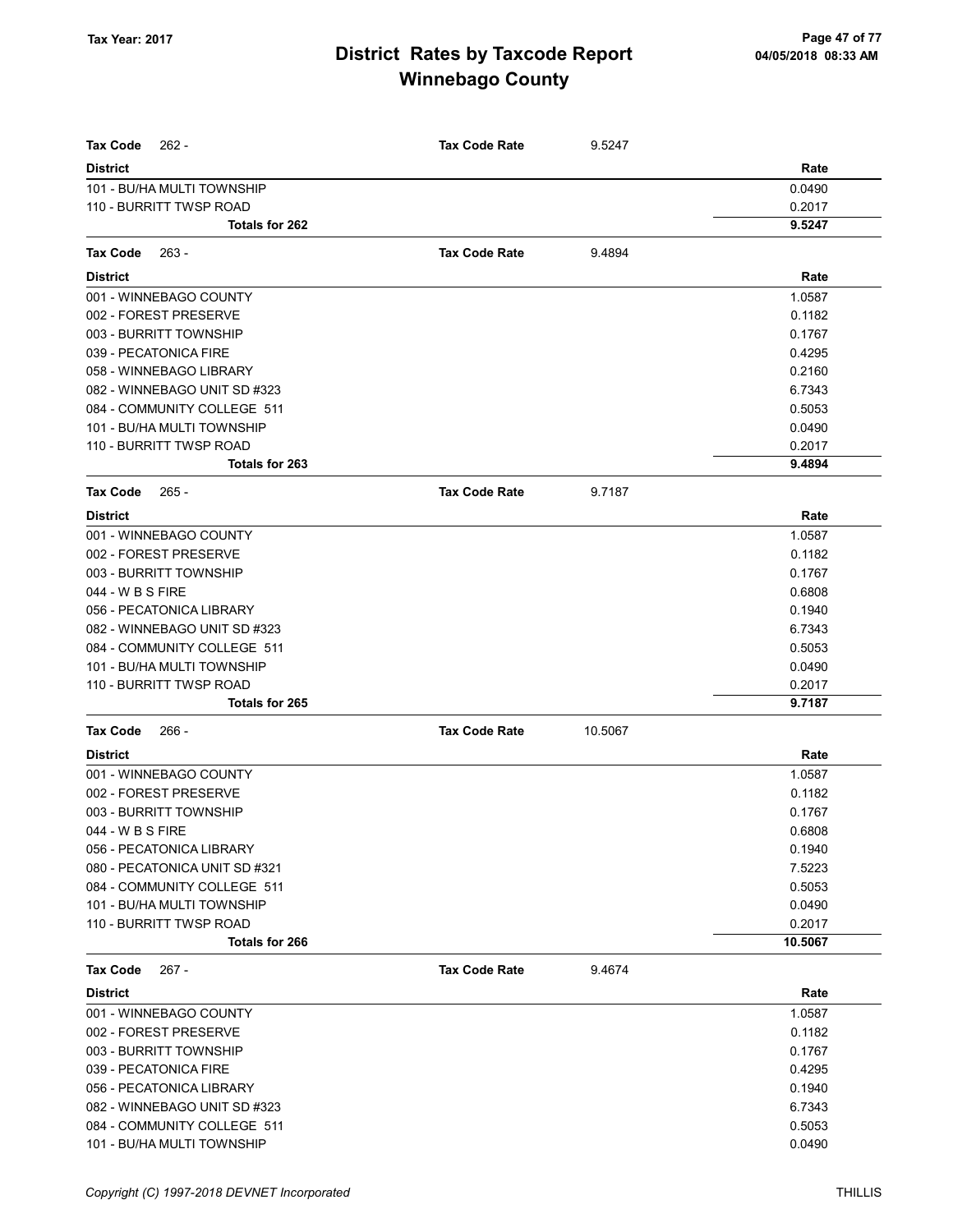# District Rates by Taxcode Report
## Winnebago County

Tax Year: 2017

**Tax Code** 262 - **Tax Code Rate** 9.5247

| District | Rate |
|---|---|
| 101 - BU/HA MULTI TOWNSHIP | 0.0490 |
| 110 - BURRITT TWSP ROAD | 0.2017 |
| **Totals for 262** | **9.5247** |

**Tax Code** 263 - **Tax Code Rate** 9.4894

| District | Rate |
|---|---|
| 001 - WINNEBAGO COUNTY | 1.0587 |
| 002 - FOREST PRESERVE | 0.1182 |
| 003 - BURRITT TOWNSHIP | 0.1767 |
| 039 - PECATONICA FIRE | 0.4295 |
| 058 - WINNEBAGO LIBRARY | 0.2160 |
| 082 - WINNEBAGO UNIT SD #323 | 6.7343 |
| 084 - COMMUNITY COLLEGE 511 | 0.5053 |
| 101 - BU/HA MULTI TOWNSHIP | 0.0490 |
| 110 - BURRITT TWSP ROAD | 0.2017 |
| **Totals for 263** | **9.4894** |

**Tax Code** 265 - **Tax Code Rate** 9.7187

| District | Rate |
|---|---|
| 001 - WINNEBAGO COUNTY | 1.0587 |
| 002 - FOREST PRESERVE | 0.1182 |
| 003 - BURRITT TOWNSHIP | 0.1767 |
| 044 - W B S FIRE | 0.6808 |
| 056 - PECATONICA LIBRARY | 0.1940 |
| 082 - WINNEBAGO UNIT SD #323 | 6.7343 |
| 084 - COMMUNITY COLLEGE 511 | 0.5053 |
| 101 - BU/HA MULTI TOWNSHIP | 0.0490 |
| 110 - BURRITT TWSP ROAD | 0.2017 |
| **Totals for 265** | **9.7187** |

**Tax Code** 266 - **Tax Code Rate** 10.5067

| District | Rate |
|---|---|
| 001 - WINNEBAGO COUNTY | 1.0587 |
| 002 - FOREST PRESERVE | 0.1182 |
| 003 - BURRITT TOWNSHIP | 0.1767 |
| 044 - W B S FIRE | 0.6808 |
| 056 - PECATONICA LIBRARY | 0.1940 |
| 080 - PECATONICA UNIT SD #321 | 7.5223 |
| 084 - COMMUNITY COLLEGE 511 | 0.5053 |
| 101 - BU/HA MULTI TOWNSHIP | 0.0490 |
| 110 - BURRITT TWSP ROAD | 0.2017 |
| **Totals for 266** | **10.5067** |

**Tax Code** 267 - **Tax Code Rate** 9.4674

| District | Rate |
|---|---|
| 001 - WINNEBAGO COUNTY | 1.0587 |
| 002 - FOREST PRESERVE | 0.1182 |
| 003 - BURRITT TOWNSHIP | 0.1767 |
| 039 - PECATONICA FIRE | 0.4295 |
| 056 - PECATONICA LIBRARY | 0.1940 |
| 082 - WINNEBAGO UNIT SD #323 | 6.7343 |
| 084 - COMMUNITY COLLEGE 511 | 0.5053 |
| 101 - BU/HA MULTI TOWNSHIP | 0.0490 |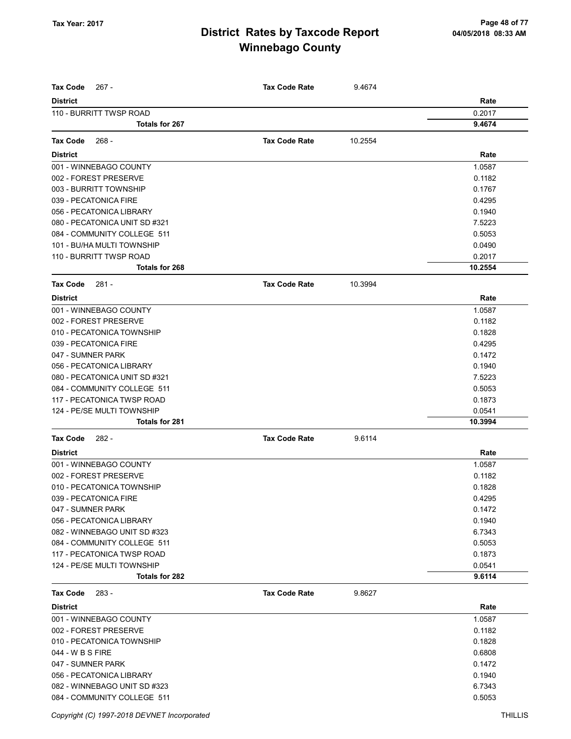# District Rates by Taxcode Report
## Winnebago County

Tax Year: 2017

**Tax Code** 267 - **Tax Code Rate** 9.4674

| District | Rate |
|---|---|
| 110 - BURRITT TWSP ROAD | 0.2017 |
| **Totals for 267** | **9.4674** |

**Tax Code** 268 - **Tax Code Rate** 10.2554

| District | Rate |
|---|---|
| 001 - WINNEBAGO COUNTY | 1.0587 |
| 002 - FOREST PRESERVE | 0.1182 |
| 003 - BURRITT TOWNSHIP | 0.1767 |
| 039 - PECATONICA FIRE | 0.4295 |
| 056 - PECATONICA LIBRARY | 0.1940 |
| 080 - PECATONICA UNIT SD #321 | 7.5223 |
| 084 - COMMUNITY COLLEGE 511 | 0.5053 |
| 101 - BU/HA MULTI TOWNSHIP | 0.0490 |
| 110 - BURRITT TWSP ROAD | 0.2017 |
| **Totals for 268** | **10.2554** |

**Tax Code** 281 - **Tax Code Rate** 10.3994

| District | Rate |
|---|---|
| 001 - WINNEBAGO COUNTY | 1.0587 |
| 002 - FOREST PRESERVE | 0.1182 |
| 010 - PECATONICA TOWNSHIP | 0.1828 |
| 039 - PECATONICA FIRE | 0.4295 |
| 047 - SUMNER PARK | 0.1472 |
| 056 - PECATONICA LIBRARY | 0.1940 |
| 080 - PECATONICA UNIT SD #321 | 7.5223 |
| 084 - COMMUNITY COLLEGE 511 | 0.5053 |
| 117 - PECATONICA TWSP ROAD | 0.1873 |
| 124 - PE/SE MULTI TOWNSHIP | 0.0541 |
| **Totals for 281** | **10.3994** |

**Tax Code** 282 - **Tax Code Rate** 9.6114

| District | Rate |
|---|---|
| 001 - WINNEBAGO COUNTY | 1.0587 |
| 002 - FOREST PRESERVE | 0.1182 |
| 010 - PECATONICA TOWNSHIP | 0.1828 |
| 039 - PECATONICA FIRE | 0.4295 |
| 047 - SUMNER PARK | 0.1472 |
| 056 - PECATONICA LIBRARY | 0.1940 |
| 082 - WINNEBAGO UNIT SD #323 | 6.7343 |
| 084 - COMMUNITY COLLEGE 511 | 0.5053 |
| 117 - PECATONICA TWSP ROAD | 0.1873 |
| 124 - PE/SE MULTI TOWNSHIP | 0.0541 |
| **Totals for 282** | **9.6114** |

**Tax Code** 283 - **Tax Code Rate** 9.8627

| District | Rate |
|---|---|
| 001 - WINNEBAGO COUNTY | 1.0587 |
| 002 - FOREST PRESERVE | 0.1182 |
| 010 - PECATONICA TOWNSHIP | 0.1828 |
| 044 - W B S FIRE | 0.6808 |
| 047 - SUMNER PARK | 0.1472 |
| 056 - PECATONICA LIBRARY | 0.1940 |
| 082 - WINNEBAGO UNIT SD #323 | 6.7343 |
| 084 - COMMUNITY COLLEGE 511 | 0.5053 |

Copyright (C) 1997-2018 DEVNET Incorporated THILLIS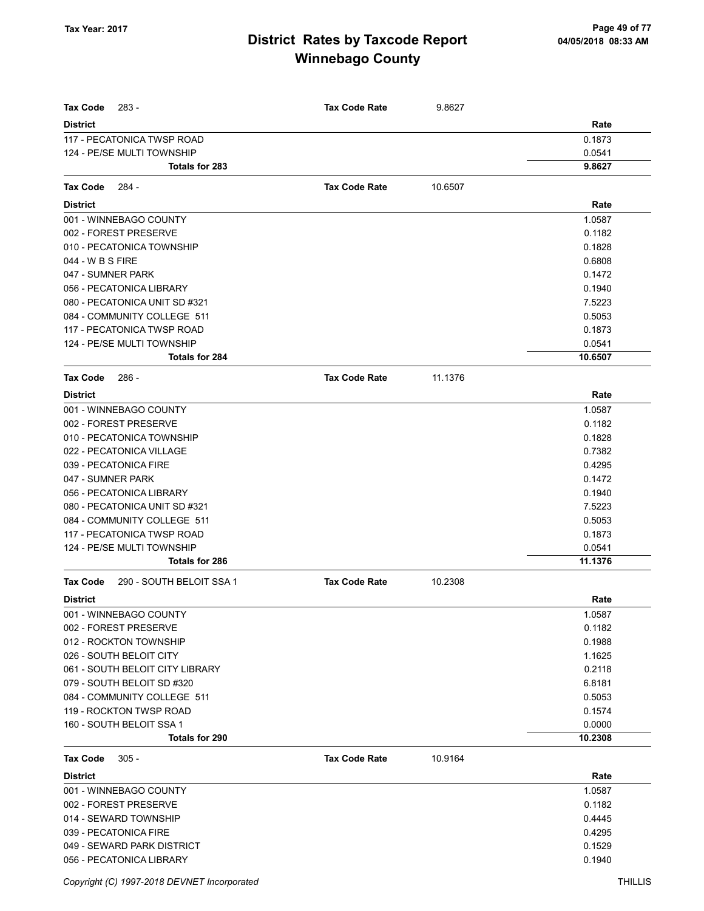# District Rates by Taxcode Report
## Winnebago County

Tax Year: 2017

04/05/2018 08:33 AM

| Tax Code 283 - | Tax Code Rate 9.8627 |
|---|---|
| **District** | **Rate** |
| 117 - PECATONICA TWSP ROAD | 0.1873 |
| 124 - PE/SE MULTI TOWNSHIP | 0.0541 |
| **Totals for 283** | **9.8627** |

| Tax Code 284 - | Tax Code Rate 10.6507 |
|---|---|
| **District** | **Rate** |
| 001 - WINNEBAGO COUNTY | 1.0587 |
| 002 - FOREST PRESERVE | 0.1182 |
| 010 - PECATONICA TOWNSHIP | 0.1828 |
| 044 - W B S FIRE | 0.6808 |
| 047 - SUMNER PARK | 0.1472 |
| 056 - PECATONICA LIBRARY | 0.1940 |
| 080 - PECATONICA UNIT SD #321 | 7.5223 |
| 084 - COMMUNITY COLLEGE 511 | 0.5053 |
| 117 - PECATONICA TWSP ROAD | 0.1873 |
| 124 - PE/SE MULTI TOWNSHIP | 0.0541 |
| **Totals for 284** | **10.6507** |

| Tax Code 286 - | Tax Code Rate 11.1376 |
|---|---|
| **District** | **Rate** |
| 001 - WINNEBAGO COUNTY | 1.0587 |
| 002 - FOREST PRESERVE | 0.1182 |
| 010 - PECATONICA TOWNSHIP | 0.1828 |
| 022 - PECATONICA VILLAGE | 0.7382 |
| 039 - PECATONICA FIRE | 0.4295 |
| 047 - SUMNER PARK | 0.1472 |
| 056 - PECATONICA LIBRARY | 0.1940 |
| 080 - PECATONICA UNIT SD #321 | 7.5223 |
| 084 - COMMUNITY COLLEGE 511 | 0.5053 |
| 117 - PECATONICA TWSP ROAD | 0.1873 |
| 124 - PE/SE MULTI TOWNSHIP | 0.0541 |
| **Totals for 286** | **11.1376** |

| Tax Code 290 - SOUTH BELOIT SSA 1 | Tax Code Rate 10.2308 |
|---|---|
| **District** | **Rate** |
| 001 - WINNEBAGO COUNTY | 1.0587 |
| 002 - FOREST PRESERVE | 0.1182 |
| 012 - ROCKTON TOWNSHIP | 0.1988 |
| 026 - SOUTH BELOIT CITY | 1.1625 |
| 061 - SOUTH BELOIT CITY LIBRARY | 0.2118 |
| 079 - SOUTH BELOIT SD #320 | 6.8181 |
| 084 - COMMUNITY COLLEGE 511 | 0.5053 |
| 119 - ROCKTON TWSP ROAD | 0.1574 |
| 160 - SOUTH BELOIT SSA 1 | 0.0000 |
| **Totals for 290** | **10.2308** |

| Tax Code 305 - | Tax Code Rate 10.9164 |
|---|---|
| **District** | **Rate** |
| 001 - WINNEBAGO COUNTY | 1.0587 |
| 002 - FOREST PRESERVE | 0.1182 |
| 014 - SEWARD TOWNSHIP | 0.4445 |
| 039 - PECATONICA FIRE | 0.4295 |
| 049 - SEWARD PARK DISTRICT | 0.1529 |
| 056 - PECATONICA LIBRARY | 0.1940 |

Copyright (C) 1997-2018 DEVNET Incorporated

THILLIS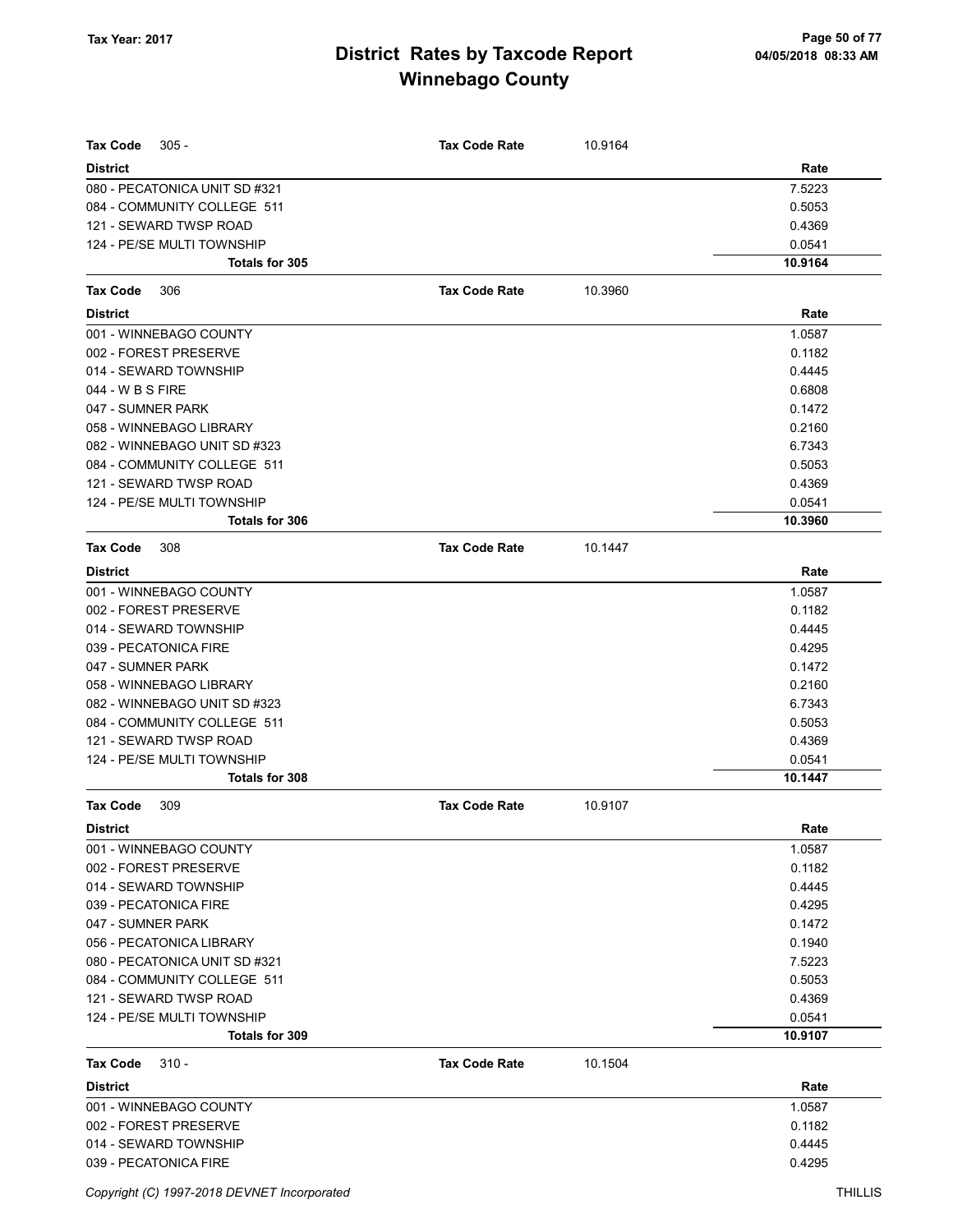# District Rates by Taxcode Report
## Winnebago County

**Tax Code** 305 - **Tax Code Rate** 10.9164

| District | Rate |
|---|---|
| 080 - PECATONICA UNIT SD #321 | 7.5223 |
| 084 - COMMUNITY COLLEGE 511 | 0.5053 |
| 121 - SEWARD TWSP ROAD | 0.4369 |
| 124 - PE/SE MULTI TOWNSHIP | 0.0541 |
| **Totals for 305** | **10.9164** |

**Tax Code** 306 **Tax Code Rate** 10.3960

| District | Rate |
|---|---|
| 001 - WINNEBAGO COUNTY | 1.0587 |
| 002 - FOREST PRESERVE | 0.1182 |
| 014 - SEWARD TOWNSHIP | 0.4445 |
| 044 - W B S FIRE | 0.6808 |
| 047 - SUMNER PARK | 0.1472 |
| 058 - WINNEBAGO LIBRARY | 0.2160 |
| 082 - WINNEBAGO UNIT SD #323 | 6.7343 |
| 084 - COMMUNITY COLLEGE 511 | 0.5053 |
| 121 - SEWARD TWSP ROAD | 0.4369 |
| 124 - PE/SE MULTI TOWNSHIP | 0.0541 |
| **Totals for 306** | **10.3960** |

**Tax Code** 308 **Tax Code Rate** 10.1447

| District | Rate |
|---|---|
| 001 - WINNEBAGO COUNTY | 1.0587 |
| 002 - FOREST PRESERVE | 0.1182 |
| 014 - SEWARD TOWNSHIP | 0.4445 |
| 039 - PECATONICA FIRE | 0.4295 |
| 047 - SUMNER PARK | 0.1472 |
| 058 - WINNEBAGO LIBRARY | 0.2160 |
| 082 - WINNEBAGO UNIT SD #323 | 6.7343 |
| 084 - COMMUNITY COLLEGE 511 | 0.5053 |
| 121 - SEWARD TWSP ROAD | 0.4369 |
| 124 - PE/SE MULTI TOWNSHIP | 0.0541 |
| **Totals for 308** | **10.1447** |

**Tax Code** 309 **Tax Code Rate** 10.9107

| District | Rate |
|---|---|
| 001 - WINNEBAGO COUNTY | 1.0587 |
| 002 - FOREST PRESERVE | 0.1182 |
| 014 - SEWARD TOWNSHIP | 0.4445 |
| 039 - PECATONICA FIRE | 0.4295 |
| 047 - SUMNER PARK | 0.1472 |
| 056 - PECATONICA LIBRARY | 0.1940 |
| 080 - PECATONICA UNIT SD #321 | 7.5223 |
| 084 - COMMUNITY COLLEGE 511 | 0.5053 |
| 121 - SEWARD TWSP ROAD | 0.4369 |
| 124 - PE/SE MULTI TOWNSHIP | 0.0541 |
| **Totals for 309** | **10.9107** |

**Tax Code** 310 - **Tax Code Rate** 10.1504

| District | Rate |
|---|---|
| 001 - WINNEBAGO COUNTY | 1.0587 |
| 002 - FOREST PRESERVE | 0.1182 |
| 014 - SEWARD TOWNSHIP | 0.4445 |
| 039 - PECATONICA FIRE | 0.4295 |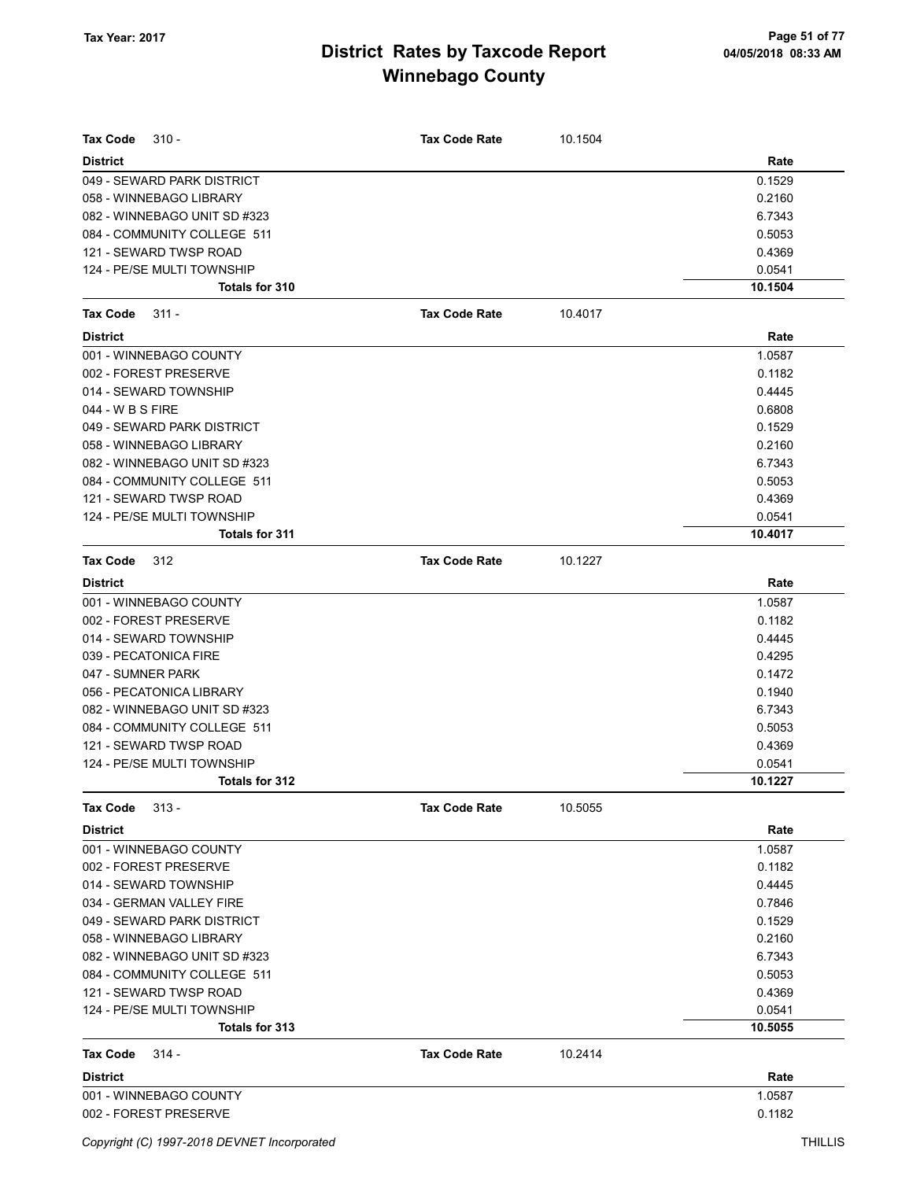| Tax Code 310 - | Tax Code Rate | 10.1504 |
|---|---|---|
| **District** | | **Rate** |
| 049 - SEWARD PARK DISTRICT | | 0.1529 |
| 058 - WINNEBAGO LIBRARY | | 0.2160 |
| 082 - WINNEBAGO UNIT SD #323 | | 6.7343 |
| 084 - COMMUNITY COLLEGE 511 | | 0.5053 |
| 121 - SEWARD TWSP ROAD | | 0.4369 |
| 124 - PE/SE MULTI TOWNSHIP | | 0.0541 |
| **Totals for 310** | | **10.1504** |

| Tax Code 311 - | Tax Code Rate | 10.4017 |
|---|---|---|
| **District** | | **Rate** |
| 001 - WINNEBAGO COUNTY | | 1.0587 |
| 002 - FOREST PRESERVE | | 0.1182 |
| 014 - SEWARD TOWNSHIP | | 0.4445 |
| 044 - W B S FIRE | | 0.6808 |
| 049 - SEWARD PARK DISTRICT | | 0.1529 |
| 058 - WINNEBAGO LIBRARY | | 0.2160 |
| 082 - WINNEBAGO UNIT SD #323 | | 6.7343 |
| 084 - COMMUNITY COLLEGE 511 | | 0.5053 |
| 121 - SEWARD TWSP ROAD | | 0.4369 |
| 124 - PE/SE MULTI TOWNSHIP | | 0.0541 |
| **Totals for 311** | | **10.4017** |

| Tax Code 312 | Tax Code Rate | 10.1227 |
|---|---|---|
| **District** | | **Rate** |
| 001 - WINNEBAGO COUNTY | | 1.0587 |
| 002 - FOREST PRESERVE | | 0.1182 |
| 014 - SEWARD TOWNSHIP | | 0.4445 |
| 039 - PECATONICA FIRE | | 0.4295 |
| 047 - SUMNER PARK | | 0.1472 |
| 056 - PECATONICA LIBRARY | | 0.1940 |
| 082 - WINNEBAGO UNIT SD #323 | | 6.7343 |
| 084 - COMMUNITY COLLEGE 511 | | 0.5053 |
| 121 - SEWARD TWSP ROAD | | 0.4369 |
| 124 - PE/SE MULTI TOWNSHIP | | 0.0541 |
| **Totals for 312** | | **10.1227** |

| Tax Code 313 - | Tax Code Rate | 10.5055 |
|---|---|---|
| **District** | | **Rate** |
| 001 - WINNEBAGO COUNTY | | 1.0587 |
| 002 - FOREST PRESERVE | | 0.1182 |
| 014 - SEWARD TOWNSHIP | | 0.4445 |
| 034 - GERMAN VALLEY FIRE | | 0.7846 |
| 049 - SEWARD PARK DISTRICT | | 0.1529 |
| 058 - WINNEBAGO LIBRARY | | 0.2160 |
| 082 - WINNEBAGO UNIT SD #323 | | 6.7343 |
| 084 - COMMUNITY COLLEGE 511 | | 0.5053 |
| 121 - SEWARD TWSP ROAD | | 0.4369 |
| 124 - PE/SE MULTI TOWNSHIP | | 0.0541 |
| **Totals for 313** | | **10.5055** |

| Tax Code 314 - | Tax Code Rate | 10.2414 |
|---|---|---|
| **District** | | **Rate** |
| 001 - WINNEBAGO COUNTY | | 1.0587 |
| 002 - FOREST PRESERVE | | 0.1182 |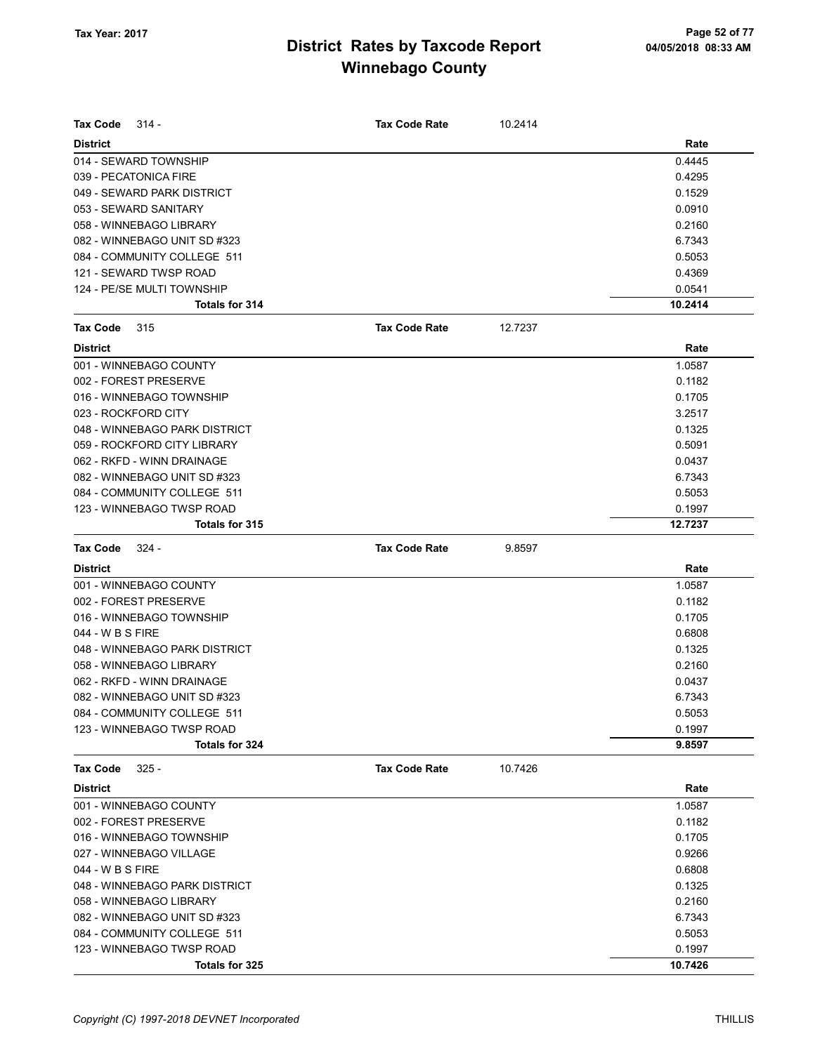# District Rates by Taxcode Report
## Winnebago County

Tax Year: 2017

**Tax Code** 314 - **Tax Code Rate** 10.2414

| District | Rate |
|---|---|
| 014 - SEWARD TOWNSHIP | 0.4445 |
| 039 - PECATONICA FIRE | 0.4295 |
| 049 - SEWARD PARK DISTRICT | 0.1529 |
| 053 - SEWARD SANITARY | 0.0910 |
| 058 - WINNEBAGO LIBRARY | 0.2160 |
| 082 - WINNEBAGO UNIT SD #323 | 6.7343 |
| 084 - COMMUNITY COLLEGE 511 | 0.5053 |
| 121 - SEWARD TWSP ROAD | 0.4369 |
| 124 - PE/SE MULTI TOWNSHIP | 0.0541 |
| **Totals for 314** | **10.2414** |

**Tax Code** 315 **Tax Code Rate** 12.7237

| District | Rate |
|---|---|
| 001 - WINNEBAGO COUNTY | 1.0587 |
| 002 - FOREST PRESERVE | 0.1182 |
| 016 - WINNEBAGO TOWNSHIP | 0.1705 |
| 023 - ROCKFORD CITY | 3.2517 |
| 048 - WINNEBAGO PARK DISTRICT | 0.1325 |
| 059 - ROCKFORD CITY LIBRARY | 0.5091 |
| 062 - RKFD - WINN DRAINAGE | 0.0437 |
| 082 - WINNEBAGO UNIT SD #323 | 6.7343 |
| 084 - COMMUNITY COLLEGE 511 | 0.5053 |
| 123 - WINNEBAGO TWSP ROAD | 0.1997 |
| **Totals for 315** | **12.7237** |

**Tax Code** 324 - **Tax Code Rate** 9.8597

| District | Rate |
|---|---|
| 001 - WINNEBAGO COUNTY | 1.0587 |
| 002 - FOREST PRESERVE | 0.1182 |
| 016 - WINNEBAGO TOWNSHIP | 0.1705 |
| 044 - W B S FIRE | 0.6808 |
| 048 - WINNEBAGO PARK DISTRICT | 0.1325 |
| 058 - WINNEBAGO LIBRARY | 0.2160 |
| 062 - RKFD - WINN DRAINAGE | 0.0437 |
| 082 - WINNEBAGO UNIT SD #323 | 6.7343 |
| 084 - COMMUNITY COLLEGE 511 | 0.5053 |
| 123 - WINNEBAGO TWSP ROAD | 0.1997 |
| **Totals for 324** | **9.8597** |

**Tax Code** 325 - **Tax Code Rate** 10.7426

| District | Rate |
|---|---|
| 001 - WINNEBAGO COUNTY | 1.0587 |
| 002 - FOREST PRESERVE | 0.1182 |
| 016 - WINNEBAGO TOWNSHIP | 0.1705 |
| 027 - WINNEBAGO VILLAGE | 0.9266 |
| 044 - W B S FIRE | 0.6808 |
| 048 - WINNEBAGO PARK DISTRICT | 0.1325 |
| 058 - WINNEBAGO LIBRARY | 0.2160 |
| 082 - WINNEBAGO UNIT SD #323 | 6.7343 |
| 084 - COMMUNITY COLLEGE 511 | 0.5053 |
| 123 - WINNEBAGO TWSP ROAD | 0.1997 |
| **Totals for 325** | **10.7426** |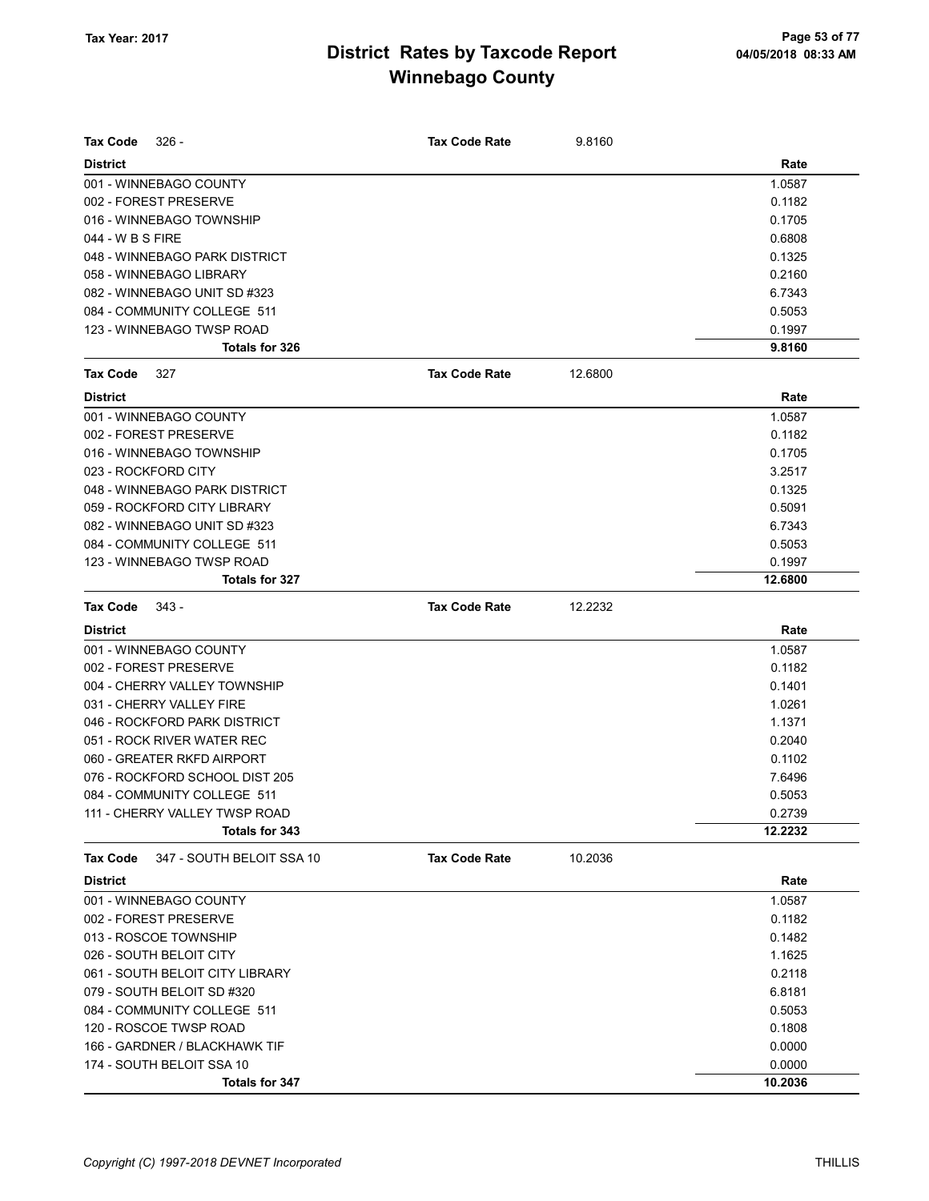# District Rates by Taxcode Report
## Winnebago County

Tax Year: 2017

**Tax Code** 326 - **Tax Code Rate** 9.8160

| District | Rate |
|---|---|
| 001 - WINNEBAGO COUNTY | 1.0587 |
| 002 - FOREST PRESERVE | 0.1182 |
| 016 - WINNEBAGO TOWNSHIP | 0.1705 |
| 044 - W B S FIRE | 0.6808 |
| 048 - WINNEBAGO PARK DISTRICT | 0.1325 |
| 058 - WINNEBAGO LIBRARY | 0.2160 |
| 082 - WINNEBAGO UNIT SD #323 | 6.7343 |
| 084 - COMMUNITY COLLEGE 511 | 0.5053 |
| 123 - WINNEBAGO TWSP ROAD | 0.1997 |
| **Totals for 326** | **9.8160** |

**Tax Code** 327 **Tax Code Rate** 12.6800

| District | Rate |
|---|---|
| 001 - WINNEBAGO COUNTY | 1.0587 |
| 002 - FOREST PRESERVE | 0.1182 |
| 016 - WINNEBAGO TOWNSHIP | 0.1705 |
| 023 - ROCKFORD CITY | 3.2517 |
| 048 - WINNEBAGO PARK DISTRICT | 0.1325 |
| 059 - ROCKFORD CITY LIBRARY | 0.5091 |
| 082 - WINNEBAGO UNIT SD #323 | 6.7343 |
| 084 - COMMUNITY COLLEGE 511 | 0.5053 |
| 123 - WINNEBAGO TWSP ROAD | 0.1997 |
| **Totals for 327** | **12.6800** |

**Tax Code** 343 - **Tax Code Rate** 12.2232

| District | Rate |
|---|---|
| 001 - WINNEBAGO COUNTY | 1.0587 |
| 002 - FOREST PRESERVE | 0.1182 |
| 004 - CHERRY VALLEY TOWNSHIP | 0.1401 |
| 031 - CHERRY VALLEY FIRE | 1.0261 |
| 046 - ROCKFORD PARK DISTRICT | 1.1371 |
| 051 - ROCK RIVER WATER REC | 0.2040 |
| 060 - GREATER RKFD AIRPORT | 0.1102 |
| 076 - ROCKFORD SCHOOL DIST 205 | 7.6496 |
| 084 - COMMUNITY COLLEGE 511 | 0.5053 |
| 111 - CHERRY VALLEY TWSP ROAD | 0.2739 |
| **Totals for 343** | **12.2232** |

**Tax Code** 347 - SOUTH BELOIT SSA 10 **Tax Code Rate** 10.2036

| District | Rate |
|---|---|
| 001 - WINNEBAGO COUNTY | 1.0587 |
| 002 - FOREST PRESERVE | 0.1182 |
| 013 - ROSCOE TOWNSHIP | 0.1482 |
| 026 - SOUTH BELOIT CITY | 1.1625 |
| 061 - SOUTH BELOIT CITY LIBRARY | 0.2118 |
| 079 - SOUTH BELOIT SD #320 | 6.8181 |
| 084 - COMMUNITY COLLEGE 511 | 0.5053 |
| 120 - ROSCOE TWSP ROAD | 0.1808 |
| 166 - GARDNER / BLACKHAWK TIF | 0.0000 |
| 174 - SOUTH BELOIT SSA 10 | 0.0000 |
| **Totals for 347** | **10.2036** |

*Copyright (C) 1997-2018 DEVNET Incorporated*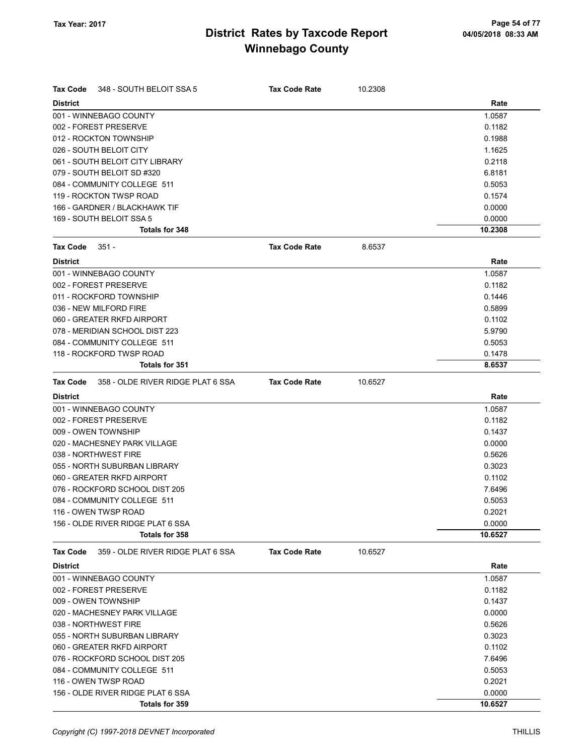# District Rates by Taxcode Report
## Winnebago County

Tax Year: 2017

**Tax Code** 348 - SOUTH BELOIT SSA 5 **Tax Code Rate** 10.2308

| District | Rate |
|---|---|
| 001 - WINNEBAGO COUNTY | 1.0587 |
| 002 - FOREST PRESERVE | 0.1182 |
| 012 - ROCKTON TOWNSHIP | 0.1988 |
| 026 - SOUTH BELOIT CITY | 1.1625 |
| 061 - SOUTH BELOIT CITY LIBRARY | 0.2118 |
| 079 - SOUTH BELOIT SD #320 | 6.8181 |
| 084 - COMMUNITY COLLEGE 511 | 0.5053 |
| 119 - ROCKTON TWSP ROAD | 0.1574 |
| 166 - GARDNER / BLACKHAWK TIF | 0.0000 |
| 169 - SOUTH BELOIT SSA 5 | 0.0000 |
| **Totals for 348** | **10.2308** |

**Tax Code** 351 - **Tax Code Rate** 8.6537

| District | Rate |
|---|---|
| 001 - WINNEBAGO COUNTY | 1.0587 |
| 002 - FOREST PRESERVE | 0.1182 |
| 011 - ROCKFORD TOWNSHIP | 0.1446 |
| 036 - NEW MILFORD FIRE | 0.5899 |
| 060 - GREATER RKFD AIRPORT | 0.1102 |
| 078 - MERIDIAN SCHOOL DIST 223 | 5.9790 |
| 084 - COMMUNITY COLLEGE 511 | 0.5053 |
| 118 - ROCKFORD TWSP ROAD | 0.1478 |
| **Totals for 351** | **8.6537** |

**Tax Code** 358 - OLDE RIVER RIDGE PLAT 6 SSA **Tax Code Rate** 10.6527

| District | Rate |
|---|---|
| 001 - WINNEBAGO COUNTY | 1.0587 |
| 002 - FOREST PRESERVE | 0.1182 |
| 009 - OWEN TOWNSHIP | 0.1437 |
| 020 - MACHESNEY PARK VILLAGE | 0.0000 |
| 038 - NORTHWEST FIRE | 0.5626 |
| 055 - NORTH SUBURBAN LIBRARY | 0.3023 |
| 060 - GREATER RKFD AIRPORT | 0.1102 |
| 076 - ROCKFORD SCHOOL DIST 205 | 7.6496 |
| 084 - COMMUNITY COLLEGE 511 | 0.5053 |
| 116 - OWEN TWSP ROAD | 0.2021 |
| 156 - OLDE RIVER RIDGE PLAT 6 SSA | 0.0000 |
| **Totals for 358** | **10.6527** |

**Tax Code** 359 - OLDE RIVER RIDGE PLAT 6 SSA **Tax Code Rate** 10.6527

| District | Rate |
|---|---|
| 001 - WINNEBAGO COUNTY | 1.0587 |
| 002 - FOREST PRESERVE | 0.1182 |
| 009 - OWEN TOWNSHIP | 0.1437 |
| 020 - MACHESNEY PARK VILLAGE | 0.0000 |
| 038 - NORTHWEST FIRE | 0.5626 |
| 055 - NORTH SUBURBAN LIBRARY | 0.3023 |
| 060 - GREATER RKFD AIRPORT | 0.1102 |
| 076 - ROCKFORD SCHOOL DIST 205 | 7.6496 |
| 084 - COMMUNITY COLLEGE 511 | 0.5053 |
| 116 - OWEN TWSP ROAD | 0.2021 |
| 156 - OLDE RIVER RIDGE PLAT 6 SSA | 0.0000 |
| **Totals for 359** | **10.6527** |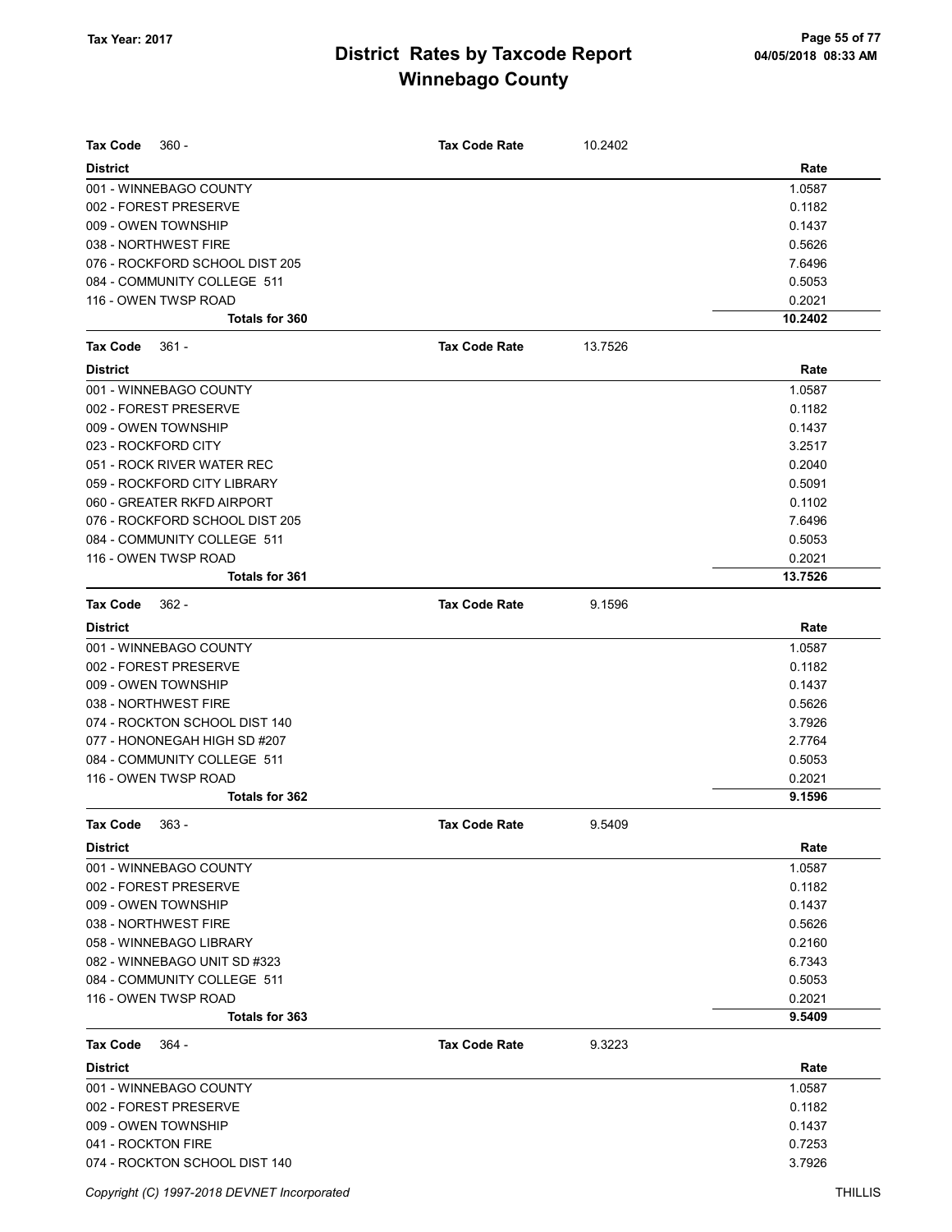# District Rates by Taxcode Report

## Winnebago County

Tax Year: 2017

04/05/2018 08:33 AM

**Tax Code** 360 - **Tax Code Rate** 10.2402

| District | Rate |
|---|---|
| 001 - WINNEBAGO COUNTY | 1.0587 |
| 002 - FOREST PRESERVE | 0.1182 |
| 009 - OWEN TOWNSHIP | 0.1437 |
| 038 - NORTHWEST FIRE | 0.5626 |
| 076 - ROCKFORD SCHOOL DIST 205 | 7.6496 |
| 084 - COMMUNITY COLLEGE 511 | 0.5053 |
| 116 - OWEN TWSP ROAD | 0.2021 |
| **Totals for 360** | **10.2402** |

**Tax Code** 361 - **Tax Code Rate** 13.7526

| District | Rate |
|---|---|
| 001 - WINNEBAGO COUNTY | 1.0587 |
| 002 - FOREST PRESERVE | 0.1182 |
| 009 - OWEN TOWNSHIP | 0.1437 |
| 023 - ROCKFORD CITY | 3.2517 |
| 051 - ROCK RIVER WATER REC | 0.2040 |
| 059 - ROCKFORD CITY LIBRARY | 0.5091 |
| 060 - GREATER RKFD AIRPORT | 0.1102 |
| 076 - ROCKFORD SCHOOL DIST 205 | 7.6496 |
| 084 - COMMUNITY COLLEGE 511 | 0.5053 |
| 116 - OWEN TWSP ROAD | 0.2021 |
| **Totals for 361** | **13.7526** |

**Tax Code** 362 - **Tax Code Rate** 9.1596

| District | Rate |
|---|---|
| 001 - WINNEBAGO COUNTY | 1.0587 |
| 002 - FOREST PRESERVE | 0.1182 |
| 009 - OWEN TOWNSHIP | 0.1437 |
| 038 - NORTHWEST FIRE | 0.5626 |
| 074 - ROCKTON SCHOOL DIST 140 | 3.7926 |
| 077 - HONONEGAH HIGH SD #207 | 2.7764 |
| 084 - COMMUNITY COLLEGE 511 | 0.5053 |
| 116 - OWEN TWSP ROAD | 0.2021 |
| **Totals for 362** | **9.1596** |

**Tax Code** 363 - **Tax Code Rate** 9.5409

| District | Rate |
|---|---|
| 001 - WINNEBAGO COUNTY | 1.0587 |
| 002 - FOREST PRESERVE | 0.1182 |
| 009 - OWEN TOWNSHIP | 0.1437 |
| 038 - NORTHWEST FIRE | 0.5626 |
| 058 - WINNEBAGO LIBRARY | 0.2160 |
| 082 - WINNEBAGO UNIT SD #323 | 6.7343 |
| 084 - COMMUNITY COLLEGE 511 | 0.5053 |
| 116 - OWEN TWSP ROAD | 0.2021 |
| **Totals for 363** | **9.5409** |

**Tax Code** 364 - **Tax Code Rate** 9.3223

| District | Rate |
|---|---|
| 001 - WINNEBAGO COUNTY | 1.0587 |
| 002 - FOREST PRESERVE | 0.1182 |
| 009 - OWEN TOWNSHIP | 0.1437 |
| 041 - ROCKTON FIRE | 0.7253 |
| 074 - ROCKTON SCHOOL DIST 140 | 3.7926 |

Copyright (C) 1997-2018 DEVNET Incorporated — THILLIS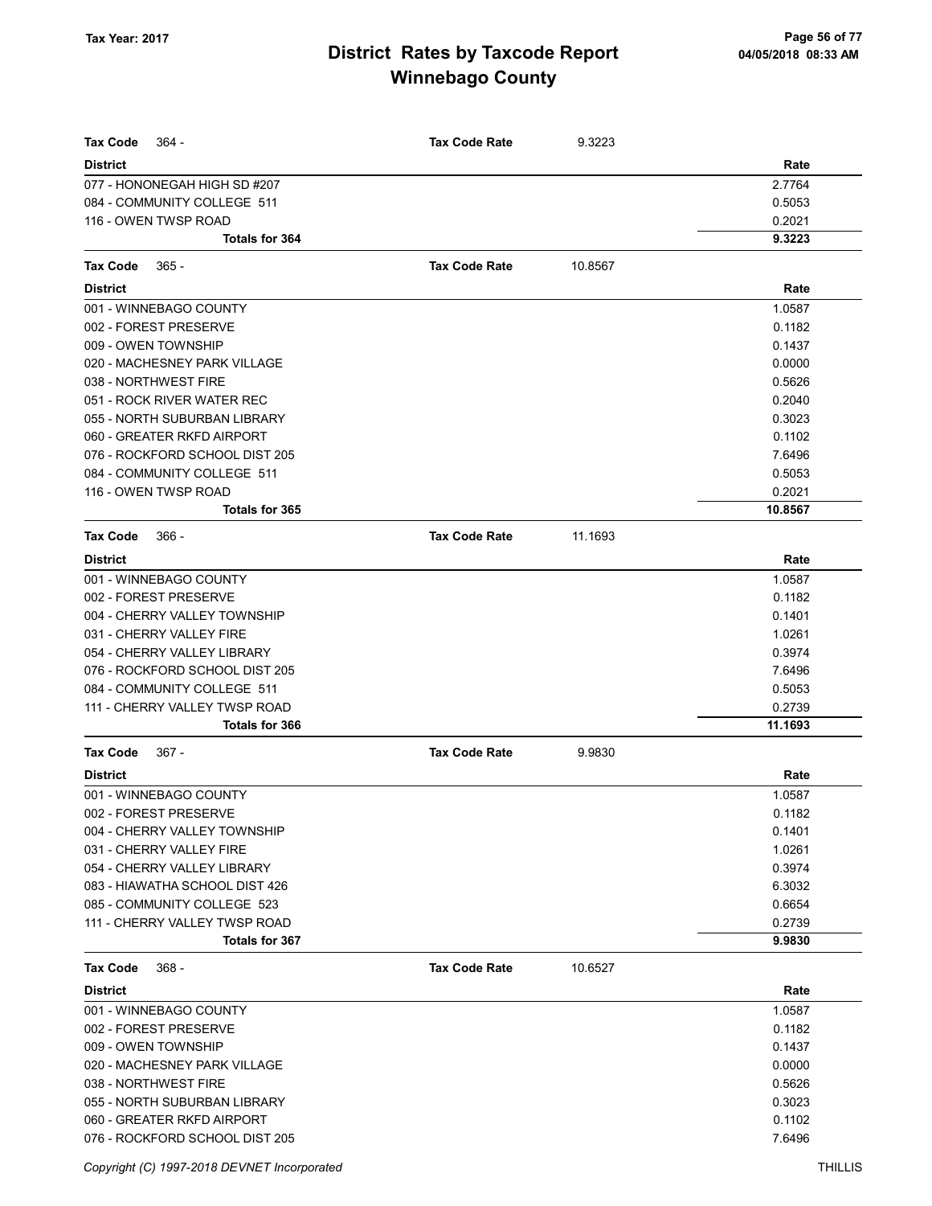# District Rates by Taxcode Report
## Winnebago County

Tax Year: 2017

**Tax Code** 364 - **Tax Code Rate** 9.3223

| District | Rate |
|---|---|
| 077 - HONONEGAH HIGH SD #207 | 2.7764 |
| 084 - COMMUNITY COLLEGE 511 | 0.5053 |
| 116 - OWEN TWSP ROAD | 0.2021 |
| **Totals for 364** | **9.3223** |

**Tax Code** 365 - **Tax Code Rate** 10.8567

| District | Rate |
|---|---|
| 001 - WINNEBAGO COUNTY | 1.0587 |
| 002 - FOREST PRESERVE | 0.1182 |
| 009 - OWEN TOWNSHIP | 0.1437 |
| 020 - MACHESNEY PARK VILLAGE | 0.0000 |
| 038 - NORTHWEST FIRE | 0.5626 |
| 051 - ROCK RIVER WATER REC | 0.2040 |
| 055 - NORTH SUBURBAN LIBRARY | 0.3023 |
| 060 - GREATER RKFD AIRPORT | 0.1102 |
| 076 - ROCKFORD SCHOOL DIST 205 | 7.6496 |
| 084 - COMMUNITY COLLEGE 511 | 0.5053 |
| 116 - OWEN TWSP ROAD | 0.2021 |
| **Totals for 365** | **10.8567** |

**Tax Code** 366 - **Tax Code Rate** 11.1693

| District | Rate |
|---|---|
| 001 - WINNEBAGO COUNTY | 1.0587 |
| 002 - FOREST PRESERVE | 0.1182 |
| 004 - CHERRY VALLEY TOWNSHIP | 0.1401 |
| 031 - CHERRY VALLEY FIRE | 1.0261 |
| 054 - CHERRY VALLEY LIBRARY | 0.3974 |
| 076 - ROCKFORD SCHOOL DIST 205 | 7.6496 |
| 084 - COMMUNITY COLLEGE 511 | 0.5053 |
| 111 - CHERRY VALLEY TWSP ROAD | 0.2739 |
| **Totals for 366** | **11.1693** |

**Tax Code** 367 - **Tax Code Rate** 9.9830

| District | Rate |
|---|---|
| 001 - WINNEBAGO COUNTY | 1.0587 |
| 002 - FOREST PRESERVE | 0.1182 |
| 004 - CHERRY VALLEY TOWNSHIP | 0.1401 |
| 031 - CHERRY VALLEY FIRE | 1.0261 |
| 054 - CHERRY VALLEY LIBRARY | 0.3974 |
| 083 - HIAWATHA SCHOOL DIST 426 | 6.3032 |
| 085 - COMMUNITY COLLEGE 523 | 0.6654 |
| 111 - CHERRY VALLEY TWSP ROAD | 0.2739 |
| **Totals for 367** | **9.9830** |

**Tax Code** 368 - **Tax Code Rate** 10.6527

| District | Rate |
|---|---|
| 001 - WINNEBAGO COUNTY | 1.0587 |
| 002 - FOREST PRESERVE | 0.1182 |
| 009 - OWEN TOWNSHIP | 0.1437 |
| 020 - MACHESNEY PARK VILLAGE | 0.0000 |
| 038 - NORTHWEST FIRE | 0.5626 |
| 055 - NORTH SUBURBAN LIBRARY | 0.3023 |
| 060 - GREATER RKFD AIRPORT | 0.1102 |
| 076 - ROCKFORD SCHOOL DIST 205 | 7.6496 |

Copyright (C) 1997-2018 DEVNET Incorporated THILLIS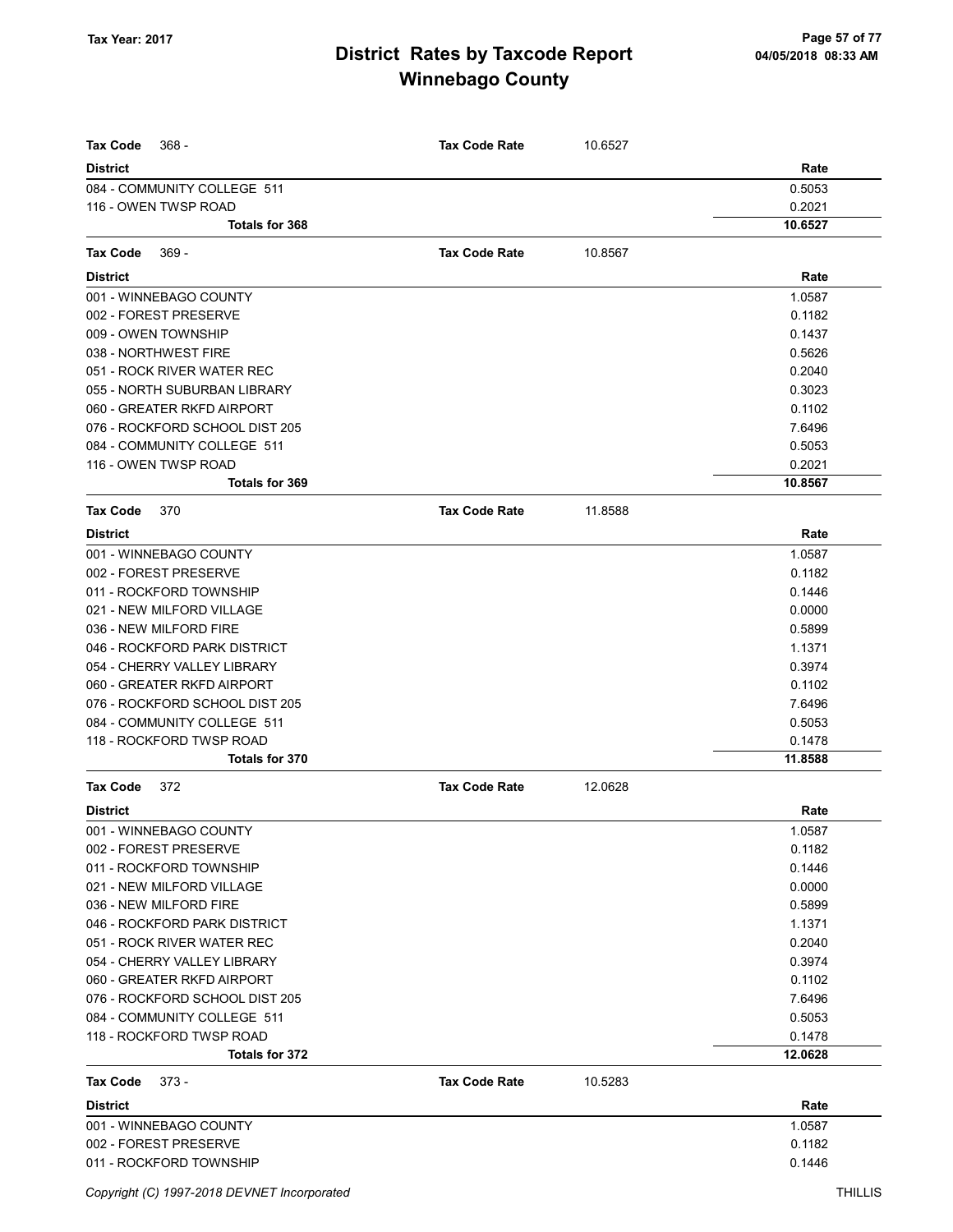# District Rates by Taxcode Report
## Winnebago County

Tax Year: 2017

**Tax Code** 368 - **Tax Code Rate** 10.6527

| District | Rate |
|---|---|
| 084 - COMMUNITY COLLEGE 511 | 0.5053 |
| 116 - OWEN TWSP ROAD | 0.2021 |
| **Totals for 368** | **10.6527** |

**Tax Code** 369 - **Tax Code Rate** 10.8567

| District | Rate |
|---|---|
| 001 - WINNEBAGO COUNTY | 1.0587 |
| 002 - FOREST PRESERVE | 0.1182 |
| 009 - OWEN TOWNSHIP | 0.1437 |
| 038 - NORTHWEST FIRE | 0.5626 |
| 051 - ROCK RIVER WATER REC | 0.2040 |
| 055 - NORTH SUBURBAN LIBRARY | 0.3023 |
| 060 - GREATER RKFD AIRPORT | 0.1102 |
| 076 - ROCKFORD SCHOOL DIST 205 | 7.6496 |
| 084 - COMMUNITY COLLEGE 511 | 0.5053 |
| 116 - OWEN TWSP ROAD | 0.2021 |
| **Totals for 369** | **10.8567** |

**Tax Code** 370 **Tax Code Rate** 11.8588

| District | Rate |
|---|---|
| 001 - WINNEBAGO COUNTY | 1.0587 |
| 002 - FOREST PRESERVE | 0.1182 |
| 011 - ROCKFORD TOWNSHIP | 0.1446 |
| 021 - NEW MILFORD VILLAGE | 0.0000 |
| 036 - NEW MILFORD FIRE | 0.5899 |
| 046 - ROCKFORD PARK DISTRICT | 1.1371 |
| 054 - CHERRY VALLEY LIBRARY | 0.3974 |
| 060 - GREATER RKFD AIRPORT | 0.1102 |
| 076 - ROCKFORD SCHOOL DIST 205 | 7.6496 |
| 084 - COMMUNITY COLLEGE 511 | 0.5053 |
| 118 - ROCKFORD TWSP ROAD | 0.1478 |
| **Totals for 370** | **11.8588** |

**Tax Code** 372 **Tax Code Rate** 12.0628

| District | Rate |
|---|---|
| 001 - WINNEBAGO COUNTY | 1.0587 |
| 002 - FOREST PRESERVE | 0.1182 |
| 011 - ROCKFORD TOWNSHIP | 0.1446 |
| 021 - NEW MILFORD VILLAGE | 0.0000 |
| 036 - NEW MILFORD FIRE | 0.5899 |
| 046 - ROCKFORD PARK DISTRICT | 1.1371 |
| 051 - ROCK RIVER WATER REC | 0.2040 |
| 054 - CHERRY VALLEY LIBRARY | 0.3974 |
| 060 - GREATER RKFD AIRPORT | 0.1102 |
| 076 - ROCKFORD SCHOOL DIST 205 | 7.6496 |
| 084 - COMMUNITY COLLEGE 511 | 0.5053 |
| 118 - ROCKFORD TWSP ROAD | 0.1478 |
| **Totals for 372** | **12.0628** |

**Tax Code** 373 - **Tax Code Rate** 10.5283

| District | Rate |
|---|---|
| 001 - WINNEBAGO COUNTY | 1.0587 |
| 002 - FOREST PRESERVE | 0.1182 |
| 011 - ROCKFORD TOWNSHIP | 0.1446 |

Copyright (C) 1997-2018 DEVNET Incorporated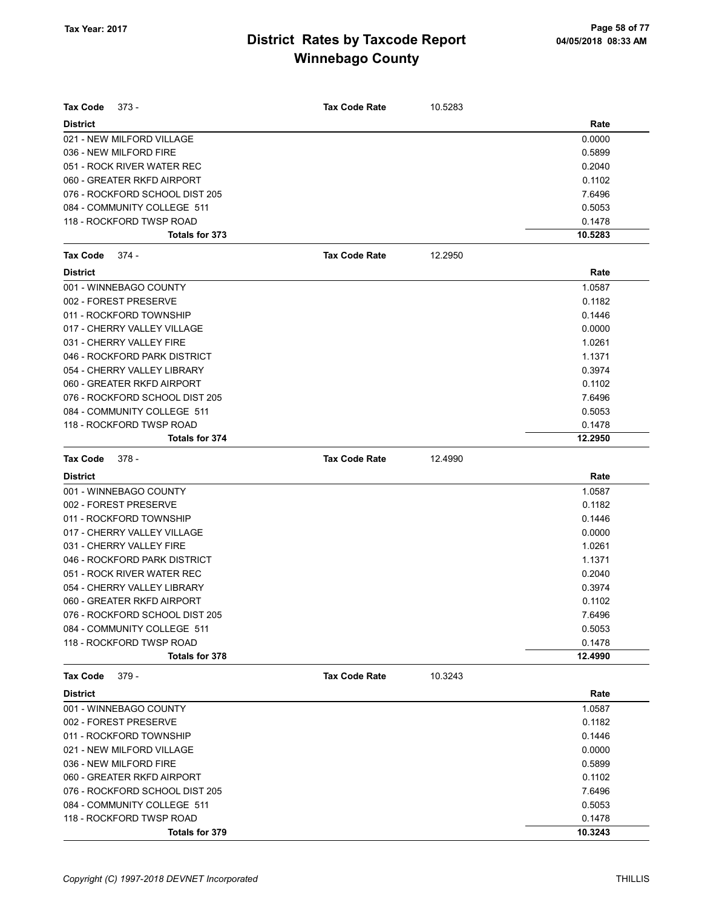# District Rates by Taxcode Report
## Winnebago County

Tax Year: 2017

| Tax Code 373 - | Tax Code Rate 10.5283 |
|---|---|
| **District** | **Rate** |
| 021 - NEW MILFORD VILLAGE | 0.0000 |
| 036 - NEW MILFORD FIRE | 0.5899 |
| 051 - ROCK RIVER WATER REC | 0.2040 |
| 060 - GREATER RKFD AIRPORT | 0.1102 |
| 076 - ROCKFORD SCHOOL DIST 205 | 7.6496 |
| 084 - COMMUNITY COLLEGE 511 | 0.5053 |
| 118 - ROCKFORD TWSP ROAD | 0.1478 |
| **Totals for 373** | **10.5283** |

| Tax Code 374 - | Tax Code Rate 12.2950 |
|---|---|
| **District** | **Rate** |
| 001 - WINNEBAGO COUNTY | 1.0587 |
| 002 - FOREST PRESERVE | 0.1182 |
| 011 - ROCKFORD TOWNSHIP | 0.1446 |
| 017 - CHERRY VALLEY VILLAGE | 0.0000 |
| 031 - CHERRY VALLEY FIRE | 1.0261 |
| 046 - ROCKFORD PARK DISTRICT | 1.1371 |
| 054 - CHERRY VALLEY LIBRARY | 0.3974 |
| 060 - GREATER RKFD AIRPORT | 0.1102 |
| 076 - ROCKFORD SCHOOL DIST 205 | 7.6496 |
| 084 - COMMUNITY COLLEGE 511 | 0.5053 |
| 118 - ROCKFORD TWSP ROAD | 0.1478 |
| **Totals for 374** | **12.2950** |

| Tax Code 378 - | Tax Code Rate 12.4990 |
|---|---|
| **District** | **Rate** |
| 001 - WINNEBAGO COUNTY | 1.0587 |
| 002 - FOREST PRESERVE | 0.1182 |
| 011 - ROCKFORD TOWNSHIP | 0.1446 |
| 017 - CHERRY VALLEY VILLAGE | 0.0000 |
| 031 - CHERRY VALLEY FIRE | 1.0261 |
| 046 - ROCKFORD PARK DISTRICT | 1.1371 |
| 051 - ROCK RIVER WATER REC | 0.2040 |
| 054 - CHERRY VALLEY LIBRARY | 0.3974 |
| 060 - GREATER RKFD AIRPORT | 0.1102 |
| 076 - ROCKFORD SCHOOL DIST 205 | 7.6496 |
| 084 - COMMUNITY COLLEGE 511 | 0.5053 |
| 118 - ROCKFORD TWSP ROAD | 0.1478 |
| **Totals for 378** | **12.4990** |

| Tax Code 379 - | Tax Code Rate 10.3243 |
|---|---|
| **District** | **Rate** |
| 001 - WINNEBAGO COUNTY | 1.0587 |
| 002 - FOREST PRESERVE | 0.1182 |
| 011 - ROCKFORD TOWNSHIP | 0.1446 |
| 021 - NEW MILFORD VILLAGE | 0.0000 |
| 036 - NEW MILFORD FIRE | 0.5899 |
| 060 - GREATER RKFD AIRPORT | 0.1102 |
| 076 - ROCKFORD SCHOOL DIST 205 | 7.6496 |
| 084 - COMMUNITY COLLEGE 511 | 0.5053 |
| 118 - ROCKFORD TWSP ROAD | 0.1478 |
| **Totals for 379** | **10.3243** |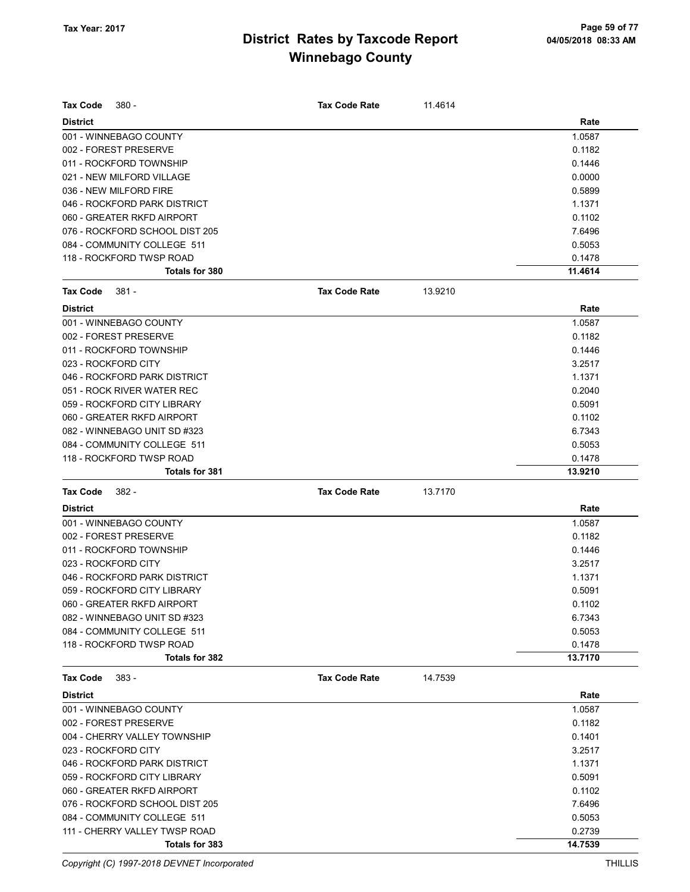# District Rates by Taxcode Report
## Winnebago County

Tax Year: 2017

**Tax Code** 380 - **Tax Code Rate** 11.4614

| District | Rate |
|---|---|
| 001 - WINNEBAGO COUNTY | 1.0587 |
| 002 - FOREST PRESERVE | 0.1182 |
| 011 - ROCKFORD TOWNSHIP | 0.1446 |
| 021 - NEW MILFORD VILLAGE | 0.0000 |
| 036 - NEW MILFORD FIRE | 0.5899 |
| 046 - ROCKFORD PARK DISTRICT | 1.1371 |
| 060 - GREATER RKFD AIRPORT | 0.1102 |
| 076 - ROCKFORD SCHOOL DIST 205 | 7.6496 |
| 084 - COMMUNITY COLLEGE 511 | 0.5053 |
| 118 - ROCKFORD TWSP ROAD | 0.1478 |
| **Totals for 380** | **11.4614** |

**Tax Code** 381 - **Tax Code Rate** 13.9210

| District | Rate |
|---|---|
| 001 - WINNEBAGO COUNTY | 1.0587 |
| 002 - FOREST PRESERVE | 0.1182 |
| 011 - ROCKFORD TOWNSHIP | 0.1446 |
| 023 - ROCKFORD CITY | 3.2517 |
| 046 - ROCKFORD PARK DISTRICT | 1.1371 |
| 051 - ROCK RIVER WATER REC | 0.2040 |
| 059 - ROCKFORD CITY LIBRARY | 0.5091 |
| 060 - GREATER RKFD AIRPORT | 0.1102 |
| 082 - WINNEBAGO UNIT SD #323 | 6.7343 |
| 084 - COMMUNITY COLLEGE 511 | 0.5053 |
| 118 - ROCKFORD TWSP ROAD | 0.1478 |
| **Totals for 381** | **13.9210** |

**Tax Code** 382 - **Tax Code Rate** 13.7170

| District | Rate |
|---|---|
| 001 - WINNEBAGO COUNTY | 1.0587 |
| 002 - FOREST PRESERVE | 0.1182 |
| 011 - ROCKFORD TOWNSHIP | 0.1446 |
| 023 - ROCKFORD CITY | 3.2517 |
| 046 - ROCKFORD PARK DISTRICT | 1.1371 |
| 059 - ROCKFORD CITY LIBRARY | 0.5091 |
| 060 - GREATER RKFD AIRPORT | 0.1102 |
| 082 - WINNEBAGO UNIT SD #323 | 6.7343 |
| 084 - COMMUNITY COLLEGE 511 | 0.5053 |
| 118 - ROCKFORD TWSP ROAD | 0.1478 |
| **Totals for 382** | **13.7170** |

**Tax Code** 383 - **Tax Code Rate** 14.7539

| District | Rate |
|---|---|
| 001 - WINNEBAGO COUNTY | 1.0587 |
| 002 - FOREST PRESERVE | 0.1182 |
| 004 - CHERRY VALLEY TOWNSHIP | 0.1401 |
| 023 - ROCKFORD CITY | 3.2517 |
| 046 - ROCKFORD PARK DISTRICT | 1.1371 |
| 059 - ROCKFORD CITY LIBRARY | 0.5091 |
| 060 - GREATER RKFD AIRPORT | 0.1102 |
| 076 - ROCKFORD SCHOOL DIST 205 | 7.6496 |
| 084 - COMMUNITY COLLEGE 511 | 0.5053 |
| 111 - CHERRY VALLEY TWSP ROAD | 0.2739 |
| **Totals for 383** | **14.7539** |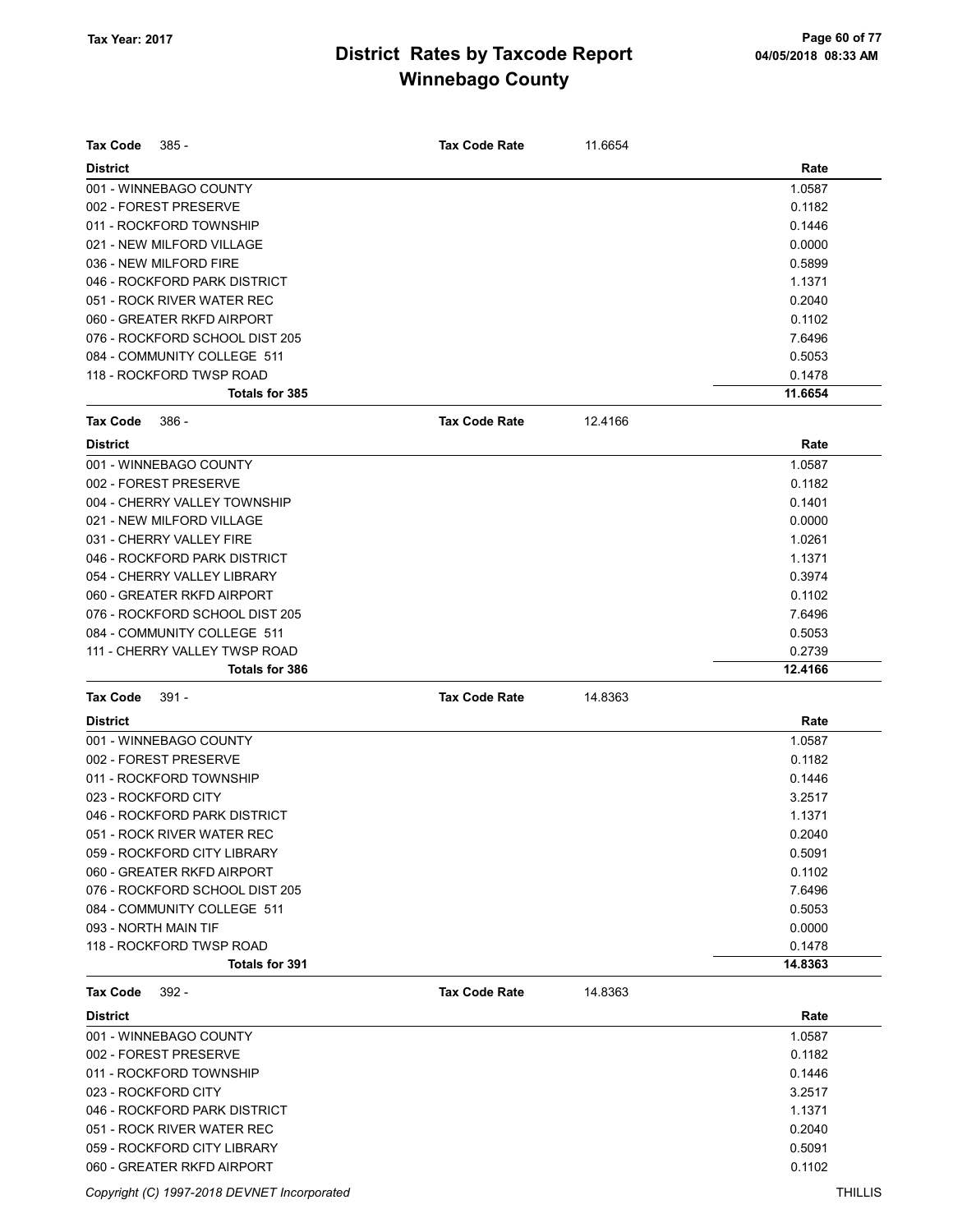# District Rates by Taxcode Report
## Winnebago County

Tax Year: 2017

**Tax Code** 385 - **Tax Code Rate** 11.6654

| District | Rate |
|---|---|
| 001 - WINNEBAGO COUNTY | 1.0587 |
| 002 - FOREST PRESERVE | 0.1182 |
| 011 - ROCKFORD TOWNSHIP | 0.1446 |
| 021 - NEW MILFORD VILLAGE | 0.0000 |
| 036 - NEW MILFORD FIRE | 0.5899 |
| 046 - ROCKFORD PARK DISTRICT | 1.1371 |
| 051 - ROCK RIVER WATER REC | 0.2040 |
| 060 - GREATER RKFD AIRPORT | 0.1102 |
| 076 - ROCKFORD SCHOOL DIST 205 | 7.6496 |
| 084 - COMMUNITY COLLEGE 511 | 0.5053 |
| 118 - ROCKFORD TWSP ROAD | 0.1478 |
| **Totals for 385** | **11.6654** |

**Tax Code** 386 - **Tax Code Rate** 12.4166

| District | Rate |
|---|---|
| 001 - WINNEBAGO COUNTY | 1.0587 |
| 002 - FOREST PRESERVE | 0.1182 |
| 004 - CHERRY VALLEY TOWNSHIP | 0.1401 |
| 021 - NEW MILFORD VILLAGE | 0.0000 |
| 031 - CHERRY VALLEY FIRE | 1.0261 |
| 046 - ROCKFORD PARK DISTRICT | 1.1371 |
| 054 - CHERRY VALLEY LIBRARY | 0.3974 |
| 060 - GREATER RKFD AIRPORT | 0.1102 |
| 076 - ROCKFORD SCHOOL DIST 205 | 7.6496 |
| 084 - COMMUNITY COLLEGE 511 | 0.5053 |
| 111 - CHERRY VALLEY TWSP ROAD | 0.2739 |
| **Totals for 386** | **12.4166** |

**Tax Code** 391 - **Tax Code Rate** 14.8363

| District | Rate |
|---|---|
| 001 - WINNEBAGO COUNTY | 1.0587 |
| 002 - FOREST PRESERVE | 0.1182 |
| 011 - ROCKFORD TOWNSHIP | 0.1446 |
| 023 - ROCKFORD CITY | 3.2517 |
| 046 - ROCKFORD PARK DISTRICT | 1.1371 |
| 051 - ROCK RIVER WATER REC | 0.2040 |
| 059 - ROCKFORD CITY LIBRARY | 0.5091 |
| 060 - GREATER RKFD AIRPORT | 0.1102 |
| 076 - ROCKFORD SCHOOL DIST 205 | 7.6496 |
| 084 - COMMUNITY COLLEGE 511 | 0.5053 |
| 093 - NORTH MAIN TIF | 0.0000 |
| 118 - ROCKFORD TWSP ROAD | 0.1478 |
| **Totals for 391** | **14.8363** |

**Tax Code** 392 - **Tax Code Rate** 14.8363

| District | Rate |
|---|---|
| 001 - WINNEBAGO COUNTY | 1.0587 |
| 002 - FOREST PRESERVE | 0.1182 |
| 011 - ROCKFORD TOWNSHIP | 0.1446 |
| 023 - ROCKFORD CITY | 3.2517 |
| 046 - ROCKFORD PARK DISTRICT | 1.1371 |
| 051 - ROCK RIVER WATER REC | 0.2040 |
| 059 - ROCKFORD CITY LIBRARY | 0.5091 |
| 060 - GREATER RKFD AIRPORT | 0.1102 |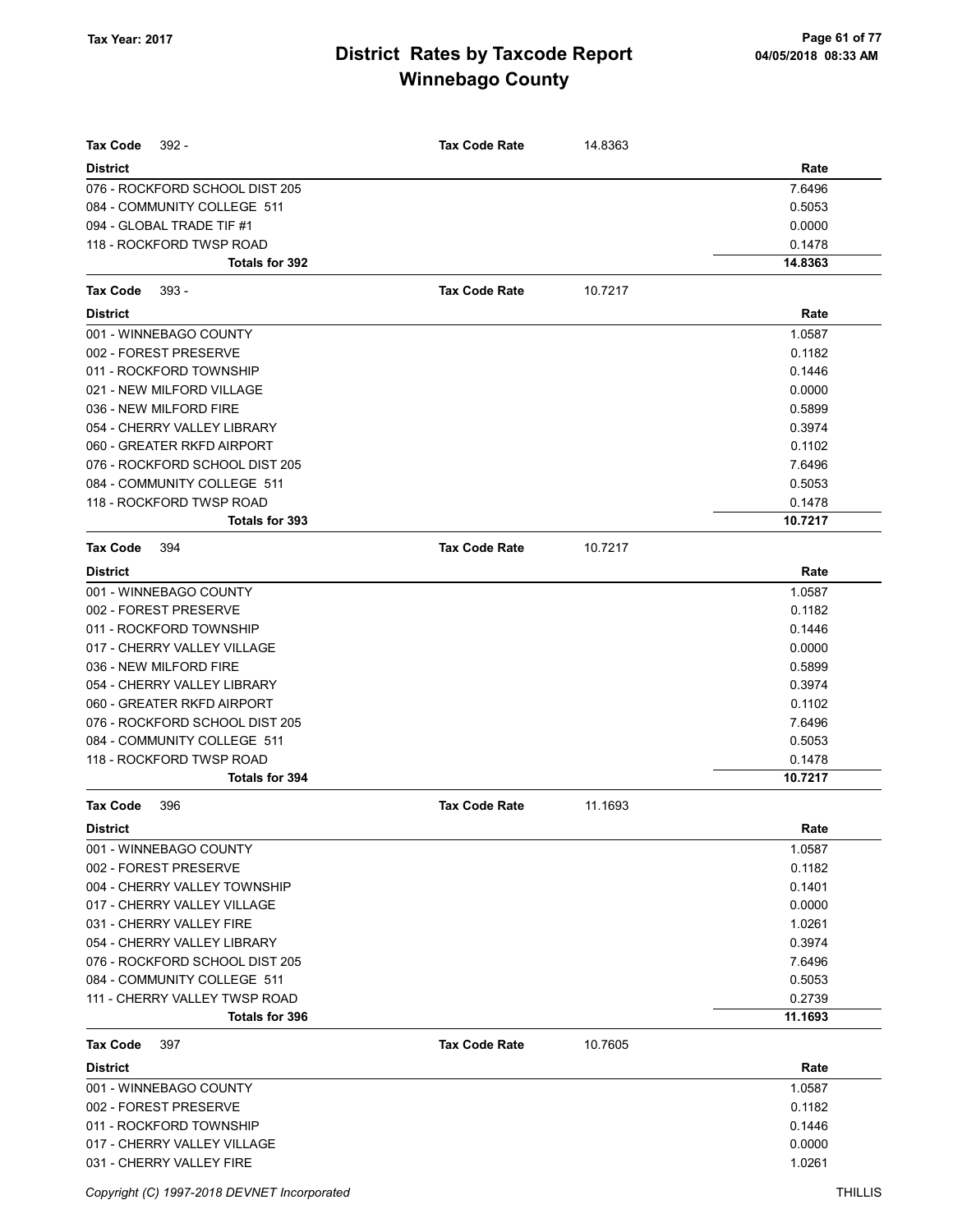# District Rates by Taxcode Report

## Winnebago County

Tax Year: 2017

**Tax Code** 392 - **Tax Code Rate** 14.8363

| District | Rate |
|---|---|
| 076 - ROCKFORD SCHOOL DIST 205 | 7.6496 |
| 084 - COMMUNITY COLLEGE 511 | 0.5053 |
| 094 - GLOBAL TRADE TIF #1 | 0.0000 |
| 118 - ROCKFORD TWSP ROAD | 0.1478 |
| **Totals for 392** | **14.8363** |

**Tax Code** 393 - **Tax Code Rate** 10.7217

| District | Rate |
|---|---|
| 001 - WINNEBAGO COUNTY | 1.0587 |
| 002 - FOREST PRESERVE | 0.1182 |
| 011 - ROCKFORD TOWNSHIP | 0.1446 |
| 021 - NEW MILFORD VILLAGE | 0.0000 |
| 036 - NEW MILFORD FIRE | 0.5899 |
| 054 - CHERRY VALLEY LIBRARY | 0.3974 |
| 060 - GREATER RKFD AIRPORT | 0.1102 |
| 076 - ROCKFORD SCHOOL DIST 205 | 7.6496 |
| 084 - COMMUNITY COLLEGE 511 | 0.5053 |
| 118 - ROCKFORD TWSP ROAD | 0.1478 |
| **Totals for 393** | **10.7217** |

**Tax Code** 394 **Tax Code Rate** 10.7217

| District | Rate |
|---|---|
| 001 - WINNEBAGO COUNTY | 1.0587 |
| 002 - FOREST PRESERVE | 0.1182 |
| 011 - ROCKFORD TOWNSHIP | 0.1446 |
| 017 - CHERRY VALLEY VILLAGE | 0.0000 |
| 036 - NEW MILFORD FIRE | 0.5899 |
| 054 - CHERRY VALLEY LIBRARY | 0.3974 |
| 060 - GREATER RKFD AIRPORT | 0.1102 |
| 076 - ROCKFORD SCHOOL DIST 205 | 7.6496 |
| 084 - COMMUNITY COLLEGE 511 | 0.5053 |
| 118 - ROCKFORD TWSP ROAD | 0.1478 |
| **Totals for 394** | **10.7217** |

**Tax Code** 396 **Tax Code Rate** 11.1693

| District | Rate |
|---|---|
| 001 - WINNEBAGO COUNTY | 1.0587 |
| 002 - FOREST PRESERVE | 0.1182 |
| 004 - CHERRY VALLEY TOWNSHIP | 0.1401 |
| 017 - CHERRY VALLEY VILLAGE | 0.0000 |
| 031 - CHERRY VALLEY FIRE | 1.0261 |
| 054 - CHERRY VALLEY LIBRARY | 0.3974 |
| 076 - ROCKFORD SCHOOL DIST 205 | 7.6496 |
| 084 - COMMUNITY COLLEGE 511 | 0.5053 |
| 111 - CHERRY VALLEY TWSP ROAD | 0.2739 |
| **Totals for 396** | **11.1693** |

**Tax Code** 397 **Tax Code Rate** 10.7605

| District | Rate |
|---|---|
| 001 - WINNEBAGO COUNTY | 1.0587 |
| 002 - FOREST PRESERVE | 0.1182 |
| 011 - ROCKFORD TOWNSHIP | 0.1446 |
| 017 - CHERRY VALLEY VILLAGE | 0.0000 |
| 031 - CHERRY VALLEY FIRE | 1.0261 |

Copyright (C) 1997-2018 DEVNET Incorporated THILLIS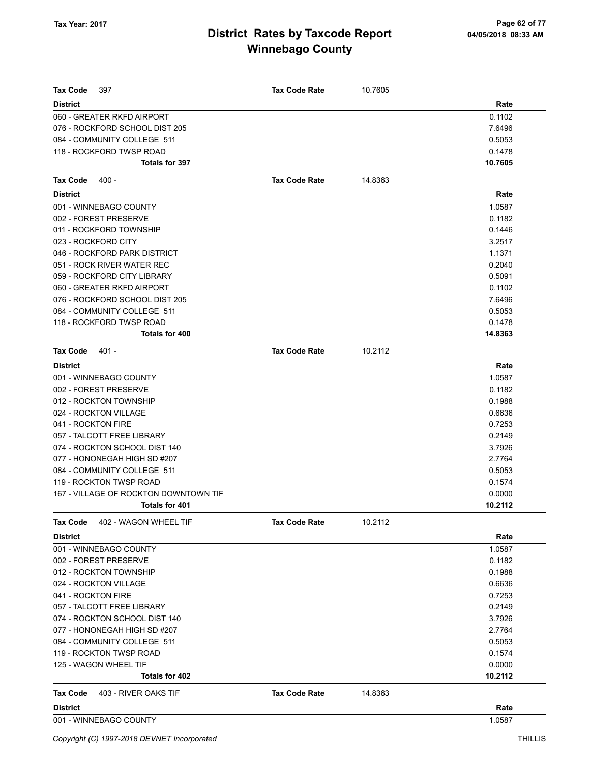# District Rates by Taxcode Report
# Winnebago County

Tax Year: 2017

**Tax Code** 397 **Tax Code Rate** 10.7605

| District | Rate |
|---|---|
| 060 - GREATER RKFD AIRPORT | 0.1102 |
| 076 - ROCKFORD SCHOOL DIST 205 | 7.6496 |
| 084 - COMMUNITY COLLEGE 511 | 0.5053 |
| 118 - ROCKFORD TWSP ROAD | 0.1478 |
| **Totals for 397** | **10.7605** |

**Tax Code** 400 - **Tax Code Rate** 14.8363

| District | Rate |
|---|---|
| 001 - WINNEBAGO COUNTY | 1.0587 |
| 002 - FOREST PRESERVE | 0.1182 |
| 011 - ROCKFORD TOWNSHIP | 0.1446 |
| 023 - ROCKFORD CITY | 3.2517 |
| 046 - ROCKFORD PARK DISTRICT | 1.1371 |
| 051 - ROCK RIVER WATER REC | 0.2040 |
| 059 - ROCKFORD CITY LIBRARY | 0.5091 |
| 060 - GREATER RKFD AIRPORT | 0.1102 |
| 076 - ROCKFORD SCHOOL DIST 205 | 7.6496 |
| 084 - COMMUNITY COLLEGE 511 | 0.5053 |
| 118 - ROCKFORD TWSP ROAD | 0.1478 |
| **Totals for 400** | **14.8363** |

**Tax Code** 401 - **Tax Code Rate** 10.2112

| District | Rate |
|---|---|
| 001 - WINNEBAGO COUNTY | 1.0587 |
| 002 - FOREST PRESERVE | 0.1182 |
| 012 - ROCKTON TOWNSHIP | 0.1988 |
| 024 - ROCKTON VILLAGE | 0.6636 |
| 041 - ROCKTON FIRE | 0.7253 |
| 057 - TALCOTT FREE LIBRARY | 0.2149 |
| 074 - ROCKTON SCHOOL DIST 140 | 3.7926 |
| 077 - HONONEGAH HIGH SD #207 | 2.7764 |
| 084 - COMMUNITY COLLEGE 511 | 0.5053 |
| 119 - ROCKTON TWSP ROAD | 0.1574 |
| 167 - VILLAGE OF ROCKTON DOWNTOWN TIF | 0.0000 |
| **Totals for 401** | **10.2112** |

**Tax Code** 402 - WAGON WHEEL TIF **Tax Code Rate** 10.2112

| District | Rate |
|---|---|
| 001 - WINNEBAGO COUNTY | 1.0587 |
| 002 - FOREST PRESERVE | 0.1182 |
| 012 - ROCKTON TOWNSHIP | 0.1988 |
| 024 - ROCKTON VILLAGE | 0.6636 |
| 041 - ROCKTON FIRE | 0.7253 |
| 057 - TALCOTT FREE LIBRARY | 0.2149 |
| 074 - ROCKTON SCHOOL DIST 140 | 3.7926 |
| 077 - HONONEGAH HIGH SD #207 | 2.7764 |
| 084 - COMMUNITY COLLEGE 511 | 0.5053 |
| 119 - ROCKTON TWSP ROAD | 0.1574 |
| 125 - WAGON WHEEL TIF | 0.0000 |
| **Totals for 402** | **10.2112** |

**Tax Code** 403 - RIVER OAKS TIF **Tax Code Rate** 14.8363

| District | Rate |
|---|---|
| 001 - WINNEBAGO COUNTY | 1.0587 |

Copyright (C) 1997-2018 DEVNET Incorporated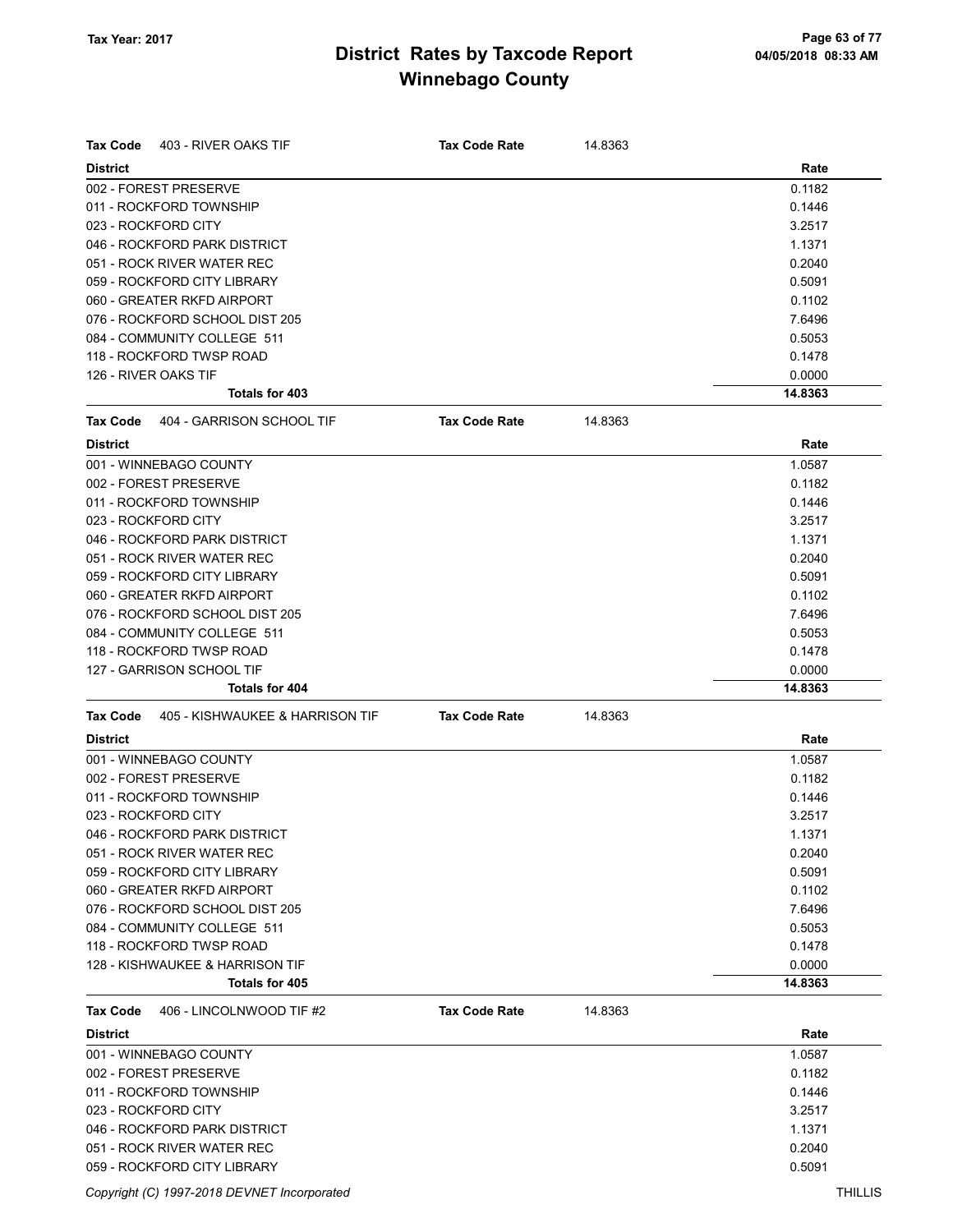# District Rates by Taxcode Report
## Winnebago County

Tax Year: 2017

**Tax Code** 403 - RIVER OAKS TIF — **Tax Code Rate** 14.8363

| District | Rate |
|---|---|
| 002 - FOREST PRESERVE | 0.1182 |
| 011 - ROCKFORD TOWNSHIP | 0.1446 |
| 023 - ROCKFORD CITY | 3.2517 |
| 046 - ROCKFORD PARK DISTRICT | 1.1371 |
| 051 - ROCK RIVER WATER REC | 0.2040 |
| 059 - ROCKFORD CITY LIBRARY | 0.5091 |
| 060 - GREATER RKFD AIRPORT | 0.1102 |
| 076 - ROCKFORD SCHOOL DIST 205 | 7.6496 |
| 084 - COMMUNITY COLLEGE 511 | 0.5053 |
| 118 - ROCKFORD TWSP ROAD | 0.1478 |
| 126 - RIVER OAKS TIF | 0.0000 |
| **Totals for 403** | **14.8363** |

**Tax Code** 404 - GARRISON SCHOOL TIF — **Tax Code Rate** 14.8363

| District | Rate |
|---|---|
| 001 - WINNEBAGO COUNTY | 1.0587 |
| 002 - FOREST PRESERVE | 0.1182 |
| 011 - ROCKFORD TOWNSHIP | 0.1446 |
| 023 - ROCKFORD CITY | 3.2517 |
| 046 - ROCKFORD PARK DISTRICT | 1.1371 |
| 051 - ROCK RIVER WATER REC | 0.2040 |
| 059 - ROCKFORD CITY LIBRARY | 0.5091 |
| 060 - GREATER RKFD AIRPORT | 0.1102 |
| 076 - ROCKFORD SCHOOL DIST 205 | 7.6496 |
| 084 - COMMUNITY COLLEGE 511 | 0.5053 |
| 118 - ROCKFORD TWSP ROAD | 0.1478 |
| 127 - GARRISON SCHOOL TIF | 0.0000 |
| **Totals for 404** | **14.8363** |

**Tax Code** 405 - KISHWAUKEE & HARRISON TIF — **Tax Code Rate** 14.8363

| District | Rate |
|---|---|
| 001 - WINNEBAGO COUNTY | 1.0587 |
| 002 - FOREST PRESERVE | 0.1182 |
| 011 - ROCKFORD TOWNSHIP | 0.1446 |
| 023 - ROCKFORD CITY | 3.2517 |
| 046 - ROCKFORD PARK DISTRICT | 1.1371 |
| 051 - ROCK RIVER WATER REC | 0.2040 |
| 059 - ROCKFORD CITY LIBRARY | 0.5091 |
| 060 - GREATER RKFD AIRPORT | 0.1102 |
| 076 - ROCKFORD SCHOOL DIST 205 | 7.6496 |
| 084 - COMMUNITY COLLEGE 511 | 0.5053 |
| 118 - ROCKFORD TWSP ROAD | 0.1478 |
| 128 - KISHWAUKEE & HARRISON TIF | 0.0000 |
| **Totals for 405** | **14.8363** |

**Tax Code** 406 - LINCOLNWOOD TIF #2 — **Tax Code Rate** 14.8363

| District | Rate |
|---|---|
| 001 - WINNEBAGO COUNTY | 1.0587 |
| 002 - FOREST PRESERVE | 0.1182 |
| 011 - ROCKFORD TOWNSHIP | 0.1446 |
| 023 - ROCKFORD CITY | 3.2517 |
| 046 - ROCKFORD PARK DISTRICT | 1.1371 |
| 051 - ROCK RIVER WATER REC | 0.2040 |
| 059 - ROCKFORD CITY LIBRARY | 0.5091 |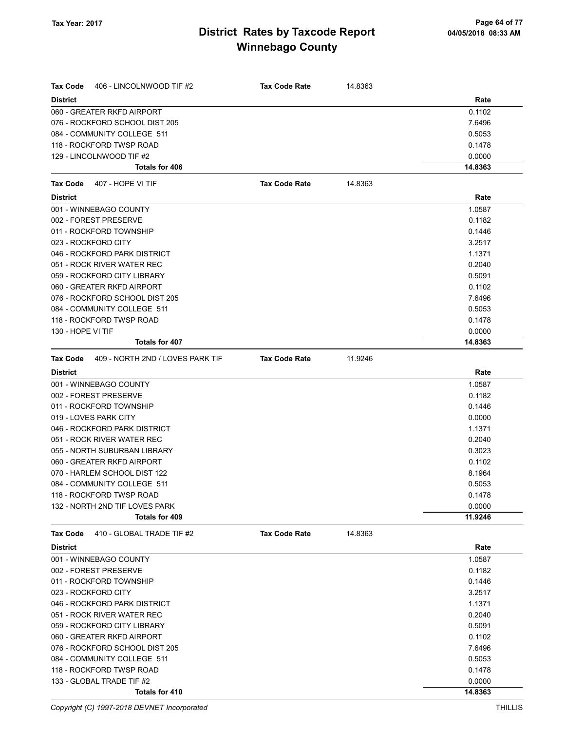# District Rates by Taxcode Report
## Winnebago County

Tax Year: 2017

**Tax Code** 406 - LINCOLNWOOD TIF #2 — **Tax Code Rate** 14.8363

| District | Rate |
|---|---|
| 060 - GREATER RKFD AIRPORT | 0.1102 |
| 076 - ROCKFORD SCHOOL DIST 205 | 7.6496 |
| 084 - COMMUNITY COLLEGE 511 | 0.5053 |
| 118 - ROCKFORD TWSP ROAD | 0.1478 |
| 129 - LINCOLNWOOD TIF #2 | 0.0000 |
| **Totals for 406** | **14.8363** |

**Tax Code** 407 - HOPE VI TIF — **Tax Code Rate** 14.8363

| District | Rate |
|---|---|
| 001 - WINNEBAGO COUNTY | 1.0587 |
| 002 - FOREST PRESERVE | 0.1182 |
| 011 - ROCKFORD TOWNSHIP | 0.1446 |
| 023 - ROCKFORD CITY | 3.2517 |
| 046 - ROCKFORD PARK DISTRICT | 1.1371 |
| 051 - ROCK RIVER WATER REC | 0.2040 |
| 059 - ROCKFORD CITY LIBRARY | 0.5091 |
| 060 - GREATER RKFD AIRPORT | 0.1102 |
| 076 - ROCKFORD SCHOOL DIST 205 | 7.6496 |
| 084 - COMMUNITY COLLEGE 511 | 0.5053 |
| 118 - ROCKFORD TWSP ROAD | 0.1478 |
| 130 - HOPE VI TIF | 0.0000 |
| **Totals for 407** | **14.8363** |

**Tax Code** 409 - NORTH 2ND / LOVES PARK TIF — **Tax Code Rate** 11.9246

| District | Rate |
|---|---|
| 001 - WINNEBAGO COUNTY | 1.0587 |
| 002 - FOREST PRESERVE | 0.1182 |
| 011 - ROCKFORD TOWNSHIP | 0.1446 |
| 019 - LOVES PARK CITY | 0.0000 |
| 046 - ROCKFORD PARK DISTRICT | 1.1371 |
| 051 - ROCK RIVER WATER REC | 0.2040 |
| 055 - NORTH SUBURBAN LIBRARY | 0.3023 |
| 060 - GREATER RKFD AIRPORT | 0.1102 |
| 070 - HARLEM SCHOOL DIST 122 | 8.1964 |
| 084 - COMMUNITY COLLEGE 511 | 0.5053 |
| 118 - ROCKFORD TWSP ROAD | 0.1478 |
| 132 - NORTH 2ND TIF LOVES PARK | 0.0000 |
| **Totals for 409** | **11.9246** |

**Tax Code** 410 - GLOBAL TRADE TIF #2 — **Tax Code Rate** 14.8363

| District | Rate |
|---|---|
| 001 - WINNEBAGO COUNTY | 1.0587 |
| 002 - FOREST PRESERVE | 0.1182 |
| 011 - ROCKFORD TOWNSHIP | 0.1446 |
| 023 - ROCKFORD CITY | 3.2517 |
| 046 - ROCKFORD PARK DISTRICT | 1.1371 |
| 051 - ROCK RIVER WATER REC | 0.2040 |
| 059 - ROCKFORD CITY LIBRARY | 0.5091 |
| 060 - GREATER RKFD AIRPORT | 0.1102 |
| 076 - ROCKFORD SCHOOL DIST 205 | 7.6496 |
| 084 - COMMUNITY COLLEGE 511 | 0.5053 |
| 118 - ROCKFORD TWSP ROAD | 0.1478 |
| 133 - GLOBAL TRADE TIF #2 | 0.0000 |
| **Totals for 410** | **14.8363** |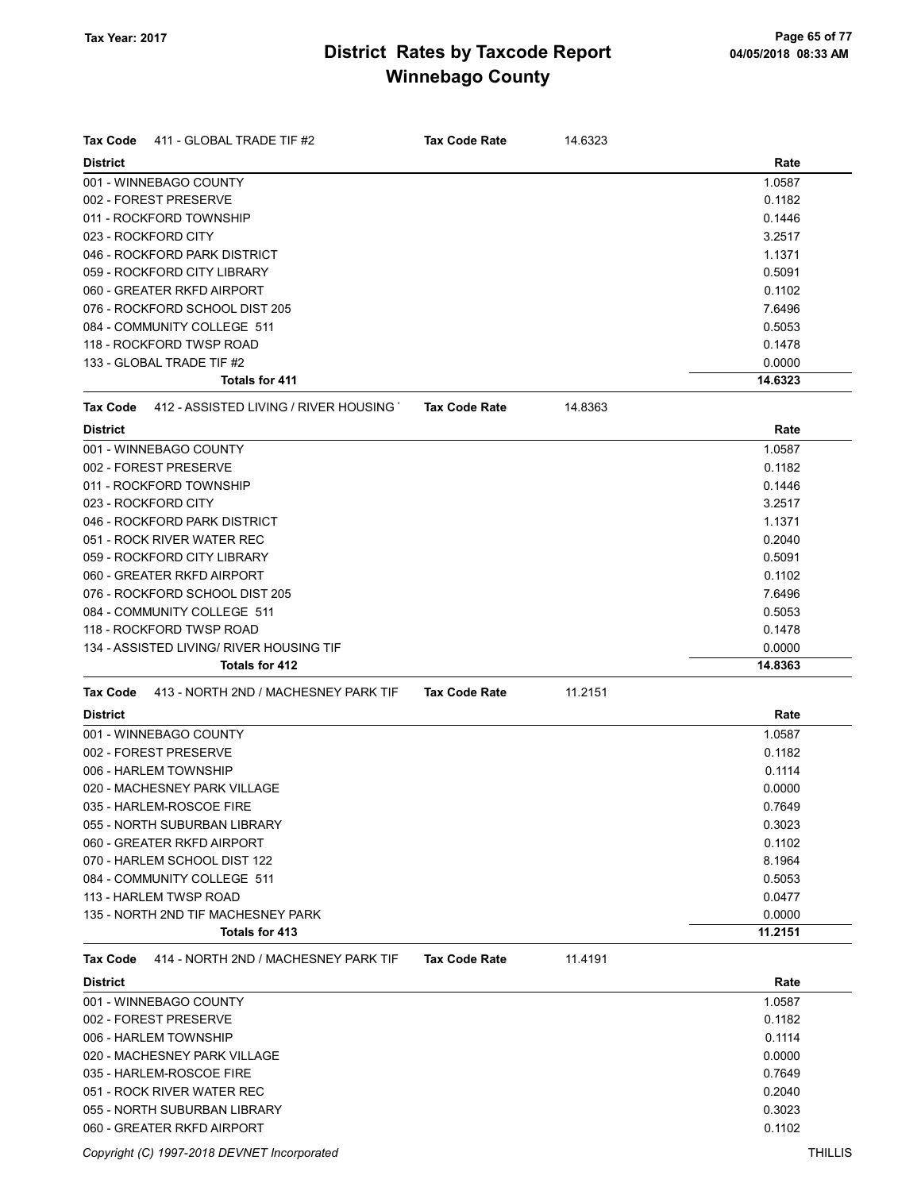# District Rates by Taxcode Report
## Winnebago County

Tax Year: 2017

**Tax Code** 411 - GLOBAL TRADE TIF #2 — **Tax Code Rate** 14.6323

| District | Rate |
|---|---|
| 001 - WINNEBAGO COUNTY | 1.0587 |
| 002 - FOREST PRESERVE | 0.1182 |
| 011 - ROCKFORD TOWNSHIP | 0.1446 |
| 023 - ROCKFORD CITY | 3.2517 |
| 046 - ROCKFORD PARK DISTRICT | 1.1371 |
| 059 - ROCKFORD CITY LIBRARY | 0.5091 |
| 060 - GREATER RKFD AIRPORT | 0.1102 |
| 076 - ROCKFORD SCHOOL DIST 205 | 7.6496 |
| 084 - COMMUNITY COLLEGE 511 | 0.5053 |
| 118 - ROCKFORD TWSP ROAD | 0.1478 |
| 133 - GLOBAL TRADE TIF #2 | 0.0000 |
| **Totals for 411** | **14.6323** |

**Tax Code** 412 - ASSISTED LIVING / RIVER HOUSING — **Tax Code Rate** 14.8363

| District | Rate |
|---|---|
| 001 - WINNEBAGO COUNTY | 1.0587 |
| 002 - FOREST PRESERVE | 0.1182 |
| 011 - ROCKFORD TOWNSHIP | 0.1446 |
| 023 - ROCKFORD CITY | 3.2517 |
| 046 - ROCKFORD PARK DISTRICT | 1.1371 |
| 051 - ROCK RIVER WATER REC | 0.2040 |
| 059 - ROCKFORD CITY LIBRARY | 0.5091 |
| 060 - GREATER RKFD AIRPORT | 0.1102 |
| 076 - ROCKFORD SCHOOL DIST 205 | 7.6496 |
| 084 - COMMUNITY COLLEGE 511 | 0.5053 |
| 118 - ROCKFORD TWSP ROAD | 0.1478 |
| 134 - ASSISTED LIVING/ RIVER HOUSING TIF | 0.0000 |
| **Totals for 412** | **14.8363** |

**Tax Code** 413 - NORTH 2ND / MACHESNEY PARK TIF — **Tax Code Rate** 11.2151

| District | Rate |
|---|---|
| 001 - WINNEBAGO COUNTY | 1.0587 |
| 002 - FOREST PRESERVE | 0.1182 |
| 006 - HARLEM TOWNSHIP | 0.1114 |
| 020 - MACHESNEY PARK VILLAGE | 0.0000 |
| 035 - HARLEM-ROSCOE FIRE | 0.7649 |
| 055 - NORTH SUBURBAN LIBRARY | 0.3023 |
| 060 - GREATER RKFD AIRPORT | 0.1102 |
| 070 - HARLEM SCHOOL DIST 122 | 8.1964 |
| 084 - COMMUNITY COLLEGE 511 | 0.5053 |
| 113 - HARLEM TWSP ROAD | 0.0477 |
| 135 - NORTH 2ND TIF MACHESNEY PARK | 0.0000 |
| **Totals for 413** | **11.2151** |

**Tax Code** 414 - NORTH 2ND / MACHESNEY PARK TIF — **Tax Code Rate** 11.4191

| District | Rate |
|---|---|
| 001 - WINNEBAGO COUNTY | 1.0587 |
| 002 - FOREST PRESERVE | 0.1182 |
| 006 - HARLEM TOWNSHIP | 0.1114 |
| 020 - MACHESNEY PARK VILLAGE | 0.0000 |
| 035 - HARLEM-ROSCOE FIRE | 0.7649 |
| 051 - ROCK RIVER WATER REC | 0.2040 |
| 055 - NORTH SUBURBAN LIBRARY | 0.3023 |
| 060 - GREATER RKFD AIRPORT | 0.1102 |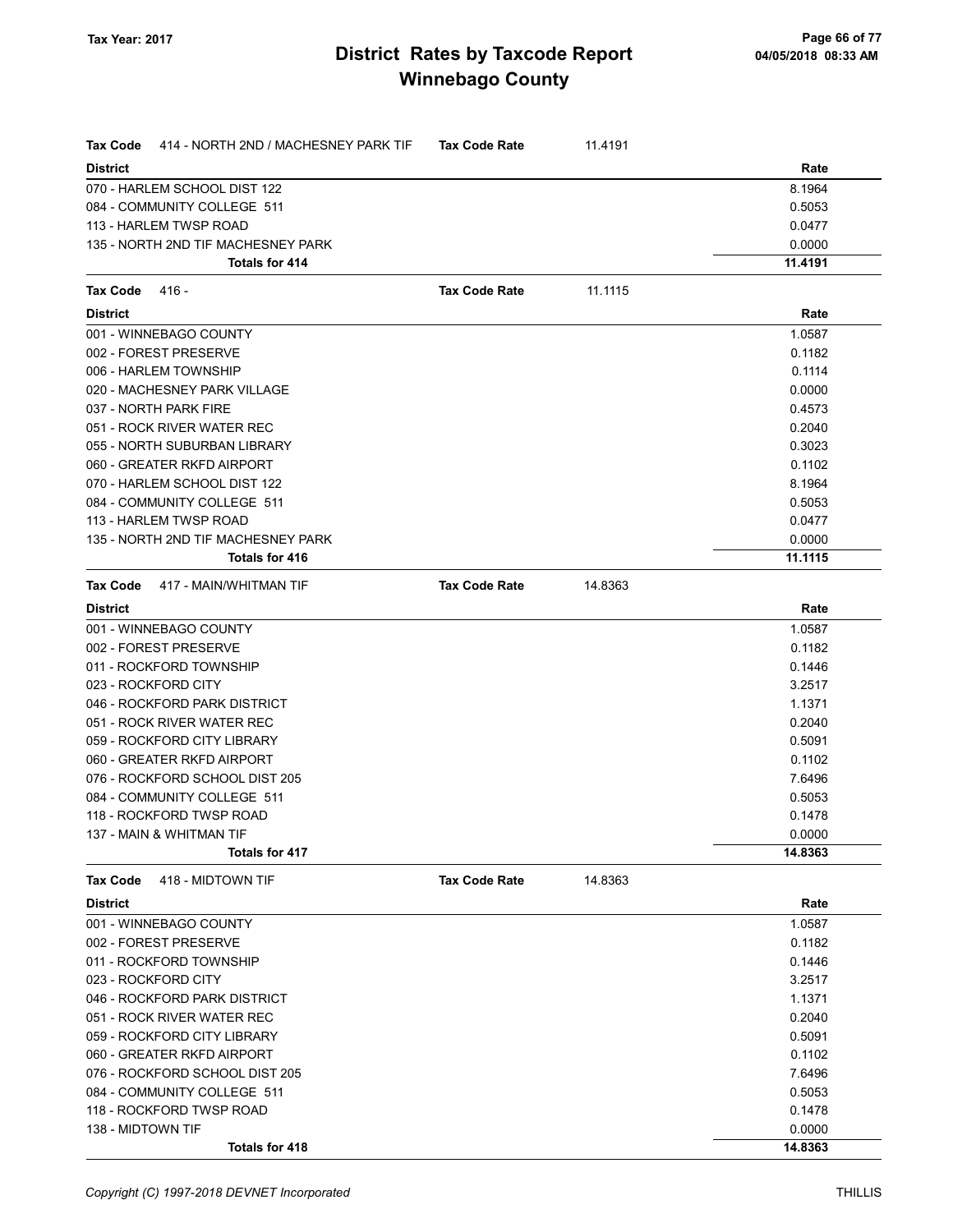# District Rates by Taxcode Report
# Winnebago County

Tax Year: 2017

**Tax Code** 414 - NORTH 2ND / MACHESNEY PARK TIF **Tax Code Rate** 11.4191

| District | Rate |
|---|---|
| 070 - HARLEM SCHOOL DIST 122 | 8.1964 |
| 084 - COMMUNITY COLLEGE 511 | 0.5053 |
| 113 - HARLEM TWSP ROAD | 0.0477 |
| 135 - NORTH 2ND TIF MACHESNEY PARK | 0.0000 |
| **Totals for 414** | **11.4191** |

**Tax Code** 416 - **Tax Code Rate** 11.1115

| District | Rate |
|---|---|
| 001 - WINNEBAGO COUNTY | 1.0587 |
| 002 - FOREST PRESERVE | 0.1182 |
| 006 - HARLEM TOWNSHIP | 0.1114 |
| 020 - MACHESNEY PARK VILLAGE | 0.0000 |
| 037 - NORTH PARK FIRE | 0.4573 |
| 051 - ROCK RIVER WATER REC | 0.2040 |
| 055 - NORTH SUBURBAN LIBRARY | 0.3023 |
| 060 - GREATER RKFD AIRPORT | 0.1102 |
| 070 - HARLEM SCHOOL DIST 122 | 8.1964 |
| 084 - COMMUNITY COLLEGE 511 | 0.5053 |
| 113 - HARLEM TWSP ROAD | 0.0477 |
| 135 - NORTH 2ND TIF MACHESNEY PARK | 0.0000 |
| **Totals for 416** | **11.1115** |

**Tax Code** 417 - MAIN/WHITMAN TIF **Tax Code Rate** 14.8363

| District | Rate |
|---|---|
| 001 - WINNEBAGO COUNTY | 1.0587 |
| 002 - FOREST PRESERVE | 0.1182 |
| 011 - ROCKFORD TOWNSHIP | 0.1446 |
| 023 - ROCKFORD CITY | 3.2517 |
| 046 - ROCKFORD PARK DISTRICT | 1.1371 |
| 051 - ROCK RIVER WATER REC | 0.2040 |
| 059 - ROCKFORD CITY LIBRARY | 0.5091 |
| 060 - GREATER RKFD AIRPORT | 0.1102 |
| 076 - ROCKFORD SCHOOL DIST 205 | 7.6496 |
| 084 - COMMUNITY COLLEGE 511 | 0.5053 |
| 118 - ROCKFORD TWSP ROAD | 0.1478 |
| 137 - MAIN & WHITMAN TIF | 0.0000 |
| **Totals for 417** | **14.8363** |

**Tax Code** 418 - MIDTOWN TIF **Tax Code Rate** 14.8363

| District | Rate |
|---|---|
| 001 - WINNEBAGO COUNTY | 1.0587 |
| 002 - FOREST PRESERVE | 0.1182 |
| 011 - ROCKFORD TOWNSHIP | 0.1446 |
| 023 - ROCKFORD CITY | 3.2517 |
| 046 - ROCKFORD PARK DISTRICT | 1.1371 |
| 051 - ROCK RIVER WATER REC | 0.2040 |
| 059 - ROCKFORD CITY LIBRARY | 0.5091 |
| 060 - GREATER RKFD AIRPORT | 0.1102 |
| 076 - ROCKFORD SCHOOL DIST 205 | 7.6496 |
| 084 - COMMUNITY COLLEGE 511 | 0.5053 |
| 118 - ROCKFORD TWSP ROAD | 0.1478 |
| 138 - MIDTOWN TIF | 0.0000 |
| **Totals for 418** | **14.8363** |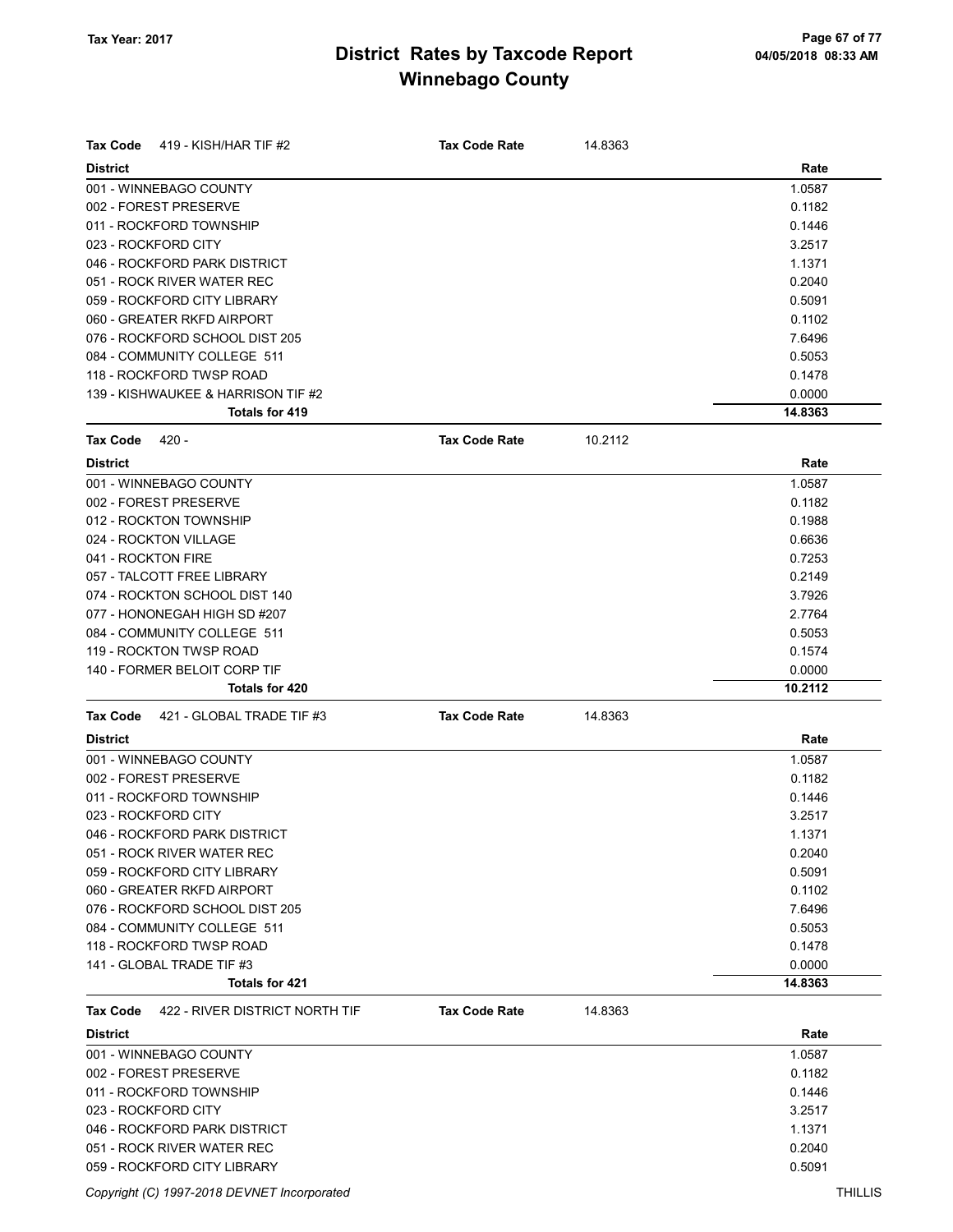# District Rates by Taxcode Report
# Winnebago County

Tax Year: 2017

**Tax Code** 419 - KISH/HAR TIF #2 — **Tax Code Rate** 14.8363

| District | Rate |
|---|---|
| 001 - WINNEBAGO COUNTY | 1.0587 |
| 002 - FOREST PRESERVE | 0.1182 |
| 011 - ROCKFORD TOWNSHIP | 0.1446 |
| 023 - ROCKFORD CITY | 3.2517 |
| 046 - ROCKFORD PARK DISTRICT | 1.1371 |
| 051 - ROCK RIVER WATER REC | 0.2040 |
| 059 - ROCKFORD CITY LIBRARY | 0.5091 |
| 060 - GREATER RKFD AIRPORT | 0.1102 |
| 076 - ROCKFORD SCHOOL DIST 205 | 7.6496 |
| 084 - COMMUNITY COLLEGE 511 | 0.5053 |
| 118 - ROCKFORD TWSP ROAD | 0.1478 |
| 139 - KISHWAUKEE & HARRISON TIF #2 | 0.0000 |
| **Totals for 419** | **14.8363** |

**Tax Code** 420 - — **Tax Code Rate** 10.2112

| District | Rate |
|---|---|
| 001 - WINNEBAGO COUNTY | 1.0587 |
| 002 - FOREST PRESERVE | 0.1182 |
| 012 - ROCKTON TOWNSHIP | 0.1988 |
| 024 - ROCKTON VILLAGE | 0.6636 |
| 041 - ROCKTON FIRE | 0.7253 |
| 057 - TALCOTT FREE LIBRARY | 0.2149 |
| 074 - ROCKTON SCHOOL DIST 140 | 3.7926 |
| 077 - HONONEGAH HIGH SD #207 | 2.7764 |
| 084 - COMMUNITY COLLEGE 511 | 0.5053 |
| 119 - ROCKTON TWSP ROAD | 0.1574 |
| 140 - FORMER BELOIT CORP TIF | 0.0000 |
| **Totals for 420** | **10.2112** |

**Tax Code** 421 - GLOBAL TRADE TIF #3 — **Tax Code Rate** 14.8363

| District | Rate |
|---|---|
| 001 - WINNEBAGO COUNTY | 1.0587 |
| 002 - FOREST PRESERVE | 0.1182 |
| 011 - ROCKFORD TOWNSHIP | 0.1446 |
| 023 - ROCKFORD CITY | 3.2517 |
| 046 - ROCKFORD PARK DISTRICT | 1.1371 |
| 051 - ROCK RIVER WATER REC | 0.2040 |
| 059 - ROCKFORD CITY LIBRARY | 0.5091 |
| 060 - GREATER RKFD AIRPORT | 0.1102 |
| 076 - ROCKFORD SCHOOL DIST 205 | 7.6496 |
| 084 - COMMUNITY COLLEGE 511 | 0.5053 |
| 118 - ROCKFORD TWSP ROAD | 0.1478 |
| 141 - GLOBAL TRADE TIF #3 | 0.0000 |
| **Totals for 421** | **14.8363** |

**Tax Code** 422 - RIVER DISTRICT NORTH TIF — **Tax Code Rate** 14.8363

| District | Rate |
|---|---|
| 001 - WINNEBAGO COUNTY | 1.0587 |
| 002 - FOREST PRESERVE | 0.1182 |
| 011 - ROCKFORD TOWNSHIP | 0.1446 |
| 023 - ROCKFORD CITY | 3.2517 |
| 046 - ROCKFORD PARK DISTRICT | 1.1371 |
| 051 - ROCK RIVER WATER REC | 0.2040 |
| 059 - ROCKFORD CITY LIBRARY | 0.5091 |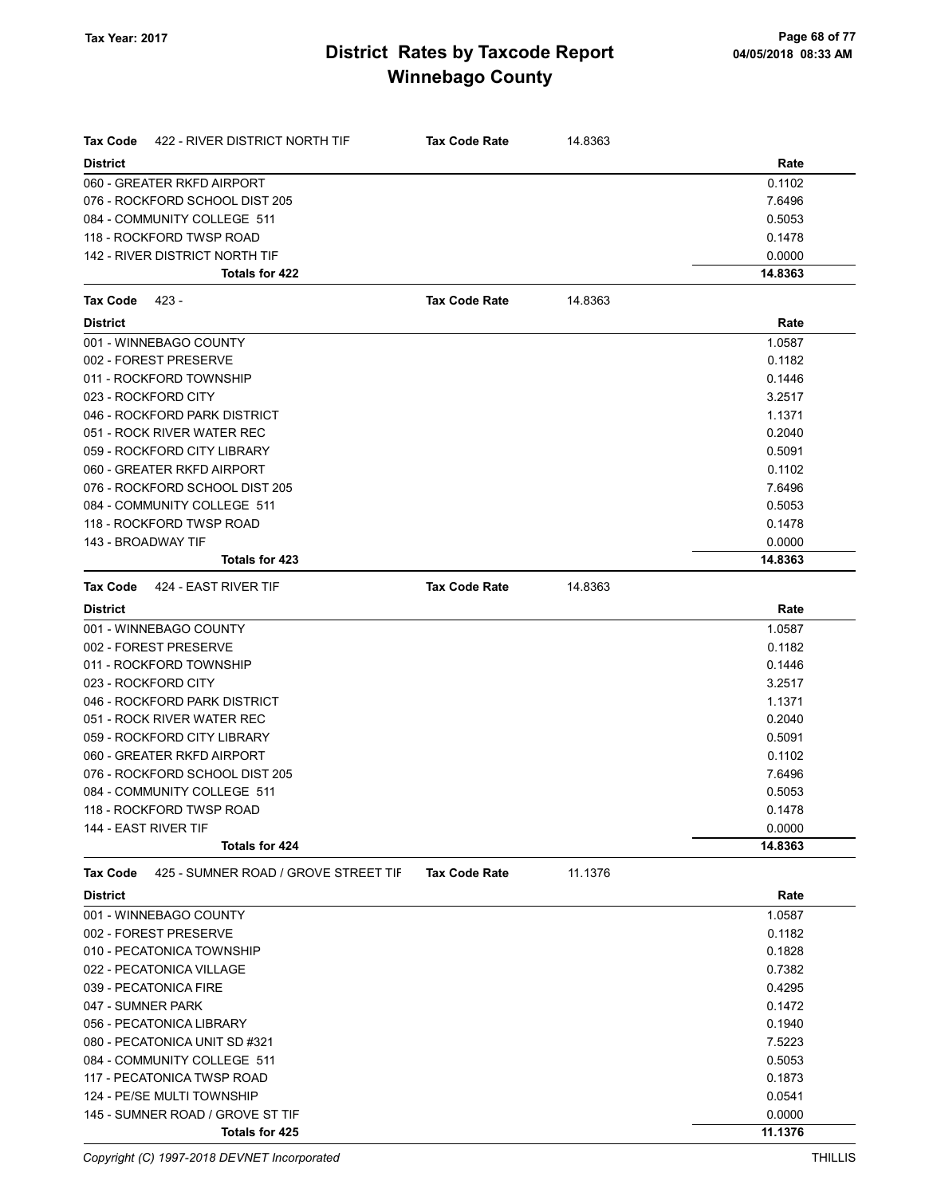| Tax Code | 422 - RIVER DISTRICT NORTH TIF | Tax Code Rate | 14.8363 |
|---|---|---|---|
| **District** | | | **Rate** |
| 060 - GREATER RKFD AIRPORT | | | 0.1102 |
| 076 - ROCKFORD SCHOOL DIST 205 | | | 7.6496 |
| 084 - COMMUNITY COLLEGE 511 | | | 0.5053 |
| 118 - ROCKFORD TWSP ROAD | | | 0.1478 |
| 142 - RIVER DISTRICT NORTH TIF | | | 0.0000 |
| **Totals for 422** | | | **14.8363** |

| Tax Code | 423 - | Tax Code Rate | 14.8363 |
|---|---|---|---|
| **District** | | | **Rate** |
| 001 - WINNEBAGO COUNTY | | | 1.0587 |
| 002 - FOREST PRESERVE | | | 0.1182 |
| 011 - ROCKFORD TOWNSHIP | | | 0.1446 |
| 023 - ROCKFORD CITY | | | 3.2517 |
| 046 - ROCKFORD PARK DISTRICT | | | 1.1371 |
| 051 - ROCK RIVER WATER REC | | | 0.2040 |
| 059 - ROCKFORD CITY LIBRARY | | | 0.5091 |
| 060 - GREATER RKFD AIRPORT | | | 0.1102 |
| 076 - ROCKFORD SCHOOL DIST 205 | | | 7.6496 |
| 084 - COMMUNITY COLLEGE 511 | | | 0.5053 |
| 118 - ROCKFORD TWSP ROAD | | | 0.1478 |
| 143 - BROADWAY TIF | | | 0.0000 |
| **Totals for 423** | | | **14.8363** |

| Tax Code | 424 - EAST RIVER TIF | Tax Code Rate | 14.8363 |
|---|---|---|---|
| **District** | | | **Rate** |
| 001 - WINNEBAGO COUNTY | | | 1.0587 |
| 002 - FOREST PRESERVE | | | 0.1182 |
| 011 - ROCKFORD TOWNSHIP | | | 0.1446 |
| 023 - ROCKFORD CITY | | | 3.2517 |
| 046 - ROCKFORD PARK DISTRICT | | | 1.1371 |
| 051 - ROCK RIVER WATER REC | | | 0.2040 |
| 059 - ROCKFORD CITY LIBRARY | | | 0.5091 |
| 060 - GREATER RKFD AIRPORT | | | 0.1102 |
| 076 - ROCKFORD SCHOOL DIST 205 | | | 7.6496 |
| 084 - COMMUNITY COLLEGE 511 | | | 0.5053 |
| 118 - ROCKFORD TWSP ROAD | | | 0.1478 |
| 144 - EAST RIVER TIF | | | 0.0000 |
| **Totals for 424** | | | **14.8363** |

| Tax Code | 425 - SUMNER ROAD / GROVE STREET TIF | Tax Code Rate | 11.1376 |
|---|---|---|---|
| **District** | | | **Rate** |
| 001 - WINNEBAGO COUNTY | | | 1.0587 |
| 002 - FOREST PRESERVE | | | 0.1182 |
| 010 - PECATONICA TOWNSHIP | | | 0.1828 |
| 022 - PECATONICA VILLAGE | | | 0.7382 |
| 039 - PECATONICA FIRE | | | 0.4295 |
| 047 - SUMNER PARK | | | 0.1472 |
| 056 - PECATONICA LIBRARY | | | 0.1940 |
| 080 - PECATONICA UNIT SD #321 | | | 7.5223 |
| 084 - COMMUNITY COLLEGE 511 | | | 0.5053 |
| 117 - PECATONICA TWSP ROAD | | | 0.1873 |
| 124 - PE/SE MULTI TOWNSHIP | | | 0.0541 |
| 145 - SUMNER ROAD / GROVE ST TIF | | | 0.0000 |
| **Totals for 425** | | | **11.1376** |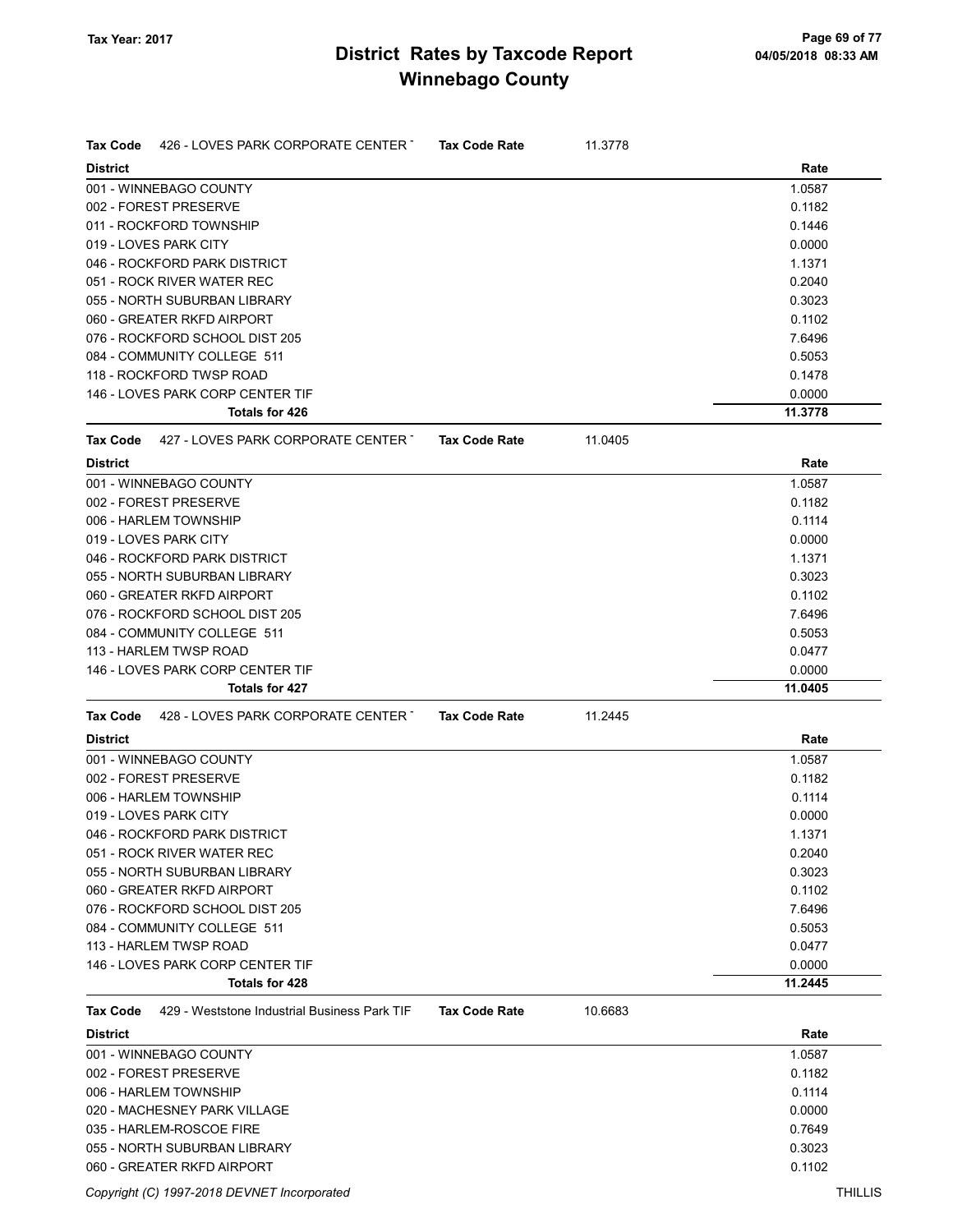# District Rates by Taxcode Report
## Winnebago County

Tax Year: 2017

**Tax Code** 426 - LOVES PARK CORPORATE CENTER T **Tax Code Rate** 11.3778

| District | Rate |
|---|---|
| 001 - WINNEBAGO COUNTY | 1.0587 |
| 002 - FOREST PRESERVE | 0.1182 |
| 011 - ROCKFORD TOWNSHIP | 0.1446 |
| 019 - LOVES PARK CITY | 0.0000 |
| 046 - ROCKFORD PARK DISTRICT | 1.1371 |
| 051 - ROCK RIVER WATER REC | 0.2040 |
| 055 - NORTH SUBURBAN LIBRARY | 0.3023 |
| 060 - GREATER RKFD AIRPORT | 0.1102 |
| 076 - ROCKFORD SCHOOL DIST 205 | 7.6496 |
| 084 - COMMUNITY COLLEGE 511 | 0.5053 |
| 118 - ROCKFORD TWSP ROAD | 0.1478 |
| 146 - LOVES PARK CORP CENTER TIF | 0.0000 |
| **Totals for 426** | **11.3778** |

**Tax Code** 427 - LOVES PARK CORPORATE CENTER T **Tax Code Rate** 11.0405

| District | Rate |
|---|---|
| 001 - WINNEBAGO COUNTY | 1.0587 |
| 002 - FOREST PRESERVE | 0.1182 |
| 006 - HARLEM TOWNSHIP | 0.1114 |
| 019 - LOVES PARK CITY | 0.0000 |
| 046 - ROCKFORD PARK DISTRICT | 1.1371 |
| 055 - NORTH SUBURBAN LIBRARY | 0.3023 |
| 060 - GREATER RKFD AIRPORT | 0.1102 |
| 076 - ROCKFORD SCHOOL DIST 205 | 7.6496 |
| 084 - COMMUNITY COLLEGE 511 | 0.5053 |
| 113 - HARLEM TWSP ROAD | 0.0477 |
| 146 - LOVES PARK CORP CENTER TIF | 0.0000 |
| **Totals for 427** | **11.0405** |

**Tax Code** 428 - LOVES PARK CORPORATE CENTER T **Tax Code Rate** 11.2445

| District | Rate |
|---|---|
| 001 - WINNEBAGO COUNTY | 1.0587 |
| 002 - FOREST PRESERVE | 0.1182 |
| 006 - HARLEM TOWNSHIP | 0.1114 |
| 019 - LOVES PARK CITY | 0.0000 |
| 046 - ROCKFORD PARK DISTRICT | 1.1371 |
| 051 - ROCK RIVER WATER REC | 0.2040 |
| 055 - NORTH SUBURBAN LIBRARY | 0.3023 |
| 060 - GREATER RKFD AIRPORT | 0.1102 |
| 076 - ROCKFORD SCHOOL DIST 205 | 7.6496 |
| 084 - COMMUNITY COLLEGE 511 | 0.5053 |
| 113 - HARLEM TWSP ROAD | 0.0477 |
| 146 - LOVES PARK CORP CENTER TIF | 0.0000 |
| **Totals for 428** | **11.2445** |

**Tax Code** 429 - Weststone Industrial Business Park TIF **Tax Code Rate** 10.6683

| District | Rate |
|---|---|
| 001 - WINNEBAGO COUNTY | 1.0587 |
| 002 - FOREST PRESERVE | 0.1182 |
| 006 - HARLEM TOWNSHIP | 0.1114 |
| 020 - MACHESNEY PARK VILLAGE | 0.0000 |
| 035 - HARLEM-ROSCOE FIRE | 0.7649 |
| 055 - NORTH SUBURBAN LIBRARY | 0.3023 |
| 060 - GREATER RKFD AIRPORT | 0.1102 |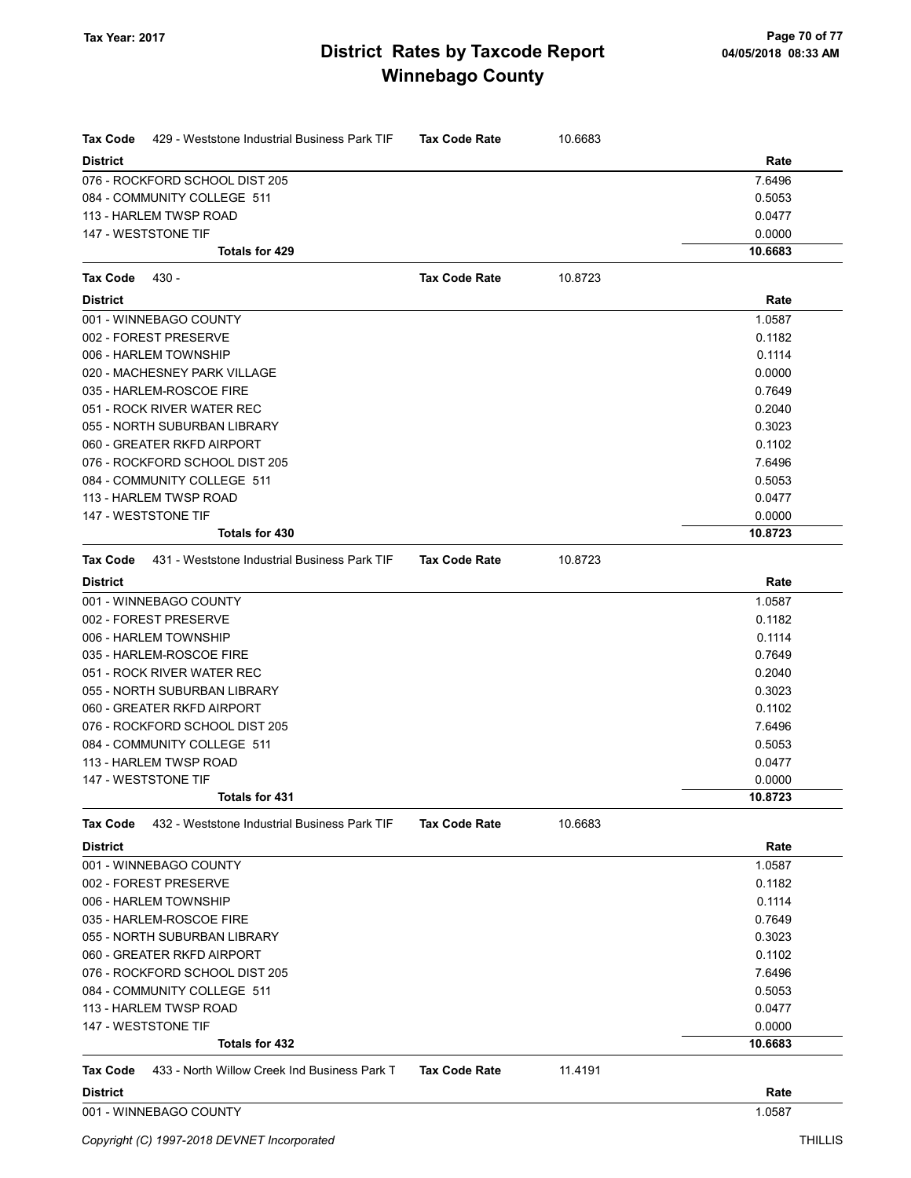# District Rates by Taxcode Report
# Winnebago County

Tax Year: 2017

**Tax Code** 429 - Weststone Industrial Business Park TIF **Tax Code Rate** 10.6683

| District | Rate |
|---|---|
| 076 - ROCKFORD SCHOOL DIST 205 | 7.6496 |
| 084 - COMMUNITY COLLEGE 511 | 0.5053 |
| 113 - HARLEM TWSP ROAD | 0.0477 |
| 147 - WESTSTONE TIF | 0.0000 |
| **Totals for 429** | **10.6683** |

**Tax Code** 430 - **Tax Code Rate** 10.8723

| District | Rate |
|---|---|
| 001 - WINNEBAGO COUNTY | 1.0587 |
| 002 - FOREST PRESERVE | 0.1182 |
| 006 - HARLEM TOWNSHIP | 0.1114 |
| 020 - MACHESNEY PARK VILLAGE | 0.0000 |
| 035 - HARLEM-ROSCOE FIRE | 0.7649 |
| 051 - ROCK RIVER WATER REC | 0.2040 |
| 055 - NORTH SUBURBAN LIBRARY | 0.3023 |
| 060 - GREATER RKFD AIRPORT | 0.1102 |
| 076 - ROCKFORD SCHOOL DIST 205 | 7.6496 |
| 084 - COMMUNITY COLLEGE 511 | 0.5053 |
| 113 - HARLEM TWSP ROAD | 0.0477 |
| 147 - WESTSTONE TIF | 0.0000 |
| **Totals for 430** | **10.8723** |

**Tax Code** 431 - Weststone Industrial Business Park TIF **Tax Code Rate** 10.8723

| District | Rate |
|---|---|
| 001 - WINNEBAGO COUNTY | 1.0587 |
| 002 - FOREST PRESERVE | 0.1182 |
| 006 - HARLEM TOWNSHIP | 0.1114 |
| 035 - HARLEM-ROSCOE FIRE | 0.7649 |
| 051 - ROCK RIVER WATER REC | 0.2040 |
| 055 - NORTH SUBURBAN LIBRARY | 0.3023 |
| 060 - GREATER RKFD AIRPORT | 0.1102 |
| 076 - ROCKFORD SCHOOL DIST 205 | 7.6496 |
| 084 - COMMUNITY COLLEGE 511 | 0.5053 |
| 113 - HARLEM TWSP ROAD | 0.0477 |
| 147 - WESTSTONE TIF | 0.0000 |
| **Totals for 431** | **10.8723** |

**Tax Code** 432 - Weststone Industrial Business Park TIF **Tax Code Rate** 10.6683

| District | Rate |
|---|---|
| 001 - WINNEBAGO COUNTY | 1.0587 |
| 002 - FOREST PRESERVE | 0.1182 |
| 006 - HARLEM TOWNSHIP | 0.1114 |
| 035 - HARLEM-ROSCOE FIRE | 0.7649 |
| 055 - NORTH SUBURBAN LIBRARY | 0.3023 |
| 060 - GREATER RKFD AIRPORT | 0.1102 |
| 076 - ROCKFORD SCHOOL DIST 205 | 7.6496 |
| 084 - COMMUNITY COLLEGE 511 | 0.5053 |
| 113 - HARLEM TWSP ROAD | 0.0477 |
| 147 - WESTSTONE TIF | 0.0000 |
| **Totals for 432** | **10.6683** |

**Tax Code** 433 - North Willow Creek Ind Business Park T **Tax Code Rate** 11.4191

| District | Rate |
|---|---|
| 001 - WINNEBAGO COUNTY | 1.0587 |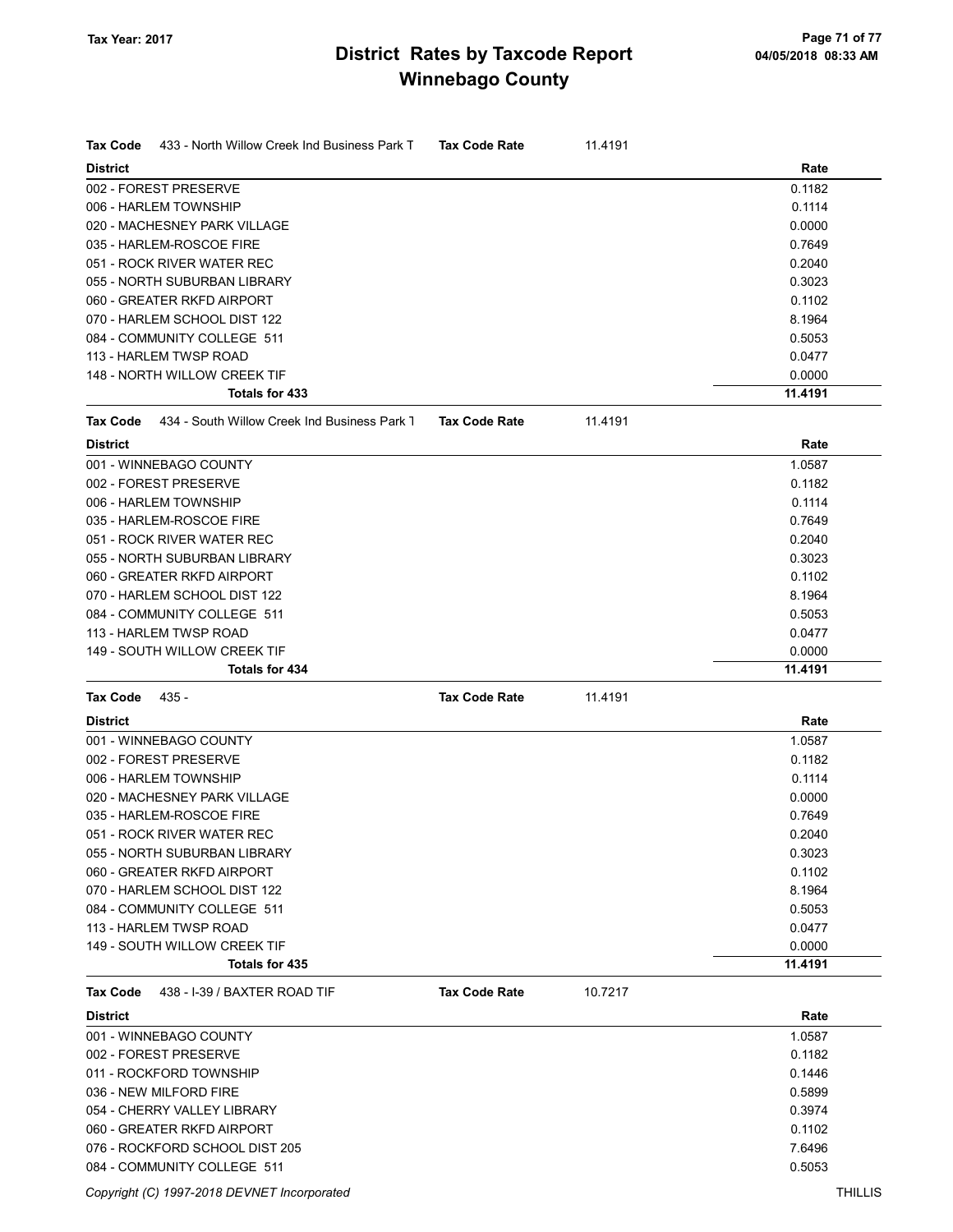**Tax Year: 2017**

# District Rates by Taxcode Report
## Winnebago County

**Tax Code** 433 - North Willow Creek Ind Business Park T **Tax Code Rate** 11.4191

| District | Rate |
|---|---|
| 002 - FOREST PRESERVE | 0.1182 |
| 006 - HARLEM TOWNSHIP | 0.1114 |
| 020 - MACHESNEY PARK VILLAGE | 0.0000 |
| 035 - HARLEM-ROSCOE FIRE | 0.7649 |
| 051 - ROCK RIVER WATER REC | 0.2040 |
| 055 - NORTH SUBURBAN LIBRARY | 0.3023 |
| 060 - GREATER RKFD AIRPORT | 0.1102 |
| 070 - HARLEM SCHOOL DIST 122 | 8.1964 |
| 084 - COMMUNITY COLLEGE 511 | 0.5053 |
| 113 - HARLEM TWSP ROAD | 0.0477 |
| 148 - NORTH WILLOW CREEK TIF | 0.0000 |
| **Totals for 433** | **11.4191** |

**Tax Code** 434 - South Willow Creek Ind Business Park T **Tax Code Rate** 11.4191

| District | Rate |
|---|---|
| 001 - WINNEBAGO COUNTY | 1.0587 |
| 002 - FOREST PRESERVE | 0.1182 |
| 006 - HARLEM TOWNSHIP | 0.1114 |
| 035 - HARLEM-ROSCOE FIRE | 0.7649 |
| 051 - ROCK RIVER WATER REC | 0.2040 |
| 055 - NORTH SUBURBAN LIBRARY | 0.3023 |
| 060 - GREATER RKFD AIRPORT | 0.1102 |
| 070 - HARLEM SCHOOL DIST 122 | 8.1964 |
| 084 - COMMUNITY COLLEGE 511 | 0.5053 |
| 113 - HARLEM TWSP ROAD | 0.0477 |
| 149 - SOUTH WILLOW CREEK TIF | 0.0000 |
| **Totals for 434** | **11.4191** |

**Tax Code** 435 - **Tax Code Rate** 11.4191

| District | Rate |
|---|---|
| 001 - WINNEBAGO COUNTY | 1.0587 |
| 002 - FOREST PRESERVE | 0.1182 |
| 006 - HARLEM TOWNSHIP | 0.1114 |
| 020 - MACHESNEY PARK VILLAGE | 0.0000 |
| 035 - HARLEM-ROSCOE FIRE | 0.7649 |
| 051 - ROCK RIVER WATER REC | 0.2040 |
| 055 - NORTH SUBURBAN LIBRARY | 0.3023 |
| 060 - GREATER RKFD AIRPORT | 0.1102 |
| 070 - HARLEM SCHOOL DIST 122 | 8.1964 |
| 084 - COMMUNITY COLLEGE 511 | 0.5053 |
| 113 - HARLEM TWSP ROAD | 0.0477 |
| 149 - SOUTH WILLOW CREEK TIF | 0.0000 |
| **Totals for 435** | **11.4191** |

**Tax Code** 438 - I-39 / BAXTER ROAD TIF **Tax Code Rate** 10.7217

| District | Rate |
|---|---|
| 001 - WINNEBAGO COUNTY | 1.0587 |
| 002 - FOREST PRESERVE | 0.1182 |
| 011 - ROCKFORD TOWNSHIP | 0.1446 |
| 036 - NEW MILFORD FIRE | 0.5899 |
| 054 - CHERRY VALLEY LIBRARY | 0.3974 |
| 060 - GREATER RKFD AIRPORT | 0.1102 |
| 076 - ROCKFORD SCHOOL DIST 205 | 7.6496 |
| 084 - COMMUNITY COLLEGE 511 | 0.5053 |

*Copyright (C) 1997-2018 DEVNET Incorporated* THILLIS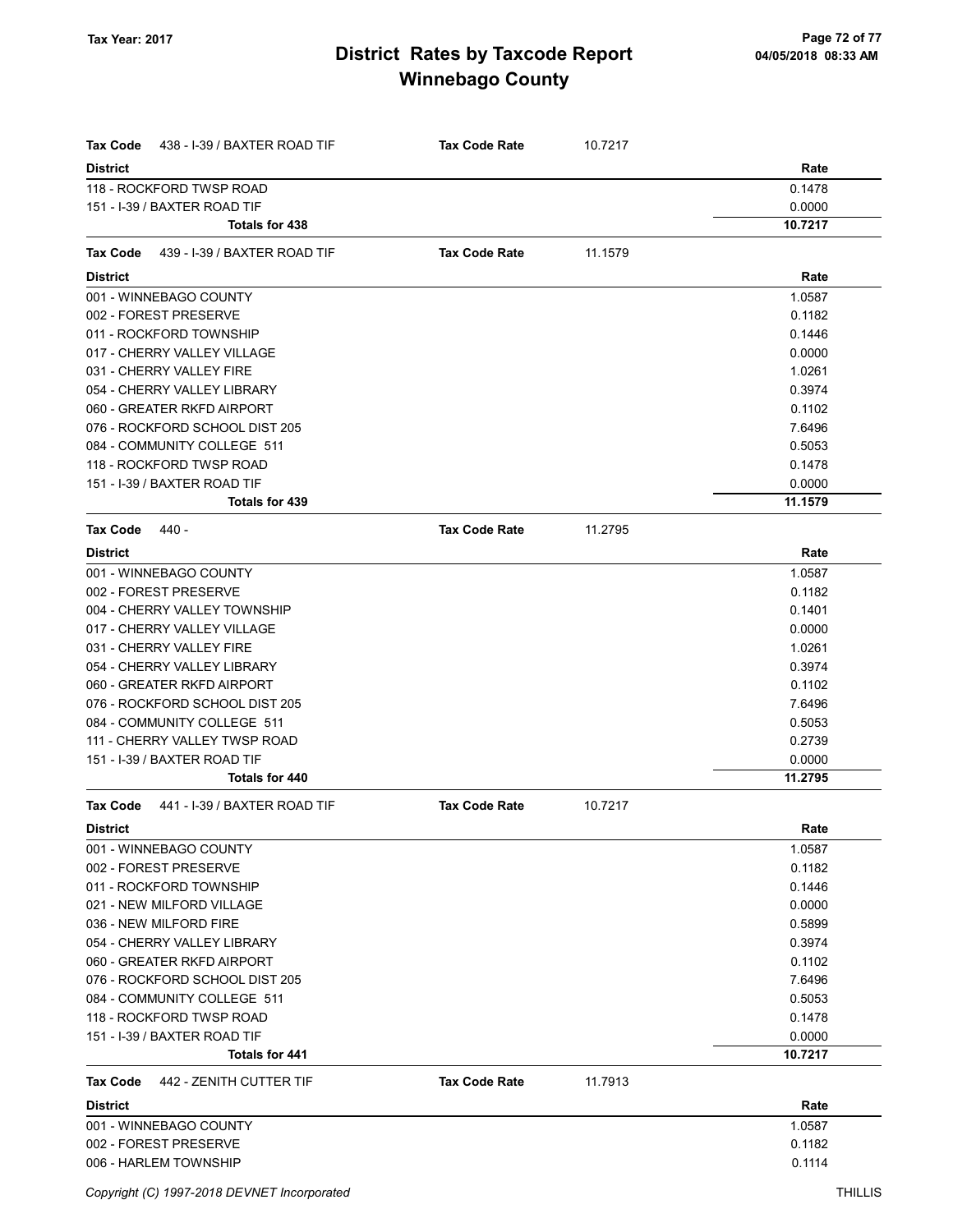# District Rates by Taxcode Report
## Winnebago County

Tax Year: 2017

04/05/2018 08:33 AM

**Tax Code** 438 - I-39 / BAXTER ROAD TIF **Tax Code Rate** 10.7217

| District | Rate |
|---|---|
| 118 - ROCKFORD TWSP ROAD | 0.1478 |
| 151 - I-39 / BAXTER ROAD TIF | 0.0000 |
| **Totals for 438** | **10.7217** |

**Tax Code** 439 - I-39 / BAXTER ROAD TIF **Tax Code Rate** 11.1579

| District | Rate |
|---|---|
| 001 - WINNEBAGO COUNTY | 1.0587 |
| 002 - FOREST PRESERVE | 0.1182 |
| 011 - ROCKFORD TOWNSHIP | 0.1446 |
| 017 - CHERRY VALLEY VILLAGE | 0.0000 |
| 031 - CHERRY VALLEY FIRE | 1.0261 |
| 054 - CHERRY VALLEY LIBRARY | 0.3974 |
| 060 - GREATER RKFD AIRPORT | 0.1102 |
| 076 - ROCKFORD SCHOOL DIST 205 | 7.6496 |
| 084 - COMMUNITY COLLEGE 511 | 0.5053 |
| 118 - ROCKFORD TWSP ROAD | 0.1478 |
| 151 - I-39 / BAXTER ROAD TIF | 0.0000 |
| **Totals for 439** | **11.1579** |

**Tax Code** 440 - **Tax Code Rate** 11.2795

| District | Rate |
|---|---|
| 001 - WINNEBAGO COUNTY | 1.0587 |
| 002 - FOREST PRESERVE | 0.1182 |
| 004 - CHERRY VALLEY TOWNSHIP | 0.1401 |
| 017 - CHERRY VALLEY VILLAGE | 0.0000 |
| 031 - CHERRY VALLEY FIRE | 1.0261 |
| 054 - CHERRY VALLEY LIBRARY | 0.3974 |
| 060 - GREATER RKFD AIRPORT | 0.1102 |
| 076 - ROCKFORD SCHOOL DIST 205 | 7.6496 |
| 084 - COMMUNITY COLLEGE 511 | 0.5053 |
| 111 - CHERRY VALLEY TWSP ROAD | 0.2739 |
| 151 - I-39 / BAXTER ROAD TIF | 0.0000 |
| **Totals for 440** | **11.2795** |

**Tax Code** 441 - I-39 / BAXTER ROAD TIF **Tax Code Rate** 10.7217

| District | Rate |
|---|---|
| 001 - WINNEBAGO COUNTY | 1.0587 |
| 002 - FOREST PRESERVE | 0.1182 |
| 011 - ROCKFORD TOWNSHIP | 0.1446 |
| 021 - NEW MILFORD VILLAGE | 0.0000 |
| 036 - NEW MILFORD FIRE | 0.5899 |
| 054 - CHERRY VALLEY LIBRARY | 0.3974 |
| 060 - GREATER RKFD AIRPORT | 0.1102 |
| 076 - ROCKFORD SCHOOL DIST 205 | 7.6496 |
| 084 - COMMUNITY COLLEGE 511 | 0.5053 |
| 118 - ROCKFORD TWSP ROAD | 0.1478 |
| 151 - I-39 / BAXTER ROAD TIF | 0.0000 |
| **Totals for 441** | **10.7217** |

**Tax Code** 442 - ZENITH CUTTER TIF **Tax Code Rate** 11.7913

| District | Rate |
|---|---|
| 001 - WINNEBAGO COUNTY | 1.0587 |
| 002 - FOREST PRESERVE | 0.1182 |
| 006 - HARLEM TOWNSHIP | 0.1114 |

Copyright (C) 1997-2018 DEVNET Incorporated

THILLIS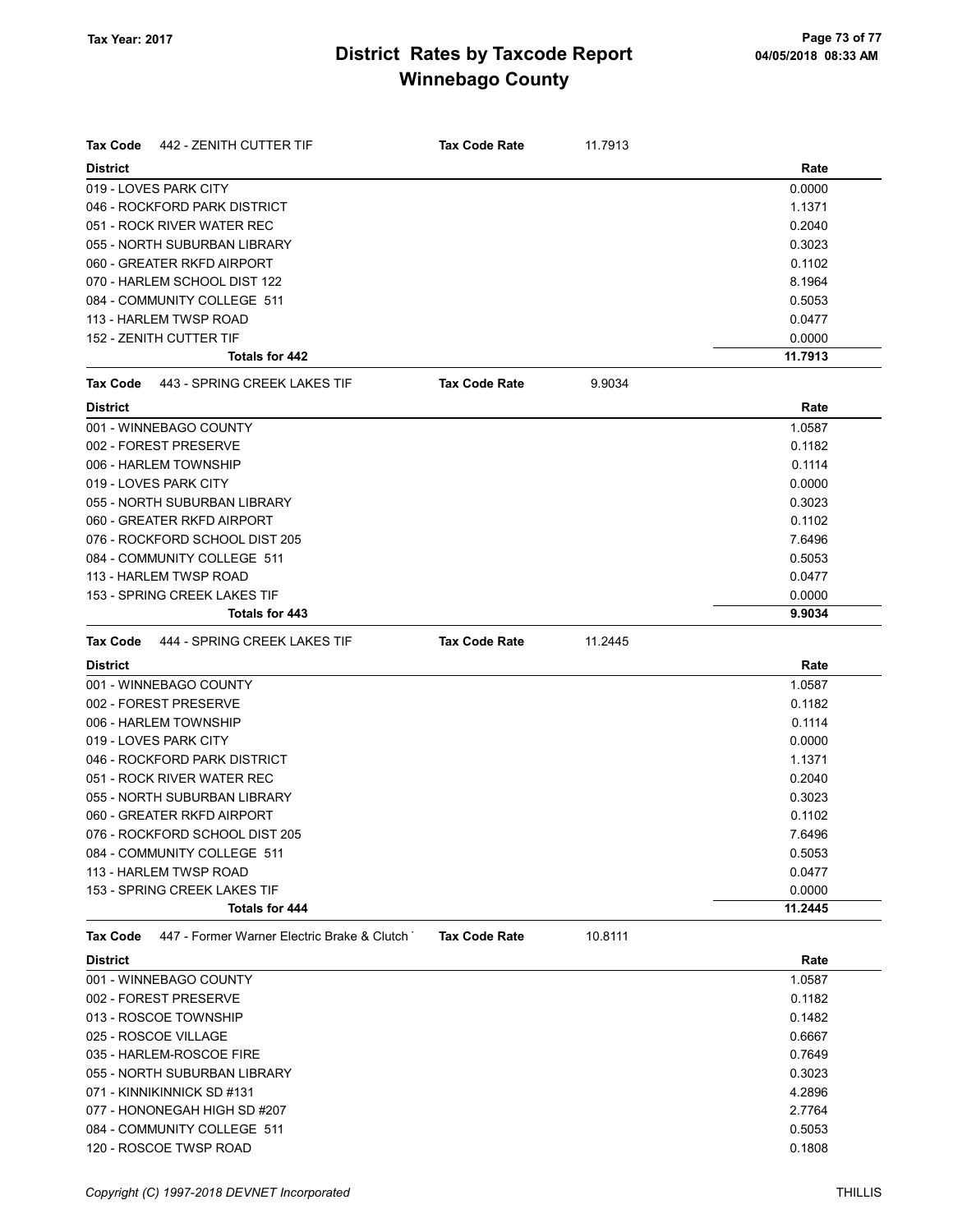# District Rates by Taxcode Report
# Winnebago County

Tax Year: 2017

**Tax Code** 442 - ZENITH CUTTER TIF **Tax Code Rate** 11.7913

| District | Rate |
|---|---|
| 019 - LOVES PARK CITY | 0.0000 |
| 046 - ROCKFORD PARK DISTRICT | 1.1371 |
| 051 - ROCK RIVER WATER REC | 0.2040 |
| 055 - NORTH SUBURBAN LIBRARY | 0.3023 |
| 060 - GREATER RKFD AIRPORT | 0.1102 |
| 070 - HARLEM SCHOOL DIST 122 | 8.1964 |
| 084 - COMMUNITY COLLEGE 511 | 0.5053 |
| 113 - HARLEM TWSP ROAD | 0.0477 |
| 152 - ZENITH CUTTER TIF | 0.0000 |
| **Totals for 442** | **11.7913** |

**Tax Code** 443 - SPRING CREEK LAKES TIF **Tax Code Rate** 9.9034

| District | Rate |
|---|---|
| 001 - WINNEBAGO COUNTY | 1.0587 |
| 002 - FOREST PRESERVE | 0.1182 |
| 006 - HARLEM TOWNSHIP | 0.1114 |
| 019 - LOVES PARK CITY | 0.0000 |
| 055 - NORTH SUBURBAN LIBRARY | 0.3023 |
| 060 - GREATER RKFD AIRPORT | 0.1102 |
| 076 - ROCKFORD SCHOOL DIST 205 | 7.6496 |
| 084 - COMMUNITY COLLEGE 511 | 0.5053 |
| 113 - HARLEM TWSP ROAD | 0.0477 |
| 153 - SPRING CREEK LAKES TIF | 0.0000 |
| **Totals for 443** | **9.9034** |

**Tax Code** 444 - SPRING CREEK LAKES TIF **Tax Code Rate** 11.2445

| District | Rate |
|---|---|
| 001 - WINNEBAGO COUNTY | 1.0587 |
| 002 - FOREST PRESERVE | 0.1182 |
| 006 - HARLEM TOWNSHIP | 0.1114 |
| 019 - LOVES PARK CITY | 0.0000 |
| 046 - ROCKFORD PARK DISTRICT | 1.1371 |
| 051 - ROCK RIVER WATER REC | 0.2040 |
| 055 - NORTH SUBURBAN LIBRARY | 0.3023 |
| 060 - GREATER RKFD AIRPORT | 0.1102 |
| 076 - ROCKFORD SCHOOL DIST 205 | 7.6496 |
| 084 - COMMUNITY COLLEGE 511 | 0.5053 |
| 113 - HARLEM TWSP ROAD | 0.0477 |
| 153 - SPRING CREEK LAKES TIF | 0.0000 |
| **Totals for 444** | **11.2445** |

**Tax Code** 447 - Former Warner Electric Brake & Clutch **Tax Code Rate** 10.8111

| District | Rate |
|---|---|
| 001 - WINNEBAGO COUNTY | 1.0587 |
| 002 - FOREST PRESERVE | 0.1182 |
| 013 - ROSCOE TOWNSHIP | 0.1482 |
| 025 - ROSCOE VILLAGE | 0.6667 |
| 035 - HARLEM-ROSCOE FIRE | 0.7649 |
| 055 - NORTH SUBURBAN LIBRARY | 0.3023 |
| 071 - KINNIKINNICK SD #131 | 4.2896 |
| 077 - HONONEGAH HIGH SD #207 | 2.7764 |
| 084 - COMMUNITY COLLEGE 511 | 0.5053 |
| 120 - ROSCOE TWSP ROAD | 0.1808 |

*Copyright (C) 1997-2018 DEVNET Incorporated*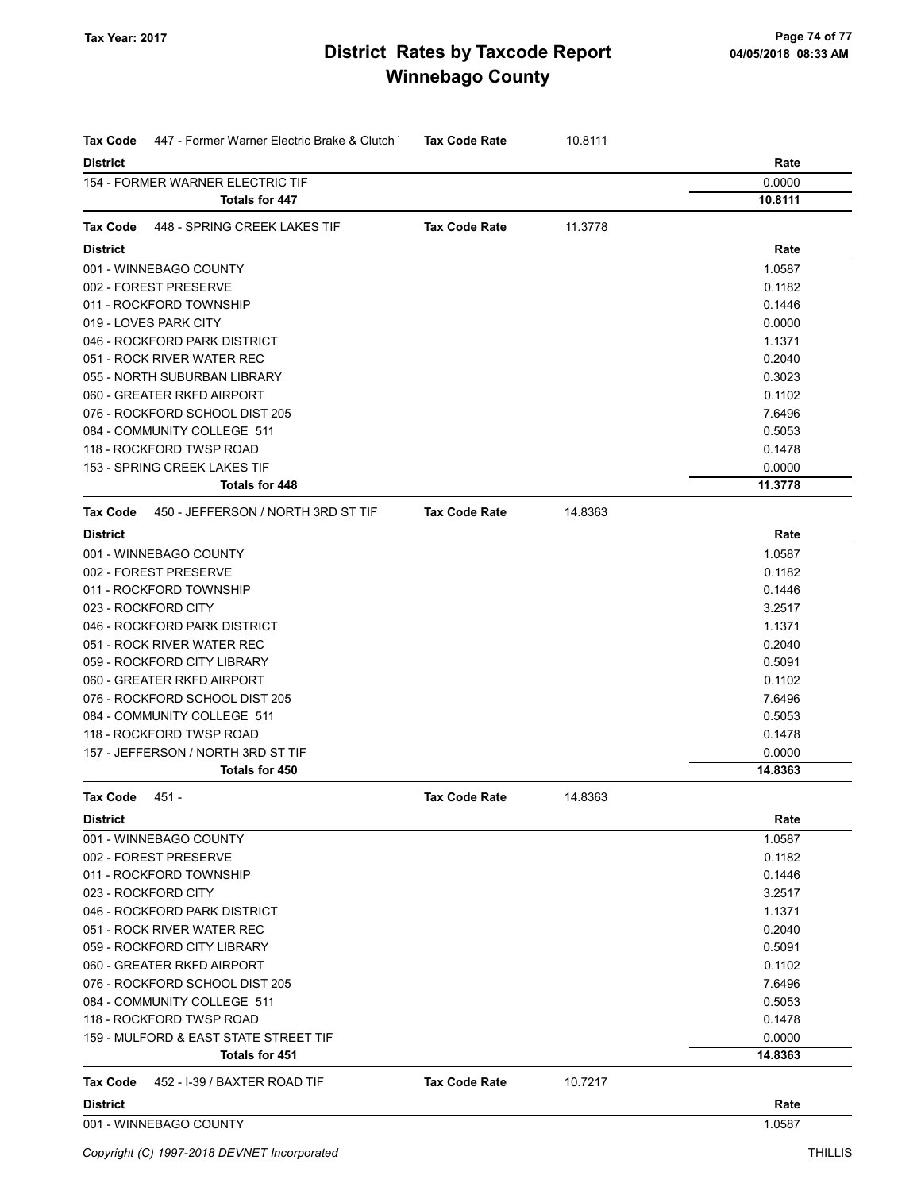# District Rates by Taxcode Report
# Winnebago County

Tax Year: 2017

04/05/2018 08:33 AM

**Tax Code** 447 - Former Warner Electric Brake & Clutch T **Tax Code Rate** 10.8111

| District | Rate |
|---|---|
| 154 - FORMER WARNER ELECTRIC TIF | 0.0000 |
| **Totals for 447** | **10.8111** |

**Tax Code** 448 - SPRING CREEK LAKES TIF **Tax Code Rate** 11.3778

| District | Rate |
|---|---|
| 001 - WINNEBAGO COUNTY | 1.0587 |
| 002 - FOREST PRESERVE | 0.1182 |
| 011 - ROCKFORD TOWNSHIP | 0.1446 |
| 019 - LOVES PARK CITY | 0.0000 |
| 046 - ROCKFORD PARK DISTRICT | 1.1371 |
| 051 - ROCK RIVER WATER REC | 0.2040 |
| 055 - NORTH SUBURBAN LIBRARY | 0.3023 |
| 060 - GREATER RKFD AIRPORT | 0.1102 |
| 076 - ROCKFORD SCHOOL DIST 205 | 7.6496 |
| 084 - COMMUNITY COLLEGE 511 | 0.5053 |
| 118 - ROCKFORD TWSP ROAD | 0.1478 |
| 153 - SPRING CREEK LAKES TIF | 0.0000 |
| **Totals for 448** | **11.3778** |

**Tax Code** 450 - JEFFERSON / NORTH 3RD ST TIF **Tax Code Rate** 14.8363

| District | Rate |
|---|---|
| 001 - WINNEBAGO COUNTY | 1.0587 |
| 002 - FOREST PRESERVE | 0.1182 |
| 011 - ROCKFORD TOWNSHIP | 0.1446 |
| 023 - ROCKFORD CITY | 3.2517 |
| 046 - ROCKFORD PARK DISTRICT | 1.1371 |
| 051 - ROCK RIVER WATER REC | 0.2040 |
| 059 - ROCKFORD CITY LIBRARY | 0.5091 |
| 060 - GREATER RKFD AIRPORT | 0.1102 |
| 076 - ROCKFORD SCHOOL DIST 205 | 7.6496 |
| 084 - COMMUNITY COLLEGE 511 | 0.5053 |
| 118 - ROCKFORD TWSP ROAD | 0.1478 |
| 157 - JEFFERSON / NORTH 3RD ST TIF | 0.0000 |
| **Totals for 450** | **14.8363** |

**Tax Code** 451 - **Tax Code Rate** 14.8363

| District | Rate |
|---|---|
| 001 - WINNEBAGO COUNTY | 1.0587 |
| 002 - FOREST PRESERVE | 0.1182 |
| 011 - ROCKFORD TOWNSHIP | 0.1446 |
| 023 - ROCKFORD CITY | 3.2517 |
| 046 - ROCKFORD PARK DISTRICT | 1.1371 |
| 051 - ROCK RIVER WATER REC | 0.2040 |
| 059 - ROCKFORD CITY LIBRARY | 0.5091 |
| 060 - GREATER RKFD AIRPORT | 0.1102 |
| 076 - ROCKFORD SCHOOL DIST 205 | 7.6496 |
| 084 - COMMUNITY COLLEGE 511 | 0.5053 |
| 118 - ROCKFORD TWSP ROAD | 0.1478 |
| 159 - MULFORD & EAST STATE STREET TIF | 0.0000 |
| **Totals for 451** | **14.8363** |

**Tax Code** 452 - I-39 / BAXTER ROAD TIF **Tax Code Rate** 10.7217

| District | Rate |
|---|---|
| 001 - WINNEBAGO COUNTY | 1.0587 |

Copyright (C) 1997-2018 DEVNET Incorporated — THILLIS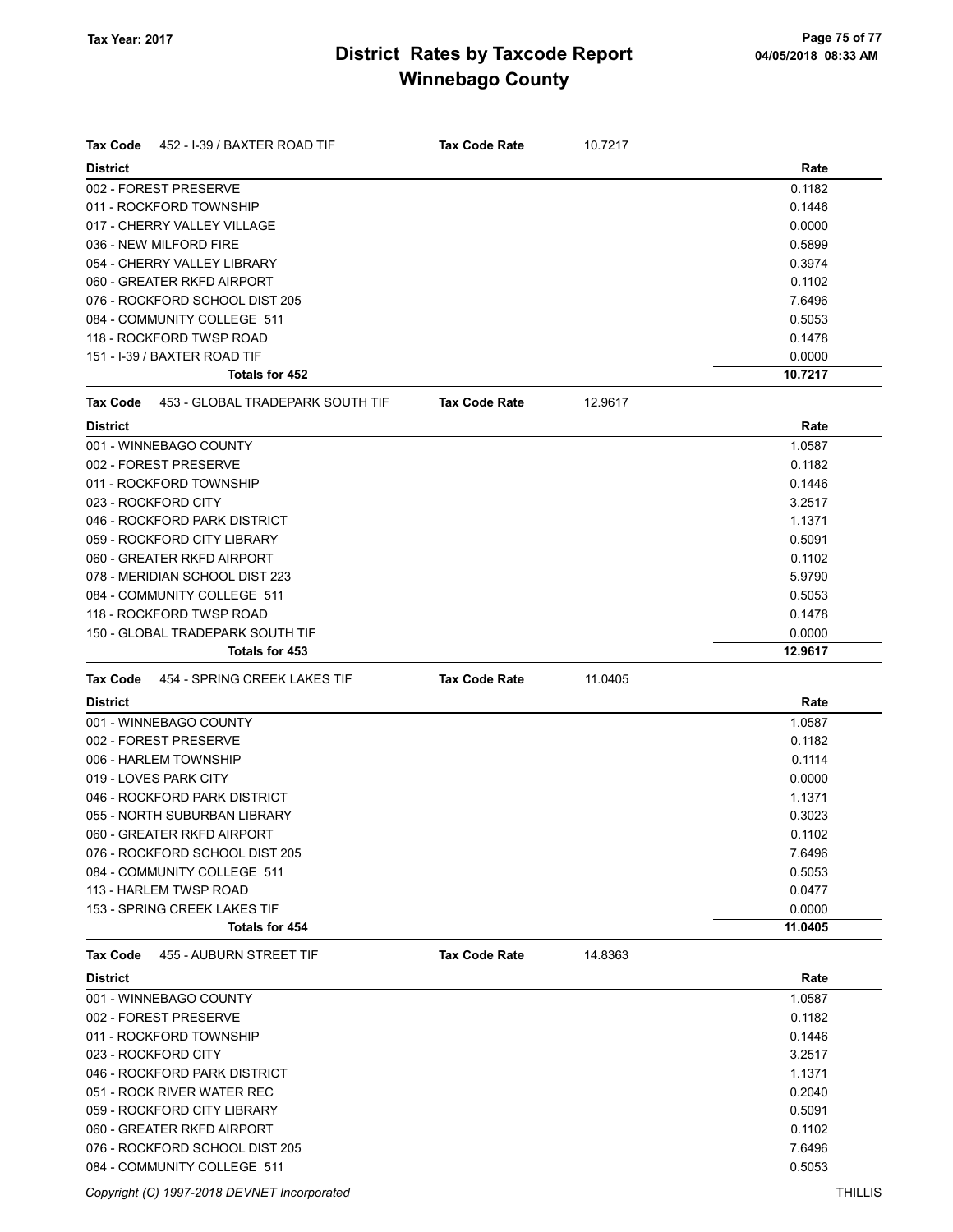# District Rates by Taxcode Report

## Winnebago County

Tax Year: 2017

**Tax Code** 452 - I-39 / BAXTER ROAD TIF **Tax Code Rate** 10.7217

| District | Rate |
|---|---|
| 002 - FOREST PRESERVE | 0.1182 |
| 011 - ROCKFORD TOWNSHIP | 0.1446 |
| 017 - CHERRY VALLEY VILLAGE | 0.0000 |
| 036 - NEW MILFORD FIRE | 0.5899 |
| 054 - CHERRY VALLEY LIBRARY | 0.3974 |
| 060 - GREATER RKFD AIRPORT | 0.1102 |
| 076 - ROCKFORD SCHOOL DIST 205 | 7.6496 |
| 084 - COMMUNITY COLLEGE 511 | 0.5053 |
| 118 - ROCKFORD TWSP ROAD | 0.1478 |
| 151 - I-39 / BAXTER ROAD TIF | 0.0000 |
| **Totals for 452** | **10.7217** |

**Tax Code** 453 - GLOBAL TRADEPARK SOUTH TIF **Tax Code Rate** 12.9617

| District | Rate |
|---|---|
| 001 - WINNEBAGO COUNTY | 1.0587 |
| 002 - FOREST PRESERVE | 0.1182 |
| 011 - ROCKFORD TOWNSHIP | 0.1446 |
| 023 - ROCKFORD CITY | 3.2517 |
| 046 - ROCKFORD PARK DISTRICT | 1.1371 |
| 059 - ROCKFORD CITY LIBRARY | 0.5091 |
| 060 - GREATER RKFD AIRPORT | 0.1102 |
| 078 - MERIDIAN SCHOOL DIST 223 | 5.9790 |
| 084 - COMMUNITY COLLEGE 511 | 0.5053 |
| 118 - ROCKFORD TWSP ROAD | 0.1478 |
| 150 - GLOBAL TRADEPARK SOUTH TIF | 0.0000 |
| **Totals for 453** | **12.9617** |

**Tax Code** 454 - SPRING CREEK LAKES TIF **Tax Code Rate** 11.0405

| District | Rate |
|---|---|
| 001 - WINNEBAGO COUNTY | 1.0587 |
| 002 - FOREST PRESERVE | 0.1182 |
| 006 - HARLEM TOWNSHIP | 0.1114 |
| 019 - LOVES PARK CITY | 0.0000 |
| 046 - ROCKFORD PARK DISTRICT | 1.1371 |
| 055 - NORTH SUBURBAN LIBRARY | 0.3023 |
| 060 - GREATER RKFD AIRPORT | 0.1102 |
| 076 - ROCKFORD SCHOOL DIST 205 | 7.6496 |
| 084 - COMMUNITY COLLEGE 511 | 0.5053 |
| 113 - HARLEM TWSP ROAD | 0.0477 |
| 153 - SPRING CREEK LAKES TIF | 0.0000 |
| **Totals for 454** | **11.0405** |

**Tax Code** 455 - AUBURN STREET TIF **Tax Code Rate** 14.8363

| District | Rate |
|---|---|
| 001 - WINNEBAGO COUNTY | 1.0587 |
| 002 - FOREST PRESERVE | 0.1182 |
| 011 - ROCKFORD TOWNSHIP | 0.1446 |
| 023 - ROCKFORD CITY | 3.2517 |
| 046 - ROCKFORD PARK DISTRICT | 1.1371 |
| 051 - ROCK RIVER WATER REC | 0.2040 |
| 059 - ROCKFORD CITY LIBRARY | 0.5091 |
| 060 - GREATER RKFD AIRPORT | 0.1102 |
| 076 - ROCKFORD SCHOOL DIST 205 | 7.6496 |
| 084 - COMMUNITY COLLEGE 511 | 0.5053 |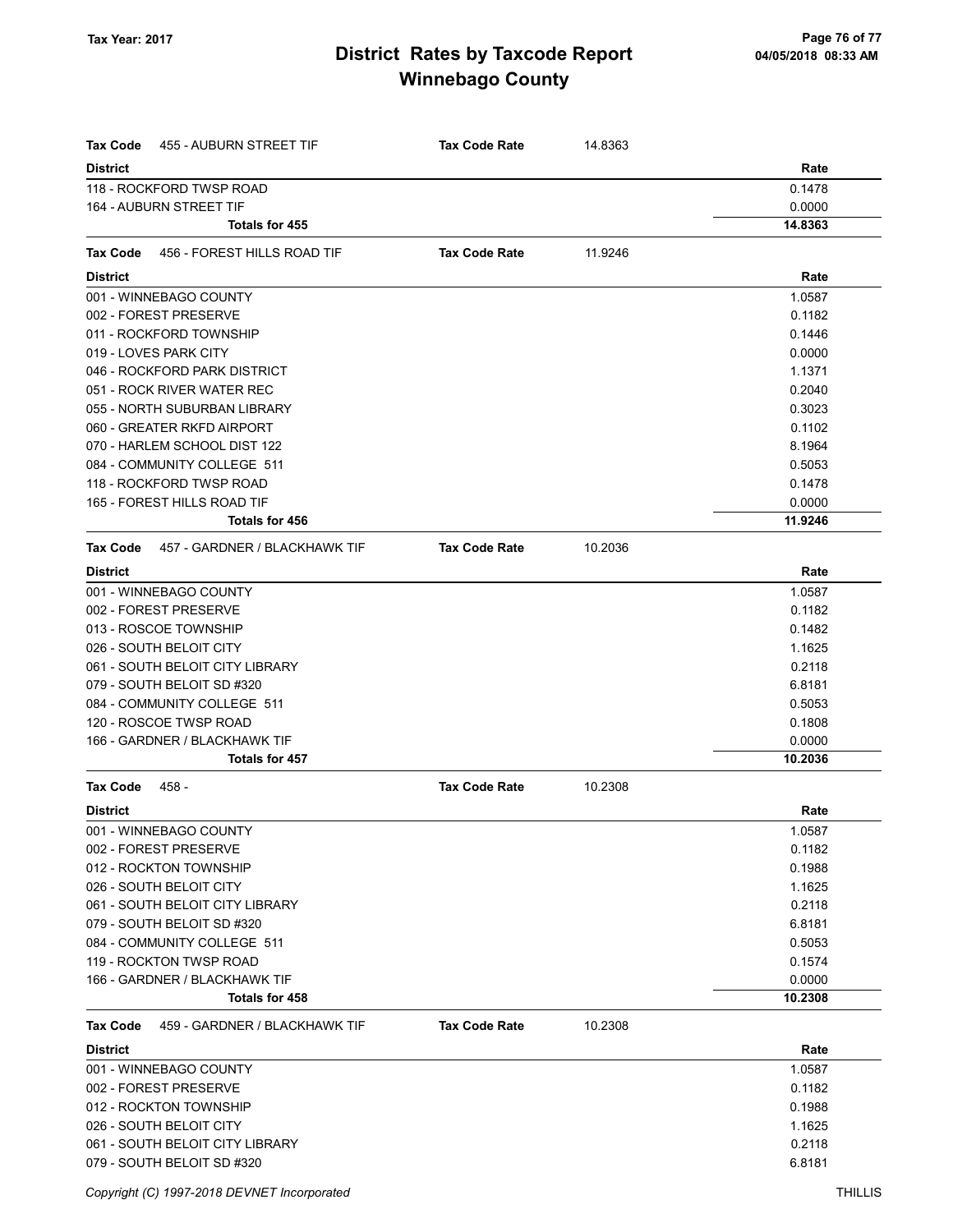# District Rates by Taxcode Report
# Winnebago County

Tax Year: 2017

**Tax Code** 455 - AUBURN STREET TIF — **Tax Code Rate** 14.8363

| District | Rate |
|---|---|
| 118 - ROCKFORD TWSP ROAD | 0.1478 |
| 164 - AUBURN STREET TIF | 0.0000 |
| **Totals for 455** | **14.8363** |

**Tax Code** 456 - FOREST HILLS ROAD TIF — **Tax Code Rate** 11.9246

| District | Rate |
|---|---|
| 001 - WINNEBAGO COUNTY | 1.0587 |
| 002 - FOREST PRESERVE | 0.1182 |
| 011 - ROCKFORD TOWNSHIP | 0.1446 |
| 019 - LOVES PARK CITY | 0.0000 |
| 046 - ROCKFORD PARK DISTRICT | 1.1371 |
| 051 - ROCK RIVER WATER REC | 0.2040 |
| 055 - NORTH SUBURBAN LIBRARY | 0.3023 |
| 060 - GREATER RKFD AIRPORT | 0.1102 |
| 070 - HARLEM SCHOOL DIST 122 | 8.1964 |
| 084 - COMMUNITY COLLEGE 511 | 0.5053 |
| 118 - ROCKFORD TWSP ROAD | 0.1478 |
| 165 - FOREST HILLS ROAD TIF | 0.0000 |
| **Totals for 456** | **11.9246** |

**Tax Code** 457 - GARDNER / BLACKHAWK TIF — **Tax Code Rate** 10.2036

| District | Rate |
|---|---|
| 001 - WINNEBAGO COUNTY | 1.0587 |
| 002 - FOREST PRESERVE | 0.1182 |
| 013 - ROSCOE TOWNSHIP | 0.1482 |
| 026 - SOUTH BELOIT CITY | 1.1625 |
| 061 - SOUTH BELOIT CITY LIBRARY | 0.2118 |
| 079 - SOUTH BELOIT SD #320 | 6.8181 |
| 084 - COMMUNITY COLLEGE 511 | 0.5053 |
| 120 - ROSCOE TWSP ROAD | 0.1808 |
| 166 - GARDNER / BLACKHAWK TIF | 0.0000 |
| **Totals for 457** | **10.2036** |

**Tax Code** 458 - — **Tax Code Rate** 10.2308

| District | Rate |
|---|---|
| 001 - WINNEBAGO COUNTY | 1.0587 |
| 002 - FOREST PRESERVE | 0.1182 |
| 012 - ROCKTON TOWNSHIP | 0.1988 |
| 026 - SOUTH BELOIT CITY | 1.1625 |
| 061 - SOUTH BELOIT CITY LIBRARY | 0.2118 |
| 079 - SOUTH BELOIT SD #320 | 6.8181 |
| 084 - COMMUNITY COLLEGE 511 | 0.5053 |
| 119 - ROCKTON TWSP ROAD | 0.1574 |
| 166 - GARDNER / BLACKHAWK TIF | 0.0000 |
| **Totals for 458** | **10.2308** |

**Tax Code** 459 - GARDNER / BLACKHAWK TIF — **Tax Code Rate** 10.2308

| District | Rate |
|---|---|
| 001 - WINNEBAGO COUNTY | 1.0587 |
| 002 - FOREST PRESERVE | 0.1182 |
| 012 - ROCKTON TOWNSHIP | 0.1988 |
| 026 - SOUTH BELOIT CITY | 1.1625 |
| 061 - SOUTH BELOIT CITY LIBRARY | 0.2118 |
| 079 - SOUTH BELOIT SD #320 | 6.8181 |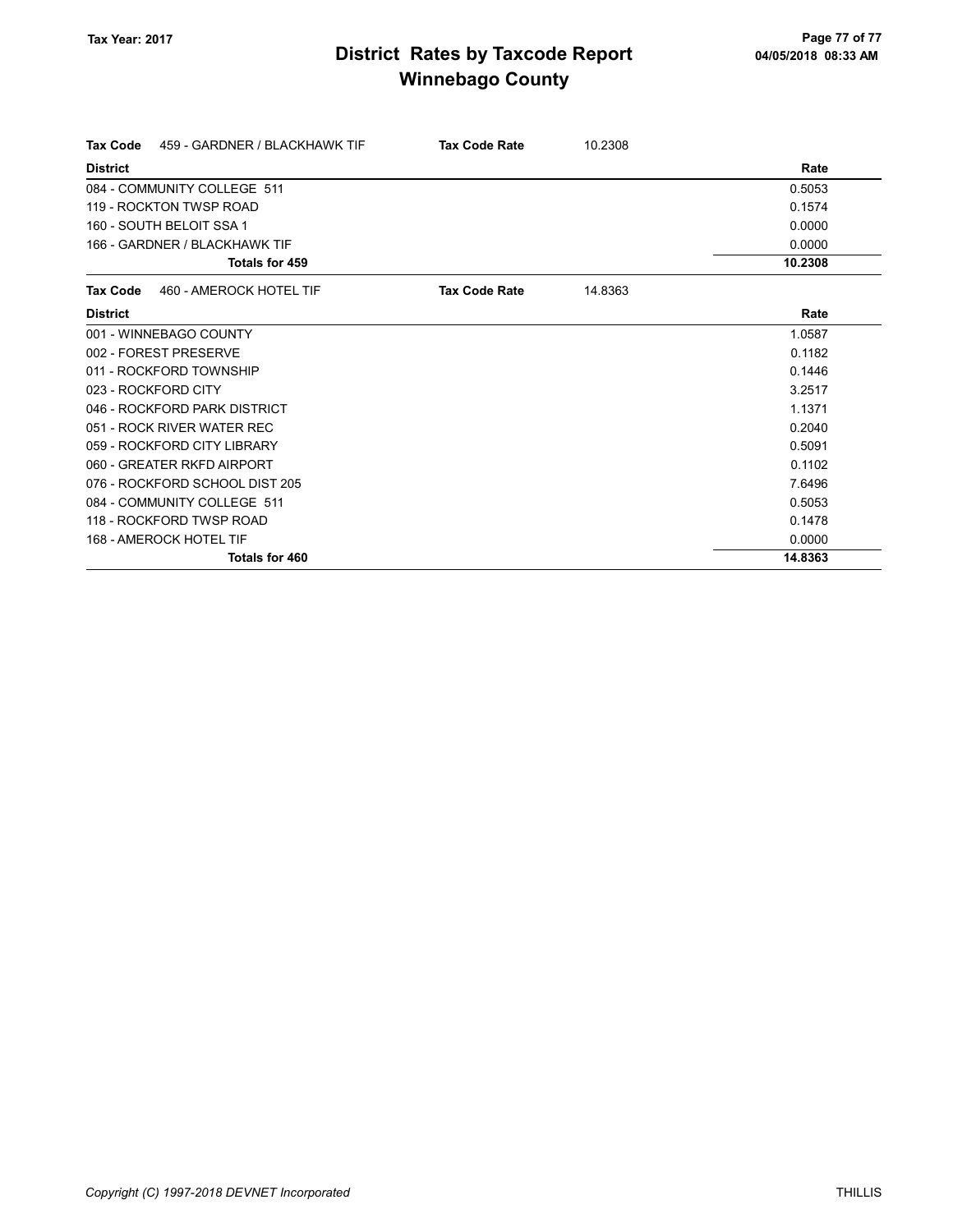| Tax Code | 459 - GARDNER / BLACKHAWK TIF | Tax Code Rate | 10.2308 |
|---|---|---|---|
| **District** | | | **Rate** |
| 084 - COMMUNITY COLLEGE 511 | | | 0.5053 |
| 119 - ROCKTON TWSP ROAD | | | 0.1574 |
| 160 - SOUTH BELOIT SSA 1 | | | 0.0000 |
| 166 - GARDNER / BLACKHAWK TIF | | | 0.0000 |
| **Totals for 459** | | | **10.2308** |

| Tax Code | 460 - AMEROCK HOTEL TIF | Tax Code Rate | 14.8363 |
|---|---|---|---|
| **District** | | | **Rate** |
| 001 - WINNEBAGO COUNTY | | | 1.0587 |
| 002 - FOREST PRESERVE | | | 0.1182 |
| 011 - ROCKFORD TOWNSHIP | | | 0.1446 |
| 023 - ROCKFORD CITY | | | 3.2517 |
| 046 - ROCKFORD PARK DISTRICT | | | 1.1371 |
| 051 - ROCK RIVER WATER REC | | | 0.2040 |
| 059 - ROCKFORD CITY LIBRARY | | | 0.5091 |
| 060 - GREATER RKFD AIRPORT | | | 0.1102 |
| 076 - ROCKFORD SCHOOL DIST 205 | | | 7.6496 |
| 084 - COMMUNITY COLLEGE 511 | | | 0.5053 |
| 118 - ROCKFORD TWSP ROAD | | | 0.1478 |
| 168 - AMEROCK HOTEL TIF | | | 0.0000 |
| **Totals for 460** | | | **14.8363** |